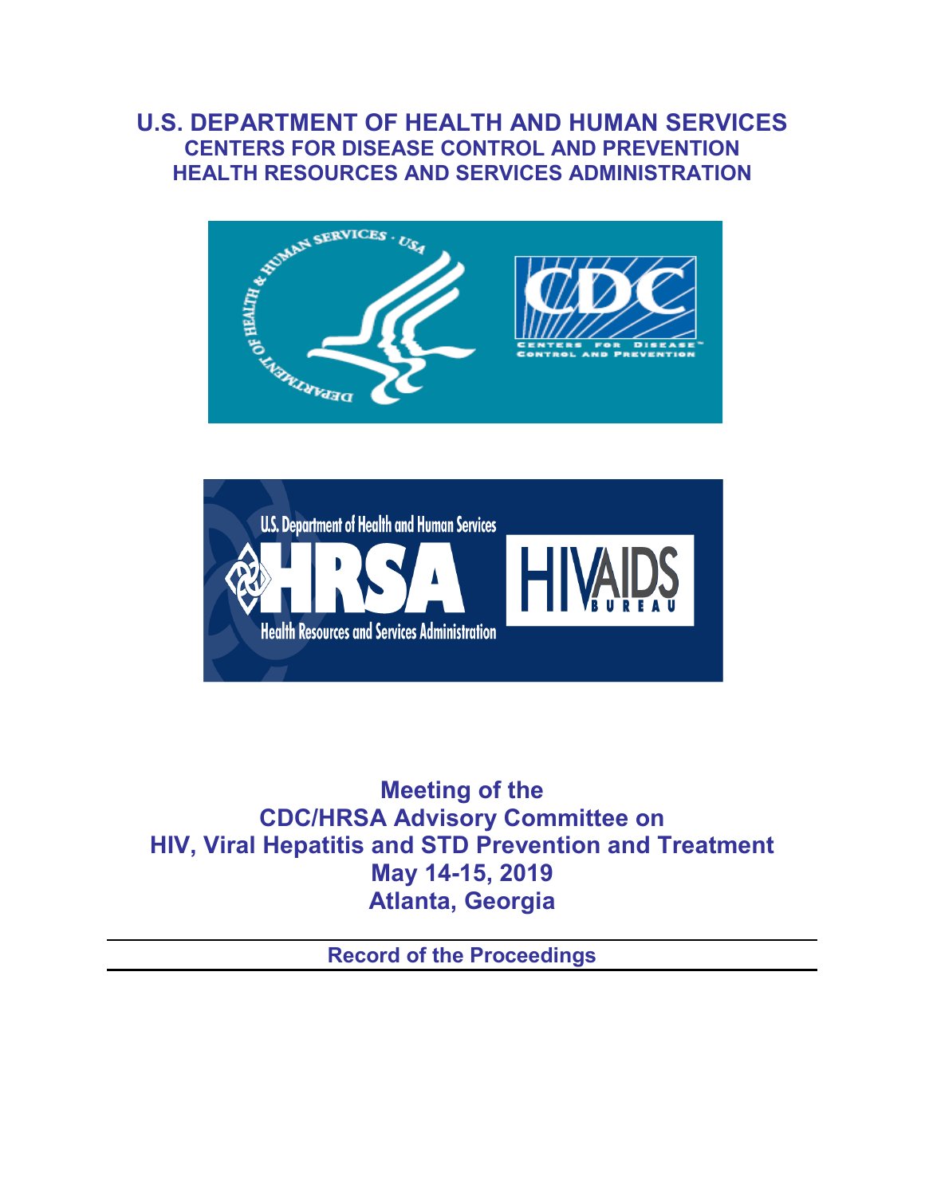# U.S. DEPARTMENT OF HEALTH AND HUMAN SERVICES
## CENTERS FOR DISEASE CONTROL AND PREVENTION
## HEALTH RESOURCES AND SERVICES ADMINISTRATION

**Meeting of the**
**CDC/HRSA Advisory Committee on**
**HIV, Viral Hepatitis and STD Prevention and Treatment**
**May 14-15, 2019**
**Atlanta, Georgia**

---

**Record of the Proceedings**

---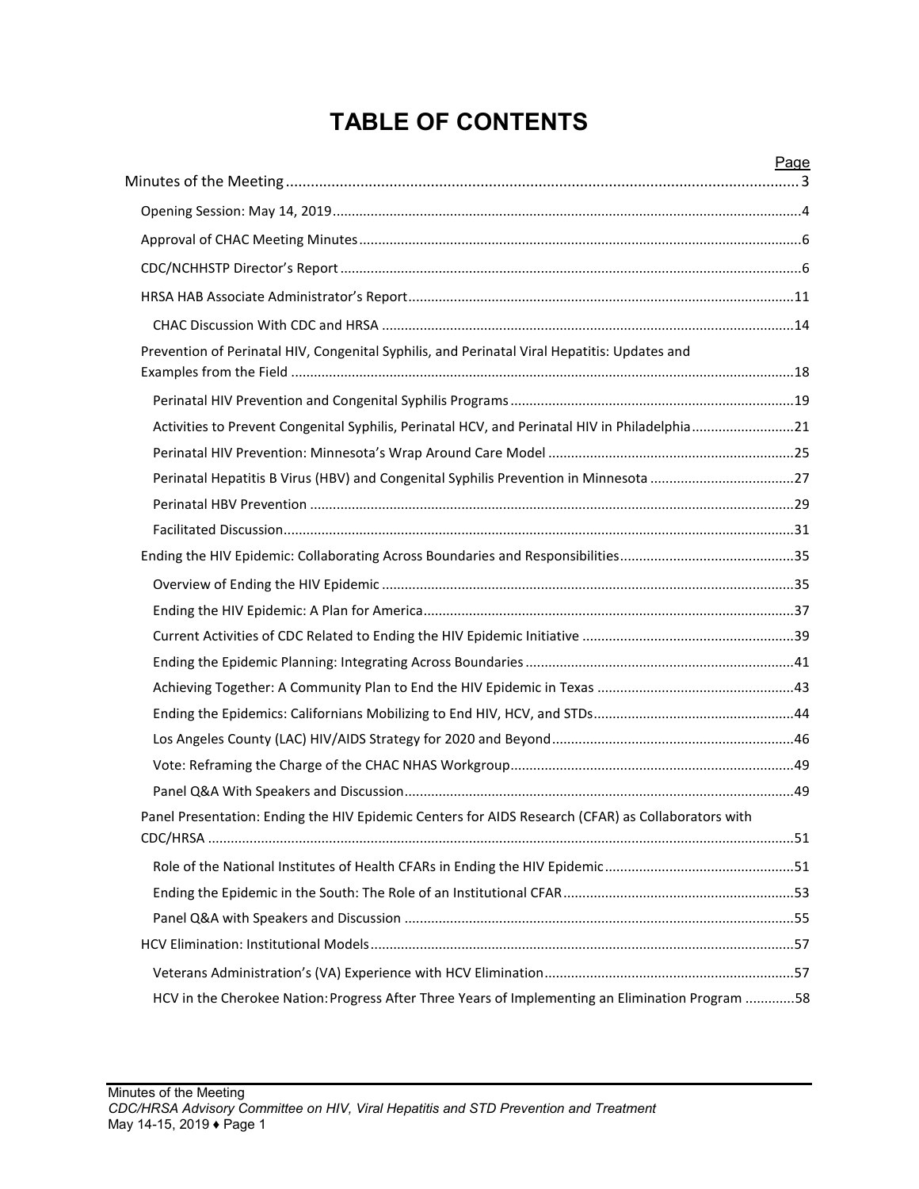# TABLE OF CONTENTS

| | Page |
|---|---|
| Minutes of the Meeting | 3 |
| Opening Session: May 14, 2019 | 4 |
| Approval of CHAC Meeting Minutes | 6 |
| CDC/NCHHSTP Director's Report | 6 |
| HRSA HAB Associate Administrator's Report | 11 |
| CHAC Discussion With CDC and HRSA | 14 |
| Prevention of Perinatal HIV, Congenital Syphilis, and Perinatal Viral Hepatitis: Updates and Examples from the Field | 18 |
| Perinatal HIV Prevention and Congenital Syphilis Programs | 19 |
| Activities to Prevent Congenital Syphilis, Perinatal HCV, and Perinatal HIV in Philadelphia | 21 |
| Perinatal HIV Prevention: Minnesota's Wrap Around Care Model | 25 |
| Perinatal Hepatitis B Virus (HBV) and Congenital Syphilis Prevention in Minnesota | 27 |
| Perinatal HBV Prevention | 29 |
| Facilitated Discussion | 31 |
| Ending the HIV Epidemic: Collaborating Across Boundaries and Responsibilities | 35 |
| Overview of Ending the HIV Epidemic | 35 |
| Ending the HIV Epidemic: A Plan for America | 37 |
| Current Activities of CDC Related to Ending the HIV Epidemic Initiative | 39 |
| Ending the Epidemic Planning: Integrating Across Boundaries | 41 |
| Achieving Together: A Community Plan to End the HIV Epidemic in Texas | 43 |
| Ending the Epidemics: Californians Mobilizing to End HIV, HCV, and STDs | 44 |
| Los Angeles County (LAC) HIV/AIDS Strategy for 2020 and Beyond | 46 |
| Vote: Reframing the Charge of the CHAC NHAS Workgroup | 49 |
| Panel Q&A With Speakers and Discussion | 49 |
| Panel Presentation: Ending the HIV Epidemic Centers for AIDS Research (CFAR) as Collaborators with CDC/HRSA | 51 |
| Role of the National Institutes of Health CFARs in Ending the HIV Epidemic | 51 |
| Ending the Epidemic in the South: The Role of an Institutional CFAR | 53 |
| Panel Q&A with Speakers and Discussion | 55 |
| HCV Elimination: Institutional Models | 57 |
| Veterans Administration's (VA) Experience with HCV Elimination | 57 |
| HCV in the Cherokee Nation: Progress After Three Years of Implementing an Elimination Program | 58 |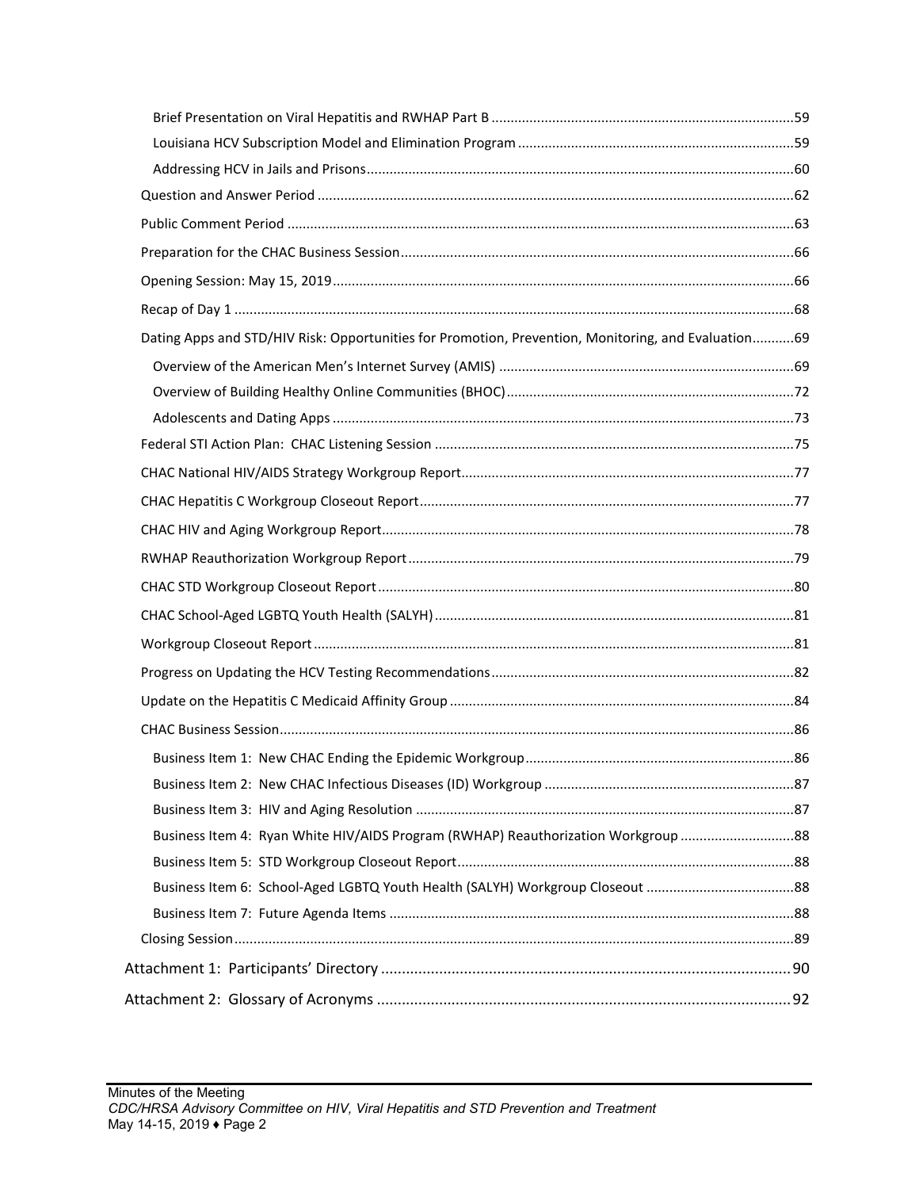- Brief Presentation on Viral Hepatitis and RWHAP Part B ..... 59
- Louisiana HCV Subscription Model and Elimination Program ..... 59
- Addressing HCV in Jails and Prisons ..... 60

Question and Answer Period ..... 62

Public Comment Period ..... 63

Preparation for the CHAC Business Session ..... 66

Opening Session: May 15, 2019 ..... 66

Recap of Day 1 ..... 68

Dating Apps and STD/HIV Risk: Opportunities for Promotion, Prevention, Monitoring, and Evaluation ..... 69

- Overview of the American Men's Internet Survey (AMIS) ..... 69
- Overview of Building Healthy Online Communities (BHOC) ..... 72
- Adolescents and Dating Apps ..... 73

Federal STI Action Plan: CHAC Listening Session ..... 75

CHAC National HIV/AIDS Strategy Workgroup Report ..... 77

CHAC Hepatitis C Workgroup Closeout Report ..... 77

CHAC HIV and Aging Workgroup Report ..... 78

RWHAP Reauthorization Workgroup Report ..... 79

CHAC STD Workgroup Closeout Report ..... 80

CHAC School-Aged LGBTQ Youth Health (SALYH) ..... 81

Workgroup Closeout Report ..... 81

Progress on Updating the HCV Testing Recommendations ..... 82

Update on the Hepatitis C Medicaid Affinity Group ..... 84

CHAC Business Session ..... 86

- Business Item 1: New CHAC Ending the Epidemic Workgroup ..... 86
- Business Item 2: New CHAC Infectious Diseases (ID) Workgroup ..... 87
- Business Item 3: HIV and Aging Resolution ..... 87
- Business Item 4: Ryan White HIV/AIDS Program (RWHAP) Reauthorization Workgroup ..... 88
- Business Item 5: STD Workgroup Closeout Report ..... 88
- Business Item 6: School-Aged LGBTQ Youth Health (SALYH) Workgroup Closeout ..... 88
- Business Item 7: Future Agenda Items ..... 88

Closing Session ..... 89

Attachment 1: Participants' Directory ..... 90

Attachment 2: Glossary of Acronyms ..... 92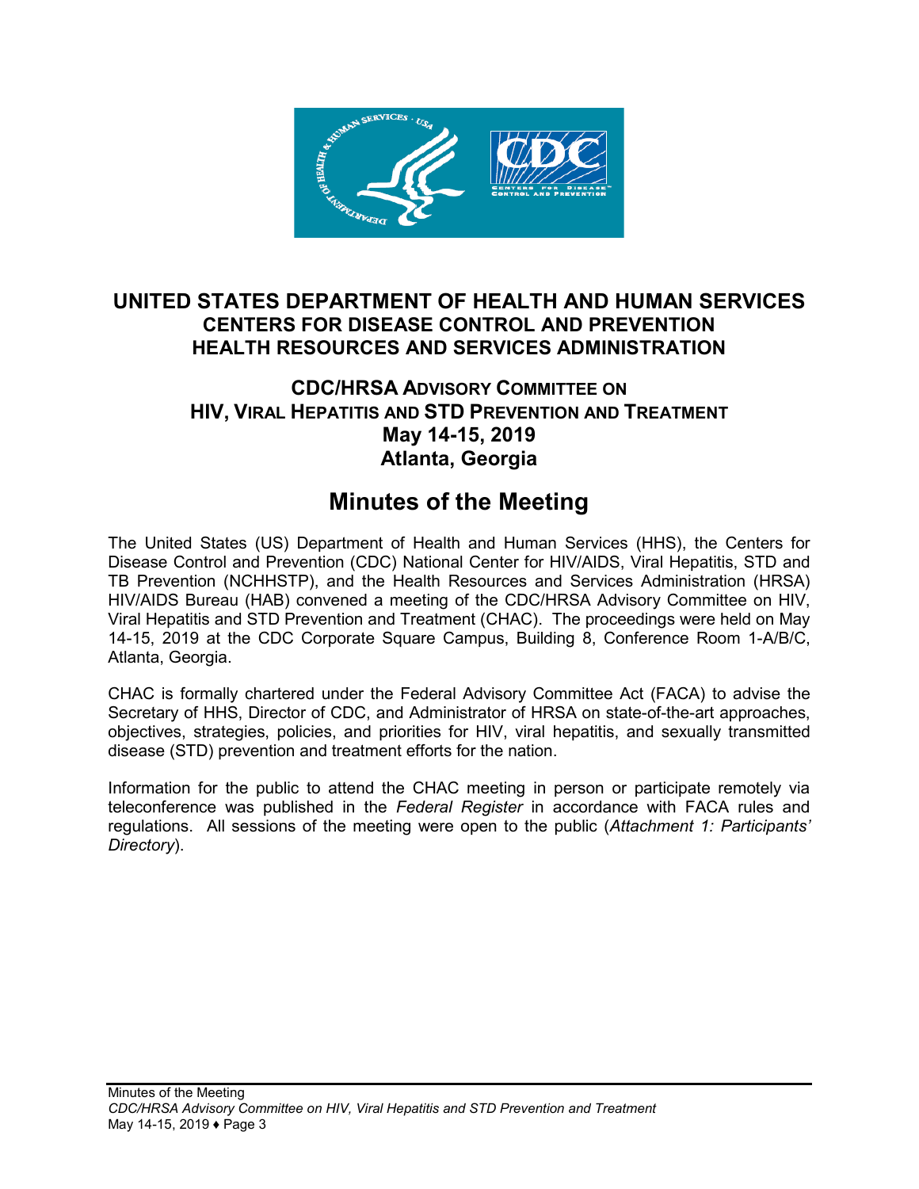# UNITED STATES DEPARTMENT OF HEALTH AND HUMAN SERVICES
## CENTERS FOR DISEASE CONTROL AND PREVENTION
## HEALTH RESOURCES AND SERVICES ADMINISTRATION

### CDC/HRSA ADVISORY COMMITTEE ON HIV, VIRAL HEPATITIS AND STD PREVENTION AND TREATMENT
### May 14-15, 2019
### Atlanta, Georgia

# Minutes of the Meeting

The United States (US) Department of Health and Human Services (HHS), the Centers for Disease Control and Prevention (CDC) National Center for HIV/AIDS, Viral Hepatitis, STD and TB Prevention (NCHHSTP), and the Health Resources and Services Administration (HRSA) HIV/AIDS Bureau (HAB) convened a meeting of the CDC/HRSA Advisory Committee on HIV, Viral Hepatitis and STD Prevention and Treatment (CHAC). The proceedings were held on May 14-15, 2019 at the CDC Corporate Square Campus, Building 8, Conference Room 1-A/B/C, Atlanta, Georgia.

CHAC is formally chartered under the Federal Advisory Committee Act (FACA) to advise the Secretary of HHS, Director of CDC, and Administrator of HRSA on state-of-the-art approaches, objectives, strategies, policies, and priorities for HIV, viral hepatitis, and sexually transmitted disease (STD) prevention and treatment efforts for the nation.

Information for the public to attend the CHAC meeting in person or participate remotely via teleconference was published in the *Federal Register* in accordance with FACA rules and regulations. All sessions of the meeting were open to the public (*Attachment 1: Participants' Directory*).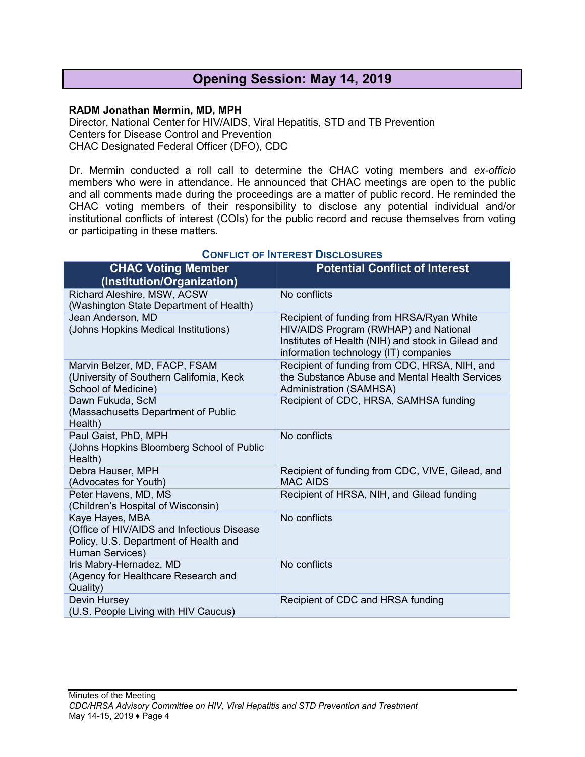## Opening Session: May 14, 2019

**RADM Jonathan Mermin, MD, MPH**
Director, National Center for HIV/AIDS, Viral Hepatitis, STD and TB Prevention
Centers for Disease Control and Prevention
CHAC Designated Federal Officer (DFO), CDC

Dr. Mermin conducted a roll call to determine the CHAC voting members and *ex-officio* members who were in attendance. He announced that CHAC meetings are open to the public and all comments made during the proceedings are a matter of public record. He reminded the CHAC voting members of their responsibility to disclose any potential individual and/or institutional conflicts of interest (COIs) for the public record and recuse themselves from voting or participating in these matters.

**CONFLICT OF INTEREST DISCLOSURES**

| CHAC Voting Member (Institution/Organization) | Potential Conflict of Interest |
|---|---|
| Richard Aleshire, MSW, ACSW (Washington State Department of Health) | No conflicts |
| Jean Anderson, MD (Johns Hopkins Medical Institutions) | Recipient of funding from HRSA/Ryan White HIV/AIDS Program (RWHAP) and National Institutes of Health (NIH) and stock in Gilead and information technology (IT) companies |
| Marvin Belzer, MD, FACP, FSAM (University of Southern California, Keck School of Medicine) | Recipient of funding from CDC, HRSA, NIH, and the Substance Abuse and Mental Health Services Administration (SAMHSA) |
| Dawn Fukuda, ScM (Massachusetts Department of Public Health) | Recipient of CDC, HRSA, SAMHSA funding |
| Paul Gaist, PhD, MPH (Johns Hopkins Bloomberg School of Public Health) | No conflicts |
| Debra Hauser, MPH (Advocates for Youth) | Recipient of funding from CDC, VIVE, Gilead, and MAC AIDS |
| Peter Havens, MD, MS (Children's Hospital of Wisconsin) | Recipient of HRSA, NIH, and Gilead funding |
| Kaye Hayes, MBA (Office of HIV/AIDS and Infectious Disease Policy, U.S. Department of Health and Human Services) | No conflicts |
| Iris Mabry-Hernadez, MD (Agency for Healthcare Research and Quality) | No conflicts |
| Devin Hursey (U.S. People Living with HIV Caucus) | Recipient of CDC and HRSA funding |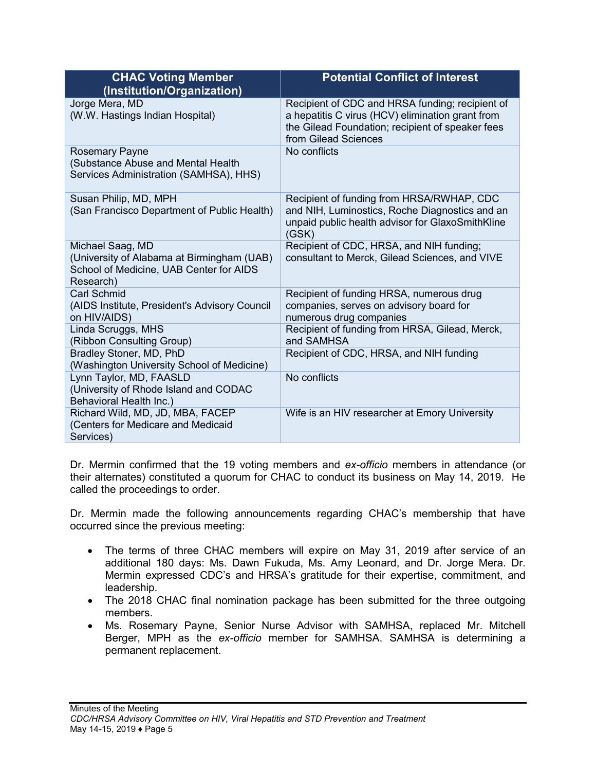| CHAC Voting Member (Institution/Organization) | Potential Conflict of Interest |
|---|---|
| Jorge Mera, MD (W.W. Hastings Indian Hospital) | Recipient of CDC and HRSA funding; recipient of a hepatitis C virus (HCV) elimination grant from the Gilead Foundation; recipient of speaker fees from Gilead Sciences |
| Rosemary Payne (Substance Abuse and Mental Health Services Administration (SAMHSA), HHS) | No conflicts |
| Susan Philip, MD, MPH (San Francisco Department of Public Health) | Recipient of funding from HRSA/RWHAP, CDC and NIH, Luminostics, Roche Diagnostics and an unpaid public health advisor for GlaxoSmithKline (GSK) |
| Michael Saag, MD (University of Alabama at Birmingham (UAB) School of Medicine, UAB Center for AIDS Research) | Recipient of CDC, HRSA, and NIH funding; consultant to Merck, Gilead Sciences, and VIVE |
| Carl Schmid (AIDS Institute, President's Advisory Council on HIV/AIDS) | Recipient of funding HRSA, numerous drug companies, serves on advisory board for numerous drug companies |
| Linda Scruggs, MHS (Ribbon Consulting Group) | Recipient of funding from HRSA, Gilead, Merck, and SAMHSA |
| Bradley Stoner, MD, PhD (Washington University School of Medicine) | Recipient of CDC, HRSA, and NIH funding |
| Lynn Taylor, MD, FAASLD (University of Rhode Island and CODAC Behavioral Health Inc.) | No conflicts |
| Richard Wild, MD, JD, MBA, FACEP (Centers for Medicare and Medicaid Services) | Wife is an HIV researcher at Emory University |

Dr. Mermin confirmed that the 19 voting members and *ex-officio* members in attendance (or their alternates) constituted a quorum for CHAC to conduct its business on May 14, 2019. He called the proceedings to order.

Dr. Mermin made the following announcements regarding CHAC's membership that have occurred since the previous meeting:

- The terms of three CHAC members will expire on May 31, 2019 after service of an additional 180 days: Ms. Dawn Fukuda, Ms. Amy Leonard, and Dr. Jorge Mera. Dr. Mermin expressed CDC's and HRSA's gratitude for their expertise, commitment, and leadership.
- The 2018 CHAC final nomination package has been submitted for the three outgoing members.
- Ms. Rosemary Payne, Senior Nurse Advisor with SAMHSA, replaced Mr. Mitchell Berger, MPH as the *ex-officio* member for SAMHSA. SAMHSA is determining a permanent replacement.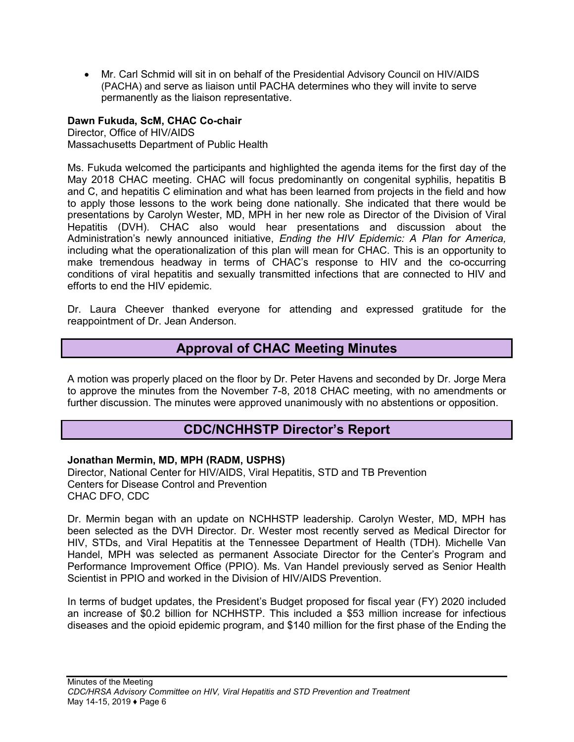- Mr. Carl Schmid will sit in on behalf of the Presidential Advisory Council on HIV/AIDS (PACHA) and serve as liaison until PACHA determines who they will invite to serve permanently as the liaison representative.

**Dawn Fukuda, ScM, CHAC Co-chair**
Director, Office of HIV/AIDS
Massachusetts Department of Public Health

Ms. Fukuda welcomed the participants and highlighted the agenda items for the first day of the May 2018 CHAC meeting. CHAC will focus predominantly on congenital syphilis, hepatitis B and C, and hepatitis C elimination and what has been learned from projects in the field and how to apply those lessons to the work being done nationally. She indicated that there would be presentations by Carolyn Wester, MD, MPH in her new role as Director of the Division of Viral Hepatitis (DVH). CHAC also would hear presentations and discussion about the Administration's newly announced initiative, *Ending the HIV Epidemic: A Plan for America,* including what the operationalization of this plan will mean for CHAC. This is an opportunity to make tremendous headway in terms of CHAC's response to HIV and the co-occurring conditions of viral hepatitis and sexually transmitted infections that are connected to HIV and efforts to end the HIV epidemic.

Dr. Laura Cheever thanked everyone for attending and expressed gratitude for the reappointment of Dr. Jean Anderson.

## Approval of CHAC Meeting Minutes

A motion was properly placed on the floor by Dr. Peter Havens and seconded by Dr. Jorge Mera to approve the minutes from the November 7-8, 2018 CHAC meeting, with no amendments or further discussion. The minutes were approved unanimously with no abstentions or opposition.

## CDC/NCHHSTP Director's Report

**Jonathan Mermin, MD, MPH (RADM, USPHS)**
Director, National Center for HIV/AIDS, Viral Hepatitis, STD and TB Prevention
Centers for Disease Control and Prevention
CHAC DFO, CDC

Dr. Mermin began with an update on NCHHSTP leadership. Carolyn Wester, MD, MPH has been selected as the DVH Director. Dr. Wester most recently served as Medical Director for HIV, STDs, and Viral Hepatitis at the Tennessee Department of Health (TDH). Michelle Van Handel, MPH was selected as permanent Associate Director for the Center's Program and Performance Improvement Office (PPIO). Ms. Van Handel previously served as Senior Health Scientist in PPIO and worked in the Division of HIV/AIDS Prevention.

In terms of budget updates, the President's Budget proposed for fiscal year (FY) 2020 included an increase of $0.2 billion for NCHHSTP. This included a $53 million increase for infectious diseases and the opioid epidemic program, and $140 million for the first phase of the Ending the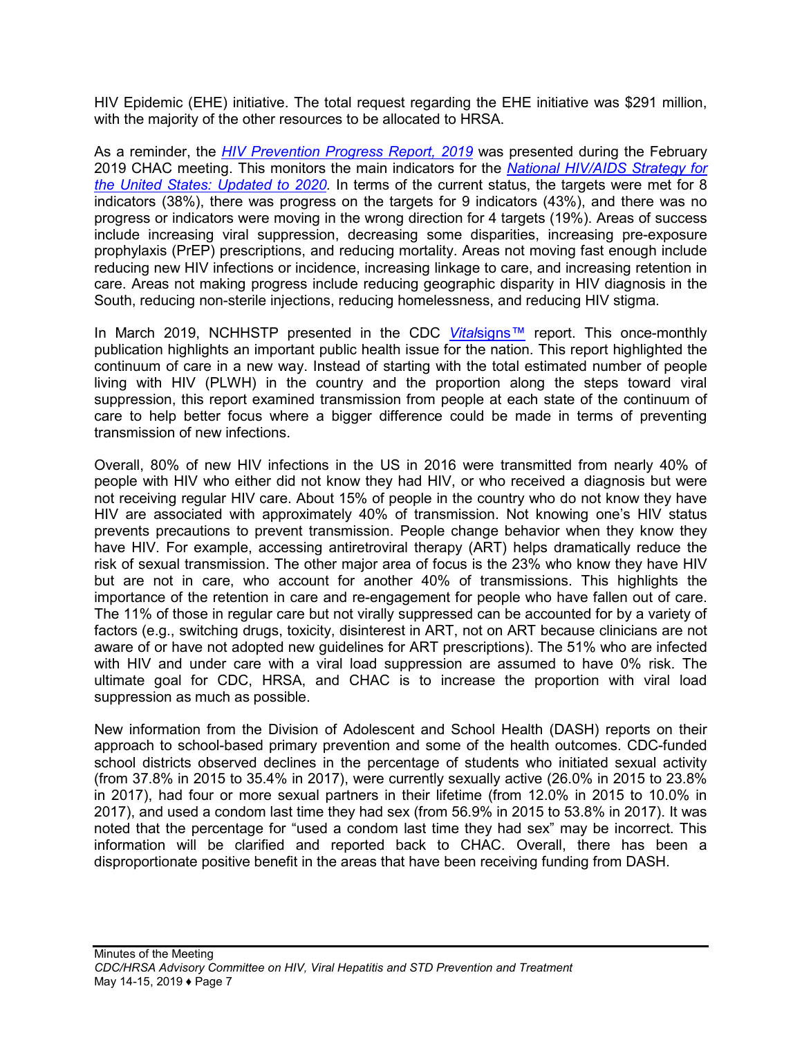HIV Epidemic (EHE) initiative. The total request regarding the EHE initiative was $291 million, with the majority of the other resources to be allocated to HRSA.

As a reminder, the *HIV Prevention Progress Report, 2019* was presented during the February 2019 CHAC meeting. This monitors the main indicators for the *National HIV/AIDS Strategy for the United States: Updated to 2020.* In terms of the current status, the targets were met for 8 indicators (38%), there was progress on the targets for 9 indicators (43%), and there was no progress or indicators were moving in the wrong direction for 4 targets (19%). Areas of success include increasing viral suppression, decreasing some disparities, increasing pre-exposure prophylaxis (PrEP) prescriptions, and reducing mortality. Areas not moving fast enough include reducing new HIV infections or incidence, increasing linkage to care, and increasing retention in care. Areas not making progress include reducing geographic disparity in HIV diagnosis in the South, reducing non-sterile injections, reducing homelessness, and reducing HIV stigma.

In March 2019, NCHHSTP presented in the CDC *Vital*signs™ report. This once-monthly publication highlights an important public health issue for the nation. This report highlighted the continuum of care in a new way. Instead of starting with the total estimated number of people living with HIV (PLWH) in the country and the proportion along the steps toward viral suppression, this report examined transmission from people at each state of the continuum of care to help better focus where a bigger difference could be made in terms of preventing transmission of new infections.

Overall, 80% of new HIV infections in the US in 2016 were transmitted from nearly 40% of people with HIV who either did not know they had HIV, or who received a diagnosis but were not receiving regular HIV care. About 15% of people in the country who do not know they have HIV are associated with approximately 40% of transmission. Not knowing one's HIV status prevents precautions to prevent transmission. People change behavior when they know they have HIV. For example, accessing antiretroviral therapy (ART) helps dramatically reduce the risk of sexual transmission. The other major area of focus is the 23% who know they have HIV but are not in care, who account for another 40% of transmissions. This highlights the importance of the retention in care and re-engagement for people who have fallen out of care. The 11% of those in regular care but not virally suppressed can be accounted for by a variety of factors (e.g., switching drugs, toxicity, disinterest in ART, not on ART because clinicians are not aware of or have not adopted new guidelines for ART prescriptions). The 51% who are infected with HIV and under care with a viral load suppression are assumed to have 0% risk. The ultimate goal for CDC, HRSA, and CHAC is to increase the proportion with viral load suppression as much as possible.

New information from the Division of Adolescent and School Health (DASH) reports on their approach to school-based primary prevention and some of the health outcomes. CDC-funded school districts observed declines in the percentage of students who initiated sexual activity (from 37.8% in 2015 to 35.4% in 2017), were currently sexually active (26.0% in 2015 to 23.8% in 2017), had four or more sexual partners in their lifetime (from 12.0% in 2015 to 10.0% in 2017), and used a condom last time they had sex (from 56.9% in 2015 to 53.8% in 2017). It was noted that the percentage for "used a condom last time they had sex" may be incorrect. This information will be clarified and reported back to CHAC. Overall, there has been a disproportionate positive benefit in the areas that have been receiving funding from DASH.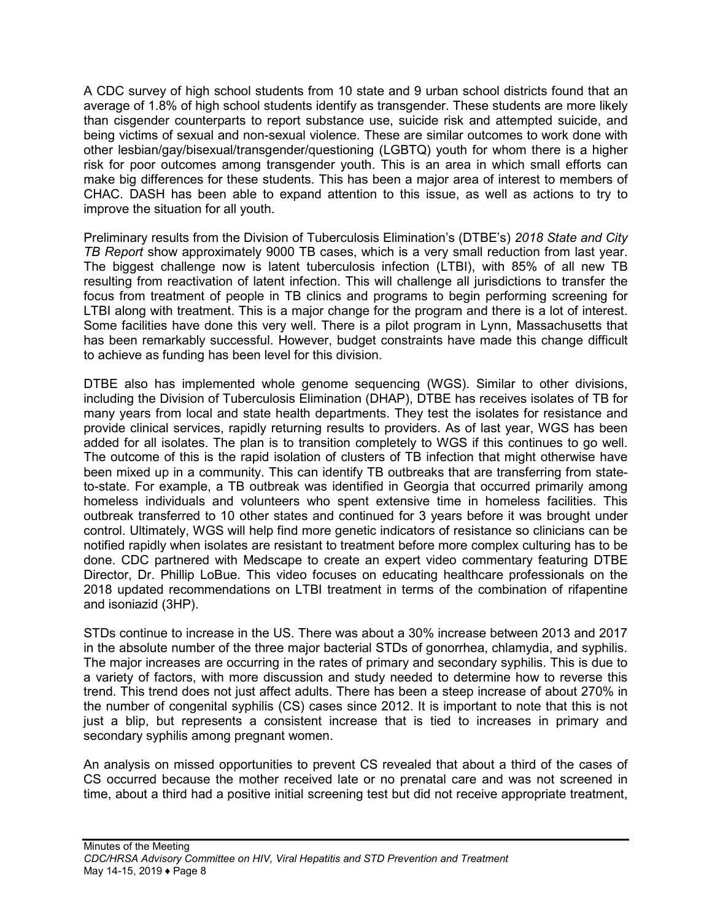A CDC survey of high school students from 10 state and 9 urban school districts found that an average of 1.8% of high school students identify as transgender. These students are more likely than cisgender counterparts to report substance use, suicide risk and attempted suicide, and being victims of sexual and non-sexual violence. These are similar outcomes to work done with other lesbian/gay/bisexual/transgender/questioning (LGBTQ) youth for whom there is a higher risk for poor outcomes among transgender youth. This is an area in which small efforts can make big differences for these students. This has been a major area of interest to members of CHAC. DASH has been able to expand attention to this issue, as well as actions to try to improve the situation for all youth.

Preliminary results from the Division of Tuberculosis Elimination's (DTBE's) *2018 State and City TB Report* show approximately 9000 TB cases, which is a very small reduction from last year. The biggest challenge now is latent tuberculosis infection (LTBI), with 85% of all new TB resulting from reactivation of latent infection. This will challenge all jurisdictions to transfer the focus from treatment of people in TB clinics and programs to begin performing screening for LTBI along with treatment. This is a major change for the program and there is a lot of interest. Some facilities have done this very well. There is a pilot program in Lynn, Massachusetts that has been remarkably successful. However, budget constraints have made this change difficult to achieve as funding has been level for this division.

DTBE also has implemented whole genome sequencing (WGS). Similar to other divisions, including the Division of Tuberculosis Elimination (DHAP), DTBE has receives isolates of TB for many years from local and state health departments. They test the isolates for resistance and provide clinical services, rapidly returning results to providers. As of last year, WGS has been added for all isolates. The plan is to transition completely to WGS if this continues to go well. The outcome of this is the rapid isolation of clusters of TB infection that might otherwise have been mixed up in a community. This can identify TB outbreaks that are transferring from state-to-state. For example, a TB outbreak was identified in Georgia that occurred primarily among homeless individuals and volunteers who spent extensive time in homeless facilities. This outbreak transferred to 10 other states and continued for 3 years before it was brought under control. Ultimately, WGS will help find more genetic indicators of resistance so clinicians can be notified rapidly when isolates are resistant to treatment before more complex culturing has to be done. CDC partnered with Medscape to create an expert video commentary featuring DTBE Director, Dr. Phillip LoBue. This video focuses on educating healthcare professionals on the 2018 updated recommendations on LTBI treatment in terms of the combination of rifapentine and isoniazid (3HP).

STDs continue to increase in the US. There was about a 30% increase between 2013 and 2017 in the absolute number of the three major bacterial STDs of gonorrhea, chlamydia, and syphilis. The major increases are occurring in the rates of primary and secondary syphilis. This is due to a variety of factors, with more discussion and study needed to determine how to reverse this trend. This trend does not just affect adults. There has been a steep increase of about 270% in the number of congenital syphilis (CS) cases since 2012. It is important to note that this is not just a blip, but represents a consistent increase that is tied to increases in primary and secondary syphilis among pregnant women.

An analysis on missed opportunities to prevent CS revealed that about a third of the cases of CS occurred because the mother received late or no prenatal care and was not screened in time, about a third had a positive initial screening test but did not receive appropriate treatment,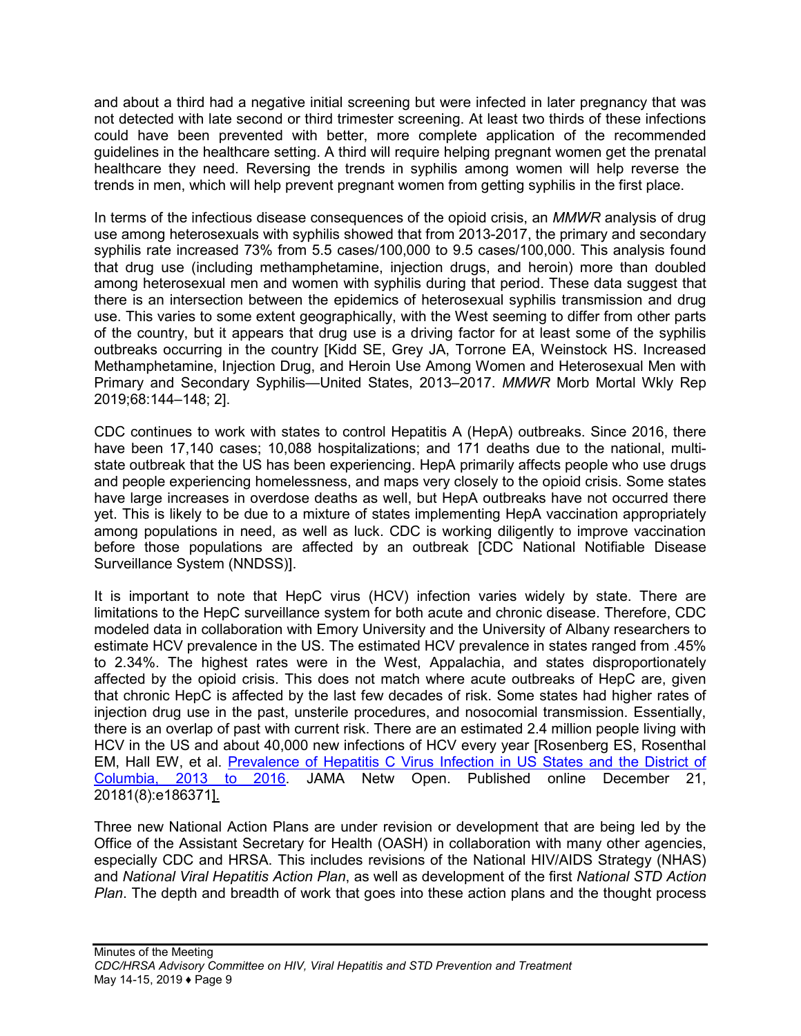and about a third had a negative initial screening but were infected in later pregnancy that was not detected with late second or third trimester screening. At least two thirds of these infections could have been prevented with better, more complete application of the recommended guidelines in the healthcare setting. A third will require helping pregnant women get the prenatal healthcare they need. Reversing the trends in syphilis among women will help reverse the trends in men, which will help prevent pregnant women from getting syphilis in the first place.

In terms of the infectious disease consequences of the opioid crisis, an *MMWR* analysis of drug use among heterosexuals with syphilis showed that from 2013-2017, the primary and secondary syphilis rate increased 73% from 5.5 cases/100,000 to 9.5 cases/100,000. This analysis found that drug use (including methamphetamine, injection drugs, and heroin) more than doubled among heterosexual men and women with syphilis during that period. These data suggest that there is an intersection between the epidemics of heterosexual syphilis transmission and drug use. This varies to some extent geographically, with the West seeming to differ from other parts of the country, but it appears that drug use is a driving factor for at least some of the syphilis outbreaks occurring in the country [Kidd SE, Grey JA, Torrone EA, Weinstock HS. Increased Methamphetamine, Injection Drug, and Heroin Use Among Women and Heterosexual Men with Primary and Secondary Syphilis—United States, 2013–2017. *MMWR* Morb Mortal Wkly Rep 2019;68:144–148; 2].

CDC continues to work with states to control Hepatitis A (HepA) outbreaks. Since 2016, there have been 17,140 cases; 10,088 hospitalizations; and 171 deaths due to the national, multi-state outbreak that the US has been experiencing. HepA primarily affects people who use drugs and people experiencing homelessness, and maps very closely to the opioid crisis. Some states have large increases in overdose deaths as well, but HepA outbreaks have not occurred there yet. This is likely to be due to a mixture of states implementing HepA vaccination appropriately among populations in need, as well as luck. CDC is working diligently to improve vaccination before those populations are affected by an outbreak [CDC National Notifiable Disease Surveillance System (NNDSS)].

It is important to note that HepC virus (HCV) infection varies widely by state. There are limitations to the HepC surveillance system for both acute and chronic disease. Therefore, CDC modeled data in collaboration with Emory University and the University of Albany researchers to estimate HCV prevalence in the US. The estimated HCV prevalence in states ranged from .45% to 2.34%. The highest rates were in the West, Appalachia, and states disproportionately affected by the opioid crisis. This does not match where acute outbreaks of HepC are, given that chronic HepC is affected by the last few decades of risk. Some states had higher rates of injection drug use in the past, unsterile procedures, and nosocomial transmission. Essentially, there is an overlap of past with current risk. There are an estimated 2.4 million people living with HCV in the US and about 40,000 new infections of HCV every year [Rosenberg ES, Rosenthal EM, Hall EW, et al. Prevalence of Hepatitis C Virus Infection in US States and the District of Columbia, 2013 to 2016. JAMA Netw Open. Published online December 21, 20181(8):e186371].

Three new National Action Plans are under revision or development that are being led by the Office of the Assistant Secretary for Health (OASH) in collaboration with many other agencies, especially CDC and HRSA. This includes revisions of the National HIV/AIDS Strategy (NHAS) and *National Viral Hepatitis Action Plan*, as well as development of the first *National STD Action Plan*. The depth and breadth of work that goes into these action plans and the thought process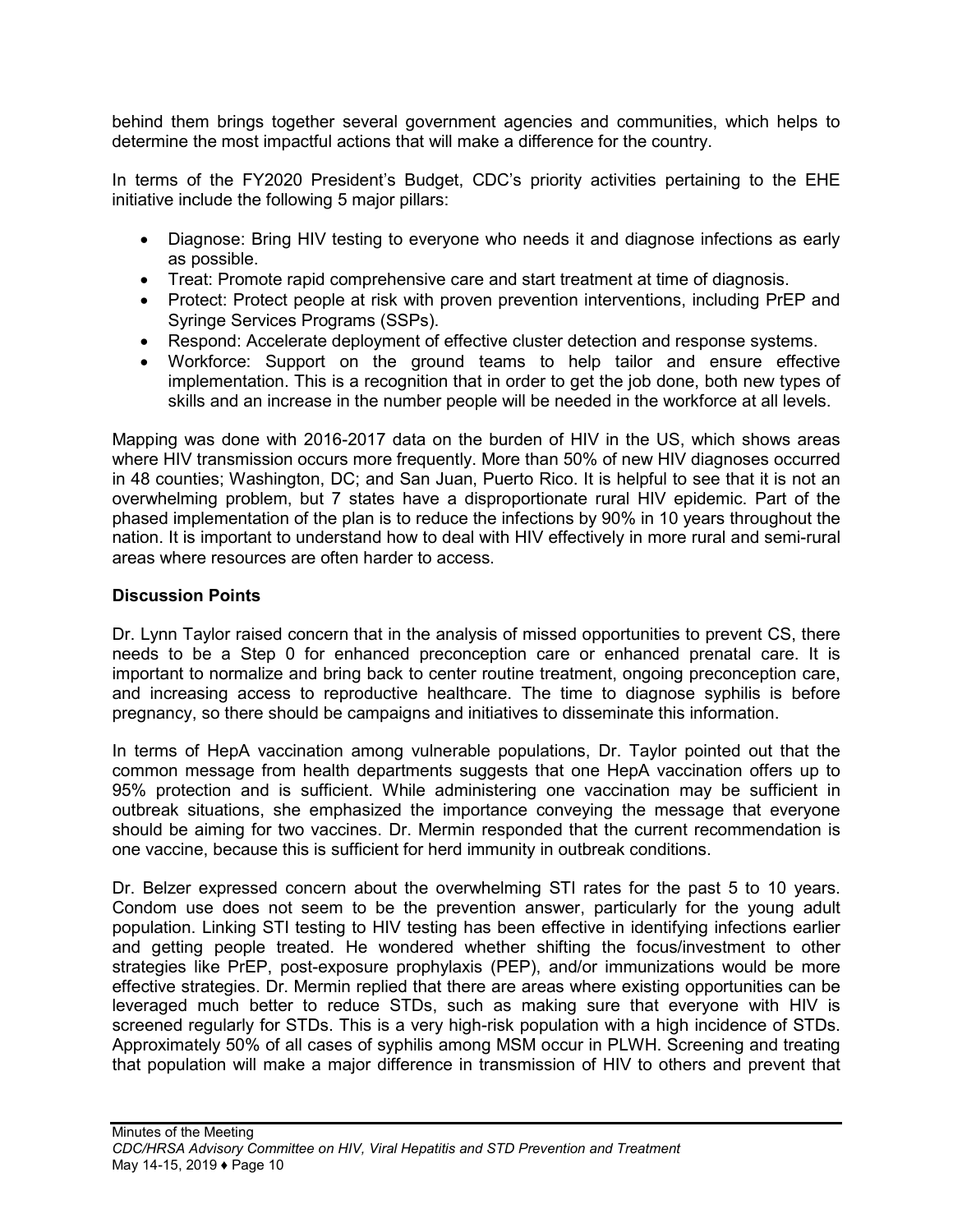behind them brings together several government agencies and communities, which helps to determine the most impactful actions that will make a difference for the country.

In terms of the FY2020 President's Budget, CDC's priority activities pertaining to the EHE initiative include the following 5 major pillars:

- Diagnose: Bring HIV testing to everyone who needs it and diagnose infections as early as possible.
- Treat: Promote rapid comprehensive care and start treatment at time of diagnosis.
- Protect: Protect people at risk with proven prevention interventions, including PrEP and Syringe Services Programs (SSPs).
- Respond: Accelerate deployment of effective cluster detection and response systems.
- Workforce: Support on the ground teams to help tailor and ensure effective implementation. This is a recognition that in order to get the job done, both new types of skills and an increase in the number people will be needed in the workforce at all levels.

Mapping was done with 2016-2017 data on the burden of HIV in the US, which shows areas where HIV transmission occurs more frequently. More than 50% of new HIV diagnoses occurred in 48 counties; Washington, DC; and San Juan, Puerto Rico. It is helpful to see that it is not an overwhelming problem, but 7 states have a disproportionate rural HIV epidemic. Part of the phased implementation of the plan is to reduce the infections by 90% in 10 years throughout the nation. It is important to understand how to deal with HIV effectively in more rural and semi-rural areas where resources are often harder to access.

**Discussion Points**

Dr. Lynn Taylor raised concern that in the analysis of missed opportunities to prevent CS, there needs to be a Step 0 for enhanced preconception care or enhanced prenatal care. It is important to normalize and bring back to center routine treatment, ongoing preconception care, and increasing access to reproductive healthcare. The time to diagnose syphilis is before pregnancy, so there should be campaigns and initiatives to disseminate this information.

In terms of HepA vaccination among vulnerable populations, Dr. Taylor pointed out that the common message from health departments suggests that one HepA vaccination offers up to 95% protection and is sufficient. While administering one vaccination may be sufficient in outbreak situations, she emphasized the importance conveying the message that everyone should be aiming for two vaccines. Dr. Mermin responded that the current recommendation is one vaccine, because this is sufficient for herd immunity in outbreak conditions.

Dr. Belzer expressed concern about the overwhelming STI rates for the past 5 to 10 years. Condom use does not seem to be the prevention answer, particularly for the young adult population. Linking STI testing to HIV testing has been effective in identifying infections earlier and getting people treated. He wondered whether shifting the focus/investment to other strategies like PrEP, post-exposure prophylaxis (PEP), and/or immunizations would be more effective strategies. Dr. Mermin replied that there are areas where existing opportunities can be leveraged much better to reduce STDs, such as making sure that everyone with HIV is screened regularly for STDs. This is a very high-risk population with a high incidence of STDs. Approximately 50% of all cases of syphilis among MSM occur in PLWH. Screening and treating that population will make a major difference in transmission of HIV to others and prevent that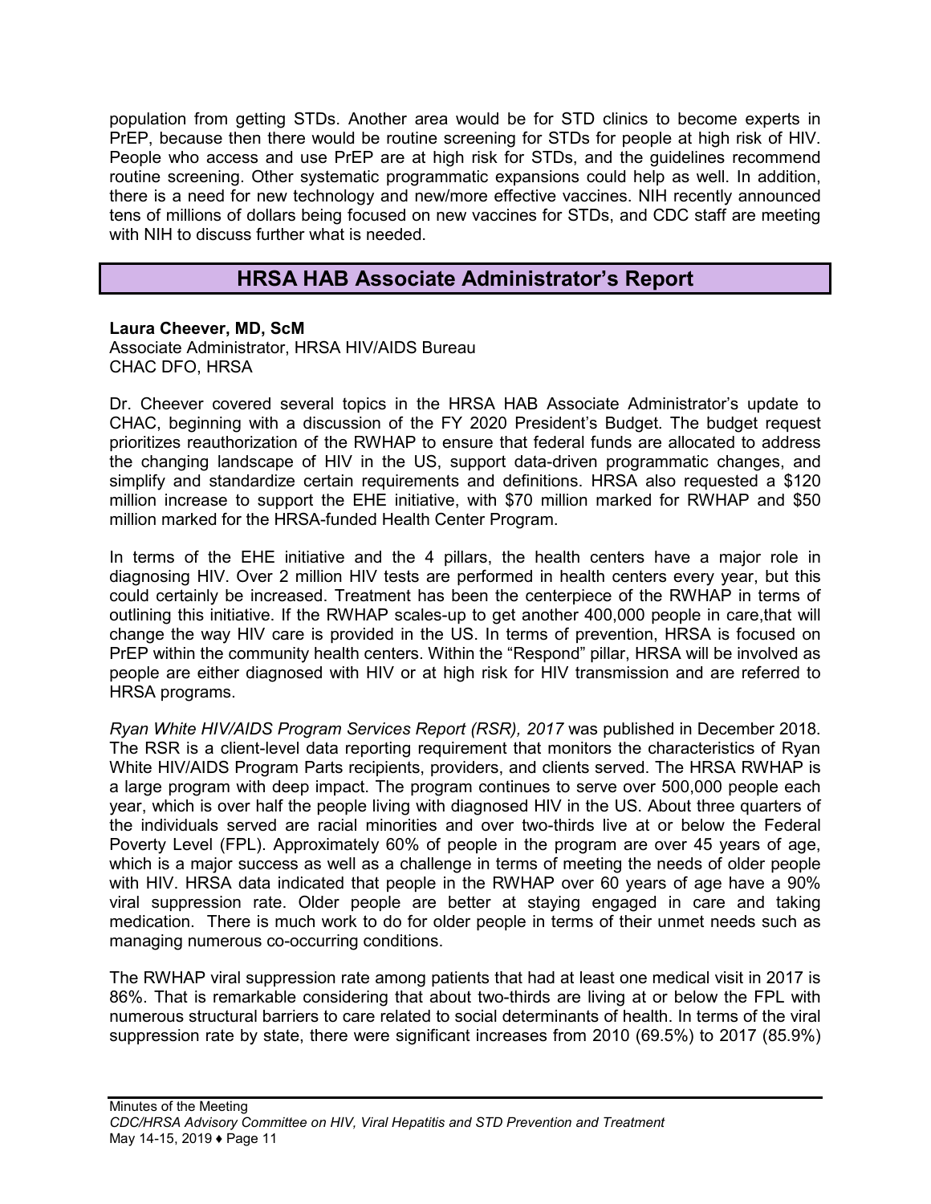population from getting STDs. Another area would be for STD clinics to become experts in PrEP, because then there would be routine screening for STDs for people at high risk of HIV. People who access and use PrEP are at high risk for STDs, and the guidelines recommend routine screening. Other systematic programmatic expansions could help as well. In addition, there is a need for new technology and new/more effective vaccines. NIH recently announced tens of millions of dollars being focused on new vaccines for STDs, and CDC staff are meeting with NIH to discuss further what is needed.

## HRSA HAB Associate Administrator's Report

**Laura Cheever, MD, ScM**
Associate Administrator, HRSA HIV/AIDS Bureau
CHAC DFO, HRSA

Dr. Cheever covered several topics in the HRSA HAB Associate Administrator's update to CHAC, beginning with a discussion of the FY 2020 President's Budget. The budget request prioritizes reauthorization of the RWHAP to ensure that federal funds are allocated to address the changing landscape of HIV in the US, support data-driven programmatic changes, and simplify and standardize certain requirements and definitions. HRSA also requested a $120 million increase to support the EHE initiative, with $70 million marked for RWHAP and $50 million marked for the HRSA-funded Health Center Program.

In terms of the EHE initiative and the 4 pillars, the health centers have a major role in diagnosing HIV. Over 2 million HIV tests are performed in health centers every year, but this could certainly be increased. Treatment has been the centerpiece of the RWHAP in terms of outlining this initiative. If the RWHAP scales-up to get another 400,000 people in care,that will change the way HIV care is provided in the US. In terms of prevention, HRSA is focused on PrEP within the community health centers. Within the "Respond" pillar, HRSA will be involved as people are either diagnosed with HIV or at high risk for HIV transmission and are referred to HRSA programs.

*Ryan White HIV/AIDS Program Services Report (RSR), 2017* was published in December 2018. The RSR is a client-level data reporting requirement that monitors the characteristics of Ryan White HIV/AIDS Program Parts recipients, providers, and clients served. The HRSA RWHAP is a large program with deep impact. The program continues to serve over 500,000 people each year, which is over half the people living with diagnosed HIV in the US. About three quarters of the individuals served are racial minorities and over two-thirds live at or below the Federal Poverty Level (FPL). Approximately 60% of people in the program are over 45 years of age, which is a major success as well as a challenge in terms of meeting the needs of older people with HIV. HRSA data indicated that people in the RWHAP over 60 years of age have a 90% viral suppression rate. Older people are better at staying engaged in care and taking medication. There is much work to do for older people in terms of their unmet needs such as managing numerous co-occurring conditions.

The RWHAP viral suppression rate among patients that had at least one medical visit in 2017 is 86%. That is remarkable considering that about two-thirds are living at or below the FPL with numerous structural barriers to care related to social determinants of health. In terms of the viral suppression rate by state, there were significant increases from 2010 (69.5%) to 2017 (85.9%)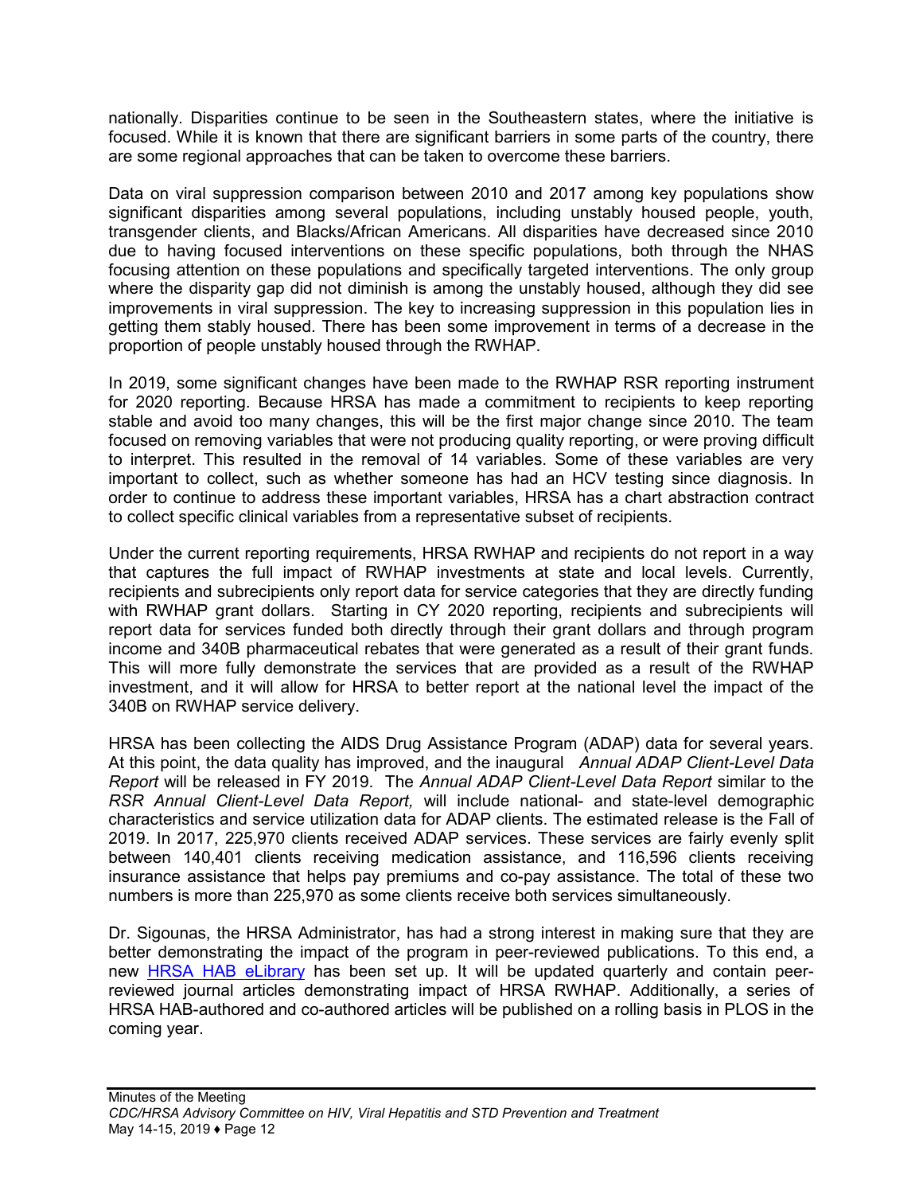nationally. Disparities continue to be seen in the Southeastern states, where the initiative is focused. While it is known that there are significant barriers in some parts of the country, there are some regional approaches that can be taken to overcome these barriers.

Data on viral suppression comparison between 2010 and 2017 among key populations show significant disparities among several populations, including unstably housed people, youth, transgender clients, and Blacks/African Americans. All disparities have decreased since 2010 due to having focused interventions on these specific populations, both through the NHAS focusing attention on these populations and specifically targeted interventions. The only group where the disparity gap did not diminish is among the unstably housed, although they did see improvements in viral suppression. The key to increasing suppression in this population lies in getting them stably housed. There has been some improvement in terms of a decrease in the proportion of people unstably housed through the RWHAP.

In 2019, some significant changes have been made to the RWHAP RSR reporting instrument for 2020 reporting. Because HRSA has made a commitment to recipients to keep reporting stable and avoid too many changes, this will be the first major change since 2010. The team focused on removing variables that were not producing quality reporting, or were proving difficult to interpret. This resulted in the removal of 14 variables. Some of these variables are very important to collect, such as whether someone has had an HCV testing since diagnosis. In order to continue to address these important variables, HRSA has a chart abstraction contract to collect specific clinical variables from a representative subset of recipients.

Under the current reporting requirements, HRSA RWHAP and recipients do not report in a way that captures the full impact of RWHAP investments at state and local levels. Currently, recipients and subrecipients only report data for service categories that they are directly funding with RWHAP grant dollars. Starting in CY 2020 reporting, recipients and subrecipients will report data for services funded both directly through their grant dollars and through program income and 340B pharmaceutical rebates that were generated as a result of their grant funds. This will more fully demonstrate the services that are provided as a result of the RWHAP investment, and it will allow for HRSA to better report at the national level the impact of the 340B on RWHAP service delivery.

HRSA has been collecting the AIDS Drug Assistance Program (ADAP) data for several years. At this point, the data quality has improved, and the inaugural *Annual ADAP Client-Level Data Report* will be released in FY 2019. The *Annual ADAP Client-Level Data Report* similar to the *RSR Annual Client-Level Data Report,* will include national- and state-level demographic characteristics and service utilization data for ADAP clients. The estimated release is the Fall of 2019. In 2017, 225,970 clients received ADAP services. These services are fairly evenly split between 140,401 clients receiving medication assistance, and 116,596 clients receiving insurance assistance that helps pay premiums and co-pay assistance. The total of these two numbers is more than 225,970 as some clients receive both services simultaneously.

Dr. Sigounas, the HRSA Administrator, has had a strong interest in making sure that they are better demonstrating the impact of the program in peer-reviewed publications. To this end, a new HRSA HAB eLibrary has been set up. It will be updated quarterly and contain peer-reviewed journal articles demonstrating impact of HRSA RWHAP. Additionally, a series of HRSA HAB-authored and co-authored articles will be published on a rolling basis in PLOS in the coming year.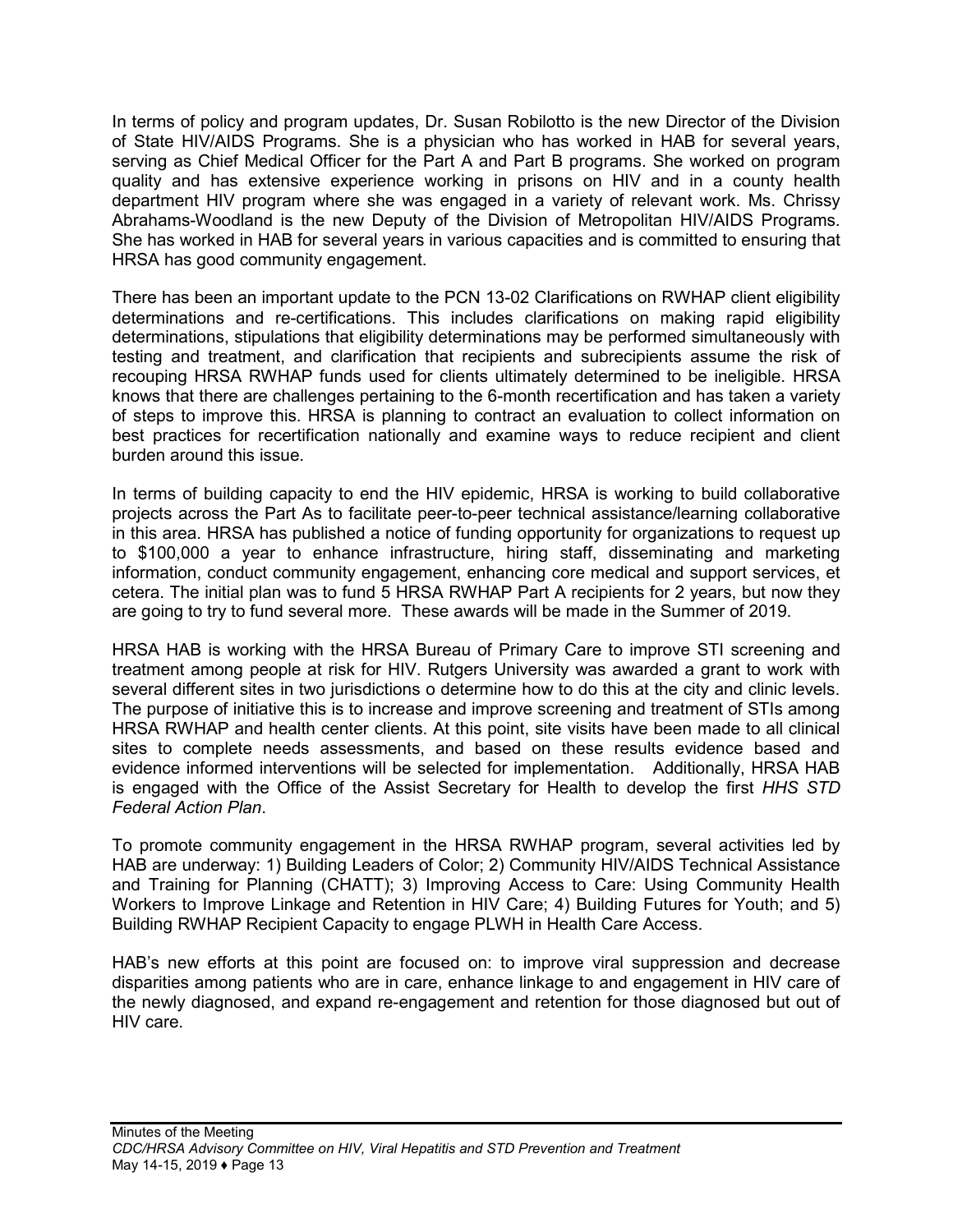In terms of policy and program updates, Dr. Susan Robilotto is the new Director of the Division of State HIV/AIDS Programs. She is a physician who has worked in HAB for several years, serving as Chief Medical Officer for the Part A and Part B programs. She worked on program quality and has extensive experience working in prisons on HIV and in a county health department HIV program where she was engaged in a variety of relevant work. Ms. Chrissy Abrahams-Woodland is the new Deputy of the Division of Metropolitan HIV/AIDS Programs. She has worked in HAB for several years in various capacities and is committed to ensuring that HRSA has good community engagement.

There has been an important update to the PCN 13-02 Clarifications on RWHAP client eligibility determinations and re-certifications. This includes clarifications on making rapid eligibility determinations, stipulations that eligibility determinations may be performed simultaneously with testing and treatment, and clarification that recipients and subrecipients assume the risk of recouping HRSA RWHAP funds used for clients ultimately determined to be ineligible. HRSA knows that there are challenges pertaining to the 6-month recertification and has taken a variety of steps to improve this. HRSA is planning to contract an evaluation to collect information on best practices for recertification nationally and examine ways to reduce recipient and client burden around this issue.

In terms of building capacity to end the HIV epidemic, HRSA is working to build collaborative projects across the Part As to facilitate peer-to-peer technical assistance/learning collaborative in this area. HRSA has published a notice of funding opportunity for organizations to request up to $100,000 a year to enhance infrastructure, hiring staff, disseminating and marketing information, conduct community engagement, enhancing core medical and support services, et cetera. The initial plan was to fund 5 HRSA RWHAP Part A recipients for 2 years, but now they are going to try to fund several more. These awards will be made in the Summer of 2019.

HRSA HAB is working with the HRSA Bureau of Primary Care to improve STI screening and treatment among people at risk for HIV. Rutgers University was awarded a grant to work with several different sites in two jurisdictions o determine how to do this at the city and clinic levels. The purpose of initiative this is to increase and improve screening and treatment of STIs among HRSA RWHAP and health center clients. At this point, site visits have been made to all clinical sites to complete needs assessments, and based on these results evidence based and evidence informed interventions will be selected for implementation. Additionally, HRSA HAB is engaged with the Office of the Assist Secretary for Health to develop the first *HHS STD Federal Action Plan*.

To promote community engagement in the HRSA RWHAP program, several activities led by HAB are underway: 1) Building Leaders of Color; 2) Community HIV/AIDS Technical Assistance and Training for Planning (CHATT); 3) Improving Access to Care: Using Community Health Workers to Improve Linkage and Retention in HIV Care; 4) Building Futures for Youth; and 5) Building RWHAP Recipient Capacity to engage PLWH in Health Care Access.

HAB's new efforts at this point are focused on: to improve viral suppression and decrease disparities among patients who are in care, enhance linkage to and engagement in HIV care of the newly diagnosed, and expand re-engagement and retention for those diagnosed but out of HIV care.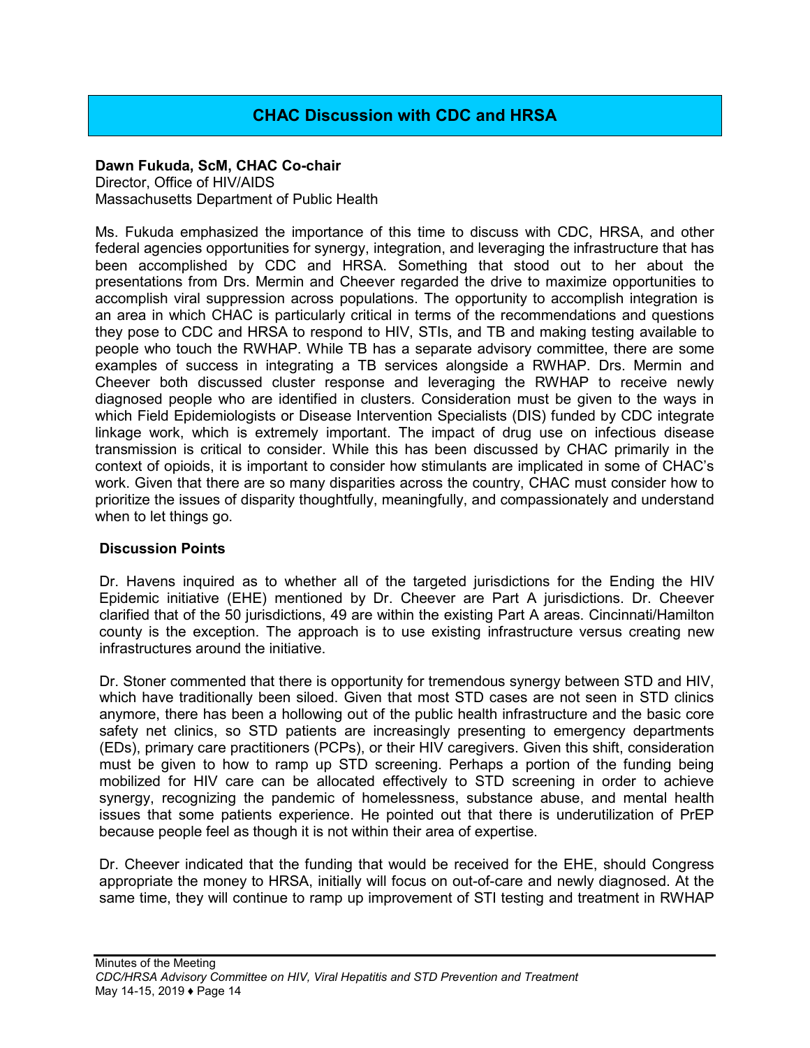## CHAC Discussion with CDC and HRSA

**Dawn Fukuda, ScM, CHAC Co-chair**
Director, Office of HIV/AIDS
Massachusetts Department of Public Health

Ms. Fukuda emphasized the importance of this time to discuss with CDC, HRSA, and other federal agencies opportunities for synergy, integration, and leveraging the infrastructure that has been accomplished by CDC and HRSA. Something that stood out to her about the presentations from Drs. Mermin and Cheever regarded the drive to maximize opportunities to accomplish viral suppression across populations. The opportunity to accomplish integration is an area in which CHAC is particularly critical in terms of the recommendations and questions they pose to CDC and HRSA to respond to HIV, STIs, and TB and making testing available to people who touch the RWHAP. While TB has a separate advisory committee, there are some examples of success in integrating a TB services alongside a RWHAP. Drs. Mermin and Cheever both discussed cluster response and leveraging the RWHAP to receive newly diagnosed people who are identified in clusters. Consideration must be given to the ways in which Field Epidemiologists or Disease Intervention Specialists (DIS) funded by CDC integrate linkage work, which is extremely important. The impact of drug use on infectious disease transmission is critical to consider. While this has been discussed by CHAC primarily in the context of opioids, it is important to consider how stimulants are implicated in some of CHAC's work. Given that there are so many disparities across the country, CHAC must consider how to prioritize the issues of disparity thoughtfully, meaningfully, and compassionately and understand when to let things go.

### Discussion Points

Dr. Havens inquired as to whether all of the targeted jurisdictions for the Ending the HIV Epidemic initiative (EHE) mentioned by Dr. Cheever are Part A jurisdictions. Dr. Cheever clarified that of the 50 jurisdictions, 49 are within the existing Part A areas. Cincinnati/Hamilton county is the exception. The approach is to use existing infrastructure versus creating new infrastructures around the initiative.

Dr. Stoner commented that there is opportunity for tremendous synergy between STD and HIV, which have traditionally been siloed. Given that most STD cases are not seen in STD clinics anymore, there has been a hollowing out of the public health infrastructure and the basic core safety net clinics, so STD patients are increasingly presenting to emergency departments (EDs), primary care practitioners (PCPs), or their HIV caregivers. Given this shift, consideration must be given to how to ramp up STD screening. Perhaps a portion of the funding being mobilized for HIV care can be allocated effectively to STD screening in order to achieve synergy, recognizing the pandemic of homelessness, substance abuse, and mental health issues that some patients experience. He pointed out that there is underutilization of PrEP because people feel as though it is not within their area of expertise.

Dr. Cheever indicated that the funding that would be received for the EHE, should Congress appropriate the money to HRSA, initially will focus on out-of-care and newly diagnosed. At the same time, they will continue to ramp up improvement of STI testing and treatment in RWHAP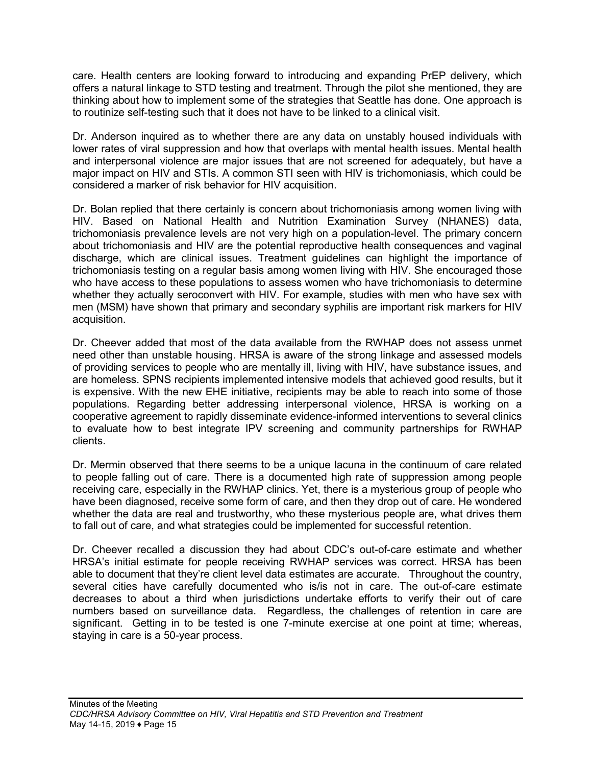care. Health centers are looking forward to introducing and expanding PrEP delivery, which offers a natural linkage to STD testing and treatment. Through the pilot she mentioned, they are thinking about how to implement some of the strategies that Seattle has done. One approach is to routinize self-testing such that it does not have to be linked to a clinical visit.

Dr. Anderson inquired as to whether there are any data on unstably housed individuals with lower rates of viral suppression and how that overlaps with mental health issues. Mental health and interpersonal violence are major issues that are not screened for adequately, but have a major impact on HIV and STIs. A common STI seen with HIV is trichomoniasis, which could be considered a marker of risk behavior for HIV acquisition.

Dr. Bolan replied that there certainly is concern about trichomoniasis among women living with HIV. Based on National Health and Nutrition Examination Survey (NHANES) data, trichomoniasis prevalence levels are not very high on a population-level. The primary concern about trichomoniasis and HIV are the potential reproductive health consequences and vaginal discharge, which are clinical issues. Treatment guidelines can highlight the importance of trichomoniasis testing on a regular basis among women living with HIV. She encouraged those who have access to these populations to assess women who have trichomoniasis to determine whether they actually seroconvert with HIV. For example, studies with men who have sex with men (MSM) have shown that primary and secondary syphilis are important risk markers for HIV acquisition.

Dr. Cheever added that most of the data available from the RWHAP does not assess unmet need other than unstable housing. HRSA is aware of the strong linkage and assessed models of providing services to people who are mentally ill, living with HIV, have substance issues, and are homeless. SPNS recipients implemented intensive models that achieved good results, but it is expensive. With the new EHE initiative, recipients may be able to reach into some of those populations. Regarding better addressing interpersonal violence, HRSA is working on a cooperative agreement to rapidly disseminate evidence-informed interventions to several clinics to evaluate how to best integrate IPV screening and community partnerships for RWHAP clients.

Dr. Mermin observed that there seems to be a unique lacuna in the continuum of care related to people falling out of care. There is a documented high rate of suppression among people receiving care, especially in the RWHAP clinics. Yet, there is a mysterious group of people who have been diagnosed, receive some form of care, and then they drop out of care. He wondered whether the data are real and trustworthy, who these mysterious people are, what drives them to fall out of care, and what strategies could be implemented for successful retention.

Dr. Cheever recalled a discussion they had about CDC's out-of-care estimate and whether HRSA's initial estimate for people receiving RWHAP services was correct. HRSA has been able to document that they're client level data estimates are accurate. Throughout the country, several cities have carefully documented who is/is not in care. The out-of-care estimate decreases to about a third when jurisdictions undertake efforts to verify their out of care numbers based on surveillance data. Regardless, the challenges of retention in care are significant. Getting in to be tested is one 7-minute exercise at one point at time; whereas, staying in care is a 50-year process.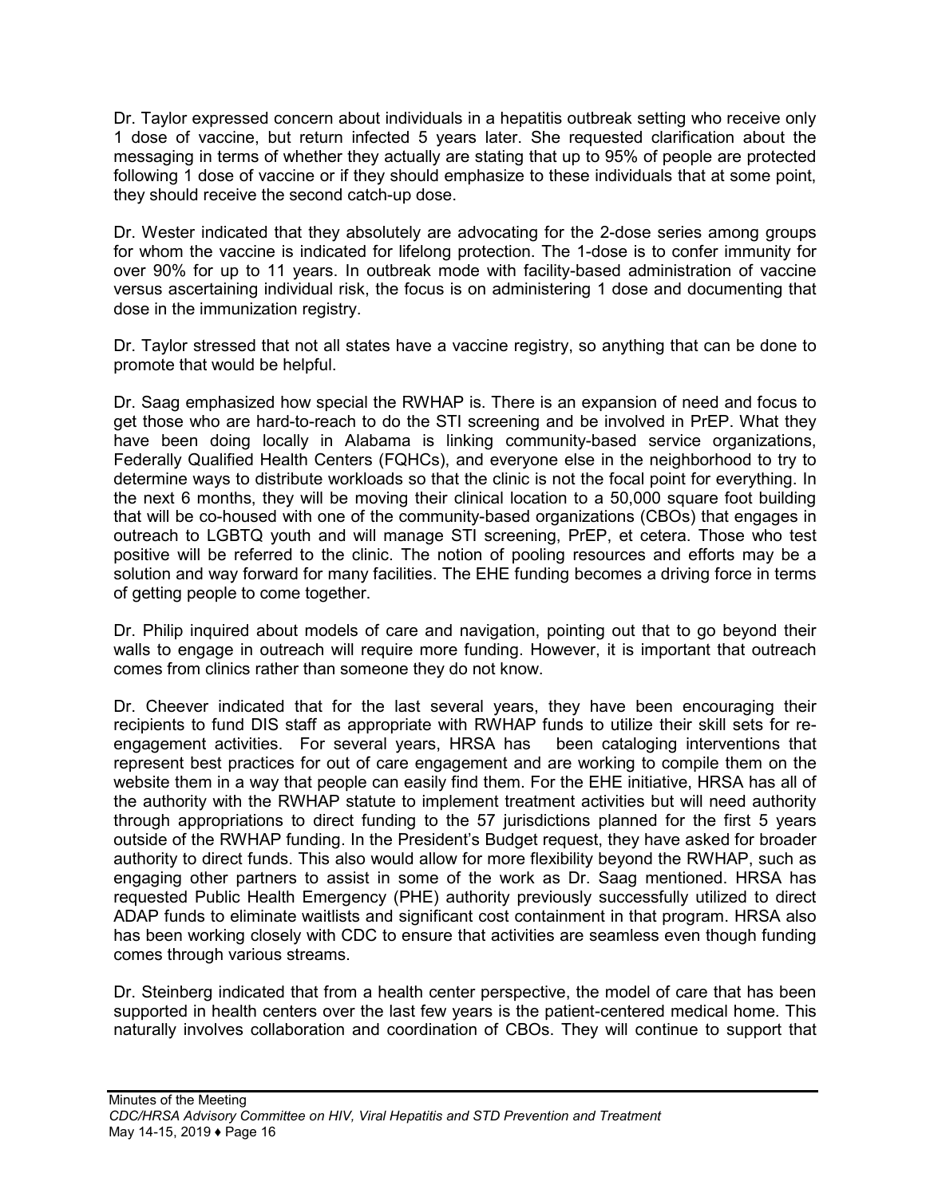Dr. Taylor expressed concern about individuals in a hepatitis outbreak setting who receive only 1 dose of vaccine, but return infected 5 years later. She requested clarification about the messaging in terms of whether they actually are stating that up to 95% of people are protected following 1 dose of vaccine or if they should emphasize to these individuals that at some point, they should receive the second catch-up dose.

Dr. Wester indicated that they absolutely are advocating for the 2-dose series among groups for whom the vaccine is indicated for lifelong protection. The 1-dose is to confer immunity for over 90% for up to 11 years. In outbreak mode with facility-based administration of vaccine versus ascertaining individual risk, the focus is on administering 1 dose and documenting that dose in the immunization registry.

Dr. Taylor stressed that not all states have a vaccine registry, so anything that can be done to promote that would be helpful.

Dr. Saag emphasized how special the RWHAP is. There is an expansion of need and focus to get those who are hard-to-reach to do the STI screening and be involved in PrEP. What they have been doing locally in Alabama is linking community-based service organizations, Federally Qualified Health Centers (FQHCs), and everyone else in the neighborhood to try to determine ways to distribute workloads so that the clinic is not the focal point for everything. In the next 6 months, they will be moving their clinical location to a 50,000 square foot building that will be co-housed with one of the community-based organizations (CBOs) that engages in outreach to LGBTQ youth and will manage STI screening, PrEP, et cetera. Those who test positive will be referred to the clinic. The notion of pooling resources and efforts may be a solution and way forward for many facilities. The EHE funding becomes a driving force in terms of getting people to come together.

Dr. Philip inquired about models of care and navigation, pointing out that to go beyond their walls to engage in outreach will require more funding. However, it is important that outreach comes from clinics rather than someone they do not know.

Dr. Cheever indicated that for the last several years, they have been encouraging their recipients to fund DIS staff as appropriate with RWHAP funds to utilize their skill sets for re-engagement activities. For several years, HRSA has been cataloging interventions that represent best practices for out of care engagement and are working to compile them on the website them in a way that people can easily find them. For the EHE initiative, HRSA has all of the authority with the RWHAP statute to implement treatment activities but will need authority through appropriations to direct funding to the 57 jurisdictions planned for the first 5 years outside of the RWHAP funding. In the President's Budget request, they have asked for broader authority to direct funds. This also would allow for more flexibility beyond the RWHAP, such as engaging other partners to assist in some of the work as Dr. Saag mentioned. HRSA has requested Public Health Emergency (PHE) authority previously successfully utilized to direct ADAP funds to eliminate waitlists and significant cost containment in that program. HRSA also has been working closely with CDC to ensure that activities are seamless even though funding comes through various streams.

Dr. Steinberg indicated that from a health center perspective, the model of care that has been supported in health centers over the last few years is the patient-centered medical home. This naturally involves collaboration and coordination of CBOs. They will continue to support that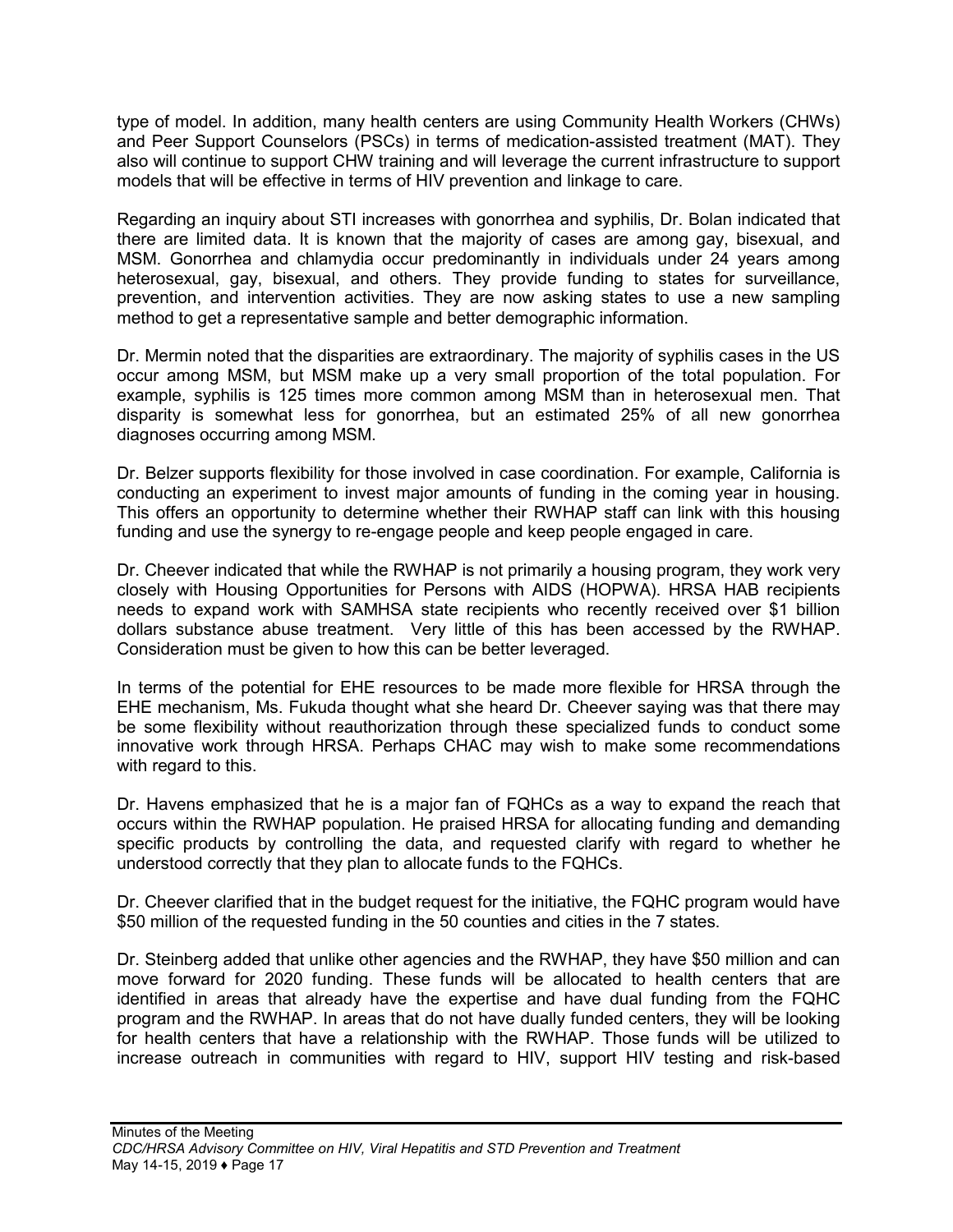type of model. In addition, many health centers are using Community Health Workers (CHWs) and Peer Support Counselors (PSCs) in terms of medication-assisted treatment (MAT). They also will continue to support CHW training and will leverage the current infrastructure to support models that will be effective in terms of HIV prevention and linkage to care.

Regarding an inquiry about STI increases with gonorrhea and syphilis, Dr. Bolan indicated that there are limited data. It is known that the majority of cases are among gay, bisexual, and MSM. Gonorrhea and chlamydia occur predominantly in individuals under 24 years among heterosexual, gay, bisexual, and others. They provide funding to states for surveillance, prevention, and intervention activities. They are now asking states to use a new sampling method to get a representative sample and better demographic information.

Dr. Mermin noted that the disparities are extraordinary. The majority of syphilis cases in the US occur among MSM, but MSM make up a very small proportion of the total population. For example, syphilis is 125 times more common among MSM than in heterosexual men. That disparity is somewhat less for gonorrhea, but an estimated 25% of all new gonorrhea diagnoses occurring among MSM.

Dr. Belzer supports flexibility for those involved in case coordination. For example, California is conducting an experiment to invest major amounts of funding in the coming year in housing. This offers an opportunity to determine whether their RWHAP staff can link with this housing funding and use the synergy to re-engage people and keep people engaged in care.

Dr. Cheever indicated that while the RWHAP is not primarily a housing program, they work very closely with Housing Opportunities for Persons with AIDS (HOPWA). HRSA HAB recipients needs to expand work with SAMHSA state recipients who recently received over $1 billion dollars substance abuse treatment. Very little of this has been accessed by the RWHAP. Consideration must be given to how this can be better leveraged.

In terms of the potential for EHE resources to be made more flexible for HRSA through the EHE mechanism, Ms. Fukuda thought what she heard Dr. Cheever saying was that there may be some flexibility without reauthorization through these specialized funds to conduct some innovative work through HRSA. Perhaps CHAC may wish to make some recommendations with regard to this.

Dr. Havens emphasized that he is a major fan of FQHCs as a way to expand the reach that occurs within the RWHAP population. He praised HRSA for allocating funding and demanding specific products by controlling the data, and requested clarify with regard to whether he understood correctly that they plan to allocate funds to the FQHCs.

Dr. Cheever clarified that in the budget request for the initiative, the FQHC program would have $50 million of the requested funding in the 50 counties and cities in the 7 states.

Dr. Steinberg added that unlike other agencies and the RWHAP, they have $50 million and can move forward for 2020 funding. These funds will be allocated to health centers that are identified in areas that already have the expertise and have dual funding from the FQHC program and the RWHAP. In areas that do not have dually funded centers, they will be looking for health centers that have a relationship with the RWHAP. Those funds will be utilized to increase outreach in communities with regard to HIV, support HIV testing and risk-based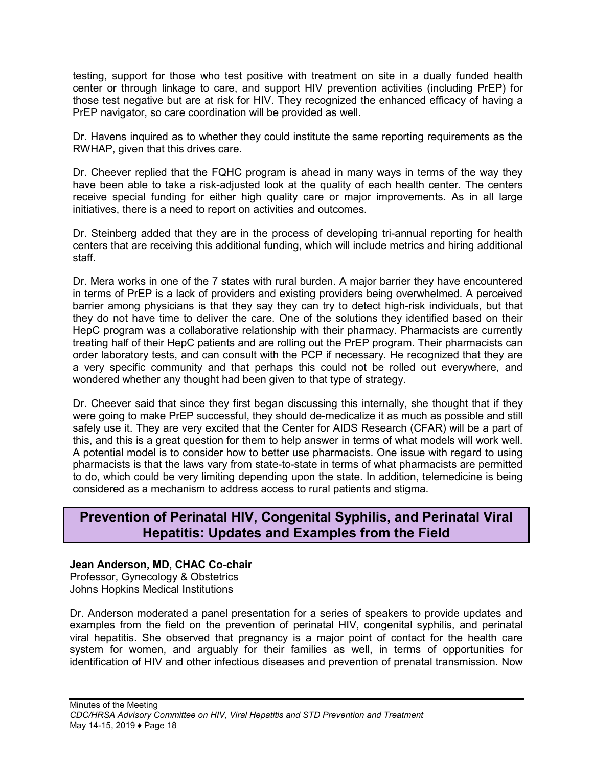testing, support for those who test positive with treatment on site in a dually funded health center or through linkage to care, and support HIV prevention activities (including PrEP) for those test negative but are at risk for HIV. They recognized the enhanced efficacy of having a PrEP navigator, so care coordination will be provided as well.

Dr. Havens inquired as to whether they could institute the same reporting requirements as the RWHAP, given that this drives care.

Dr. Cheever replied that the FQHC program is ahead in many ways in terms of the way they have been able to take a risk-adjusted look at the quality of each health center. The centers receive special funding for either high quality care or major improvements. As in all large initiatives, there is a need to report on activities and outcomes.

Dr. Steinberg added that they are in the process of developing tri-annual reporting for health centers that are receiving this additional funding, which will include metrics and hiring additional staff.

Dr. Mera works in one of the 7 states with rural burden. A major barrier they have encountered in terms of PrEP is a lack of providers and existing providers being overwhelmed. A perceived barrier among physicians is that they say they can try to detect high-risk individuals, but that they do not have time to deliver the care. One of the solutions they identified based on their HepC program was a collaborative relationship with their pharmacy. Pharmacists are currently treating half of their HepC patients and are rolling out the PrEP program. Their pharmacists can order laboratory tests, and can consult with the PCP if necessary. He recognized that they are a very specific community and that perhaps this could not be rolled out everywhere, and wondered whether any thought had been given to that type of strategy.

Dr. Cheever said that since they first began discussing this internally, she thought that if they were going to make PrEP successful, they should de-medicalize it as much as possible and still safely use it. They are very excited that the Center for AIDS Research (CFAR) will be a part of this, and this is a great question for them to help answer in terms of what models will work well. A potential model is to consider how to better use pharmacists. One issue with regard to using pharmacists is that the laws vary from state-to-state in terms of what pharmacists are permitted to do, which could be very limiting depending upon the state. In addition, telemedicine is being considered as a mechanism to address access to rural patients and stigma.

## Prevention of Perinatal HIV, Congenital Syphilis, and Perinatal Viral Hepatitis: Updates and Examples from the Field

**Jean Anderson, MD, CHAC Co-chair**
Professor, Gynecology & Obstetrics
Johns Hopkins Medical Institutions

Dr. Anderson moderated a panel presentation for a series of speakers to provide updates and examples from the field on the prevention of perinatal HIV, congenital syphilis, and perinatal viral hepatitis. She observed that pregnancy is a major point of contact for the health care system for women, and arguably for their families as well, in terms of opportunities for identification of HIV and other infectious diseases and prevention of prenatal transmission. Now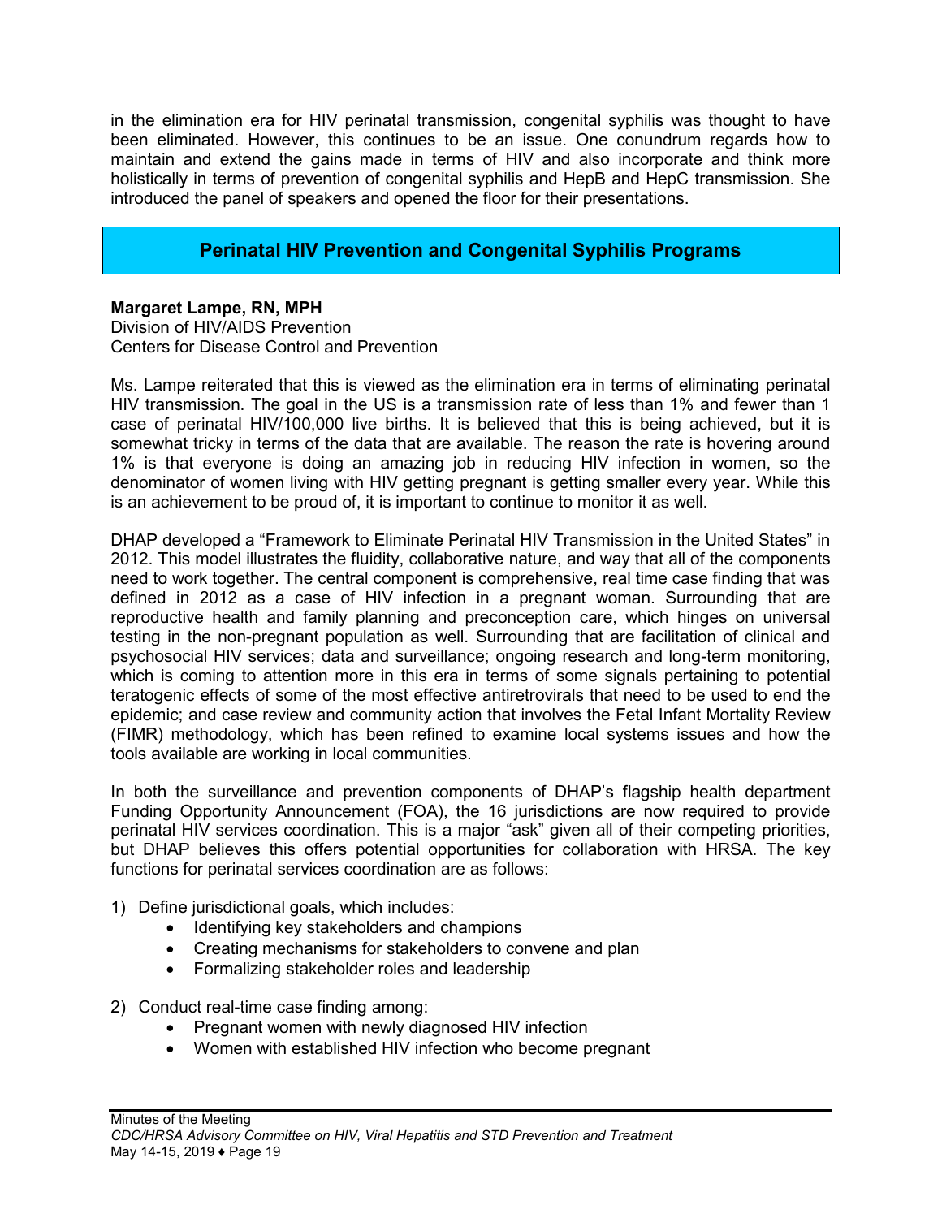in the elimination era for HIV perinatal transmission, congenital syphilis was thought to have been eliminated. However, this continues to be an issue. One conundrum regards how to maintain and extend the gains made in terms of HIV and also incorporate and think more holistically in terms of prevention of congenital syphilis and HepB and HepC transmission. She introduced the panel of speakers and opened the floor for their presentations.

## Perinatal HIV Prevention and Congenital Syphilis Programs

**Margaret Lampe, RN, MPH**
Division of HIV/AIDS Prevention
Centers for Disease Control and Prevention

Ms. Lampe reiterated that this is viewed as the elimination era in terms of eliminating perinatal HIV transmission. The goal in the US is a transmission rate of less than 1% and fewer than 1 case of perinatal HIV/100,000 live births. It is believed that this is being achieved, but it is somewhat tricky in terms of the data that are available. The reason the rate is hovering around 1% is that everyone is doing an amazing job in reducing HIV infection in women, so the denominator of women living with HIV getting pregnant is getting smaller every year. While this is an achievement to be proud of, it is important to continue to monitor it as well.

DHAP developed a "Framework to Eliminate Perinatal HIV Transmission in the United States" in 2012. This model illustrates the fluidity, collaborative nature, and way that all of the components need to work together. The central component is comprehensive, real time case finding that was defined in 2012 as a case of HIV infection in a pregnant woman. Surrounding that are reproductive health and family planning and preconception care, which hinges on universal testing in the non-pregnant population as well. Surrounding that are facilitation of clinical and psychosocial HIV services; data and surveillance; ongoing research and long-term monitoring, which is coming to attention more in this era in terms of some signals pertaining to potential teratogenic effects of some of the most effective antiretrovirals that need to be used to end the epidemic; and case review and community action that involves the Fetal Infant Mortality Review (FIMR) methodology, which has been refined to examine local systems issues and how the tools available are working in local communities.

In both the surveillance and prevention components of DHAP's flagship health department Funding Opportunity Announcement (FOA), the 16 jurisdictions are now required to provide perinatal HIV services coordination. This is a major "ask" given all of their competing priorities, but DHAP believes this offers potential opportunities for collaboration with HRSA. The key functions for perinatal services coordination are as follows:

1) Define jurisdictional goals, which includes:
    - Identifying key stakeholders and champions
    - Creating mechanisms for stakeholders to convene and plan
    - Formalizing stakeholder roles and leadership

2) Conduct real-time case finding among:
    - Pregnant women with newly diagnosed HIV infection
    - Women with established HIV infection who become pregnant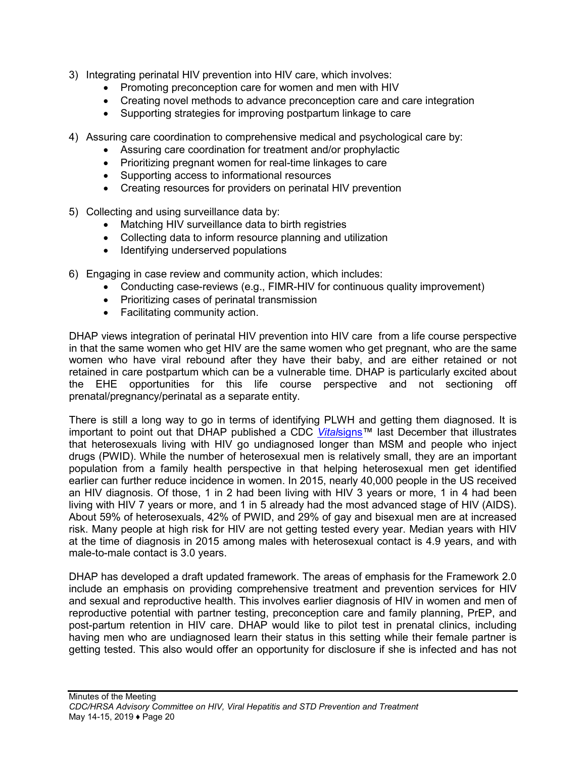3) Integrating perinatal HIV prevention into HIV care, which involves:
    - Promoting preconception care for women and men with HIV
    - Creating novel methods to advance preconception care and care integration
    - Supporting strategies for improving postpartum linkage to care

4) Assuring care coordination to comprehensive medical and psychological care by:
    - Assuring care coordination for treatment and/or prophylactic
    - Prioritizing pregnant women for real-time linkages to care
    - Supporting access to informational resources
    - Creating resources for providers on perinatal HIV prevention

5) Collecting and using surveillance data by:
    - Matching HIV surveillance data to birth registries
    - Collecting data to inform resource planning and utilization
    - Identifying underserved populations

6) Engaging in case review and community action, which includes:
    - Conducting case-reviews (e.g., FIMR-HIV for continuous quality improvement)
    - Prioritizing cases of perinatal transmission
    - Facilitating community action.

DHAP views integration of perinatal HIV prevention into HIV care from a life course perspective in that the same women who get HIV are the same women who get pregnant, who are the same women who have viral rebound after they have their baby, and are either retained or not retained in care postpartum which can be a vulnerable time. DHAP is particularly excited about the EHE opportunities for this life course perspective and not sectioning off prenatal/pregnancy/perinatal as a separate entity.

There is still a long way to go in terms of identifying PLWH and getting them diagnosed. It is important to point out that DHAP published a CDC *Vital*signs™ last December that illustrates that heterosexuals living with HIV go undiagnosed longer than MSM and people who inject drugs (PWID). While the number of heterosexual men is relatively small, they are an important population from a family health perspective in that helping heterosexual men get identified earlier can further reduce incidence in women. In 2015, nearly 40,000 people in the US received an HIV diagnosis. Of those, 1 in 2 had been living with HIV 3 years or more, 1 in 4 had been living with HIV 7 years or more, and 1 in 5 already had the most advanced stage of HIV (AIDS). About 59% of heterosexuals, 42% of PWID, and 29% of gay and bisexual men are at increased risk. Many people at high risk for HIV are not getting tested every year. Median years with HIV at the time of diagnosis in 2015 among males with heterosexual contact is 4.9 years, and with male-to-male contact is 3.0 years.

DHAP has developed a draft updated framework. The areas of emphasis for the Framework 2.0 include an emphasis on providing comprehensive treatment and prevention services for HIV and sexual and reproductive health. This involves earlier diagnosis of HIV in women and men of reproductive potential with partner testing, preconception care and family planning, PrEP, and post-partum retention in HIV care. DHAP would like to pilot test in prenatal clinics, including having men who are undiagnosed learn their status in this setting while their female partner is getting tested. This also would offer an opportunity for disclosure if she is infected and has not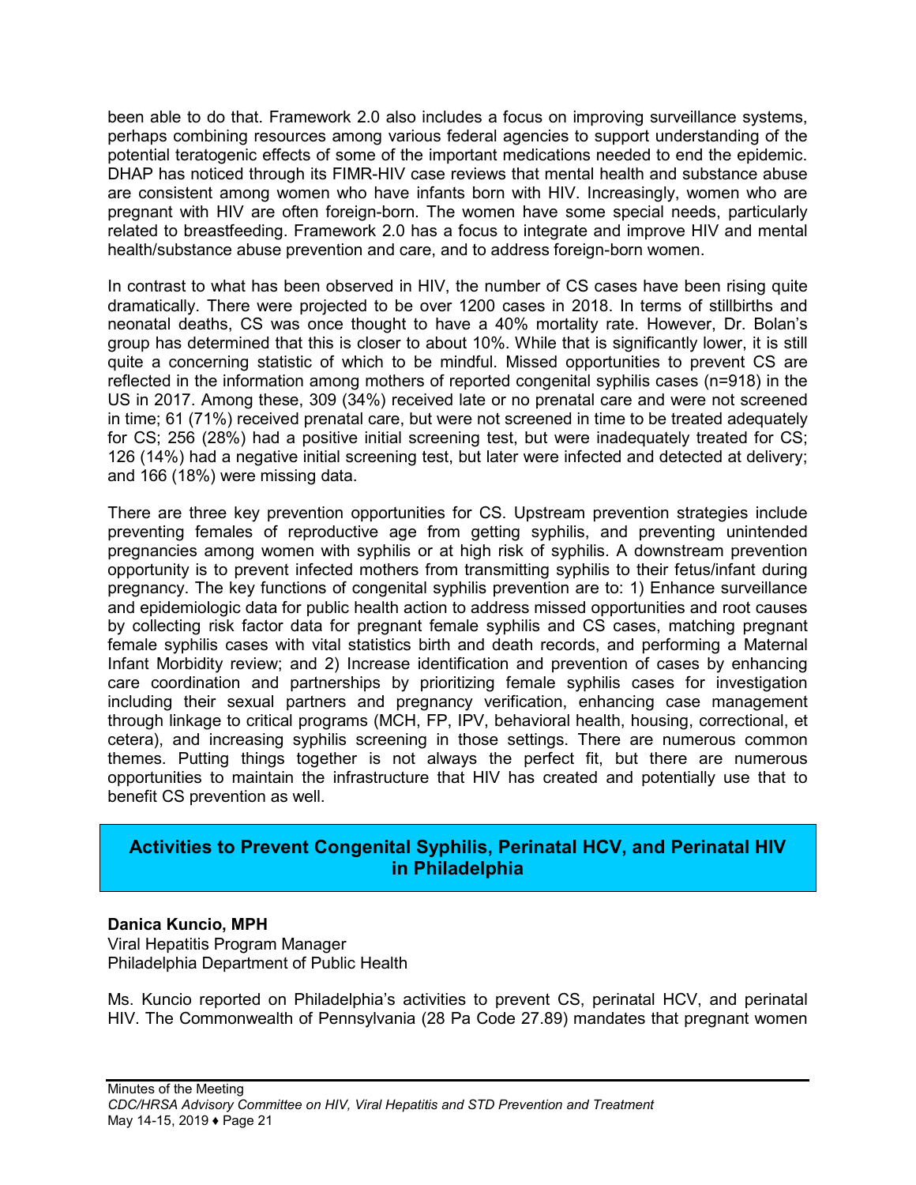been able to do that. Framework 2.0 also includes a focus on improving surveillance systems, perhaps combining resources among various federal agencies to support understanding of the potential teratogenic effects of some of the important medications needed to end the epidemic. DHAP has noticed through its FIMR-HIV case reviews that mental health and substance abuse are consistent among women who have infants born with HIV. Increasingly, women who are pregnant with HIV are often foreign-born. The women have some special needs, particularly related to breastfeeding. Framework 2.0 has a focus to integrate and improve HIV and mental health/substance abuse prevention and care, and to address foreign-born women.

In contrast to what has been observed in HIV, the number of CS cases have been rising quite dramatically. There were projected to be over 1200 cases in 2018. In terms of stillbirths and neonatal deaths, CS was once thought to have a 40% mortality rate. However, Dr. Bolan's group has determined that this is closer to about 10%. While that is significantly lower, it is still quite a concerning statistic of which to be mindful. Missed opportunities to prevent CS are reflected in the information among mothers of reported congenital syphilis cases (n=918) in the US in 2017. Among these, 309 (34%) received late or no prenatal care and were not screened in time; 61 (71%) received prenatal care, but were not screened in time to be treated adequately for CS; 256 (28%) had a positive initial screening test, but were inadequately treated for CS; 126 (14%) had a negative initial screening test, but later were infected and detected at delivery; and 166 (18%) were missing data.

There are three key prevention opportunities for CS. Upstream prevention strategies include preventing females of reproductive age from getting syphilis, and preventing unintended pregnancies among women with syphilis or at high risk of syphilis. A downstream prevention opportunity is to prevent infected mothers from transmitting syphilis to their fetus/infant during pregnancy. The key functions of congenital syphilis prevention are to: 1) Enhance surveillance and epidemiologic data for public health action to address missed opportunities and root causes by collecting risk factor data for pregnant female syphilis and CS cases, matching pregnant female syphilis cases with vital statistics birth and death records, and performing a Maternal Infant Morbidity review; and 2) Increase identification and prevention of cases by enhancing care coordination and partnerships by prioritizing female syphilis cases for investigation including their sexual partners and pregnancy verification, enhancing case management through linkage to critical programs (MCH, FP, IPV, behavioral health, housing, correctional, et cetera), and increasing syphilis screening in those settings. There are numerous common themes. Putting things together is not always the perfect fit, but there are numerous opportunities to maintain the infrastructure that HIV has created and potentially use that to benefit CS prevention as well.

## Activities to Prevent Congenital Syphilis, Perinatal HCV, and Perinatal HIV in Philadelphia

**Danica Kuncio, MPH**
Viral Hepatitis Program Manager
Philadelphia Department of Public Health

Ms. Kuncio reported on Philadelphia's activities to prevent CS, perinatal HCV, and perinatal HIV. The Commonwealth of Pennsylvania (28 Pa Code 27.89) mandates that pregnant women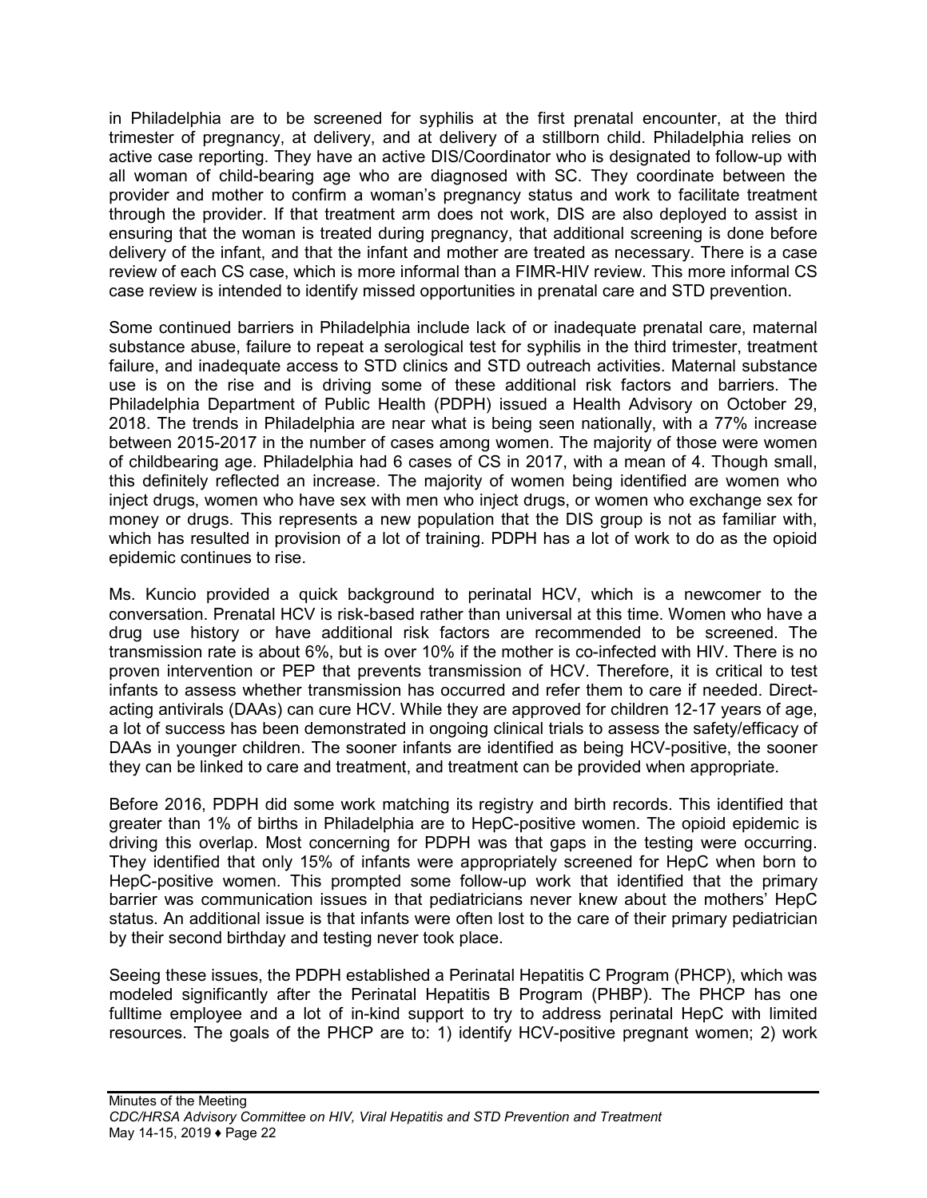in Philadelphia are to be screened for syphilis at the first prenatal encounter, at the third trimester of pregnancy, at delivery, and at delivery of a stillborn child. Philadelphia relies on active case reporting. They have an active DIS/Coordinator who is designated to follow-up with all woman of child-bearing age who are diagnosed with SC. They coordinate between the provider and mother to confirm a woman's pregnancy status and work to facilitate treatment through the provider. If that treatment arm does not work, DIS are also deployed to assist in ensuring that the woman is treated during pregnancy, that additional screening is done before delivery of the infant, and that the infant and mother are treated as necessary. There is a case review of each CS case, which is more informal than a FIMR-HIV review. This more informal CS case review is intended to identify missed opportunities in prenatal care and STD prevention.

Some continued barriers in Philadelphia include lack of or inadequate prenatal care, maternal substance abuse, failure to repeat a serological test for syphilis in the third trimester, treatment failure, and inadequate access to STD clinics and STD outreach activities. Maternal substance use is on the rise and is driving some of these additional risk factors and barriers. The Philadelphia Department of Public Health (PDPH) issued a Health Advisory on October 29, 2018. The trends in Philadelphia are near what is being seen nationally, with a 77% increase between 2015-2017 in the number of cases among women. The majority of those were women of childbearing age. Philadelphia had 6 cases of CS in 2017, with a mean of 4. Though small, this definitely reflected an increase. The majority of women being identified are women who inject drugs, women who have sex with men who inject drugs, or women who exchange sex for money or drugs. This represents a new population that the DIS group is not as familiar with, which has resulted in provision of a lot of training. PDPH has a lot of work to do as the opioid epidemic continues to rise.

Ms. Kuncio provided a quick background to perinatal HCV, which is a newcomer to the conversation. Prenatal HCV is risk-based rather than universal at this time. Women who have a drug use history or have additional risk factors are recommended to be screened. The transmission rate is about 6%, but is over 10% if the mother is co-infected with HIV. There is no proven intervention or PEP that prevents transmission of HCV. Therefore, it is critical to test infants to assess whether transmission has occurred and refer them to care if needed. Direct-acting antivirals (DAAs) can cure HCV. While they are approved for children 12-17 years of age, a lot of success has been demonstrated in ongoing clinical trials to assess the safety/efficacy of DAAs in younger children. The sooner infants are identified as being HCV-positive, the sooner they can be linked to care and treatment, and treatment can be provided when appropriate.

Before 2016, PDPH did some work matching its registry and birth records. This identified that greater than 1% of births in Philadelphia are to HepC-positive women. The opioid epidemic is driving this overlap. Most concerning for PDPH was that gaps in the testing were occurring. They identified that only 15% of infants were appropriately screened for HepC when born to HepC-positive women. This prompted some follow-up work that identified that the primary barrier was communication issues in that pediatricians never knew about the mothers' HepC status. An additional issue is that infants were often lost to the care of their primary pediatrician by their second birthday and testing never took place.

Seeing these issues, the PDPH established a Perinatal Hepatitis C Program (PHCP), which was modeled significantly after the Perinatal Hepatitis B Program (PHBP). The PHCP has one fulltime employee and a lot of in-kind support to try to address perinatal HepC with limited resources. The goals of the PHCP are to: 1) identify HCV-positive pregnant women; 2) work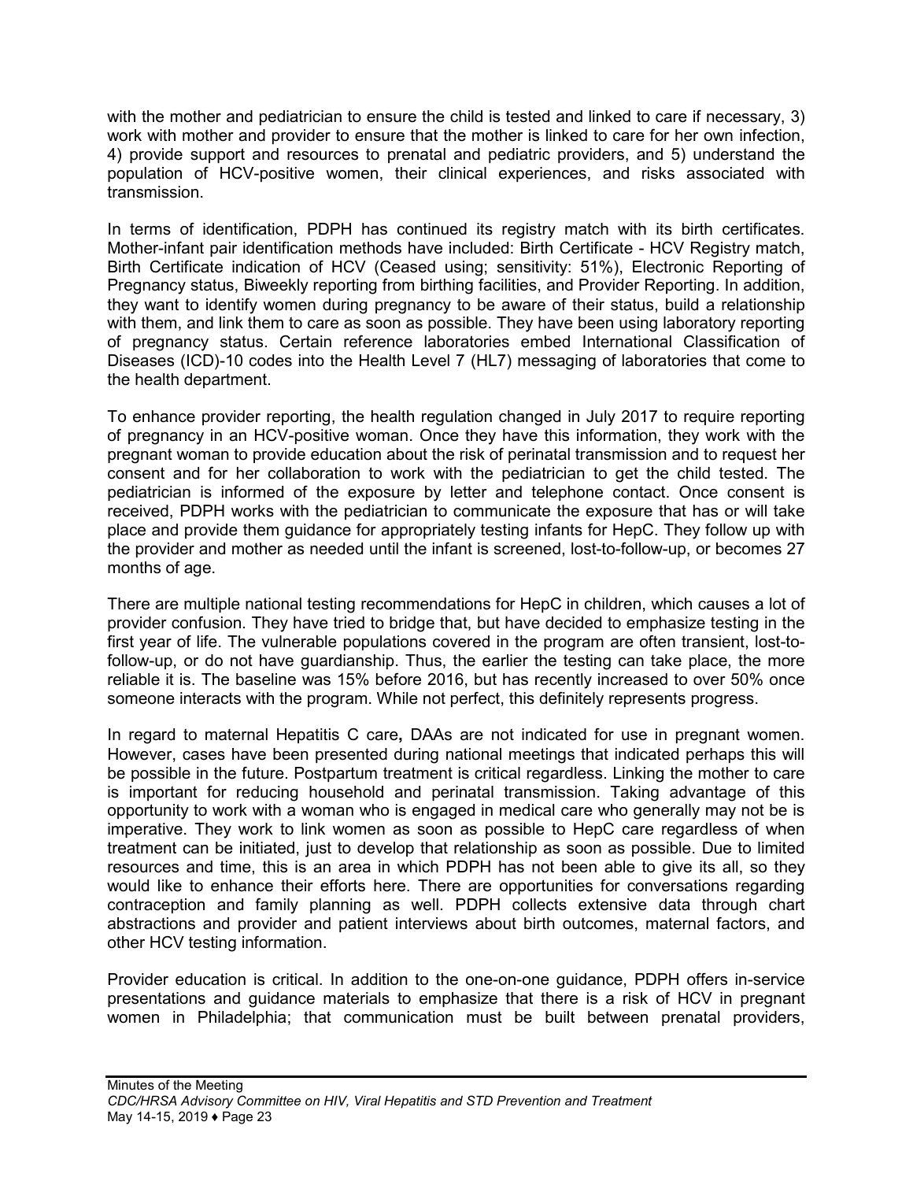with the mother and pediatrician to ensure the child is tested and linked to care if necessary, 3) work with mother and provider to ensure that the mother is linked to care for her own infection, 4) provide support and resources to prenatal and pediatric providers, and 5) understand the population of HCV-positive women, their clinical experiences, and risks associated with transmission.

In terms of identification, PDPH has continued its registry match with its birth certificates. Mother-infant pair identification methods have included: Birth Certificate - HCV Registry match, Birth Certificate indication of HCV (Ceased using; sensitivity: 51%), Electronic Reporting of Pregnancy status, Biweekly reporting from birthing facilities, and Provider Reporting. In addition, they want to identify women during pregnancy to be aware of their status, build a relationship with them, and link them to care as soon as possible. They have been using laboratory reporting of pregnancy status. Certain reference laboratories embed International Classification of Diseases (ICD)-10 codes into the Health Level 7 (HL7) messaging of laboratories that come to the health department.

To enhance provider reporting, the health regulation changed in July 2017 to require reporting of pregnancy in an HCV-positive woman. Once they have this information, they work with the pregnant woman to provide education about the risk of perinatal transmission and to request her consent and for her collaboration to work with the pediatrician to get the child tested. The pediatrician is informed of the exposure by letter and telephone contact. Once consent is received, PDPH works with the pediatrician to communicate the exposure that has or will take place and provide them guidance for appropriately testing infants for HepC. They follow up with the provider and mother as needed until the infant is screened, lost-to-follow-up, or becomes 27 months of age.

There are multiple national testing recommendations for HepC in children, which causes a lot of provider confusion. They have tried to bridge that, but have decided to emphasize testing in the first year of life. The vulnerable populations covered in the program are often transient, lost-to-follow-up, or do not have guardianship. Thus, the earlier the testing can take place, the more reliable it is. The baseline was 15% before 2016, but has recently increased to over 50% once someone interacts with the program. While not perfect, this definitely represents progress.

In regard to maternal Hepatitis C care**,** DAAs are not indicated for use in pregnant women. However, cases have been presented during national meetings that indicated perhaps this will be possible in the future. Postpartum treatment is critical regardless. Linking the mother to care is important for reducing household and perinatal transmission. Taking advantage of this opportunity to work with a woman who is engaged in medical care who generally may not be is imperative. They work to link women as soon as possible to HepC care regardless of when treatment can be initiated, just to develop that relationship as soon as possible. Due to limited resources and time, this is an area in which PDPH has not been able to give its all, so they would like to enhance their efforts here. There are opportunities for conversations regarding contraception and family planning as well. PDPH collects extensive data through chart abstractions and provider and patient interviews about birth outcomes, maternal factors, and other HCV testing information.

Provider education is critical. In addition to the one-on-one guidance, PDPH offers in-service presentations and guidance materials to emphasize that there is a risk of HCV in pregnant women in Philadelphia; that communication must be built between prenatal providers,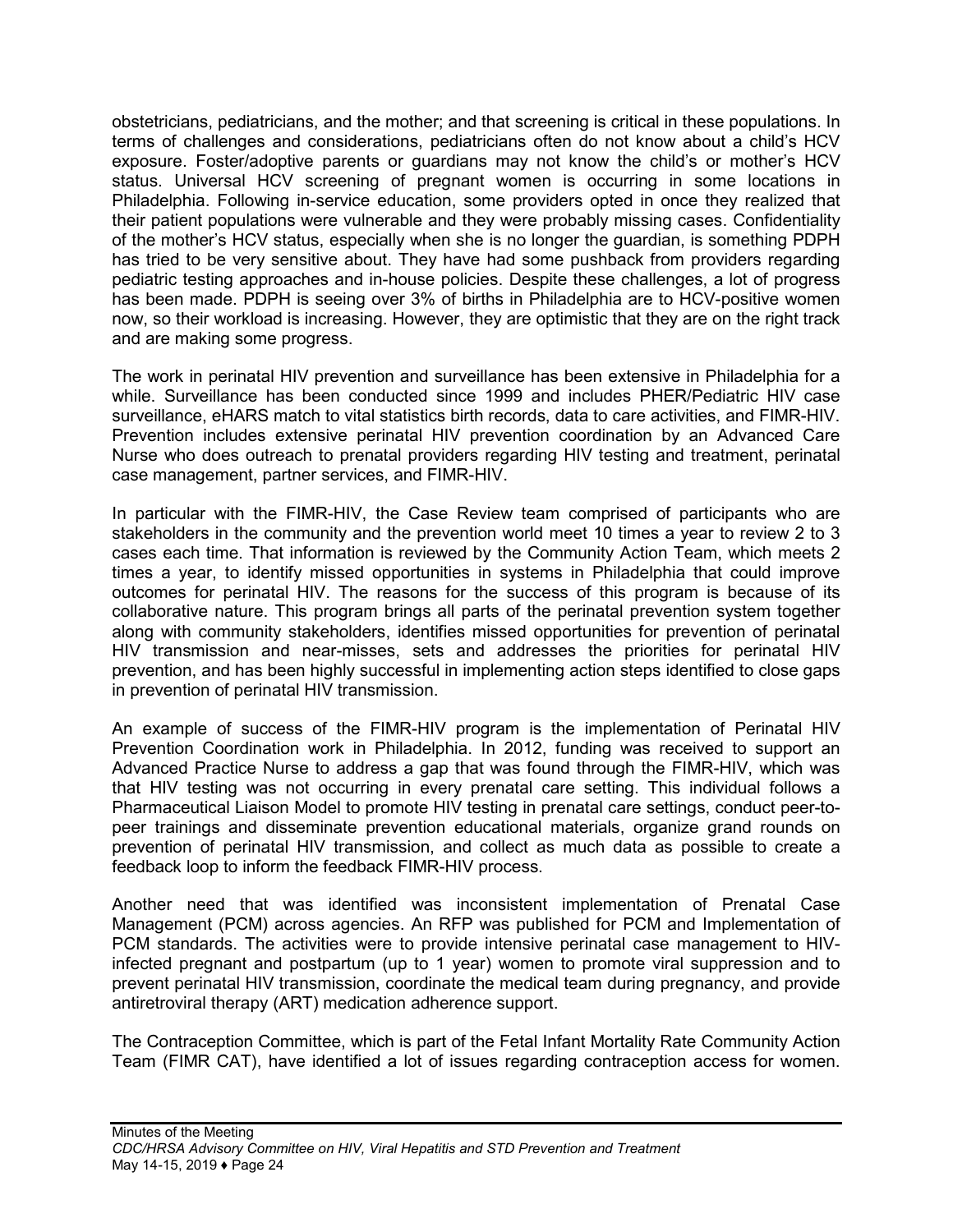obstetricians, pediatricians, and the mother; and that screening is critical in these populations. In terms of challenges and considerations, pediatricians often do not know about a child's HCV exposure. Foster/adoptive parents or guardians may not know the child's or mother's HCV status. Universal HCV screening of pregnant women is occurring in some locations in Philadelphia. Following in-service education, some providers opted in once they realized that their patient populations were vulnerable and they were probably missing cases. Confidentiality of the mother's HCV status, especially when she is no longer the guardian, is something PDPH has tried to be very sensitive about. They have had some pushback from providers regarding pediatric testing approaches and in-house policies. Despite these challenges, a lot of progress has been made. PDPH is seeing over 3% of births in Philadelphia are to HCV-positive women now, so their workload is increasing. However, they are optimistic that they are on the right track and are making some progress.

The work in perinatal HIV prevention and surveillance has been extensive in Philadelphia for a while. Surveillance has been conducted since 1999 and includes PHER/Pediatric HIV case surveillance, eHARS match to vital statistics birth records, data to care activities, and FIMR-HIV. Prevention includes extensive perinatal HIV prevention coordination by an Advanced Care Nurse who does outreach to prenatal providers regarding HIV testing and treatment, perinatal case management, partner services, and FIMR-HIV.

In particular with the FIMR-HIV, the Case Review team comprised of participants who are stakeholders in the community and the prevention world meet 10 times a year to review 2 to 3 cases each time. That information is reviewed by the Community Action Team, which meets 2 times a year, to identify missed opportunities in systems in Philadelphia that could improve outcomes for perinatal HIV. The reasons for the success of this program is because of its collaborative nature. This program brings all parts of the perinatal prevention system together along with community stakeholders, identifies missed opportunities for prevention of perinatal HIV transmission and near-misses, sets and addresses the priorities for perinatal HIV prevention, and has been highly successful in implementing action steps identified to close gaps in prevention of perinatal HIV transmission.

An example of success of the FIMR-HIV program is the implementation of Perinatal HIV Prevention Coordination work in Philadelphia. In 2012, funding was received to support an Advanced Practice Nurse to address a gap that was found through the FIMR-HIV, which was that HIV testing was not occurring in every prenatal care setting. This individual follows a Pharmaceutical Liaison Model to promote HIV testing in prenatal care settings, conduct peer-to-peer trainings and disseminate prevention educational materials, organize grand rounds on prevention of perinatal HIV transmission, and collect as much data as possible to create a feedback loop to inform the feedback FIMR-HIV process.

Another need that was identified was inconsistent implementation of Prenatal Case Management (PCM) across agencies. An RFP was published for PCM and Implementation of PCM standards. The activities were to provide intensive perinatal case management to HIV-infected pregnant and postpartum (up to 1 year) women to promote viral suppression and to prevent perinatal HIV transmission, coordinate the medical team during pregnancy, and provide antiretroviral therapy (ART) medication adherence support.

The Contraception Committee, which is part of the Fetal Infant Mortality Rate Community Action Team (FIMR CAT), have identified a lot of issues regarding contraception access for women.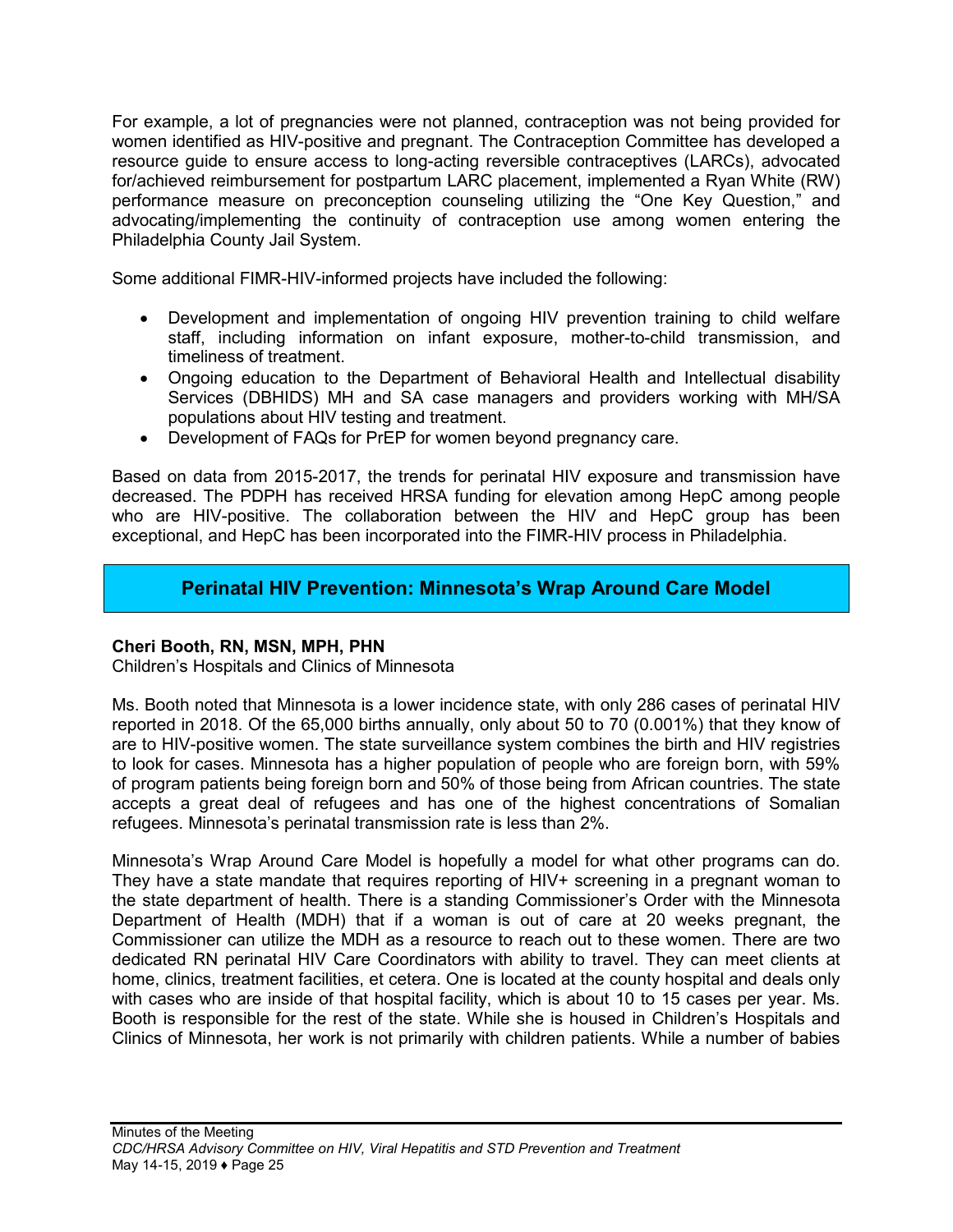For example, a lot of pregnancies were not planned, contraception was not being provided for women identified as HIV-positive and pregnant. The Contraception Committee has developed a resource guide to ensure access to long-acting reversible contraceptives (LARCs), advocated for/achieved reimbursement for postpartum LARC placement, implemented a Ryan White (RW) performance measure on preconception counseling utilizing the "One Key Question," and advocating/implementing the continuity of contraception use among women entering the Philadelphia County Jail System.

Some additional FIMR-HIV-informed projects have included the following:

- Development and implementation of ongoing HIV prevention training to child welfare staff, including information on infant exposure, mother-to-child transmission, and timeliness of treatment.
- Ongoing education to the Department of Behavioral Health and Intellectual disability Services (DBHIDS) MH and SA case managers and providers working with MH/SA populations about HIV testing and treatment.
- Development of FAQs for PrEP for women beyond pregnancy care.

Based on data from 2015-2017, the trends for perinatal HIV exposure and transmission have decreased. The PDPH has received HRSA funding for elevation among HepC among people who are HIV-positive. The collaboration between the HIV and HepC group has been exceptional, and HepC has been incorporated into the FIMR-HIV process in Philadelphia.

## Perinatal HIV Prevention: Minnesota's Wrap Around Care Model

**Cheri Booth, RN, MSN, MPH, PHN**
Children's Hospitals and Clinics of Minnesota

Ms. Booth noted that Minnesota is a lower incidence state, with only 286 cases of perinatal HIV reported in 2018. Of the 65,000 births annually, only about 50 to 70 (0.001%) that they know of are to HIV-positive women. The state surveillance system combines the birth and HIV registries to look for cases. Minnesota has a higher population of people who are foreign born, with 59% of program patients being foreign born and 50% of those being from African countries. The state accepts a great deal of refugees and has one of the highest concentrations of Somalian refugees. Minnesota's perinatal transmission rate is less than 2%.

Minnesota's Wrap Around Care Model is hopefully a model for what other programs can do. They have a state mandate that requires reporting of HIV+ screening in a pregnant woman to the state department of health. There is a standing Commissioner's Order with the Minnesota Department of Health (MDH) that if a woman is out of care at 20 weeks pregnant, the Commissioner can utilize the MDH as a resource to reach out to these women. There are two dedicated RN perinatal HIV Care Coordinators with ability to travel. They can meet clients at home, clinics, treatment facilities, et cetera. One is located at the county hospital and deals only with cases who are inside of that hospital facility, which is about 10 to 15 cases per year. Ms. Booth is responsible for the rest of the state. While she is housed in Children's Hospitals and Clinics of Minnesota, her work is not primarily with children patients. While a number of babies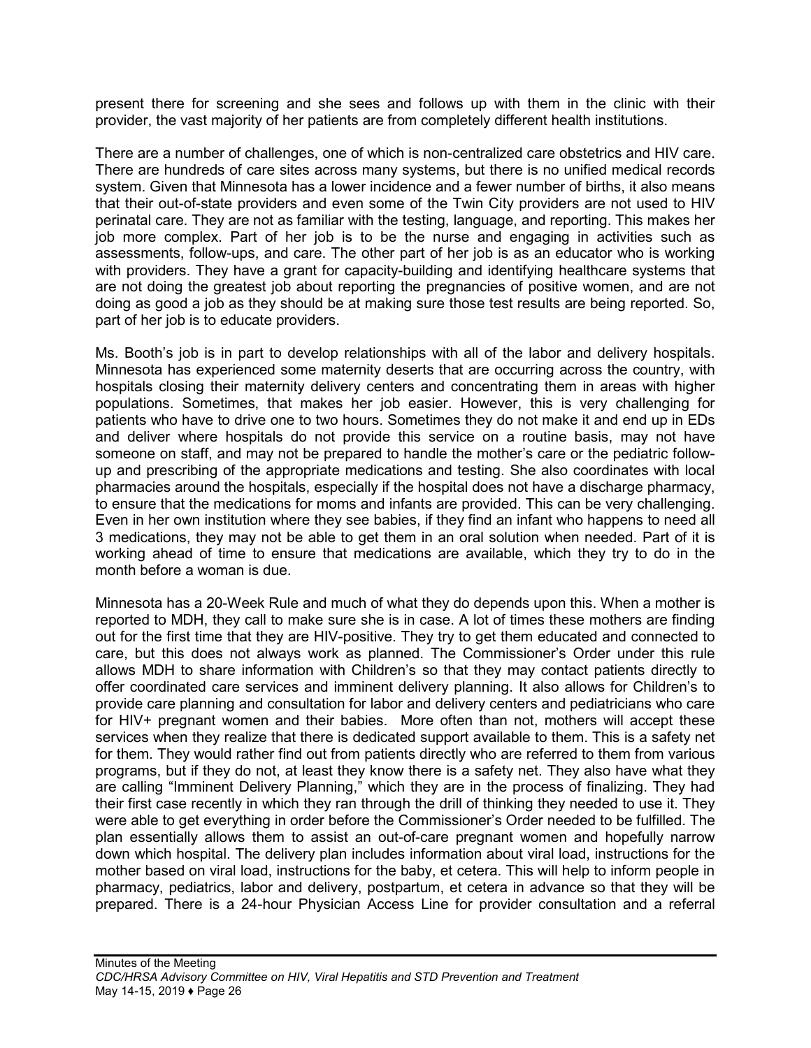present there for screening and she sees and follows up with them in the clinic with their provider, the vast majority of her patients are from completely different health institutions.

There are a number of challenges, one of which is non-centralized care obstetrics and HIV care. There are hundreds of care sites across many systems, but there is no unified medical records system. Given that Minnesota has a lower incidence and a fewer number of births, it also means that their out-of-state providers and even some of the Twin City providers are not used to HIV perinatal care. They are not as familiar with the testing, language, and reporting. This makes her job more complex. Part of her job is to be the nurse and engaging in activities such as assessments, follow-ups, and care. The other part of her job is as an educator who is working with providers. They have a grant for capacity-building and identifying healthcare systems that are not doing the greatest job about reporting the pregnancies of positive women, and are not doing as good a job as they should be at making sure those test results are being reported. So, part of her job is to educate providers.

Ms. Booth's job is in part to develop relationships with all of the labor and delivery hospitals. Minnesota has experienced some maternity deserts that are occurring across the country, with hospitals closing their maternity delivery centers and concentrating them in areas with higher populations. Sometimes, that makes her job easier. However, this is very challenging for patients who have to drive one to two hours. Sometimes they do not make it and end up in EDs and deliver where hospitals do not provide this service on a routine basis, may not have someone on staff, and may not be prepared to handle the mother's care or the pediatric follow-up and prescribing of the appropriate medications and testing. She also coordinates with local pharmacies around the hospitals, especially if the hospital does not have a discharge pharmacy, to ensure that the medications for moms and infants are provided. This can be very challenging. Even in her own institution where they see babies, if they find an infant who happens to need all 3 medications, they may not be able to get them in an oral solution when needed. Part of it is working ahead of time to ensure that medications are available, which they try to do in the month before a woman is due.

Minnesota has a 20-Week Rule and much of what they do depends upon this. When a mother is reported to MDH, they call to make sure she is in case. A lot of times these mothers are finding out for the first time that they are HIV-positive. They try to get them educated and connected to care, but this does not always work as planned. The Commissioner's Order under this rule allows MDH to share information with Children's so that they may contact patients directly to offer coordinated care services and imminent delivery planning. It also allows for Children's to provide care planning and consultation for labor and delivery centers and pediatricians who care for HIV+ pregnant women and their babies. More often than not, mothers will accept these services when they realize that there is dedicated support available to them. This is a safety net for them. They would rather find out from patients directly who are referred to them from various programs, but if they do not, at least they know there is a safety net. They also have what they are calling "Imminent Delivery Planning," which they are in the process of finalizing. They had their first case recently in which they ran through the drill of thinking they needed to use it. They were able to get everything in order before the Commissioner's Order needed to be fulfilled. The plan essentially allows them to assist an out-of-care pregnant women and hopefully narrow down which hospital. The delivery plan includes information about viral load, instructions for the mother based on viral load, instructions for the baby, et cetera. This will help to inform people in pharmacy, pediatrics, labor and delivery, postpartum, et cetera in advance so that they will be prepared. There is a 24-hour Physician Access Line for provider consultation and a referral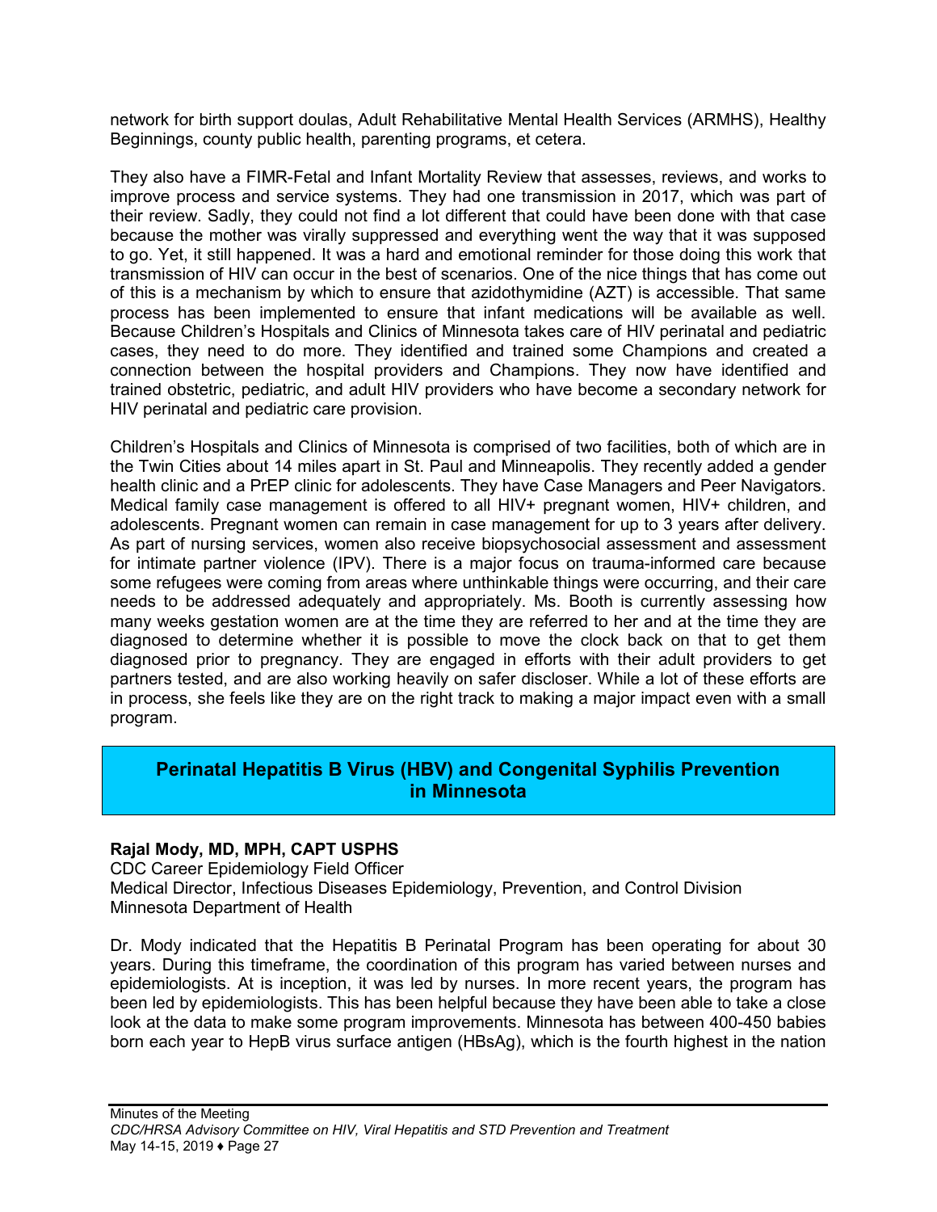network for birth support doulas, Adult Rehabilitative Mental Health Services (ARMHS), Healthy Beginnings, county public health, parenting programs, et cetera.

They also have a FIMR-Fetal and Infant Mortality Review that assesses, reviews, and works to improve process and service systems. They had one transmission in 2017, which was part of their review. Sadly, they could not find a lot different that could have been done with that case because the mother was virally suppressed and everything went the way that it was supposed to go. Yet, it still happened. It was a hard and emotional reminder for those doing this work that transmission of HIV can occur in the best of scenarios. One of the nice things that has come out of this is a mechanism by which to ensure that azidothymidine (AZT) is accessible. That same process has been implemented to ensure that infant medications will be available as well. Because Children's Hospitals and Clinics of Minnesota takes care of HIV perinatal and pediatric cases, they need to do more. They identified and trained some Champions and created a connection between the hospital providers and Champions. They now have identified and trained obstetric, pediatric, and adult HIV providers who have become a secondary network for HIV perinatal and pediatric care provision.

Children's Hospitals and Clinics of Minnesota is comprised of two facilities, both of which are in the Twin Cities about 14 miles apart in St. Paul and Minneapolis. They recently added a gender health clinic and a PrEP clinic for adolescents. They have Case Managers and Peer Navigators. Medical family case management is offered to all HIV+ pregnant women, HIV+ children, and adolescents. Pregnant women can remain in case management for up to 3 years after delivery. As part of nursing services, women also receive biopsychosocial assessment and assessment for intimate partner violence (IPV). There is a major focus on trauma-informed care because some refugees were coming from areas where unthinkable things were occurring, and their care needs to be addressed adequately and appropriately. Ms. Booth is currently assessing how many weeks gestation women are at the time they are referred to her and at the time they are diagnosed to determine whether it is possible to move the clock back on that to get them diagnosed prior to pregnancy. They are engaged in efforts with their adult providers to get partners tested, and are also working heavily on safer discloser. While a lot of these efforts are in process, she feels like they are on the right track to making a major impact even with a small program.

## Perinatal Hepatitis B Virus (HBV) and Congenital Syphilis Prevention in Minnesota

**Rajal Mody, MD, MPH, CAPT USPHS**
CDC Career Epidemiology Field Officer
Medical Director, Infectious Diseases Epidemiology, Prevention, and Control Division
Minnesota Department of Health

Dr. Mody indicated that the Hepatitis B Perinatal Program has been operating for about 30 years. During this timeframe, the coordination of this program has varied between nurses and epidemiologists. At is inception, it was led by nurses. In more recent years, the program has been led by epidemiologists. This has been helpful because they have been able to take a close look at the data to make some program improvements. Minnesota has between 400-450 babies born each year to HepB virus surface antigen (HBsAg), which is the fourth highest in the nation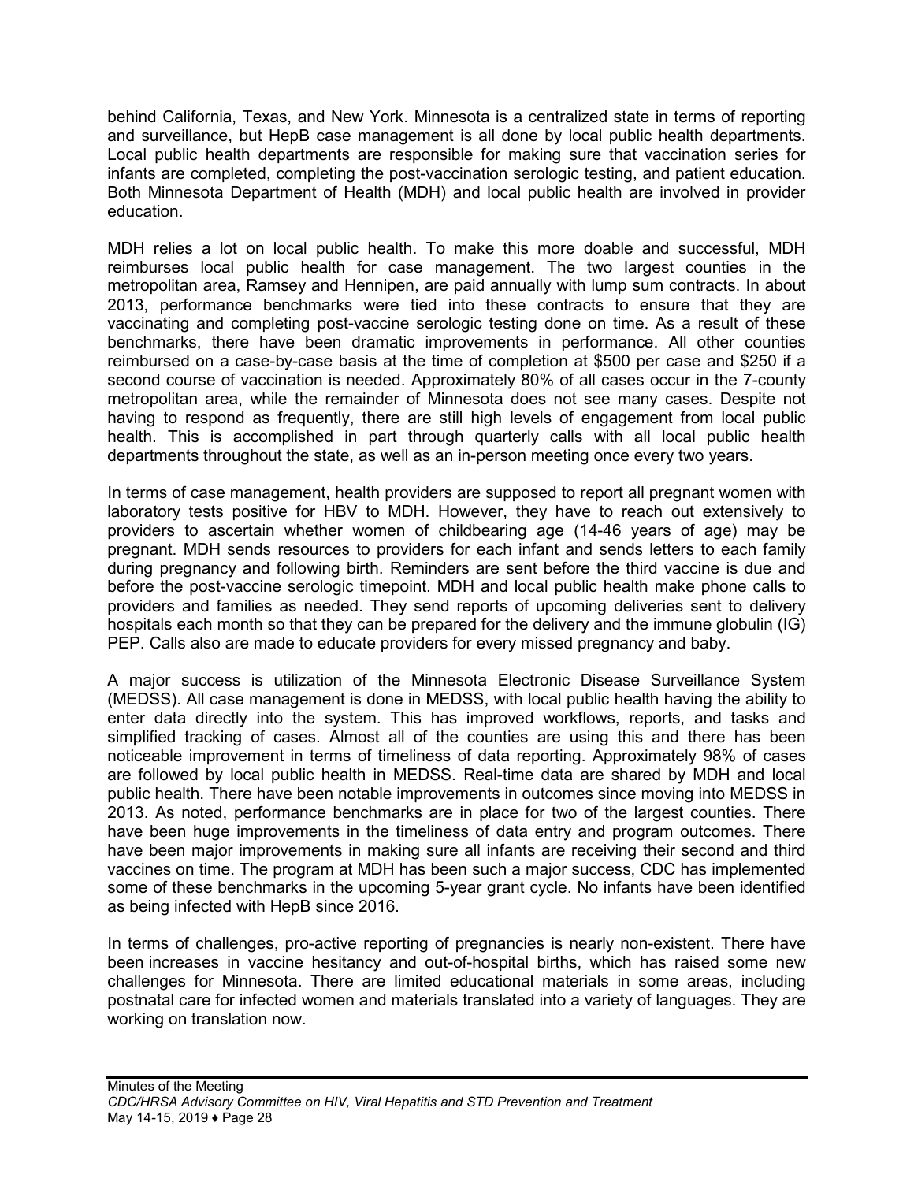behind California, Texas, and New York. Minnesota is a centralized state in terms of reporting and surveillance, but HepB case management is all done by local public health departments. Local public health departments are responsible for making sure that vaccination series for infants are completed, completing the post-vaccination serologic testing, and patient education. Both Minnesota Department of Health (MDH) and local public health are involved in provider education.

MDH relies a lot on local public health. To make this more doable and successful, MDH reimburses local public health for case management. The two largest counties in the metropolitan area, Ramsey and Hennipen, are paid annually with lump sum contracts. In about 2013, performance benchmarks were tied into these contracts to ensure that they are vaccinating and completing post-vaccine serologic testing done on time. As a result of these benchmarks, there have been dramatic improvements in performance. All other counties reimbursed on a case-by-case basis at the time of completion at $500 per case and $250 if a second course of vaccination is needed. Approximately 80% of all cases occur in the 7-county metropolitan area, while the remainder of Minnesota does not see many cases. Despite not having to respond as frequently, there are still high levels of engagement from local public health. This is accomplished in part through quarterly calls with all local public health departments throughout the state, as well as an in-person meeting once every two years.

In terms of case management, health providers are supposed to report all pregnant women with laboratory tests positive for HBV to MDH. However, they have to reach out extensively to providers to ascertain whether women of childbearing age (14-46 years of age) may be pregnant. MDH sends resources to providers for each infant and sends letters to each family during pregnancy and following birth. Reminders are sent before the third vaccine is due and before the post-vaccine serologic timepoint. MDH and local public health make phone calls to providers and families as needed. They send reports of upcoming deliveries sent to delivery hospitals each month so that they can be prepared for the delivery and the immune globulin (IG) PEP. Calls also are made to educate providers for every missed pregnancy and baby.

A major success is utilization of the Minnesota Electronic Disease Surveillance System (MEDSS). All case management is done in MEDSS, with local public health having the ability to enter data directly into the system. This has improved workflows, reports, and tasks and simplified tracking of cases. Almost all of the counties are using this and there has been noticeable improvement in terms of timeliness of data reporting. Approximately 98% of cases are followed by local public health in MEDSS. Real-time data are shared by MDH and local public health. There have been notable improvements in outcomes since moving into MEDSS in 2013. As noted, performance benchmarks are in place for two of the largest counties. There have been huge improvements in the timeliness of data entry and program outcomes. There have been major improvements in making sure all infants are receiving their second and third vaccines on time. The program at MDH has been such a major success, CDC has implemented some of these benchmarks in the upcoming 5-year grant cycle. No infants have been identified as being infected with HepB since 2016.

In terms of challenges, pro-active reporting of pregnancies is nearly non-existent. There have been increases in vaccine hesitancy and out-of-hospital births, which has raised some new challenges for Minnesota. There are limited educational materials in some areas, including postnatal care for infected women and materials translated into a variety of languages. They are working on translation now.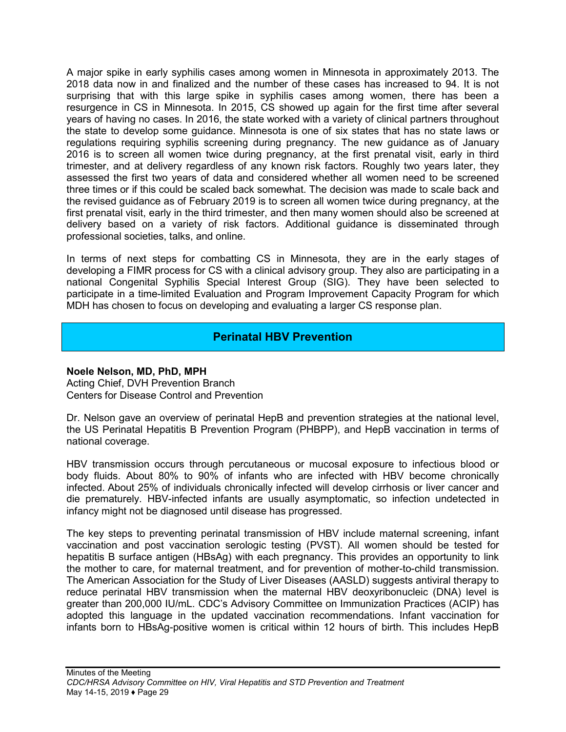A major spike in early syphilis cases among women in Minnesota in approximately 2013. The 2018 data now in and finalized and the number of these cases has increased to 94. It is not surprising that with this large spike in syphilis cases among women, there has been a resurgence in CS in Minnesota. In 2015, CS showed up again for the first time after several years of having no cases. In 2016, the state worked with a variety of clinical partners throughout the state to develop some guidance. Minnesota is one of six states that has no state laws or regulations requiring syphilis screening during pregnancy. The new guidance as of January 2016 is to screen all women twice during pregnancy, at the first prenatal visit, early in third trimester, and at delivery regardless of any known risk factors. Roughly two years later, they assessed the first two years of data and considered whether all women need to be screened three times or if this could be scaled back somewhat. The decision was made to scale back and the revised guidance as of February 2019 is to screen all women twice during pregnancy, at the first prenatal visit, early in the third trimester, and then many women should also be screened at delivery based on a variety of risk factors. Additional guidance is disseminated through professional societies, talks, and online.

In terms of next steps for combatting CS in Minnesota, they are in the early stages of developing a FIMR process for CS with a clinical advisory group. They also are participating in a national Congenital Syphilis Special Interest Group (SIG). They have been selected to participate in a time-limited Evaluation and Program Improvement Capacity Program for which MDH has chosen to focus on developing and evaluating a larger CS response plan.

## Perinatal HBV Prevention

**Noele Nelson, MD, PhD, MPH**
Acting Chief, DVH Prevention Branch
Centers for Disease Control and Prevention

Dr. Nelson gave an overview of perinatal HepB and prevention strategies at the national level, the US Perinatal Hepatitis B Prevention Program (PHBPP), and HepB vaccination in terms of national coverage.

HBV transmission occurs through percutaneous or mucosal exposure to infectious blood or body fluids. About 80% to 90% of infants who are infected with HBV become chronically infected. About 25% of individuals chronically infected will develop cirrhosis or liver cancer and die prematurely. HBV-infected infants are usually asymptomatic, so infection undetected in infancy might not be diagnosed until disease has progressed.

The key steps to preventing perinatal transmission of HBV include maternal screening, infant vaccination and post vaccination serologic testing (PVST). All women should be tested for hepatitis B surface antigen (HBsAg) with each pregnancy. This provides an opportunity to link the mother to care, for maternal treatment, and for prevention of mother-to-child transmission. The American Association for the Study of Liver Diseases (AASLD) suggests antiviral therapy to reduce perinatal HBV transmission when the maternal HBV deoxyribonucleic (DNA) level is greater than 200,000 IU/mL. CDC's Advisory Committee on Immunization Practices (ACIP) has adopted this language in the updated vaccination recommendations. Infant vaccination for infants born to HBsAg-positive women is critical within 12 hours of birth. This includes HepB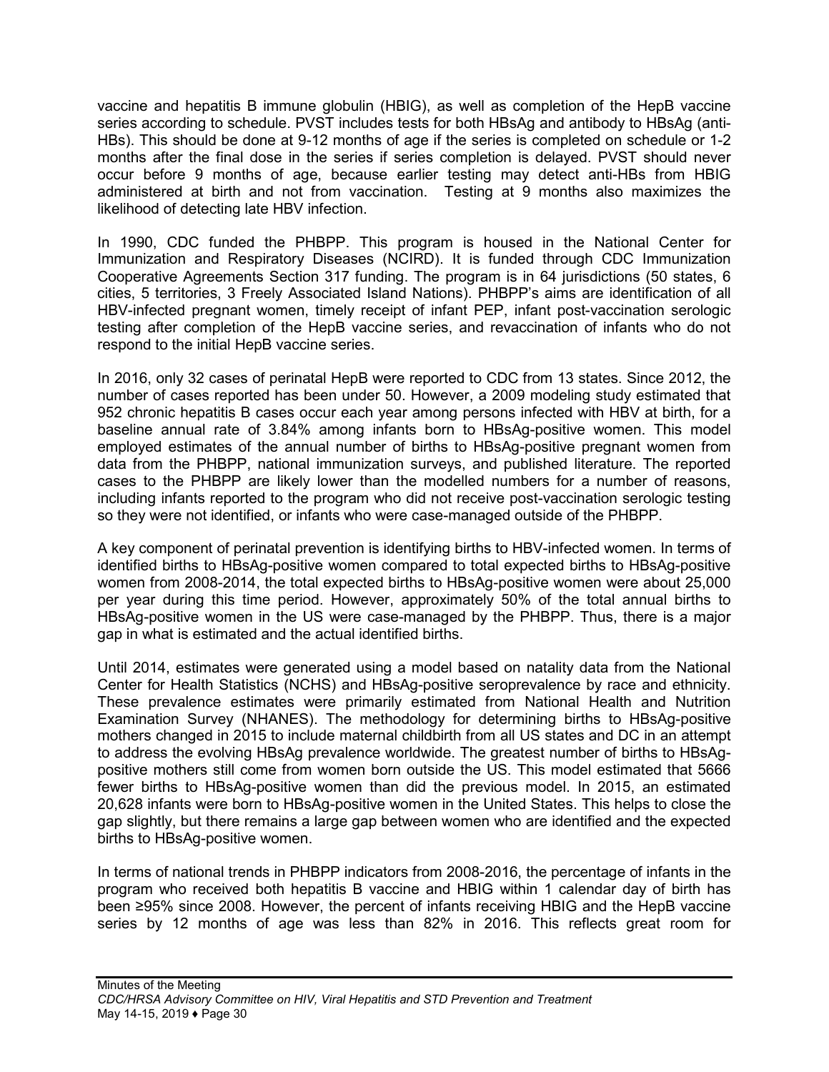vaccine and hepatitis B immune globulin (HBIG), as well as completion of the HepB vaccine series according to schedule. PVST includes tests for both HBsAg and antibody to HBsAg (anti-HBs). This should be done at 9-12 months of age if the series is completed on schedule or 1-2 months after the final dose in the series if series completion is delayed. PVST should never occur before 9 months of age, because earlier testing may detect anti-HBs from HBIG administered at birth and not from vaccination. Testing at 9 months also maximizes the likelihood of detecting late HBV infection.

In 1990, CDC funded the PHBPP. This program is housed in the National Center for Immunization and Respiratory Diseases (NCIRD). It is funded through CDC Immunization Cooperative Agreements Section 317 funding. The program is in 64 jurisdictions (50 states, 6 cities, 5 territories, 3 Freely Associated Island Nations). PHBPP's aims are identification of all HBV-infected pregnant women, timely receipt of infant PEP, infant post-vaccination serologic testing after completion of the HepB vaccine series, and revaccination of infants who do not respond to the initial HepB vaccine series.

In 2016, only 32 cases of perinatal HepB were reported to CDC from 13 states. Since 2012, the number of cases reported has been under 50. However, a 2009 modeling study estimated that 952 chronic hepatitis B cases occur each year among persons infected with HBV at birth, for a baseline annual rate of 3.84% among infants born to HBsAg-positive women. This model employed estimates of the annual number of births to HBsAg-positive pregnant women from data from the PHBPP, national immunization surveys, and published literature. The reported cases to the PHBPP are likely lower than the modelled numbers for a number of reasons, including infants reported to the program who did not receive post-vaccination serologic testing so they were not identified, or infants who were case-managed outside of the PHBPP.

A key component of perinatal prevention is identifying births to HBV-infected women. In terms of identified births to HBsAg-positive women compared to total expected births to HBsAg-positive women from 2008-2014, the total expected births to HBsAg-positive women were about 25,000 per year during this time period. However, approximately 50% of the total annual births to HBsAg-positive women in the US were case-managed by the PHBPP. Thus, there is a major gap in what is estimated and the actual identified births.

Until 2014, estimates were generated using a model based on natality data from the National Center for Health Statistics (NCHS) and HBsAg-positive seroprevalence by race and ethnicity. These prevalence estimates were primarily estimated from National Health and Nutrition Examination Survey (NHANES). The methodology for determining births to HBsAg-positive mothers changed in 2015 to include maternal childbirth from all US states and DC in an attempt to address the evolving HBsAg prevalence worldwide. The greatest number of births to HBsAg-positive mothers still come from women born outside the US. This model estimated that 5666 fewer births to HBsAg-positive women than did the previous model. In 2015, an estimated 20,628 infants were born to HBsAg-positive women in the United States. This helps to close the gap slightly, but there remains a large gap between women who are identified and the expected births to HBsAg-positive women.

In terms of national trends in PHBPP indicators from 2008-2016, the percentage of infants in the program who received both hepatitis B vaccine and HBIG within 1 calendar day of birth has been ≥95% since 2008. However, the percent of infants receiving HBIG and the HepB vaccine series by 12 months of age was less than 82% in 2016. This reflects great room for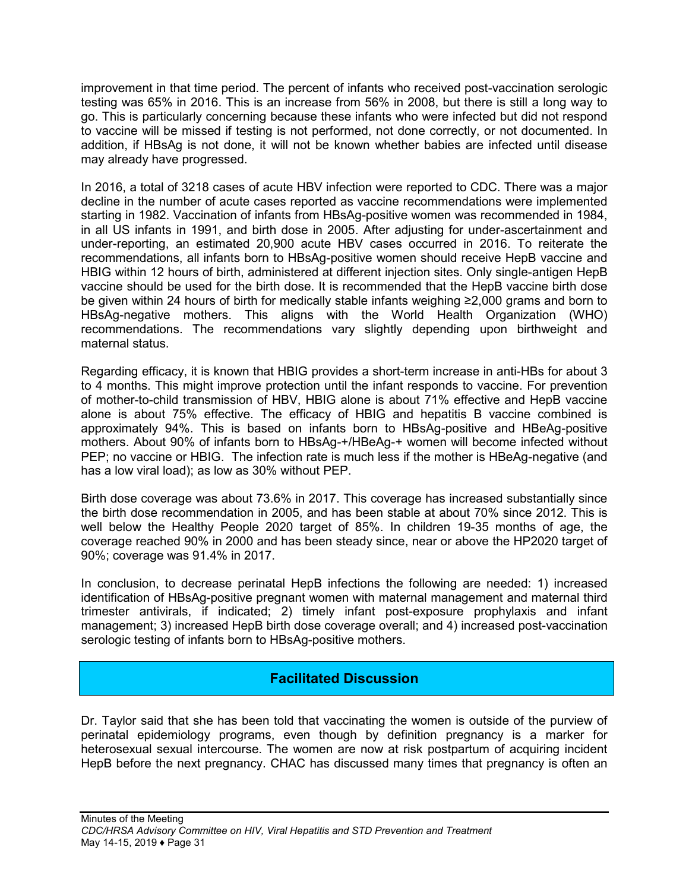improvement in that time period. The percent of infants who received post-vaccination serologic testing was 65% in 2016. This is an increase from 56% in 2008, but there is still a long way to go. This is particularly concerning because these infants who were infected but did not respond to vaccine will be missed if testing is not performed, not done correctly, or not documented. In addition, if HBsAg is not done, it will not be known whether babies are infected until disease may already have progressed.

In 2016, a total of 3218 cases of acute HBV infection were reported to CDC. There was a major decline in the number of acute cases reported as vaccine recommendations were implemented starting in 1982. Vaccination of infants from HBsAg-positive women was recommended in 1984, in all US infants in 1991, and birth dose in 2005. After adjusting for under-ascertainment and under-reporting, an estimated 20,900 acute HBV cases occurred in 2016. To reiterate the recommendations, all infants born to HBsAg-positive women should receive HepB vaccine and HBIG within 12 hours of birth, administered at different injection sites. Only single-antigen HepB vaccine should be used for the birth dose. It is recommended that the HepB vaccine birth dose be given within 24 hours of birth for medically stable infants weighing ≥2,000 grams and born to HBsAg-negative mothers. This aligns with the World Health Organization (WHO) recommendations. The recommendations vary slightly depending upon birthweight and maternal status.

Regarding efficacy, it is known that HBIG provides a short-term increase in anti-HBs for about 3 to 4 months. This might improve protection until the infant responds to vaccine. For prevention of mother-to-child transmission of HBV, HBIG alone is about 71% effective and HepB vaccine alone is about 75% effective. The efficacy of HBIG and hepatitis B vaccine combined is approximately 94%. This is based on infants born to HBsAg-positive and HBeAg-positive mothers. About 90% of infants born to HBsAg-+/HBeAg-+ women will become infected without PEP; no vaccine or HBIG. The infection rate is much less if the mother is HBeAg-negative (and has a low viral load); as low as 30% without PEP.

Birth dose coverage was about 73.6% in 2017. This coverage has increased substantially since the birth dose recommendation in 2005, and has been stable at about 70% since 2012. This is well below the Healthy People 2020 target of 85%. In children 19-35 months of age, the coverage reached 90% in 2000 and has been steady since, near or above the HP2020 target of 90%; coverage was 91.4% in 2017.

In conclusion, to decrease perinatal HepB infections the following are needed: 1) increased identification of HBsAg-positive pregnant women with maternal management and maternal third trimester antivirals, if indicated; 2) timely infant post-exposure prophylaxis and infant management; 3) increased HepB birth dose coverage overall; and 4) increased post-vaccination serologic testing of infants born to HBsAg-positive mothers.

## Facilitated Discussion

Dr. Taylor said that she has been told that vaccinating the women is outside of the purview of perinatal epidemiology programs, even though by definition pregnancy is a marker for heterosexual sexual intercourse. The women are now at risk postpartum of acquiring incident HepB before the next pregnancy. CHAC has discussed many times that pregnancy is often an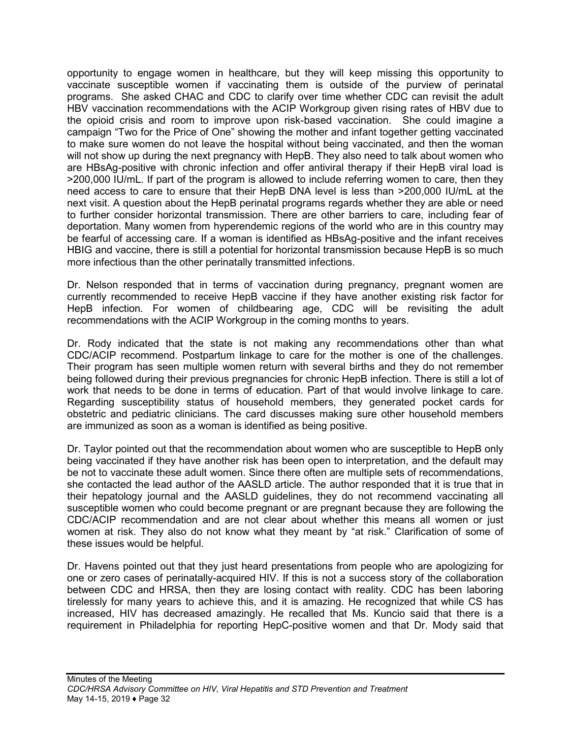opportunity to engage women in healthcare, but they will keep missing this opportunity to vaccinate susceptible women if vaccinating them is outside of the purview of perinatal programs. She asked CHAC and CDC to clarify over time whether CDC can revisit the adult HBV vaccination recommendations with the ACIP Workgroup given rising rates of HBV due to the opioid crisis and room to improve upon risk-based vaccination. She could imagine a campaign "Two for the Price of One" showing the mother and infant together getting vaccinated to make sure women do not leave the hospital without being vaccinated, and then the woman will not show up during the next pregnancy with HepB. They also need to talk about women who are HBsAg-positive with chronic infection and offer antiviral therapy if their HepB viral load is >200,000 IU/mL. If part of the program is allowed to include referring women to care, then they need access to care to ensure that their HepB DNA level is less than >200,000 IU/mL at the next visit. A question about the HepB perinatal programs regards whether they are able or need to further consider horizontal transmission. There are other barriers to care, including fear of deportation. Many women from hyperendemic regions of the world who are in this country may be fearful of accessing care. If a woman is identified as HBsAg-positive and the infant receives HBIG and vaccine, there is still a potential for horizontal transmission because HepB is so much more infectious than the other perinatally transmitted infections.

Dr. Nelson responded that in terms of vaccination during pregnancy, pregnant women are currently recommended to receive HepB vaccine if they have another existing risk factor for HepB infection. For women of childbearing age, CDC will be revisiting the adult recommendations with the ACIP Workgroup in the coming months to years.

Dr. Rody indicated that the state is not making any recommendations other than what CDC/ACIP recommend. Postpartum linkage to care for the mother is one of the challenges. Their program has seen multiple women return with several births and they do not remember being followed during their previous pregnancies for chronic HepB infection. There is still a lot of work that needs to be done in terms of education. Part of that would involve linkage to care. Regarding susceptibility status of household members, they generated pocket cards for obstetric and pediatric clinicians. The card discusses making sure other household members are immunized as soon as a woman is identified as being positive.

Dr. Taylor pointed out that the recommendation about women who are susceptible to HepB only being vaccinated if they have another risk has been open to interpretation, and the default may be not to vaccinate these adult women. Since there often are multiple sets of recommendations, she contacted the lead author of the AASLD article. The author responded that it is true that in their hepatology journal and the AASLD guidelines, they do not recommend vaccinating all susceptible women who could become pregnant or are pregnant because they are following the CDC/ACIP recommendation and are not clear about whether this means all women or just women at risk. They also do not know what they meant by "at risk." Clarification of some of these issues would be helpful.

Dr. Havens pointed out that they just heard presentations from people who are apologizing for one or zero cases of perinatally-acquired HIV. If this is not a success story of the collaboration between CDC and HRSA, then they are losing contact with reality. CDC has been laboring tirelessly for many years to achieve this, and it is amazing. He recognized that while CS has increased, HIV has decreased amazingly. He recalled that Ms. Kuncio said that there is a requirement in Philadelphia for reporting HepC-positive women and that Dr. Mody said that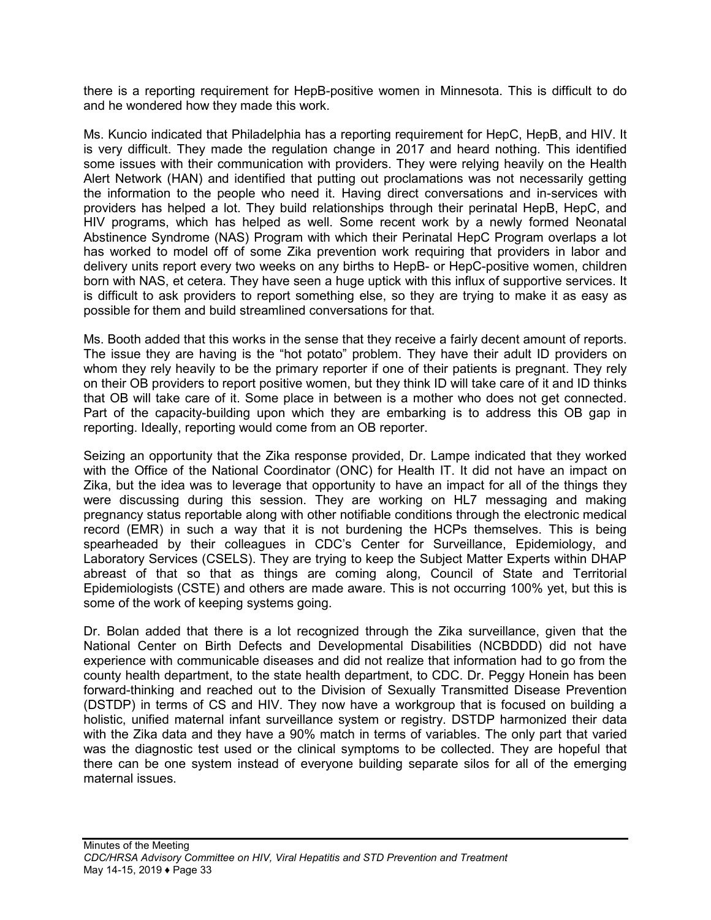there is a reporting requirement for HepB-positive women in Minnesota. This is difficult to do and he wondered how they made this work.

Ms. Kuncio indicated that Philadelphia has a reporting requirement for HepC, HepB, and HIV. It is very difficult. They made the regulation change in 2017 and heard nothing. This identified some issues with their communication with providers. They were relying heavily on the Health Alert Network (HAN) and identified that putting out proclamations was not necessarily getting the information to the people who need it. Having direct conversations and in-services with providers has helped a lot. They build relationships through their perinatal HepB, HepC, and HIV programs, which has helped as well. Some recent work by a newly formed Neonatal Abstinence Syndrome (NAS) Program with which their Perinatal HepC Program overlaps a lot has worked to model off of some Zika prevention work requiring that providers in labor and delivery units report every two weeks on any births to HepB- or HepC-positive women, children born with NAS, et cetera. They have seen a huge uptick with this influx of supportive services. It is difficult to ask providers to report something else, so they are trying to make it as easy as possible for them and build streamlined conversations for that.

Ms. Booth added that this works in the sense that they receive a fairly decent amount of reports. The issue they are having is the "hot potato" problem. They have their adult ID providers on whom they rely heavily to be the primary reporter if one of their patients is pregnant. They rely on their OB providers to report positive women, but they think ID will take care of it and ID thinks that OB will take care of it. Some place in between is a mother who does not get connected. Part of the capacity-building upon which they are embarking is to address this OB gap in reporting. Ideally, reporting would come from an OB reporter.

Seizing an opportunity that the Zika response provided, Dr. Lampe indicated that they worked with the Office of the National Coordinator (ONC) for Health IT. It did not have an impact on Zika, but the idea was to leverage that opportunity to have an impact for all of the things they were discussing during this session. They are working on HL7 messaging and making pregnancy status reportable along with other notifiable conditions through the electronic medical record (EMR) in such a way that it is not burdening the HCPs themselves. This is being spearheaded by their colleagues in CDC's Center for Surveillance, Epidemiology, and Laboratory Services (CSELS). They are trying to keep the Subject Matter Experts within DHAP abreast of that so that as things are coming along, Council of State and Territorial Epidemiologists (CSTE) and others are made aware. This is not occurring 100% yet, but this is some of the work of keeping systems going.

Dr. Bolan added that there is a lot recognized through the Zika surveillance, given that the National Center on Birth Defects and Developmental Disabilities (NCBDDD) did not have experience with communicable diseases and did not realize that information had to go from the county health department, to the state health department, to CDC. Dr. Peggy Honein has been forward-thinking and reached out to the Division of Sexually Transmitted Disease Prevention (DSTDP) in terms of CS and HIV. They now have a workgroup that is focused on building a holistic, unified maternal infant surveillance system or registry. DSTDP harmonized their data with the Zika data and they have a 90% match in terms of variables. The only part that varied was the diagnostic test used or the clinical symptoms to be collected. They are hopeful that there can be one system instead of everyone building separate silos for all of the emerging maternal issues.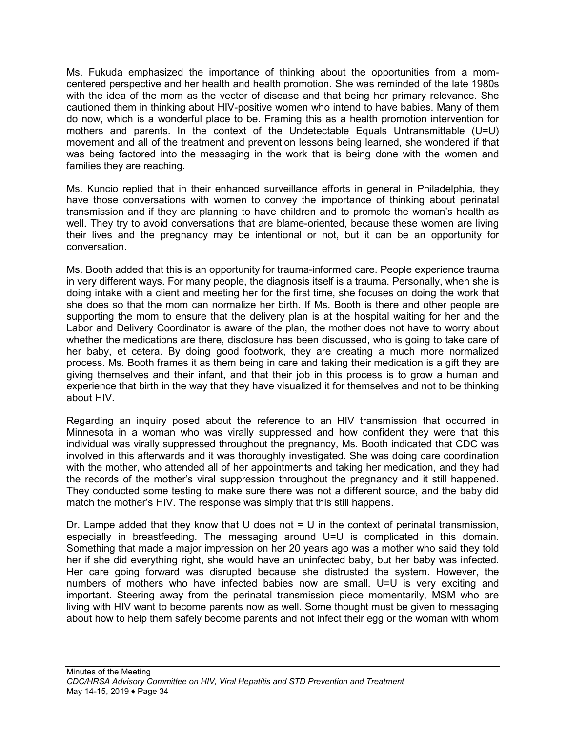Ms. Fukuda emphasized the importance of thinking about the opportunities from a mom-centered perspective and her health and health promotion. She was reminded of the late 1980s with the idea of the mom as the vector of disease and that being her primary relevance. She cautioned them in thinking about HIV-positive women who intend to have babies. Many of them do now, which is a wonderful place to be. Framing this as a health promotion intervention for mothers and parents. In the context of the Undetectable Equals Untransmittable (U=U) movement and all of the treatment and prevention lessons being learned, she wondered if that was being factored into the messaging in the work that is being done with the women and families they are reaching.

Ms. Kuncio replied that in their enhanced surveillance efforts in general in Philadelphia, they have those conversations with women to convey the importance of thinking about perinatal transmission and if they are planning to have children and to promote the woman's health as well. They try to avoid conversations that are blame-oriented, because these women are living their lives and the pregnancy may be intentional or not, but it can be an opportunity for conversation.

Ms. Booth added that this is an opportunity for trauma-informed care. People experience trauma in very different ways. For many people, the diagnosis itself is a trauma. Personally, when she is doing intake with a client and meeting her for the first time, she focuses on doing the work that she does so that the mom can normalize her birth. If Ms. Booth is there and other people are supporting the mom to ensure that the delivery plan is at the hospital waiting for her and the Labor and Delivery Coordinator is aware of the plan, the mother does not have to worry about whether the medications are there, disclosure has been discussed, who is going to take care of her baby, et cetera. By doing good footwork, they are creating a much more normalized process. Ms. Booth frames it as them being in care and taking their medication is a gift they are giving themselves and their infant, and that their job in this process is to grow a human and experience that birth in the way that they have visualized it for themselves and not to be thinking about HIV.

Regarding an inquiry posed about the reference to an HIV transmission that occurred in Minnesota in a woman who was virally suppressed and how confident they were that this individual was virally suppressed throughout the pregnancy, Ms. Booth indicated that CDC was involved in this afterwards and it was thoroughly investigated. She was doing care coordination with the mother, who attended all of her appointments and taking her medication, and they had the records of the mother's viral suppression throughout the pregnancy and it still happened. They conducted some testing to make sure there was not a different source, and the baby did match the mother's HIV. The response was simply that this still happens.

Dr. Lampe added that they know that U does not = U in the context of perinatal transmission, especially in breastfeeding. The messaging around U=U is complicated in this domain. Something that made a major impression on her 20 years ago was a mother who said they told her if she did everything right, she would have an uninfected baby, but her baby was infected. Her care going forward was disrupted because she distrusted the system. However, the numbers of mothers who have infected babies now are small. U=U is very exciting and important. Steering away from the perinatal transmission piece momentarily, MSM who are living with HIV want to become parents now as well. Some thought must be given to messaging about how to help them safely become parents and not infect their egg or the woman with whom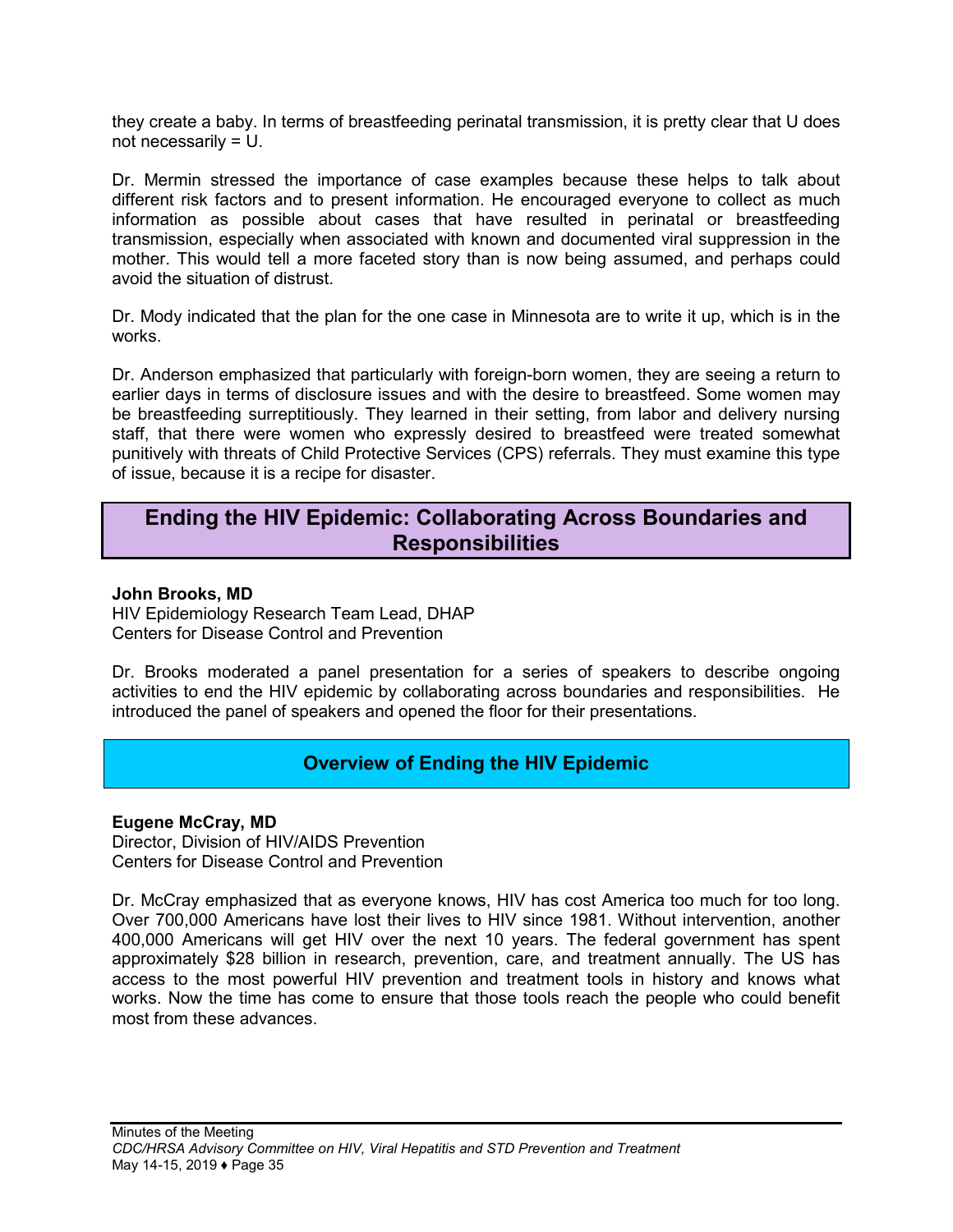they create a baby. In terms of breastfeeding perinatal transmission, it is pretty clear that U does not necessarily = U.

Dr. Mermin stressed the importance of case examples because these helps to talk about different risk factors and to present information. He encouraged everyone to collect as much information as possible about cases that have resulted in perinatal or breastfeeding transmission, especially when associated with known and documented viral suppression in the mother. This would tell a more faceted story than is now being assumed, and perhaps could avoid the situation of distrust.

Dr. Mody indicated that the plan for the one case in Minnesota are to write it up, which is in the works.

Dr. Anderson emphasized that particularly with foreign-born women, they are seeing a return to earlier days in terms of disclosure issues and with the desire to breastfeed. Some women may be breastfeeding surreptitiously. They learned in their setting, from labor and delivery nursing staff, that there were women who expressly desired to breastfeed were treated somewhat punitively with threats of Child Protective Services (CPS) referrals. They must examine this type of issue, because it is a recipe for disaster.

## Ending the HIV Epidemic: Collaborating Across Boundaries and Responsibilities

**John Brooks, MD**
HIV Epidemiology Research Team Lead, DHAP
Centers for Disease Control and Prevention

Dr. Brooks moderated a panel presentation for a series of speakers to describe ongoing activities to end the HIV epidemic by collaborating across boundaries and responsibilities. He introduced the panel of speakers and opened the floor for their presentations.

### Overview of Ending the HIV Epidemic

**Eugene McCray, MD**
Director, Division of HIV/AIDS Prevention
Centers for Disease Control and Prevention

Dr. McCray emphasized that as everyone knows, HIV has cost America too much for too long. Over 700,000 Americans have lost their lives to HIV since 1981. Without intervention, another 400,000 Americans will get HIV over the next 10 years. The federal government has spent approximately $28 billion in research, prevention, care, and treatment annually. The US has access to the most powerful HIV prevention and treatment tools in history and knows what works. Now the time has come to ensure that those tools reach the people who could benefit most from these advances.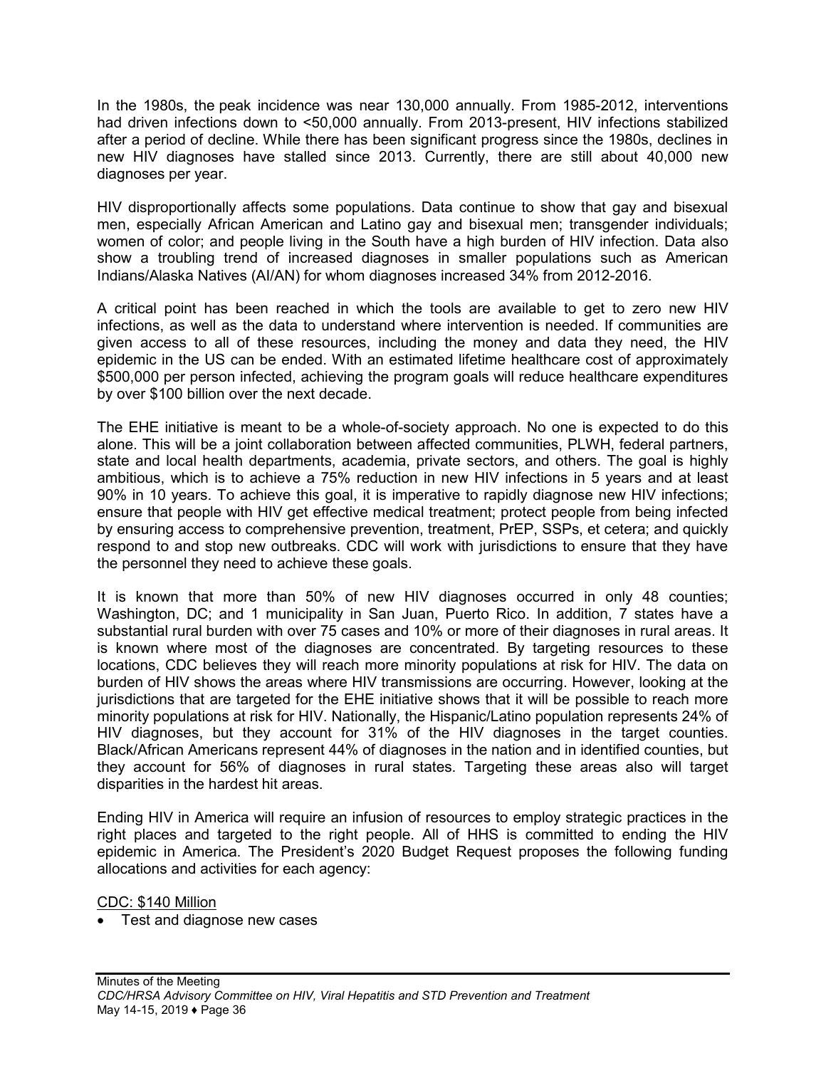In the 1980s, the peak incidence was near 130,000 annually. From 1985-2012, interventions had driven infections down to <50,000 annually. From 2013-present, HIV infections stabilized after a period of decline. While there has been significant progress since the 1980s, declines in new HIV diagnoses have stalled since 2013. Currently, there are still about 40,000 new diagnoses per year.

HIV disproportionally affects some populations. Data continue to show that gay and bisexual men, especially African American and Latino gay and bisexual men; transgender individuals; women of color; and people living in the South have a high burden of HIV infection. Data also show a troubling trend of increased diagnoses in smaller populations such as American Indians/Alaska Natives (AI/AN) for whom diagnoses increased 34% from 2012-2016.

A critical point has been reached in which the tools are available to get to zero new HIV infections, as well as the data to understand where intervention is needed. If communities are given access to all of these resources, including the money and data they need, the HIV epidemic in the US can be ended. With an estimated lifetime healthcare cost of approximately $500,000 per person infected, achieving the program goals will reduce healthcare expenditures by over $100 billion over the next decade.

The EHE initiative is meant to be a whole-of-society approach. No one is expected to do this alone. This will be a joint collaboration between affected communities, PLWH, federal partners, state and local health departments, academia, private sectors, and others. The goal is highly ambitious, which is to achieve a 75% reduction in new HIV infections in 5 years and at least 90% in 10 years. To achieve this goal, it is imperative to rapidly diagnose new HIV infections; ensure that people with HIV get effective medical treatment; protect people from being infected by ensuring access to comprehensive prevention, treatment, PrEP, SSPs, et cetera; and quickly respond to and stop new outbreaks. CDC will work with jurisdictions to ensure that they have the personnel they need to achieve these goals.

It is known that more than 50% of new HIV diagnoses occurred in only 48 counties; Washington, DC; and 1 municipality in San Juan, Puerto Rico. In addition, 7 states have a substantial rural burden with over 75 cases and 10% or more of their diagnoses in rural areas. It is known where most of the diagnoses are concentrated. By targeting resources to these locations, CDC believes they will reach more minority populations at risk for HIV. The data on burden of HIV shows the areas where HIV transmissions are occurring. However, looking at the jurisdictions that are targeted for the EHE initiative shows that it will be possible to reach more minority populations at risk for HIV. Nationally, the Hispanic/Latino population represents 24% of HIV diagnoses, but they account for 31% of the HIV diagnoses in the target counties. Black/African Americans represent 44% of diagnoses in the nation and in identified counties, but they account for 56% of diagnoses in rural states. Targeting these areas also will target disparities in the hardest hit areas.

Ending HIV in America will require an infusion of resources to employ strategic practices in the right places and targeted to the right people. All of HHS is committed to ending the HIV epidemic in America. The President's 2020 Budget Request proposes the following funding allocations and activities for each agency:

<u>CDC: $140 Million</u>

- Test and diagnose new cases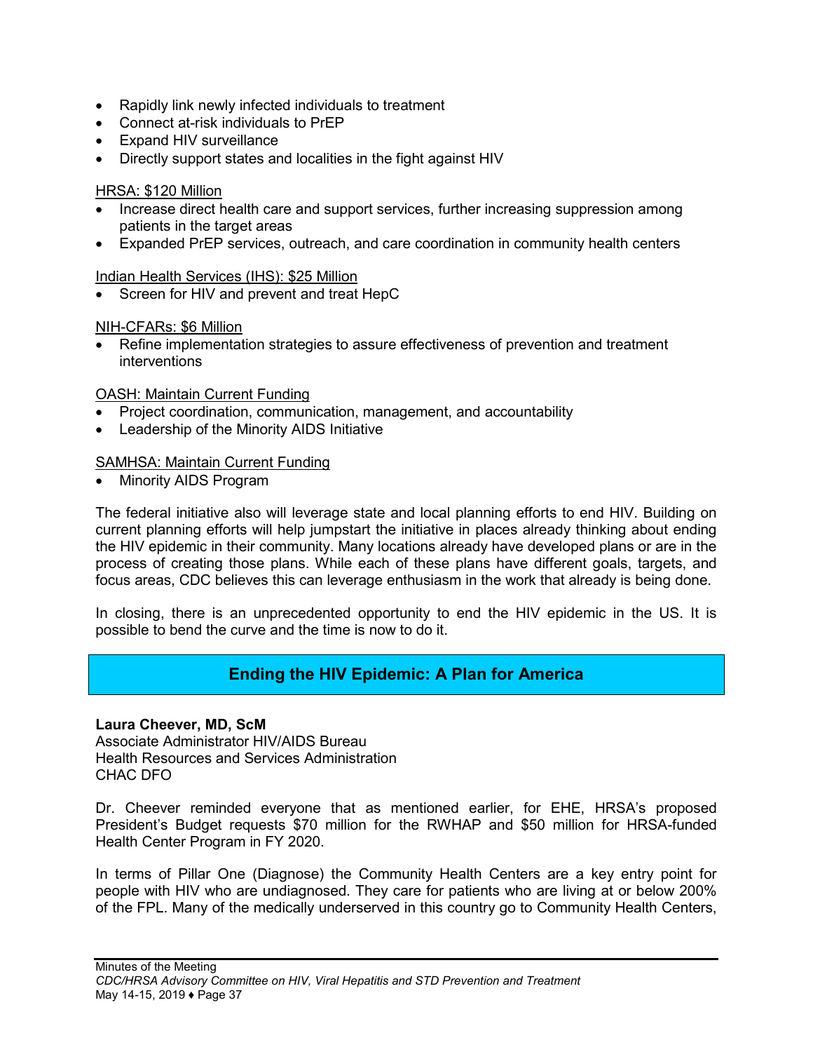- Rapidly link newly infected individuals to treatment
- Connect at-risk individuals to PrEP
- Expand HIV surveillance
- Directly support states and localities in the fight against HIV

HRSA: $120 Million

- Increase direct health care and support services, further increasing suppression among patients in the target areas
- Expanded PrEP services, outreach, and care coordination in community health centers

Indian Health Services (IHS): $25 Million

- Screen for HIV and prevent and treat HepC

NIH-CFARs: $6 Million

- Refine implementation strategies to assure effectiveness of prevention and treatment interventions

OASH: Maintain Current Funding

- Project coordination, communication, management, and accountability
- Leadership of the Minority AIDS Initiative

SAMHSA: Maintain Current Funding

- Minority AIDS Program

The federal initiative also will leverage state and local planning efforts to end HIV. Building on current planning efforts will help jumpstart the initiative in places already thinking about ending the HIV epidemic in their community. Many locations already have developed plans or are in the process of creating those plans. While each of these plans have different goals, targets, and focus areas, CDC believes this can leverage enthusiasm in the work that already is being done.

In closing, there is an unprecedented opportunity to end the HIV epidemic in the US. It is possible to bend the curve and the time is now to do it.

## Ending the HIV Epidemic: A Plan for America

**Laura Cheever, MD, ScM**
Associate Administrator HIV/AIDS Bureau
Health Resources and Services Administration
CHAC DFO

Dr. Cheever reminded everyone that as mentioned earlier, for EHE, HRSA's proposed President's Budget requests $70 million for the RWHAP and $50 million for HRSA-funded Health Center Program in FY 2020.

In terms of Pillar One (Diagnose) the Community Health Centers are a key entry point for people with HIV who are undiagnosed. They care for patients who are living at or below 200% of the FPL. Many of the medically underserved in this country go to Community Health Centers,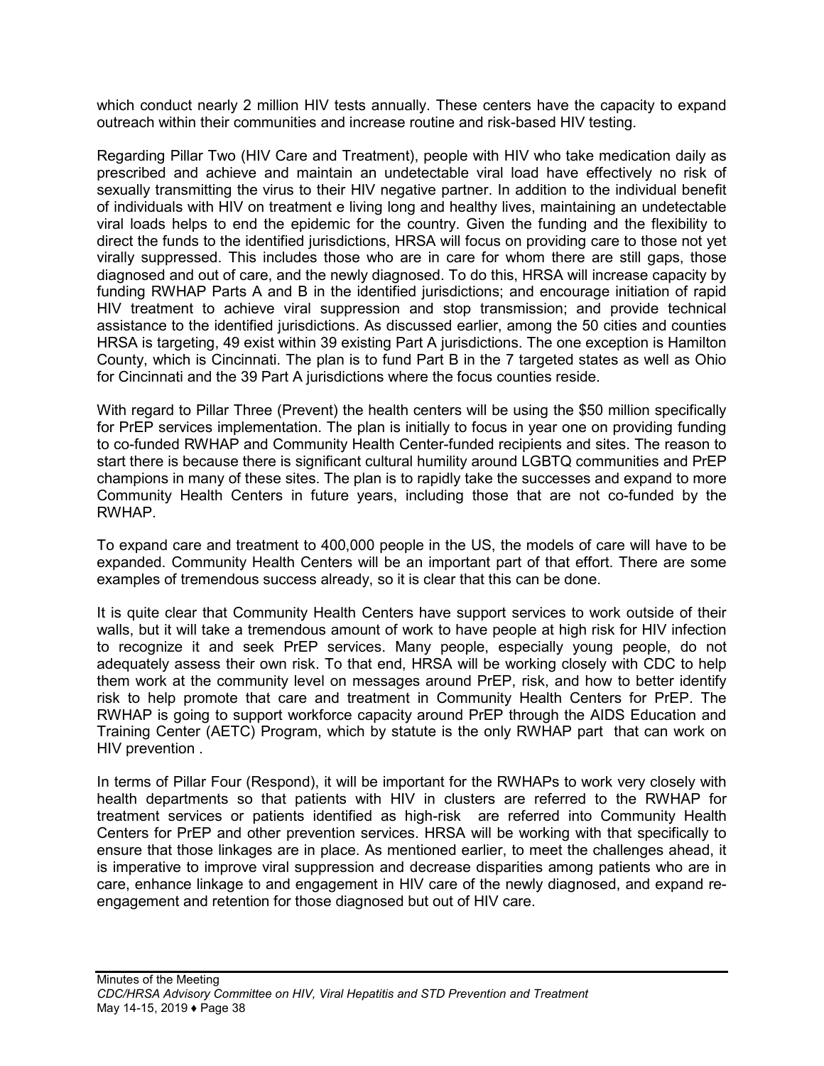which conduct nearly 2 million HIV tests annually. These centers have the capacity to expand outreach within their communities and increase routine and risk-based HIV testing.

Regarding Pillar Two (HIV Care and Treatment), people with HIV who take medication daily as prescribed and achieve and maintain an undetectable viral load have effectively no risk of sexually transmitting the virus to their HIV negative partner. In addition to the individual benefit of individuals with HIV on treatment e living long and healthy lives, maintaining an undetectable viral loads helps to end the epidemic for the country. Given the funding and the flexibility to direct the funds to the identified jurisdictions, HRSA will focus on providing care to those not yet virally suppressed. This includes those who are in care for whom there are still gaps, those diagnosed and out of care, and the newly diagnosed. To do this, HRSA will increase capacity by funding RWHAP Parts A and B in the identified jurisdictions; and encourage initiation of rapid HIV treatment to achieve viral suppression and stop transmission; and provide technical assistance to the identified jurisdictions. As discussed earlier, among the 50 cities and counties HRSA is targeting, 49 exist within 39 existing Part A jurisdictions. The one exception is Hamilton County, which is Cincinnati. The plan is to fund Part B in the 7 targeted states as well as Ohio for Cincinnati and the 39 Part A jurisdictions where the focus counties reside.

With regard to Pillar Three (Prevent) the health centers will be using the $50 million specifically for PrEP services implementation. The plan is initially to focus in year one on providing funding to co-funded RWHAP and Community Health Center-funded recipients and sites. The reason to start there is because there is significant cultural humility around LGBTQ communities and PrEP champions in many of these sites. The plan is to rapidly take the successes and expand to more Community Health Centers in future years, including those that are not co-funded by the RWHAP.

To expand care and treatment to 400,000 people in the US, the models of care will have to be expanded. Community Health Centers will be an important part of that effort. There are some examples of tremendous success already, so it is clear that this can be done.

It is quite clear that Community Health Centers have support services to work outside of their walls, but it will take a tremendous amount of work to have people at high risk for HIV infection to recognize it and seek PrEP services. Many people, especially young people, do not adequately assess their own risk. To that end, HRSA will be working closely with CDC to help them work at the community level on messages around PrEP, risk, and how to better identify risk to help promote that care and treatment in Community Health Centers for PrEP. The RWHAP is going to support workforce capacity around PrEP through the AIDS Education and Training Center (AETC) Program, which by statute is the only RWHAP part that can work on HIV prevention .

In terms of Pillar Four (Respond), it will be important for the RWHAPs to work very closely with health departments so that patients with HIV in clusters are referred to the RWHAP for treatment services or patients identified as high-risk are referred into Community Health Centers for PrEP and other prevention services. HRSA will be working with that specifically to ensure that those linkages are in place. As mentioned earlier, to meet the challenges ahead, it is imperative to improve viral suppression and decrease disparities among patients who are in care, enhance linkage to and engagement in HIV care of the newly diagnosed, and expand re-engagement and retention for those diagnosed but out of HIV care.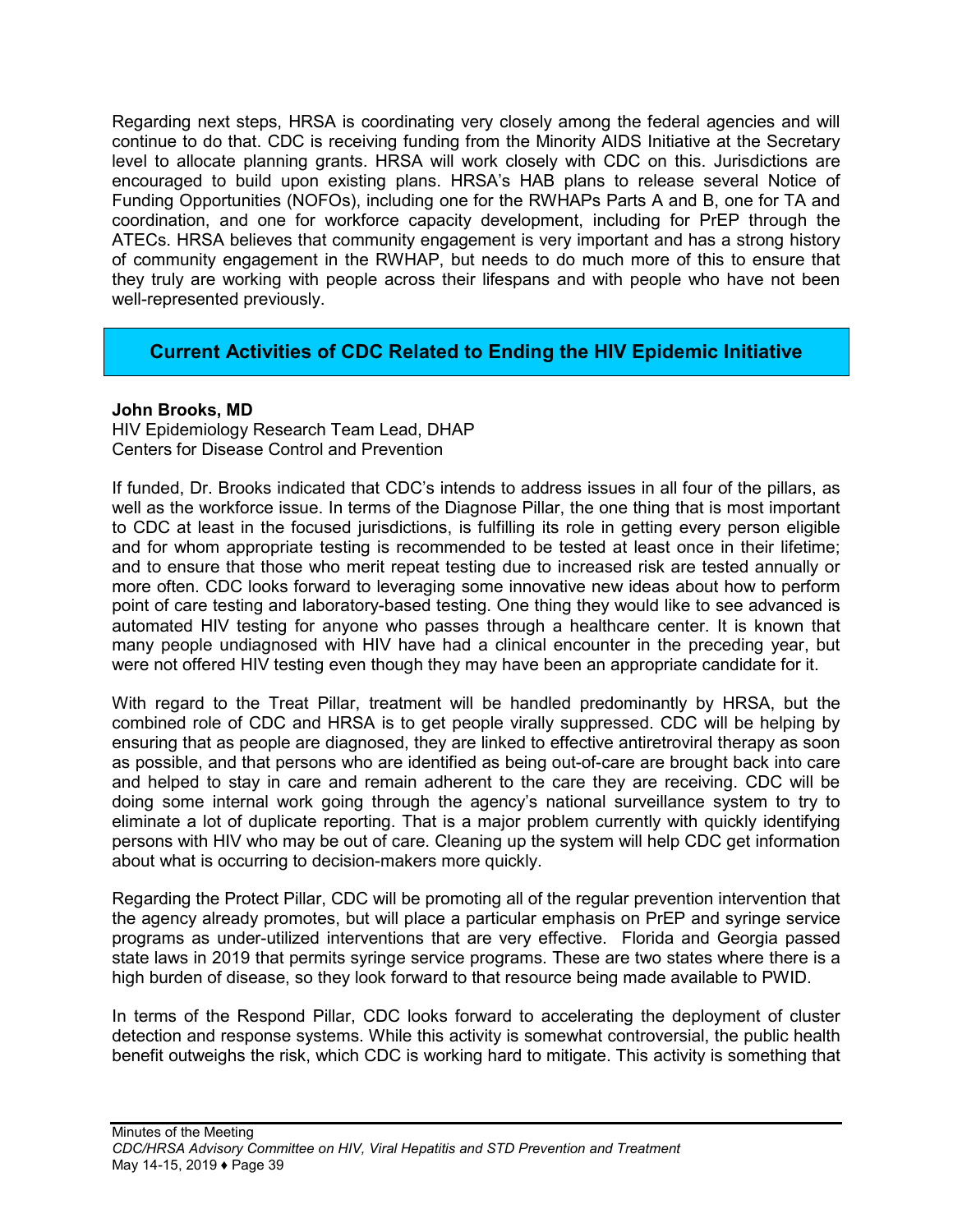Regarding next steps, HRSA is coordinating very closely among the federal agencies and will continue to do that. CDC is receiving funding from the Minority AIDS Initiative at the Secretary level to allocate planning grants. HRSA will work closely with CDC on this. Jurisdictions are encouraged to build upon existing plans. HRSA's HAB plans to release several Notice of Funding Opportunities (NOFOs), including one for the RWHAPs Parts A and B, one for TA and coordination, and one for workforce capacity development, including for PrEP through the ATECs. HRSA believes that community engagement is very important and has a strong history of community engagement in the RWHAP, but needs to do much more of this to ensure that they truly are working with people across their lifespans and with people who have not been well-represented previously.

## Current Activities of CDC Related to Ending the HIV Epidemic Initiative

**John Brooks, MD**
HIV Epidemiology Research Team Lead, DHAP
Centers for Disease Control and Prevention

If funded, Dr. Brooks indicated that CDC's intends to address issues in all four of the pillars, as well as the workforce issue. In terms of the Diagnose Pillar, the one thing that is most important to CDC at least in the focused jurisdictions, is fulfilling its role in getting every person eligible and for whom appropriate testing is recommended to be tested at least once in their lifetime; and to ensure that those who merit repeat testing due to increased risk are tested annually or more often. CDC looks forward to leveraging some innovative new ideas about how to perform point of care testing and laboratory-based testing. One thing they would like to see advanced is automated HIV testing for anyone who passes through a healthcare center. It is known that many people undiagnosed with HIV have had a clinical encounter in the preceding year, but were not offered HIV testing even though they may have been an appropriate candidate for it.

With regard to the Treat Pillar, treatment will be handled predominantly by HRSA, but the combined role of CDC and HRSA is to get people virally suppressed. CDC will be helping by ensuring that as people are diagnosed, they are linked to effective antiretroviral therapy as soon as possible, and that persons who are identified as being out-of-care are brought back into care and helped to stay in care and remain adherent to the care they are receiving. CDC will be doing some internal work going through the agency's national surveillance system to try to eliminate a lot of duplicate reporting. That is a major problem currently with quickly identifying persons with HIV who may be out of care. Cleaning up the system will help CDC get information about what is occurring to decision-makers more quickly.

Regarding the Protect Pillar, CDC will be promoting all of the regular prevention intervention that the agency already promotes, but will place a particular emphasis on PrEP and syringe service programs as under-utilized interventions that are very effective. Florida and Georgia passed state laws in 2019 that permits syringe service programs. These are two states where there is a high burden of disease, so they look forward to that resource being made available to PWID.

In terms of the Respond Pillar, CDC looks forward to accelerating the deployment of cluster detection and response systems. While this activity is somewhat controversial, the public health benefit outweighs the risk, which CDC is working hard to mitigate. This activity is something that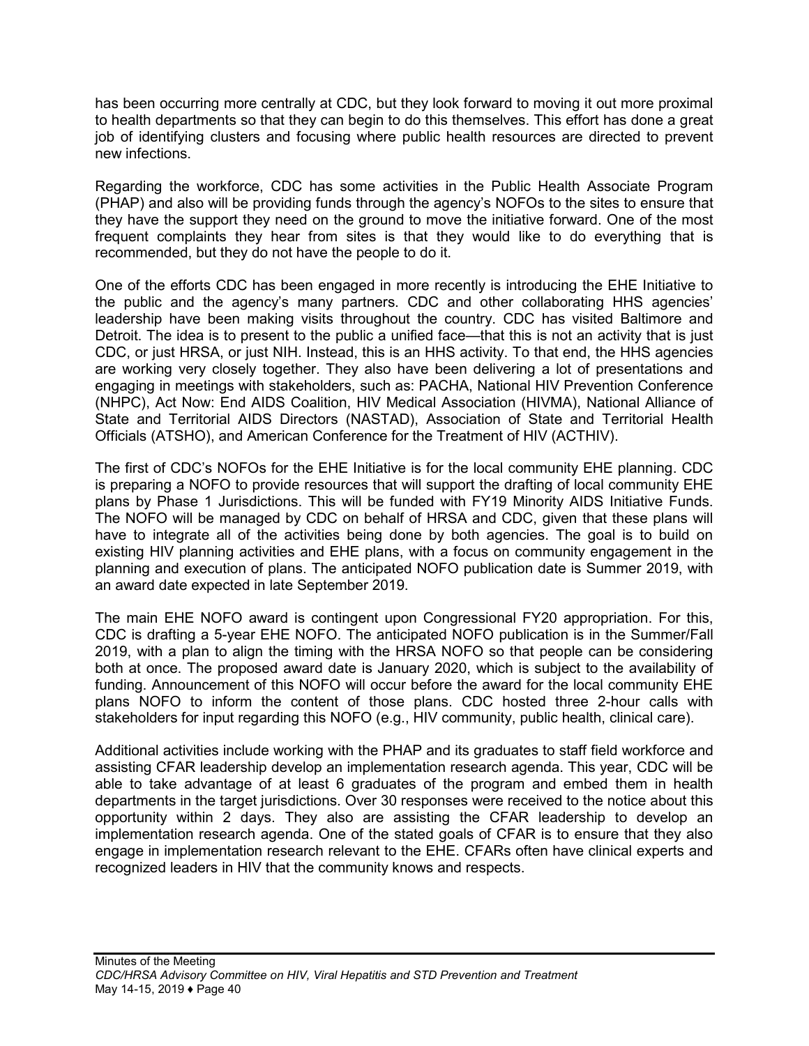has been occurring more centrally at CDC, but they look forward to moving it out more proximal to health departments so that they can begin to do this themselves. This effort has done a great job of identifying clusters and focusing where public health resources are directed to prevent new infections.

Regarding the workforce, CDC has some activities in the Public Health Associate Program (PHAP) and also will be providing funds through the agency's NOFOs to the sites to ensure that they have the support they need on the ground to move the initiative forward. One of the most frequent complaints they hear from sites is that they would like to do everything that is recommended, but they do not have the people to do it.

One of the efforts CDC has been engaged in more recently is introducing the EHE Initiative to the public and the agency's many partners. CDC and other collaborating HHS agencies' leadership have been making visits throughout the country. CDC has visited Baltimore and Detroit. The idea is to present to the public a unified face—that this is not an activity that is just CDC, or just HRSA, or just NIH. Instead, this is an HHS activity. To that end, the HHS agencies are working very closely together. They also have been delivering a lot of presentations and engaging in meetings with stakeholders, such as: PACHA, National HIV Prevention Conference (NHPC), Act Now: End AIDS Coalition, HIV Medical Association (HIVMA), National Alliance of State and Territorial AIDS Directors (NASTAD), Association of State and Territorial Health Officials (ATSHO), and American Conference for the Treatment of HIV (ACTHIV).

The first of CDC's NOFOs for the EHE Initiative is for the local community EHE planning. CDC is preparing a NOFO to provide resources that will support the drafting of local community EHE plans by Phase 1 Jurisdictions. This will be funded with FY19 Minority AIDS Initiative Funds. The NOFO will be managed by CDC on behalf of HRSA and CDC, given that these plans will have to integrate all of the activities being done by both agencies. The goal is to build on existing HIV planning activities and EHE plans, with a focus on community engagement in the planning and execution of plans. The anticipated NOFO publication date is Summer 2019, with an award date expected in late September 2019.

The main EHE NOFO award is contingent upon Congressional FY20 appropriation. For this, CDC is drafting a 5-year EHE NOFO. The anticipated NOFO publication is in the Summer/Fall 2019, with a plan to align the timing with the HRSA NOFO so that people can be considering both at once. The proposed award date is January 2020, which is subject to the availability of funding. Announcement of this NOFO will occur before the award for the local community EHE plans NOFO to inform the content of those plans. CDC hosted three 2-hour calls with stakeholders for input regarding this NOFO (e.g., HIV community, public health, clinical care).

Additional activities include working with the PHAP and its graduates to staff field workforce and assisting CFAR leadership develop an implementation research agenda. This year, CDC will be able to take advantage of at least 6 graduates of the program and embed them in health departments in the target jurisdictions. Over 30 responses were received to the notice about this opportunity within 2 days. They also are assisting the CFAR leadership to develop an implementation research agenda. One of the stated goals of CFAR is to ensure that they also engage in implementation research relevant to the EHE. CFARs often have clinical experts and recognized leaders in HIV that the community knows and respects.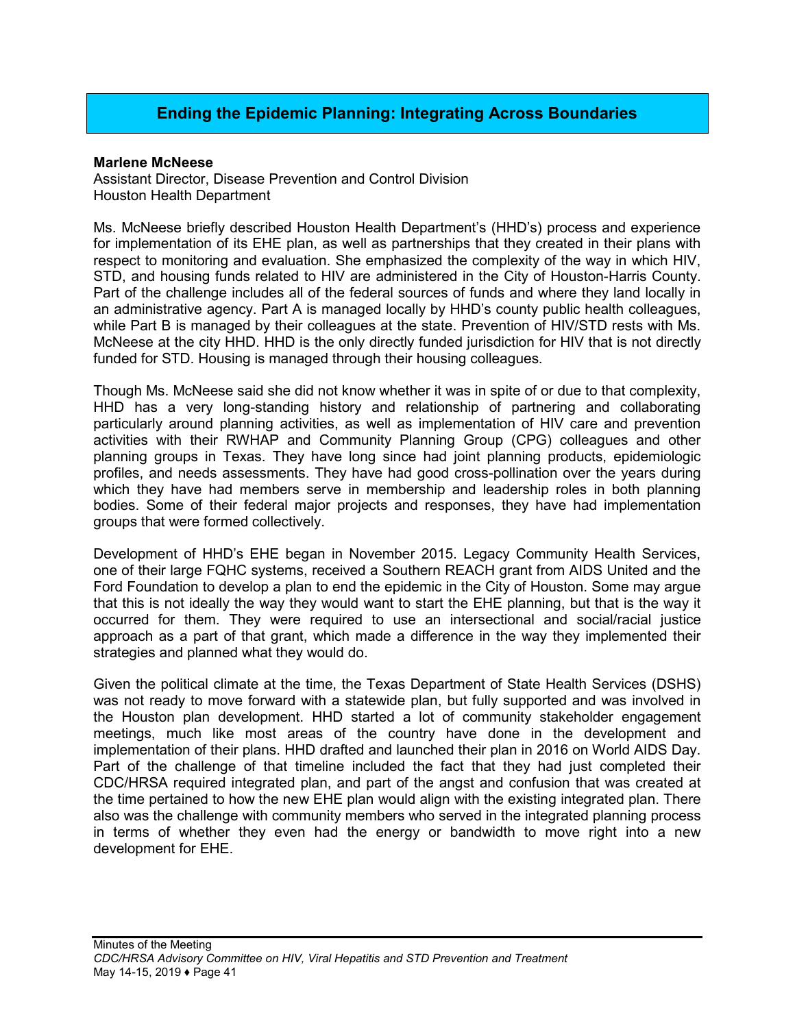## Ending the Epidemic Planning: Integrating Across Boundaries

**Marlene McNeese**
Assistant Director, Disease Prevention and Control Division
Houston Health Department

Ms. McNeese briefly described Houston Health Department's (HHD's) process and experience for implementation of its EHE plan, as well as partnerships that they created in their plans with respect to monitoring and evaluation. She emphasized the complexity of the way in which HIV, STD, and housing funds related to HIV are administered in the City of Houston-Harris County. Part of the challenge includes all of the federal sources of funds and where they land locally in an administrative agency. Part A is managed locally by HHD's county public health colleagues, while Part B is managed by their colleagues at the state. Prevention of HIV/STD rests with Ms. McNeese at the city HHD. HHD is the only directly funded jurisdiction for HIV that is not directly funded for STD. Housing is managed through their housing colleagues.

Though Ms. McNeese said she did not know whether it was in spite of or due to that complexity, HHD has a very long-standing history and relationship of partnering and collaborating particularly around planning activities, as well as implementation of HIV care and prevention activities with their RWHAP and Community Planning Group (CPG) colleagues and other planning groups in Texas. They have long since had joint planning products, epidemiologic profiles, and needs assessments. They have had good cross-pollination over the years during which they have had members serve in membership and leadership roles in both planning bodies. Some of their federal major projects and responses, they have had implementation groups that were formed collectively.

Development of HHD's EHE began in November 2015. Legacy Community Health Services, one of their large FQHC systems, received a Southern REACH grant from AIDS United and the Ford Foundation to develop a plan to end the epidemic in the City of Houston. Some may argue that this is not ideally the way they would want to start the EHE planning, but that is the way it occurred for them. They were required to use an intersectional and social/racial justice approach as a part of that grant, which made a difference in the way they implemented their strategies and planned what they would do.

Given the political climate at the time, the Texas Department of State Health Services (DSHS) was not ready to move forward with a statewide plan, but fully supported and was involved in the Houston plan development. HHD started a lot of community stakeholder engagement meetings, much like most areas of the country have done in the development and implementation of their plans. HHD drafted and launched their plan in 2016 on World AIDS Day. Part of the challenge of that timeline included the fact that they had just completed their CDC/HRSA required integrated plan, and part of the angst and confusion that was created at the time pertained to how the new EHE plan would align with the existing integrated plan. There also was the challenge with community members who served in the integrated planning process in terms of whether they even had the energy or bandwidth to move right into a new development for EHE.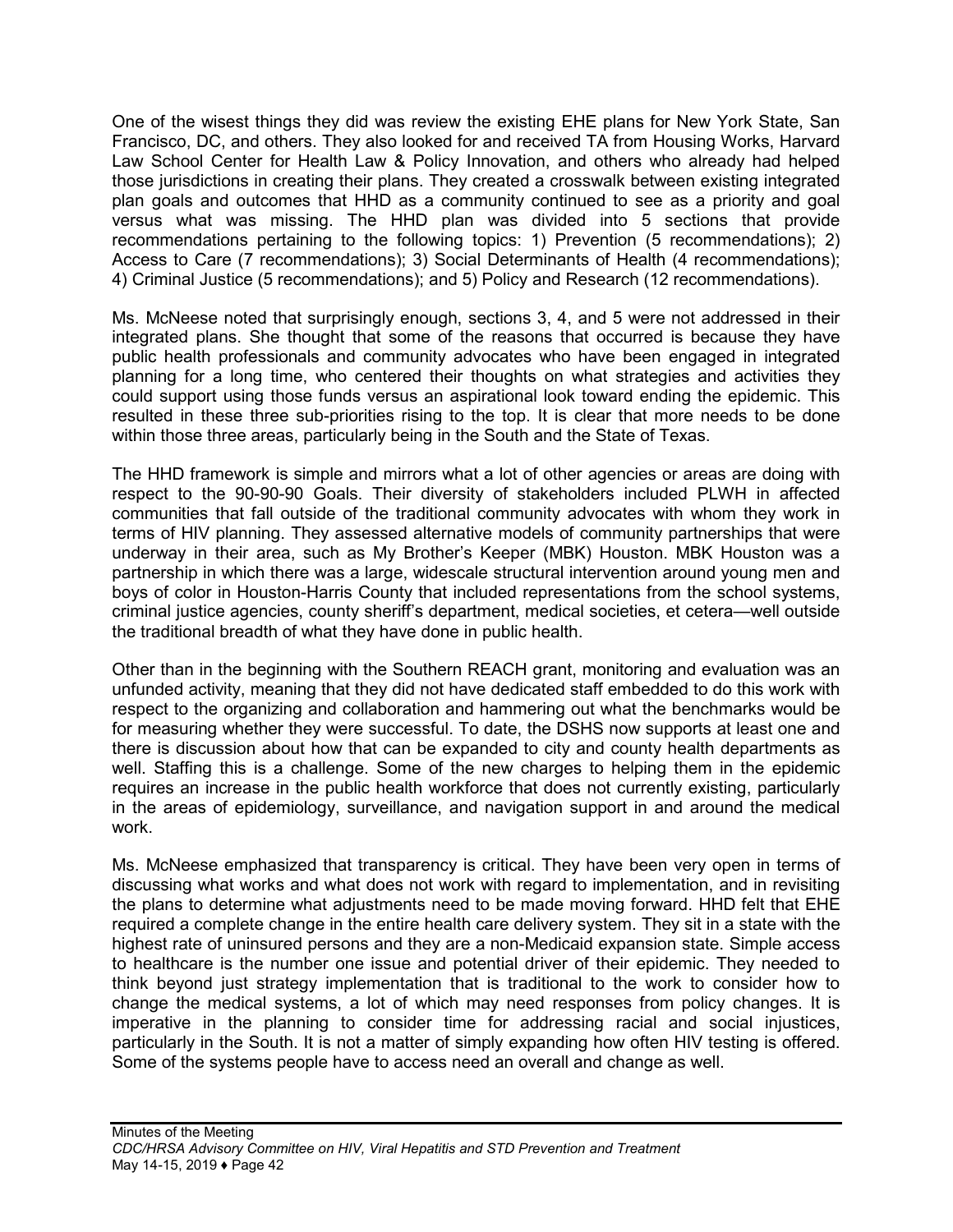One of the wisest things they did was review the existing EHE plans for New York State, San Francisco, DC, and others. They also looked for and received TA from Housing Works, Harvard Law School Center for Health Law & Policy Innovation, and others who already had helped those jurisdictions in creating their plans. They created a crosswalk between existing integrated plan goals and outcomes that HHD as a community continued to see as a priority and goal versus what was missing. The HHD plan was divided into 5 sections that provide recommendations pertaining to the following topics: 1) Prevention (5 recommendations); 2) Access to Care (7 recommendations); 3) Social Determinants of Health (4 recommendations); 4) Criminal Justice (5 recommendations); and 5) Policy and Research (12 recommendations).

Ms. McNeese noted that surprisingly enough, sections 3, 4, and 5 were not addressed in their integrated plans. She thought that some of the reasons that occurred is because they have public health professionals and community advocates who have been engaged in integrated planning for a long time, who centered their thoughts on what strategies and activities they could support using those funds versus an aspirational look toward ending the epidemic. This resulted in these three sub-priorities rising to the top. It is clear that more needs to be done within those three areas, particularly being in the South and the State of Texas.

The HHD framework is simple and mirrors what a lot of other agencies or areas are doing with respect to the 90-90-90 Goals. Their diversity of stakeholders included PLWH in affected communities that fall outside of the traditional community advocates with whom they work in terms of HIV planning. They assessed alternative models of community partnerships that were underway in their area, such as My Brother's Keeper (MBK) Houston. MBK Houston was a partnership in which there was a large, widescale structural intervention around young men and boys of color in Houston-Harris County that included representations from the school systems, criminal justice agencies, county sheriff's department, medical societies, et cetera—well outside the traditional breadth of what they have done in public health.

Other than in the beginning with the Southern REACH grant, monitoring and evaluation was an unfunded activity, meaning that they did not have dedicated staff embedded to do this work with respect to the organizing and collaboration and hammering out what the benchmarks would be for measuring whether they were successful. To date, the DSHS now supports at least one and there is discussion about how that can be expanded to city and county health departments as well. Staffing this is a challenge. Some of the new charges to helping them in the epidemic requires an increase in the public health workforce that does not currently existing, particularly in the areas of epidemiology, surveillance, and navigation support in and around the medical work.

Ms. McNeese emphasized that transparency is critical. They have been very open in terms of discussing what works and what does not work with regard to implementation, and in revisiting the plans to determine what adjustments need to be made moving forward. HHD felt that EHE required a complete change in the entire health care delivery system. They sit in a state with the highest rate of uninsured persons and they are a non-Medicaid expansion state. Simple access to healthcare is the number one issue and potential driver of their epidemic. They needed to think beyond just strategy implementation that is traditional to the work to consider how to change the medical systems, a lot of which may need responses from policy changes. It is imperative in the planning to consider time for addressing racial and social injustices, particularly in the South. It is not a matter of simply expanding how often HIV testing is offered. Some of the systems people have to access need an overall and change as well.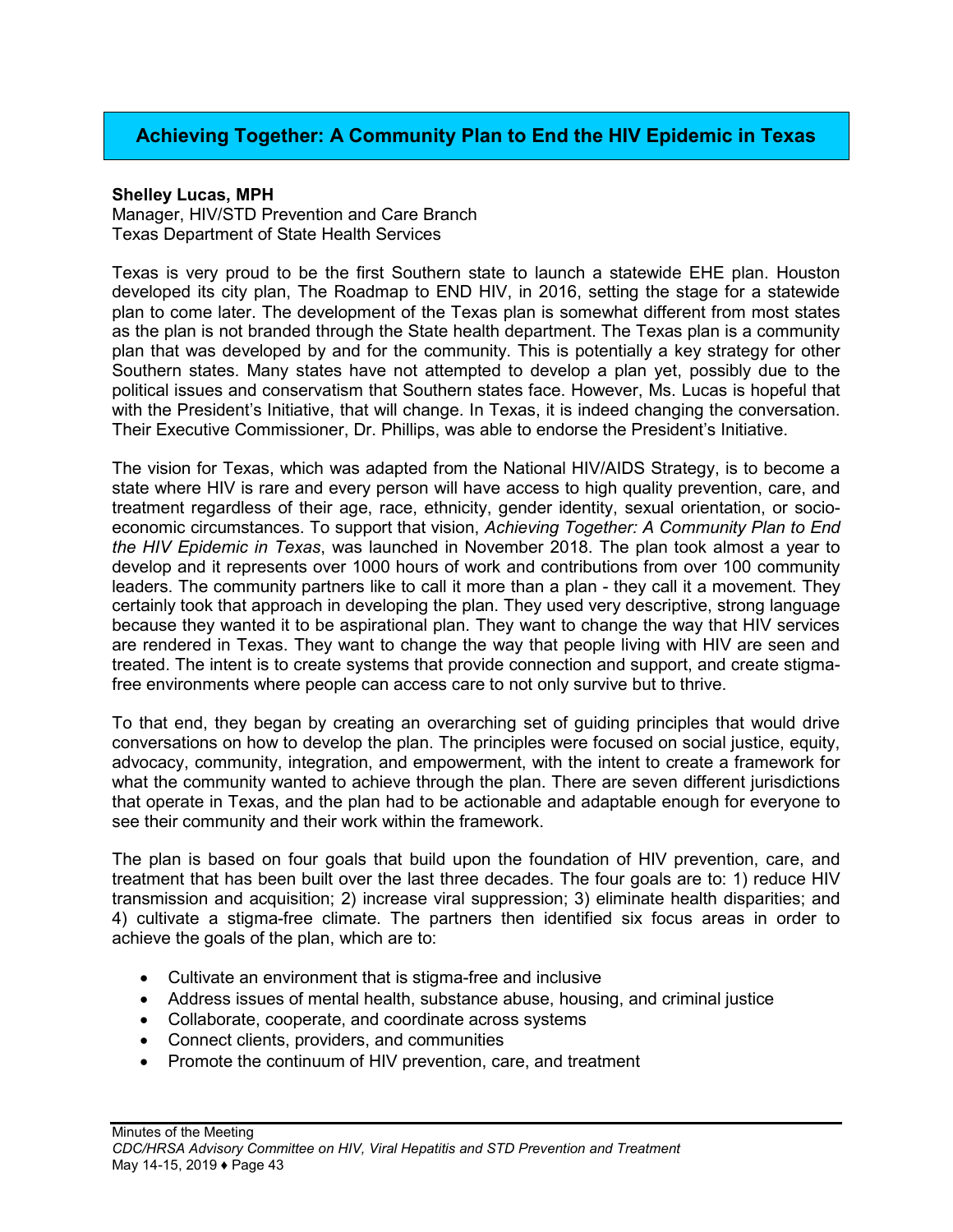## Achieving Together: A Community Plan to End the HIV Epidemic in Texas

**Shelley Lucas, MPH**
Manager, HIV/STD Prevention and Care Branch
Texas Department of State Health Services

Texas is very proud to be the first Southern state to launch a statewide EHE plan. Houston developed its city plan, The Roadmap to END HIV, in 2016, setting the stage for a statewide plan to come later. The development of the Texas plan is somewhat different from most states as the plan is not branded through the State health department. The Texas plan is a community plan that was developed by and for the community. This is potentially a key strategy for other Southern states. Many states have not attempted to develop a plan yet, possibly due to the political issues and conservatism that Southern states face. However, Ms. Lucas is hopeful that with the President's Initiative, that will change. In Texas, it is indeed changing the conversation. Their Executive Commissioner, Dr. Phillips, was able to endorse the President's Initiative.

The vision for Texas, which was adapted from the National HIV/AIDS Strategy, is to become a state where HIV is rare and every person will have access to high quality prevention, care, and treatment regardless of their age, race, ethnicity, gender identity, sexual orientation, or socio-economic circumstances. To support that vision, *Achieving Together: A Community Plan to End the HIV Epidemic in Texas*, was launched in November 2018. The plan took almost a year to develop and it represents over 1000 hours of work and contributions from over 100 community leaders. The community partners like to call it more than a plan - they call it a movement. They certainly took that approach in developing the plan. They used very descriptive, strong language because they wanted it to be aspirational plan. They want to change the way that HIV services are rendered in Texas. They want to change the way that people living with HIV are seen and treated. The intent is to create systems that provide connection and support, and create stigma-free environments where people can access care to not only survive but to thrive.

To that end, they began by creating an overarching set of guiding principles that would drive conversations on how to develop the plan. The principles were focused on social justice, equity, advocacy, community, integration, and empowerment, with the intent to create a framework for what the community wanted to achieve through the plan. There are seven different jurisdictions that operate in Texas, and the plan had to be actionable and adaptable enough for everyone to see their community and their work within the framework.

The plan is based on four goals that build upon the foundation of HIV prevention, care, and treatment that has been built over the last three decades. The four goals are to: 1) reduce HIV transmission and acquisition; 2) increase viral suppression; 3) eliminate health disparities; and 4) cultivate a stigma-free climate. The partners then identified six focus areas in order to achieve the goals of the plan, which are to:

- Cultivate an environment that is stigma-free and inclusive
- Address issues of mental health, substance abuse, housing, and criminal justice
- Collaborate, cooperate, and coordinate across systems
- Connect clients, providers, and communities
- Promote the continuum of HIV prevention, care, and treatment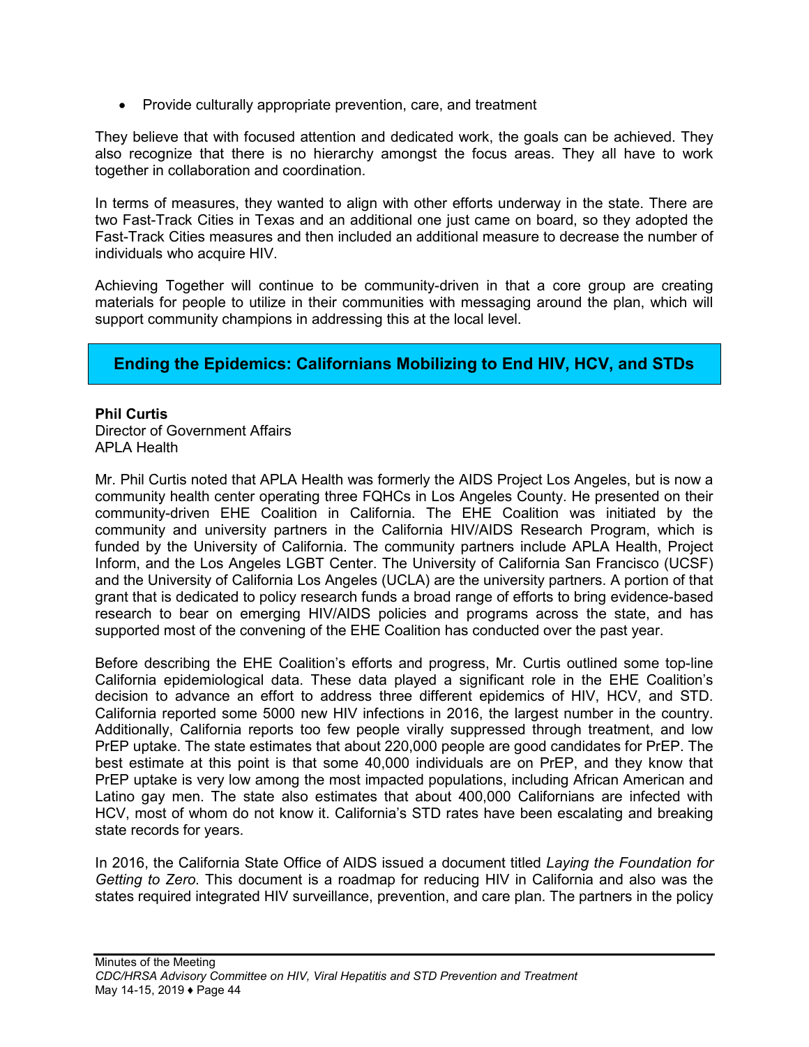- Provide culturally appropriate prevention, care, and treatment

They believe that with focused attention and dedicated work, the goals can be achieved. They also recognize that there is no hierarchy amongst the focus areas. They all have to work together in collaboration and coordination.

In terms of measures, they wanted to align with other efforts underway in the state. There are two Fast-Track Cities in Texas and an additional one just came on board, so they adopted the Fast-Track Cities measures and then included an additional measure to decrease the number of individuals who acquire HIV.

Achieving Together will continue to be community-driven in that a core group are creating materials for people to utilize in their communities with messaging around the plan, which will support community champions in addressing this at the local level.

## Ending the Epidemics: Californians Mobilizing to End HIV, HCV, and STDs

**Phil Curtis**
Director of Government Affairs
APLA Health

Mr. Phil Curtis noted that APLA Health was formerly the AIDS Project Los Angeles, but is now a community health center operating three FQHCs in Los Angeles County. He presented on their community-driven EHE Coalition in California. The EHE Coalition was initiated by the community and university partners in the California HIV/AIDS Research Program, which is funded by the University of California. The community partners include APLA Health, Project Inform, and the Los Angeles LGBT Center. The University of California San Francisco (UCSF) and the University of California Los Angeles (UCLA) are the university partners. A portion of that grant that is dedicated to policy research funds a broad range of efforts to bring evidence-based research to bear on emerging HIV/AIDS policies and programs across the state, and has supported most of the convening of the EHE Coalition has conducted over the past year.

Before describing the EHE Coalition's efforts and progress, Mr. Curtis outlined some top-line California epidemiological data. These data played a significant role in the EHE Coalition's decision to advance an effort to address three different epidemics of HIV, HCV, and STD. California reported some 5000 new HIV infections in 2016, the largest number in the country. Additionally, California reports too few people virally suppressed through treatment, and low PrEP uptake. The state estimates that about 220,000 people are good candidates for PrEP. The best estimate at this point is that some 40,000 individuals are on PrEP, and they know that PrEP uptake is very low among the most impacted populations, including African American and Latino gay men. The state also estimates that about 400,000 Californians are infected with HCV, most of whom do not know it. California's STD rates have been escalating and breaking state records for years.

In 2016, the California State Office of AIDS issued a document titled *Laying the Foundation for Getting to Zero*. This document is a roadmap for reducing HIV in California and also was the states required integrated HIV surveillance, prevention, and care plan. The partners in the policy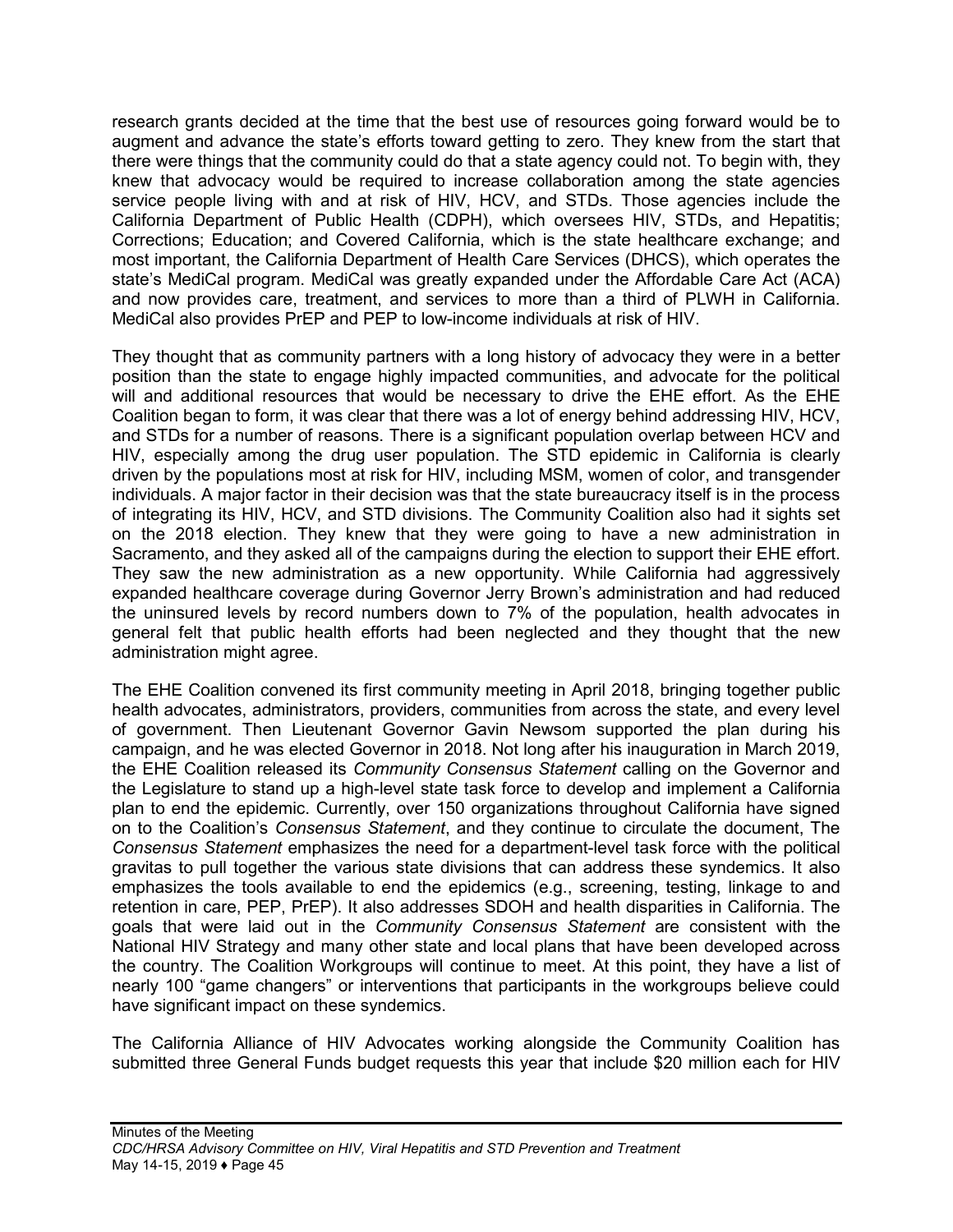research grants decided at the time that the best use of resources going forward would be to augment and advance the state's efforts toward getting to zero. They knew from the start that there were things that the community could do that a state agency could not. To begin with, they knew that advocacy would be required to increase collaboration among the state agencies service people living with and at risk of HIV, HCV, and STDs. Those agencies include the California Department of Public Health (CDPH), which oversees HIV, STDs, and Hepatitis; Corrections; Education; and Covered California, which is the state healthcare exchange; and most important, the California Department of Health Care Services (DHCS), which operates the state's MediCal program. MediCal was greatly expanded under the Affordable Care Act (ACA) and now provides care, treatment, and services to more than a third of PLWH in California. MediCal also provides PrEP and PEP to low-income individuals at risk of HIV.

They thought that as community partners with a long history of advocacy they were in a better position than the state to engage highly impacted communities, and advocate for the political will and additional resources that would be necessary to drive the EHE effort. As the EHE Coalition began to form, it was clear that there was a lot of energy behind addressing HIV, HCV, and STDs for a number of reasons. There is a significant population overlap between HCV and HIV, especially among the drug user population. The STD epidemic in California is clearly driven by the populations most at risk for HIV, including MSM, women of color, and transgender individuals. A major factor in their decision was that the state bureaucracy itself is in the process of integrating its HIV, HCV, and STD divisions. The Community Coalition also had it sights set on the 2018 election. They knew that they were going to have a new administration in Sacramento, and they asked all of the campaigns during the election to support their EHE effort. They saw the new administration as a new opportunity. While California had aggressively expanded healthcare coverage during Governor Jerry Brown's administration and had reduced the uninsured levels by record numbers down to 7% of the population, health advocates in general felt that public health efforts had been neglected and they thought that the new administration might agree.

The EHE Coalition convened its first community meeting in April 2018, bringing together public health advocates, administrators, providers, communities from across the state, and every level of government. Then Lieutenant Governor Gavin Newsom supported the plan during his campaign, and he was elected Governor in 2018. Not long after his inauguration in March 2019, the EHE Coalition released its *Community Consensus Statement* calling on the Governor and the Legislature to stand up a high-level state task force to develop and implement a California plan to end the epidemic. Currently, over 150 organizations throughout California have signed on to the Coalition's *Consensus Statement*, and they continue to circulate the document, The *Consensus Statement* emphasizes the need for a department-level task force with the political gravitas to pull together the various state divisions that can address these syndemics. It also emphasizes the tools available to end the epidemics (e.g., screening, testing, linkage to and retention in care, PEP, PrEP). It also addresses SDOH and health disparities in California. The goals that were laid out in the *Community Consensus Statement* are consistent with the National HIV Strategy and many other state and local plans that have been developed across the country. The Coalition Workgroups will continue to meet. At this point, they have a list of nearly 100 "game changers" or interventions that participants in the workgroups believe could have significant impact on these syndemics.

The California Alliance of HIV Advocates working alongside the Community Coalition has submitted three General Funds budget requests this year that include $20 million each for HIV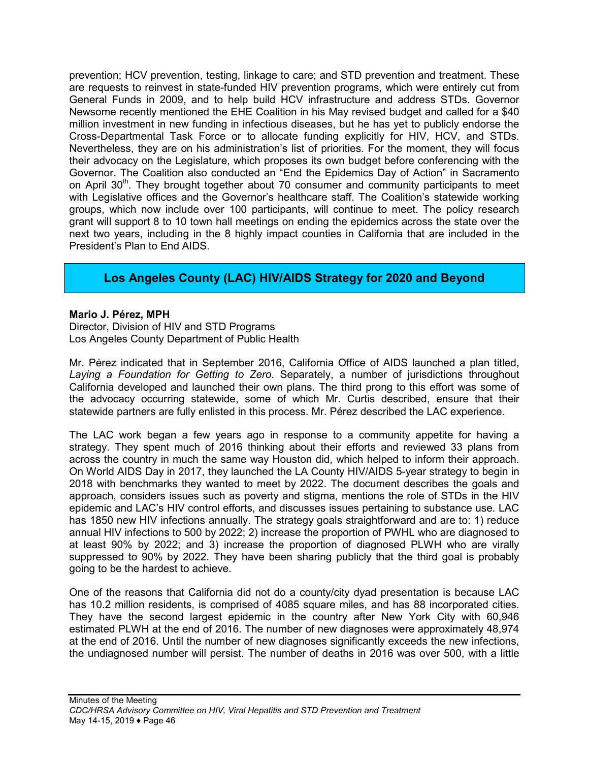prevention; HCV prevention, testing, linkage to care; and STD prevention and treatment. These are requests to reinvest in state-funded HIV prevention programs, which were entirely cut from General Funds in 2009, and to help build HCV infrastructure and address STDs. Governor Newsome recently mentioned the EHE Coalition in his May revised budget and called for a $40 million investment in new funding in infectious diseases, but he has yet to publicly endorse the Cross-Departmental Task Force or to allocate funding explicitly for HIV, HCV, and STDs. Nevertheless, they are on his administration's list of priorities. For the moment, they will focus their advocacy on the Legislature, which proposes its own budget before conferencing with the Governor. The Coalition also conducted an "End the Epidemics Day of Action" in Sacramento on April 30th. They brought together about 70 consumer and community participants to meet with Legislative offices and the Governor's healthcare staff. The Coalition's statewide working groups, which now include over 100 participants, will continue to meet. The policy research grant will support 8 to 10 town hall meetings on ending the epidemics across the state over the next two years, including in the 8 highly impact counties in California that are included in the President's Plan to End AIDS.

## Los Angeles County (LAC) HIV/AIDS Strategy for 2020 and Beyond

**Mario J. Pérez, MPH**
Director, Division of HIV and STD Programs
Los Angeles County Department of Public Health

Mr. Pérez indicated that in September 2016, California Office of AIDS launched a plan titled, *Laying a Foundation for Getting to Zero*. Separately, a number of jurisdictions throughout California developed and launched their own plans. The third prong to this effort was some of the advocacy occurring statewide, some of which Mr. Curtis described, ensure that their statewide partners are fully enlisted in this process. Mr. Pérez described the LAC experience.

The LAC work began a few years ago in response to a community appetite for having a strategy. They spent much of 2016 thinking about their efforts and reviewed 33 plans from across the country in much the same way Houston did, which helped to inform their approach. On World AIDS Day in 2017, they launched the LA County HIV/AIDS 5-year strategy to begin in 2018 with benchmarks they wanted to meet by 2022. The document describes the goals and approach, considers issues such as poverty and stigma, mentions the role of STDs in the HIV epidemic and LAC's HIV control efforts, and discusses issues pertaining to substance use. LAC has 1850 new HIV infections annually. The strategy goals straightforward and are to: 1) reduce annual HIV infections to 500 by 2022; 2) increase the proportion of PWHL who are diagnosed to at least 90% by 2022; and 3) increase the proportion of diagnosed PLWH who are virally suppressed to 90% by 2022. They have been sharing publicly that the third goal is probably going to be the hardest to achieve.

One of the reasons that California did not do a county/city dyad presentation is because LAC has 10.2 million residents, is comprised of 4085 square miles, and has 88 incorporated cities. They have the second largest epidemic in the country after New York City with 60,946 estimated PLWH at the end of 2016. The number of new diagnoses were approximately 48,974 at the end of 2016. Until the number of new diagnoses significantly exceeds the new infections, the undiagnosed number will persist. The number of deaths in 2016 was over 500, with a little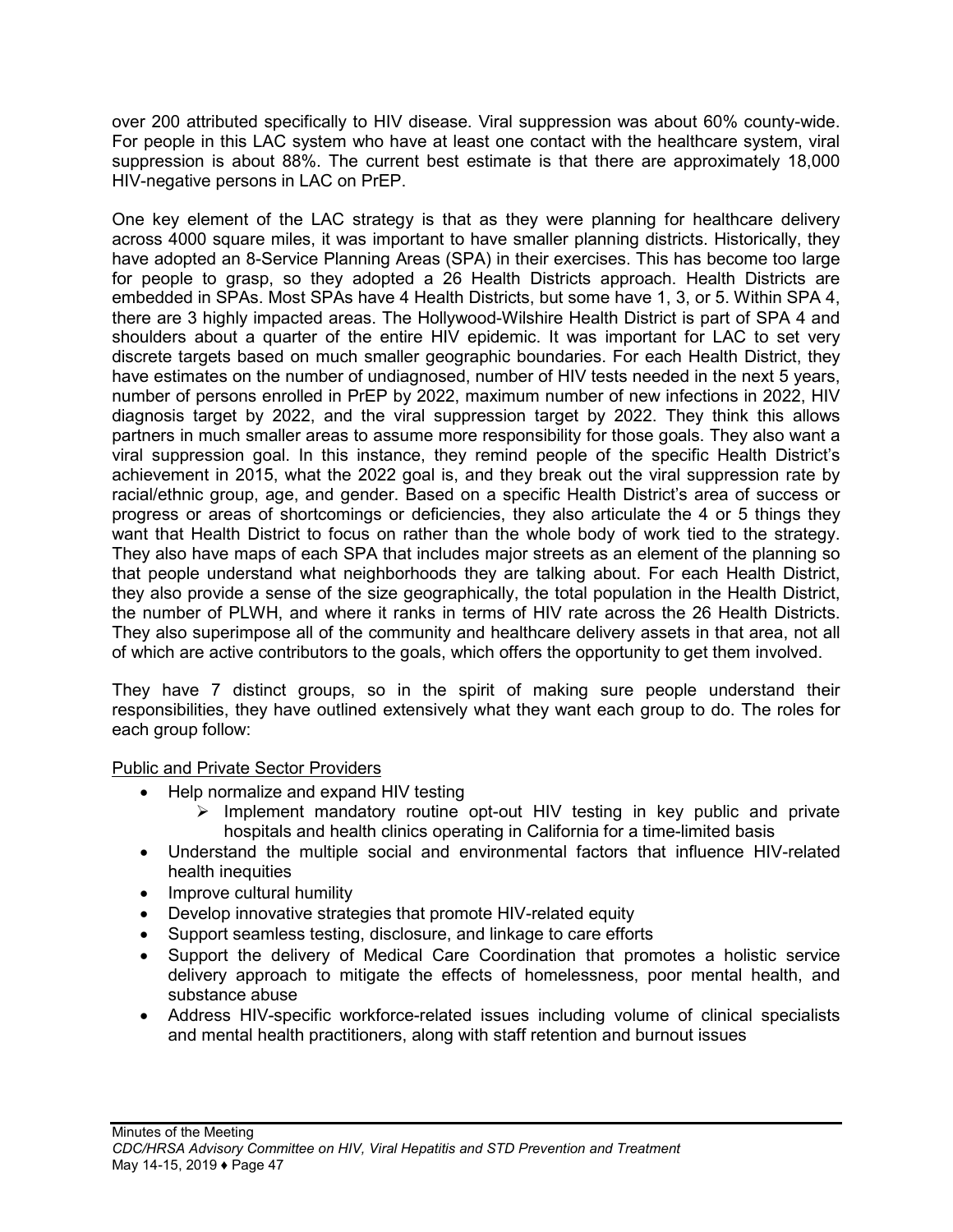over 200 attributed specifically to HIV disease. Viral suppression was about 60% county-wide. For people in this LAC system who have at least one contact with the healthcare system, viral suppression is about 88%. The current best estimate is that there are approximately 18,000 HIV-negative persons in LAC on PrEP.

One key element of the LAC strategy is that as they were planning for healthcare delivery across 4000 square miles, it was important to have smaller planning districts. Historically, they have adopted an 8-Service Planning Areas (SPA) in their exercises. This has become too large for people to grasp, so they adopted a 26 Health Districts approach. Health Districts are embedded in SPAs. Most SPAs have 4 Health Districts, but some have 1, 3, or 5. Within SPA 4, there are 3 highly impacted areas. The Hollywood-Wilshire Health District is part of SPA 4 and shoulders about a quarter of the entire HIV epidemic. It was important for LAC to set very discrete targets based on much smaller geographic boundaries. For each Health District, they have estimates on the number of undiagnosed, number of HIV tests needed in the next 5 years, number of persons enrolled in PrEP by 2022, maximum number of new infections in 2022, HIV diagnosis target by 2022, and the viral suppression target by 2022. They think this allows partners in much smaller areas to assume more responsibility for those goals. They also want a viral suppression goal. In this instance, they remind people of the specific Health District's achievement in 2015, what the 2022 goal is, and they break out the viral suppression rate by racial/ethnic group, age, and gender. Based on a specific Health District's area of success or progress or areas of shortcomings or deficiencies, they also articulate the 4 or 5 things they want that Health District to focus on rather than the whole body of work tied to the strategy. They also have maps of each SPA that includes major streets as an element of the planning so that people understand what neighborhoods they are talking about. For each Health District, they also provide a sense of the size geographically, the total population in the Health District, the number of PLWH, and where it ranks in terms of HIV rate across the 26 Health Districts. They also superimpose all of the community and healthcare delivery assets in that area, not all of which are active contributors to the goals, which offers the opportunity to get them involved.

They have 7 distinct groups, so in the spirit of making sure people understand their responsibilities, they have outlined extensively what they want each group to do. The roles for each group follow:

Public and Private Sector Providers

- Help normalize and expand HIV testing
  - Implement mandatory routine opt-out HIV testing in key public and private hospitals and health clinics operating in California for a time-limited basis
- Understand the multiple social and environmental factors that influence HIV-related health inequities
- Improve cultural humility
- Develop innovative strategies that promote HIV-related equity
- Support seamless testing, disclosure, and linkage to care efforts
- Support the delivery of Medical Care Coordination that promotes a holistic service delivery approach to mitigate the effects of homelessness, poor mental health, and substance abuse
- Address HIV-specific workforce-related issues including volume of clinical specialists and mental health practitioners, along with staff retention and burnout issues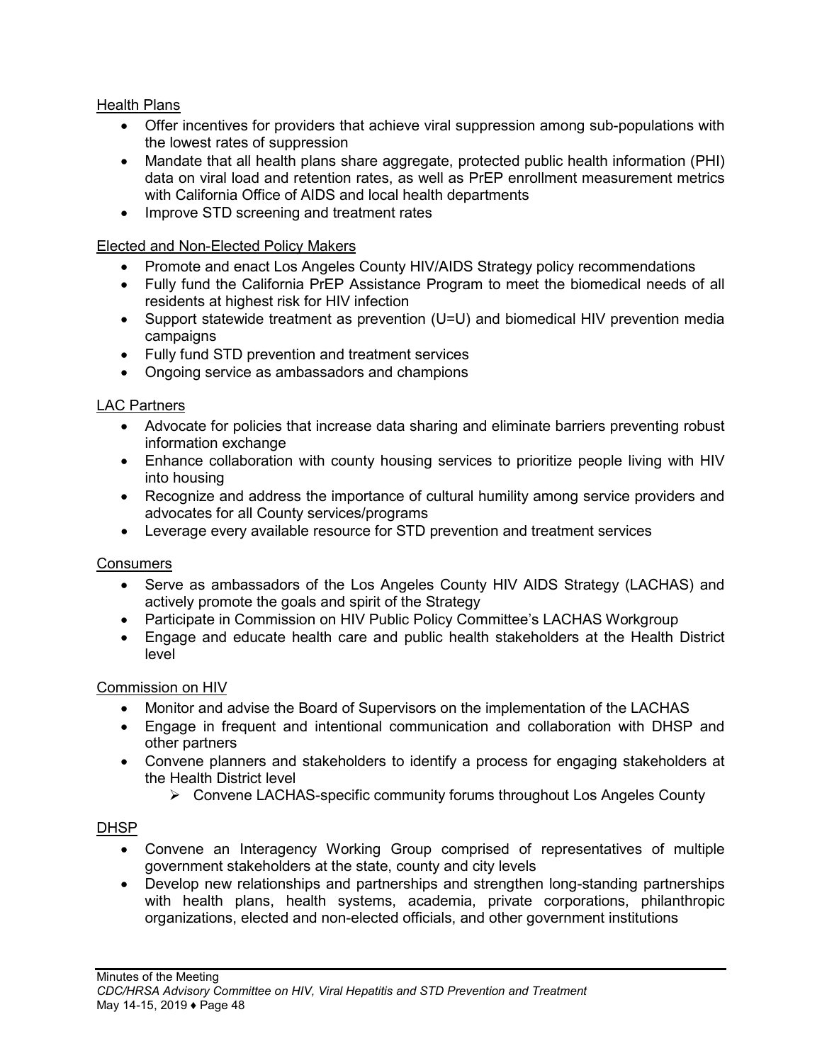Health Plans

- Offer incentives for providers that achieve viral suppression among sub-populations with the lowest rates of suppression
- Mandate that all health plans share aggregate, protected public health information (PHI) data on viral load and retention rates, as well as PrEP enrollment measurement metrics with California Office of AIDS and local health departments
- Improve STD screening and treatment rates

Elected and Non-Elected Policy Makers

- Promote and enact Los Angeles County HIV/AIDS Strategy policy recommendations
- Fully fund the California PrEP Assistance Program to meet the biomedical needs of all residents at highest risk for HIV infection
- Support statewide treatment as prevention (U=U) and biomedical HIV prevention media campaigns
- Fully fund STD prevention and treatment services
- Ongoing service as ambassadors and champions

LAC Partners

- Advocate for policies that increase data sharing and eliminate barriers preventing robust information exchange
- Enhance collaboration with county housing services to prioritize people living with HIV into housing
- Recognize and address the importance of cultural humility among service providers and advocates for all County services/programs
- Leverage every available resource for STD prevention and treatment services

Consumers

- Serve as ambassadors of the Los Angeles County HIV AIDS Strategy (LACHAS) and actively promote the goals and spirit of the Strategy
- Participate in Commission on HIV Public Policy Committee's LACHAS Workgroup
- Engage and educate health care and public health stakeholders at the Health District level

Commission on HIV

- Monitor and advise the Board of Supervisors on the implementation of the LACHAS
- Engage in frequent and intentional communication and collaboration with DHSP and other partners
- Convene planners and stakeholders to identify a process for engaging stakeholders at the Health District level
    - Convene LACHAS-specific community forums throughout Los Angeles County

DHSP

- Convene an Interagency Working Group comprised of representatives of multiple government stakeholders at the state, county and city levels
- Develop new relationships and partnerships and strengthen long-standing partnerships with health plans, health systems, academia, private corporations, philanthropic organizations, elected and non-elected officials, and other government institutions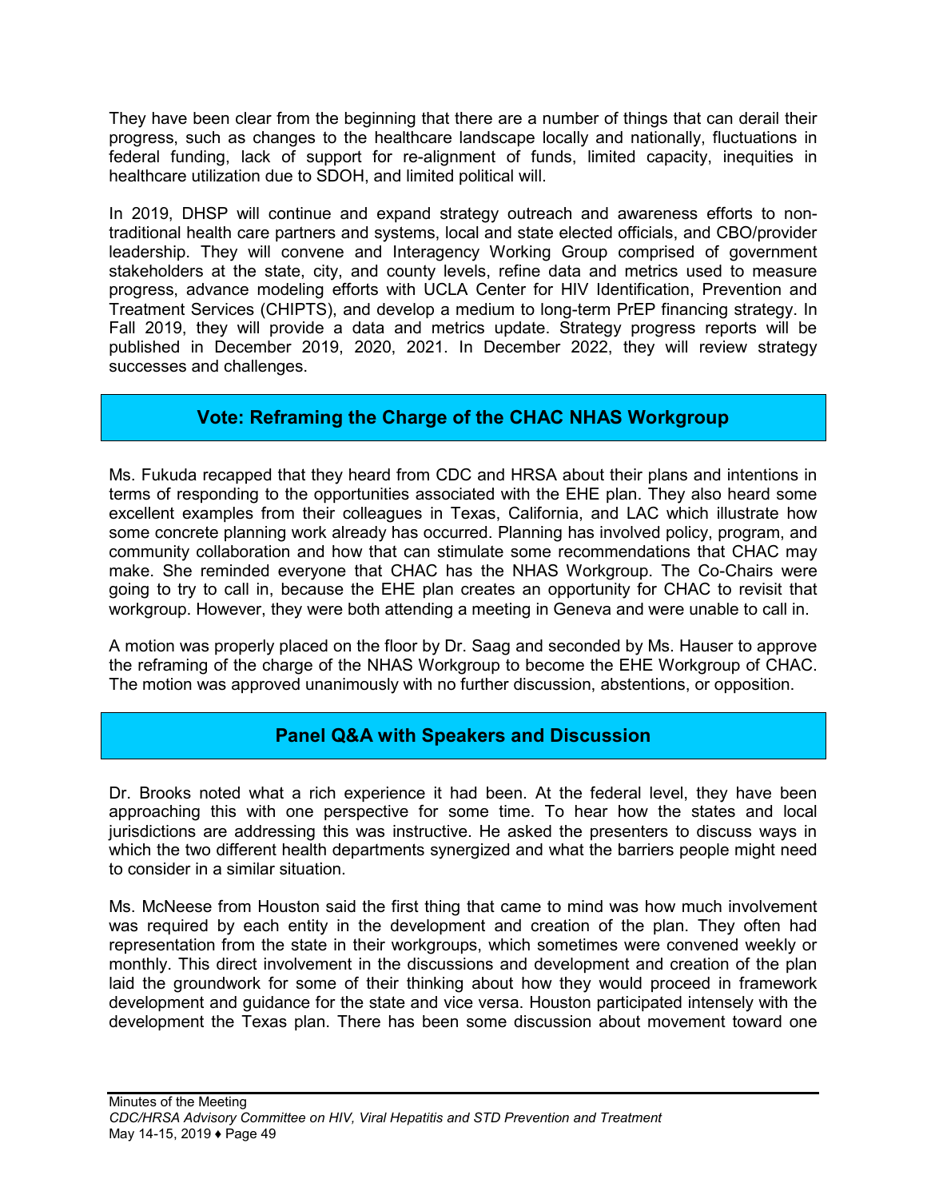They have been clear from the beginning that there are a number of things that can derail their progress, such as changes to the healthcare landscape locally and nationally, fluctuations in federal funding, lack of support for re-alignment of funds, limited capacity, inequities in healthcare utilization due to SDOH, and limited political will.

In 2019, DHSP will continue and expand strategy outreach and awareness efforts to non-traditional health care partners and systems, local and state elected officials, and CBO/provider leadership. They will convene and Interagency Working Group comprised of government stakeholders at the state, city, and county levels, refine data and metrics used to measure progress, advance modeling efforts with UCLA Center for HIV Identification, Prevention and Treatment Services (CHIPTS), and develop a medium to long-term PrEP financing strategy. In Fall 2019, they will provide a data and metrics update. Strategy progress reports will be published in December 2019, 2020, 2021. In December 2022, they will review strategy successes and challenges.

## Vote: Reframing the Charge of the CHAC NHAS Workgroup

Ms. Fukuda recapped that they heard from CDC and HRSA about their plans and intentions in terms of responding to the opportunities associated with the EHE plan. They also heard some excellent examples from their colleagues in Texas, California, and LAC which illustrate how some concrete planning work already has occurred. Planning has involved policy, program, and community collaboration and how that can stimulate some recommendations that CHAC may make. She reminded everyone that CHAC has the NHAS Workgroup. The Co-Chairs were going to try to call in, because the EHE plan creates an opportunity for CHAC to revisit that workgroup. However, they were both attending a meeting in Geneva and were unable to call in.

A motion was properly placed on the floor by Dr. Saag and seconded by Ms. Hauser to approve the reframing of the charge of the NHAS Workgroup to become the EHE Workgroup of CHAC. The motion was approved unanimously with no further discussion, abstentions, or opposition.

## Panel Q&A with Speakers and Discussion

Dr. Brooks noted what a rich experience it had been. At the federal level, they have been approaching this with one perspective for some time. To hear how the states and local jurisdictions are addressing this was instructive. He asked the presenters to discuss ways in which the two different health departments synergized and what the barriers people might need to consider in a similar situation.

Ms. McNeese from Houston said the first thing that came to mind was how much involvement was required by each entity in the development and creation of the plan. They often had representation from the state in their workgroups, which sometimes were convened weekly or monthly. This direct involvement in the discussions and development and creation of the plan laid the groundwork for some of their thinking about how they would proceed in framework development and guidance for the state and vice versa. Houston participated intensely with the development the Texas plan. There has been some discussion about movement toward one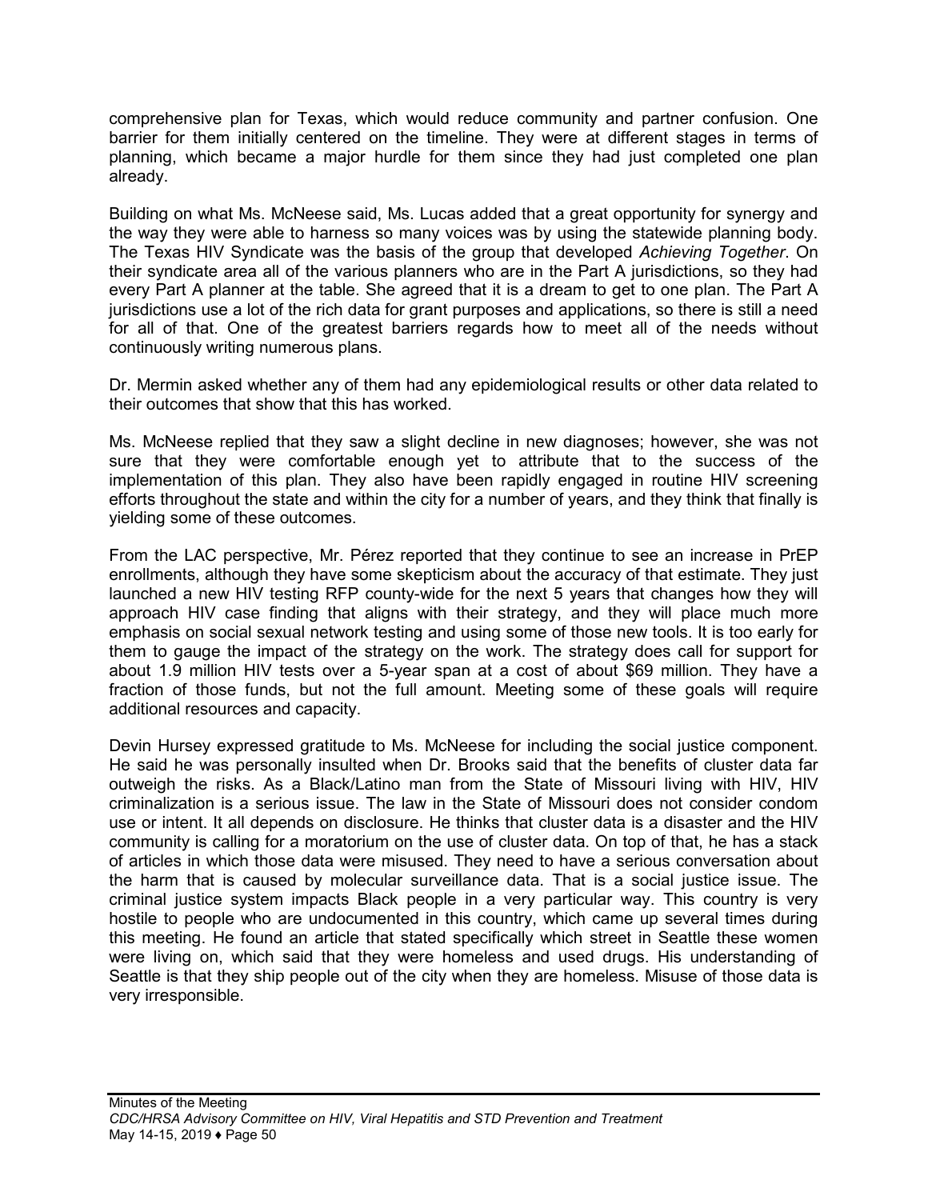comprehensive plan for Texas, which would reduce community and partner confusion. One barrier for them initially centered on the timeline. They were at different stages in terms of planning, which became a major hurdle for them since they had just completed one plan already.

Building on what Ms. McNeese said, Ms. Lucas added that a great opportunity for synergy and the way they were able to harness so many voices was by using the statewide planning body. The Texas HIV Syndicate was the basis of the group that developed *Achieving Together*. On their syndicate area all of the various planners who are in the Part A jurisdictions, so they had every Part A planner at the table. She agreed that it is a dream to get to one plan. The Part A jurisdictions use a lot of the rich data for grant purposes and applications, so there is still a need for all of that. One of the greatest barriers regards how to meet all of the needs without continuously writing numerous plans.

Dr. Mermin asked whether any of them had any epidemiological results or other data related to their outcomes that show that this has worked.

Ms. McNeese replied that they saw a slight decline in new diagnoses; however, she was not sure that they were comfortable enough yet to attribute that to the success of the implementation of this plan. They also have been rapidly engaged in routine HIV screening efforts throughout the state and within the city for a number of years, and they think that finally is yielding some of these outcomes.

From the LAC perspective, Mr. Pérez reported that they continue to see an increase in PrEP enrollments, although they have some skepticism about the accuracy of that estimate. They just launched a new HIV testing RFP county-wide for the next 5 years that changes how they will approach HIV case finding that aligns with their strategy, and they will place much more emphasis on social sexual network testing and using some of those new tools. It is too early for them to gauge the impact of the strategy on the work. The strategy does call for support for about 1.9 million HIV tests over a 5-year span at a cost of about $69 million. They have a fraction of those funds, but not the full amount. Meeting some of these goals will require additional resources and capacity.

Devin Hursey expressed gratitude to Ms. McNeese for including the social justice component. He said he was personally insulted when Dr. Brooks said that the benefits of cluster data far outweigh the risks. As a Black/Latino man from the State of Missouri living with HIV, HIV criminalization is a serious issue. The law in the State of Missouri does not consider condom use or intent. It all depends on disclosure. He thinks that cluster data is a disaster and the HIV community is calling for a moratorium on the use of cluster data. On top of that, he has a stack of articles in which those data were misused. They need to have a serious conversation about the harm that is caused by molecular surveillance data. That is a social justice issue. The criminal justice system impacts Black people in a very particular way. This country is very hostile to people who are undocumented in this country, which came up several times during this meeting. He found an article that stated specifically which street in Seattle these women were living on, which said that they were homeless and used drugs. His understanding of Seattle is that they ship people out of the city when they are homeless. Misuse of those data is very irresponsible.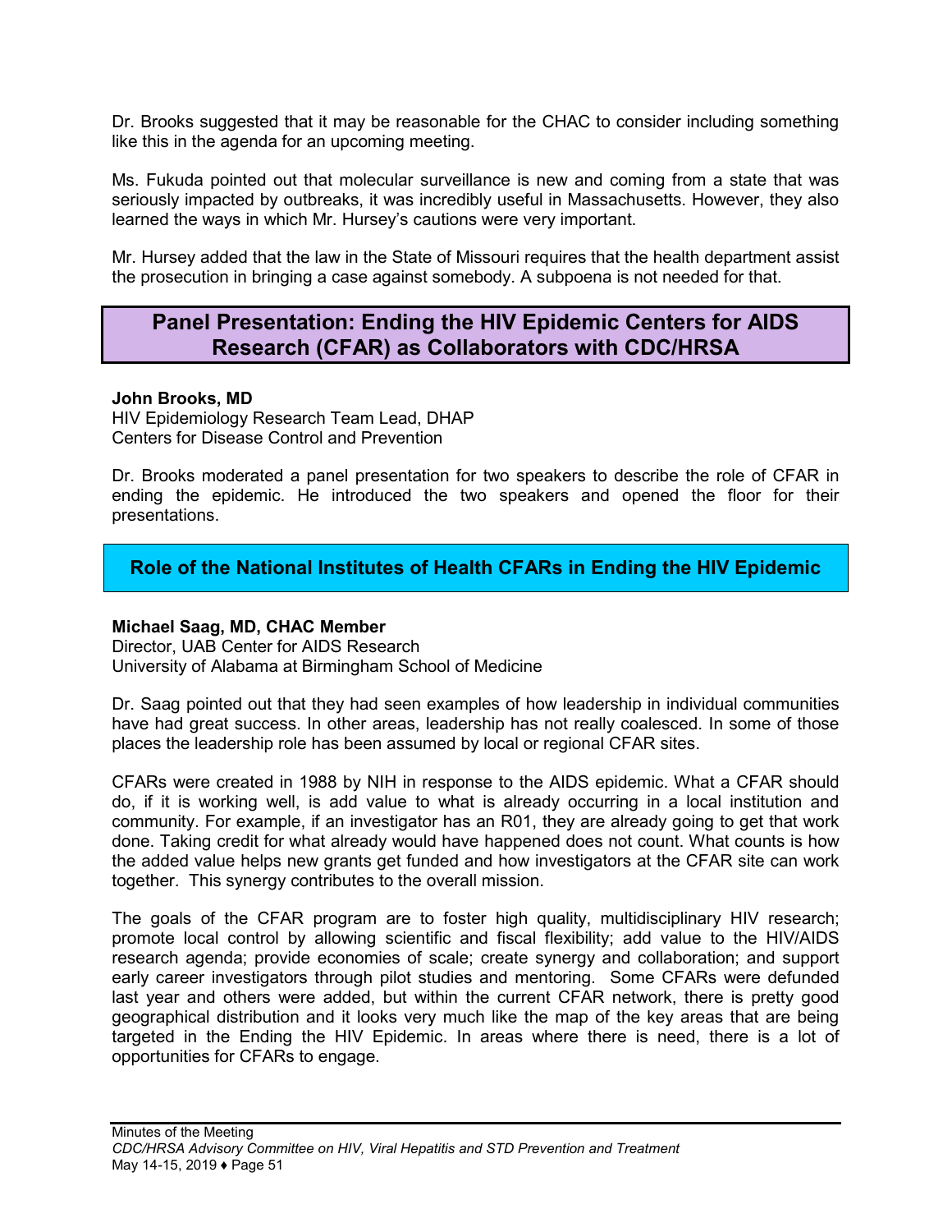Dr. Brooks suggested that it may be reasonable for the CHAC to consider including something like this in the agenda for an upcoming meeting.

Ms. Fukuda pointed out that molecular surveillance is new and coming from a state that was seriously impacted by outbreaks, it was incredibly useful in Massachusetts. However, they also learned the ways in which Mr. Hursey's cautions were very important.

Mr. Hursey added that the law in the State of Missouri requires that the health department assist the prosecution in bringing a case against somebody. A subpoena is not needed for that.

## Panel Presentation: Ending the HIV Epidemic Centers for AIDS Research (CFAR) as Collaborators with CDC/HRSA

**John Brooks, MD**
HIV Epidemiology Research Team Lead, DHAP
Centers for Disease Control and Prevention

Dr. Brooks moderated a panel presentation for two speakers to describe the role of CFAR in ending the epidemic. He introduced the two speakers and opened the floor for their presentations.

### Role of the National Institutes of Health CFARs in Ending the HIV Epidemic

**Michael Saag, MD, CHAC Member**
Director, UAB Center for AIDS Research
University of Alabama at Birmingham School of Medicine

Dr. Saag pointed out that they had seen examples of how leadership in individual communities have had great success. In other areas, leadership has not really coalesced. In some of those places the leadership role has been assumed by local or regional CFAR sites.

CFARs were created in 1988 by NIH in response to the AIDS epidemic. What a CFAR should do, if it is working well, is add value to what is already occurring in a local institution and community. For example, if an investigator has an R01, they are already going to get that work done. Taking credit for what already would have happened does not count. What counts is how the added value helps new grants get funded and how investigators at the CFAR site can work together. This synergy contributes to the overall mission.

The goals of the CFAR program are to foster high quality, multidisciplinary HIV research; promote local control by allowing scientific and fiscal flexibility; add value to the HIV/AIDS research agenda; provide economies of scale; create synergy and collaboration; and support early career investigators through pilot studies and mentoring. Some CFARs were defunded last year and others were added, but within the current CFAR network, there is pretty good geographical distribution and it looks very much like the map of the key areas that are being targeted in the Ending the HIV Epidemic. In areas where there is need, there is a lot of opportunities for CFARs to engage.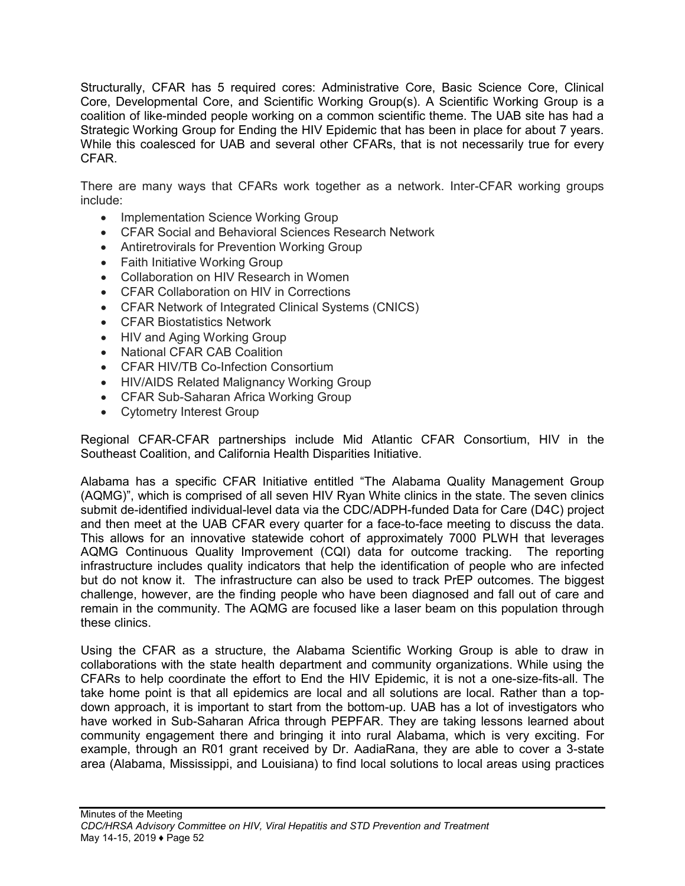Structurally, CFAR has 5 required cores: Administrative Core, Basic Science Core, Clinical Core, Developmental Core, and Scientific Working Group(s). A Scientific Working Group is a coalition of like-minded people working on a common scientific theme. The UAB site has had a Strategic Working Group for Ending the HIV Epidemic that has been in place for about 7 years. While this coalesced for UAB and several other CFARs, that is not necessarily true for every CFAR.

There are many ways that CFARs work together as a network. Inter-CFAR working groups include:

- Implementation Science Working Group
- CFAR Social and Behavioral Sciences Research Network
- Antiretrovirals for Prevention Working Group
- Faith Initiative Working Group
- Collaboration on HIV Research in Women
- CFAR Collaboration on HIV in Corrections
- CFAR Network of Integrated Clinical Systems (CNICS)
- CFAR Biostatistics Network
- HIV and Aging Working Group
- National CFAR CAB Coalition
- CFAR HIV/TB Co-Infection Consortium
- HIV/AIDS Related Malignancy Working Group
- CFAR Sub-Saharan Africa Working Group
- Cytometry Interest Group

Regional CFAR-CFAR partnerships include Mid Atlantic CFAR Consortium, HIV in the Southeast Coalition, and California Health Disparities Initiative.

Alabama has a specific CFAR Initiative entitled "The Alabama Quality Management Group (AQMG)", which is comprised of all seven HIV Ryan White clinics in the state. The seven clinics submit de-identified individual-level data via the CDC/ADPH-funded Data for Care (D4C) project and then meet at the UAB CFAR every quarter for a face-to-face meeting to discuss the data. This allows for an innovative statewide cohort of approximately 7000 PLWH that leverages AQMG Continuous Quality Improvement (CQI) data for outcome tracking. The reporting infrastructure includes quality indicators that help the identification of people who are infected but do not know it. The infrastructure can also be used to track PrEP outcomes. The biggest challenge, however, are the finding people who have been diagnosed and fall out of care and remain in the community. The AQMG are focused like a laser beam on this population through these clinics.

Using the CFAR as a structure, the Alabama Scientific Working Group is able to draw in collaborations with the state health department and community organizations. While using the CFARs to help coordinate the effort to End the HIV Epidemic, it is not a one-size-fits-all. The take home point is that all epidemics are local and all solutions are local. Rather than a top-down approach, it is important to start from the bottom-up. UAB has a lot of investigators who have worked in Sub-Saharan Africa through PEPFAR. They are taking lessons learned about community engagement there and bringing it into rural Alabama, which is very exciting. For example, through an R01 grant received by Dr. AadiaRana, they are able to cover a 3-state area (Alabama, Mississippi, and Louisiana) to find local solutions to local areas using practices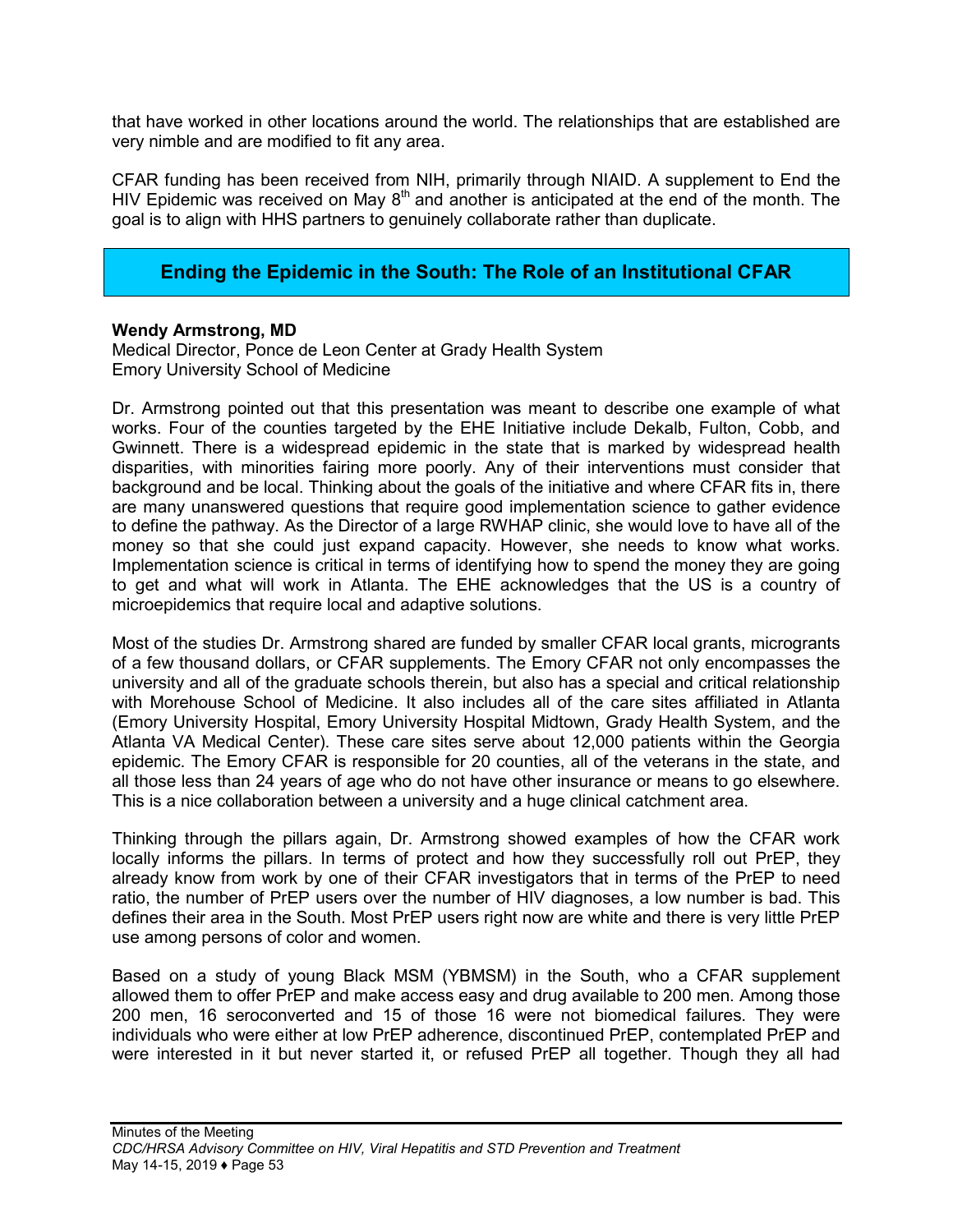that have worked in other locations around the world. The relationships that are established are very nimble and are modified to fit any area.

CFAR funding has been received from NIH, primarily through NIAID. A supplement to End the HIV Epidemic was received on May 8th and another is anticipated at the end of the month. The goal is to align with HHS partners to genuinely collaborate rather than duplicate.

## Ending the Epidemic in the South: The Role of an Institutional CFAR

**Wendy Armstrong, MD**
Medical Director, Ponce de Leon Center at Grady Health System
Emory University School of Medicine

Dr. Armstrong pointed out that this presentation was meant to describe one example of what works. Four of the counties targeted by the EHE Initiative include Dekalb, Fulton, Cobb, and Gwinnett. There is a widespread epidemic in the state that is marked by widespread health disparities, with minorities fairing more poorly. Any of their interventions must consider that background and be local. Thinking about the goals of the initiative and where CFAR fits in, there are many unanswered questions that require good implementation science to gather evidence to define the pathway. As the Director of a large RWHAP clinic, she would love to have all of the money so that she could just expand capacity. However, she needs to know what works. Implementation science is critical in terms of identifying how to spend the money they are going to get and what will work in Atlanta. The EHE acknowledges that the US is a country of microepidemics that require local and adaptive solutions.

Most of the studies Dr. Armstrong shared are funded by smaller CFAR local grants, microgrants of a few thousand dollars, or CFAR supplements. The Emory CFAR not only encompasses the university and all of the graduate schools therein, but also has a special and critical relationship with Morehouse School of Medicine. It also includes all of the care sites affiliated in Atlanta (Emory University Hospital, Emory University Hospital Midtown, Grady Health System, and the Atlanta VA Medical Center). These care sites serve about 12,000 patients within the Georgia epidemic. The Emory CFAR is responsible for 20 counties, all of the veterans in the state, and all those less than 24 years of age who do not have other insurance or means to go elsewhere. This is a nice collaboration between a university and a huge clinical catchment area.

Thinking through the pillars again, Dr. Armstrong showed examples of how the CFAR work locally informs the pillars. In terms of protect and how they successfully roll out PrEP, they already know from work by one of their CFAR investigators that in terms of the PrEP to need ratio, the number of PrEP users over the number of HIV diagnoses, a low number is bad. This defines their area in the South. Most PrEP users right now are white and there is very little PrEP use among persons of color and women.

Based on a study of young Black MSM (YBMSM) in the South, who a CFAR supplement allowed them to offer PrEP and make access easy and drug available to 200 men. Among those 200 men, 16 seroconverted and 15 of those 16 were not biomedical failures. They were individuals who were either at low PrEP adherence, discontinued PrEP, contemplated PrEP and were interested in it but never started it, or refused PrEP all together. Though they all had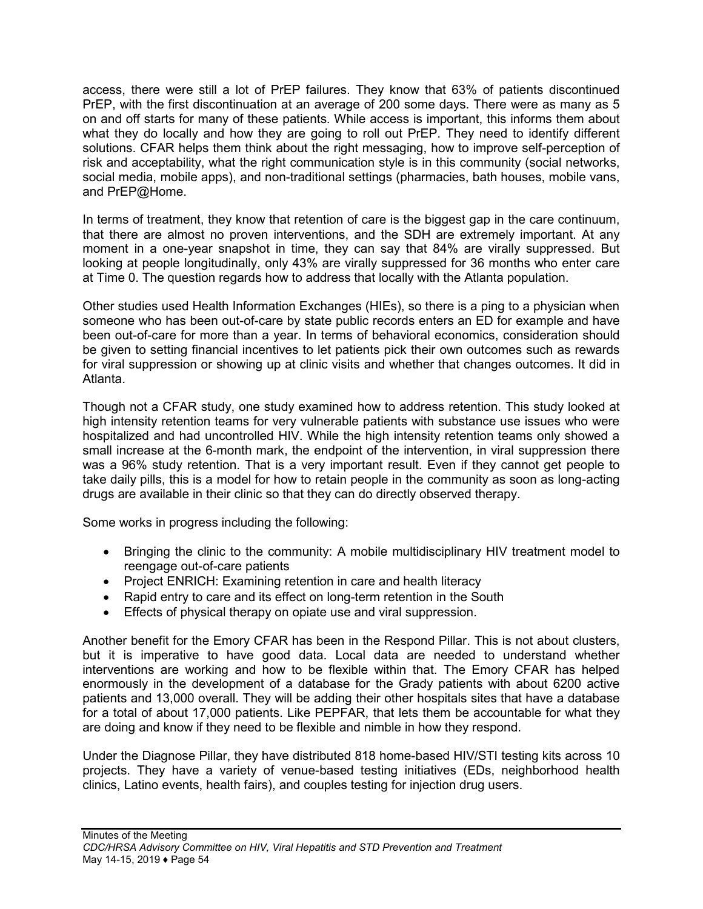access, there were still a lot of PrEP failures. They know that 63% of patients discontinued PrEP, with the first discontinuation at an average of 200 some days. There were as many as 5 on and off starts for many of these patients. While access is important, this informs them about what they do locally and how they are going to roll out PrEP. They need to identify different solutions. CFAR helps them think about the right messaging, how to improve self-perception of risk and acceptability, what the right communication style is in this community (social networks, social media, mobile apps), and non-traditional settings (pharmacies, bath houses, mobile vans, and PrEP@Home.

In terms of treatment, they know that retention of care is the biggest gap in the care continuum, that there are almost no proven interventions, and the SDH are extremely important. At any moment in a one-year snapshot in time, they can say that 84% are virally suppressed. But looking at people longitudinally, only 43% are virally suppressed for 36 months who enter care at Time 0. The question regards how to address that locally with the Atlanta population.

Other studies used Health Information Exchanges (HIEs), so there is a ping to a physician when someone who has been out-of-care by state public records enters an ED for example and have been out-of-care for more than a year. In terms of behavioral economics, consideration should be given to setting financial incentives to let patients pick their own outcomes such as rewards for viral suppression or showing up at clinic visits and whether that changes outcomes. It did in Atlanta.

Though not a CFAR study, one study examined how to address retention. This study looked at high intensity retention teams for very vulnerable patients with substance use issues who were hospitalized and had uncontrolled HIV. While the high intensity retention teams only showed a small increase at the 6-month mark, the endpoint of the intervention, in viral suppression there was a 96% study retention. That is a very important result. Even if they cannot get people to take daily pills, this is a model for how to retain people in the community as soon as long-acting drugs are available in their clinic so that they can do directly observed therapy.

Some works in progress including the following:

- Bringing the clinic to the community: A mobile multidisciplinary HIV treatment model to reengage out-of-care patients
- Project ENRICH: Examining retention in care and health literacy
- Rapid entry to care and its effect on long-term retention in the South
- Effects of physical therapy on opiate use and viral suppression.

Another benefit for the Emory CFAR has been in the Respond Pillar. This is not about clusters, but it is imperative to have good data. Local data are needed to understand whether interventions are working and how to be flexible within that. The Emory CFAR has helped enormously in the development of a database for the Grady patients with about 6200 active patients and 13,000 overall. They will be adding their other hospitals sites that have a database for a total of about 17,000 patients. Like PEPFAR, that lets them be accountable for what they are doing and know if they need to be flexible and nimble in how they respond.

Under the Diagnose Pillar, they have distributed 818 home-based HIV/STI testing kits across 10 projects. They have a variety of venue-based testing initiatives (EDs, neighborhood health clinics, Latino events, health fairs), and couples testing for injection drug users.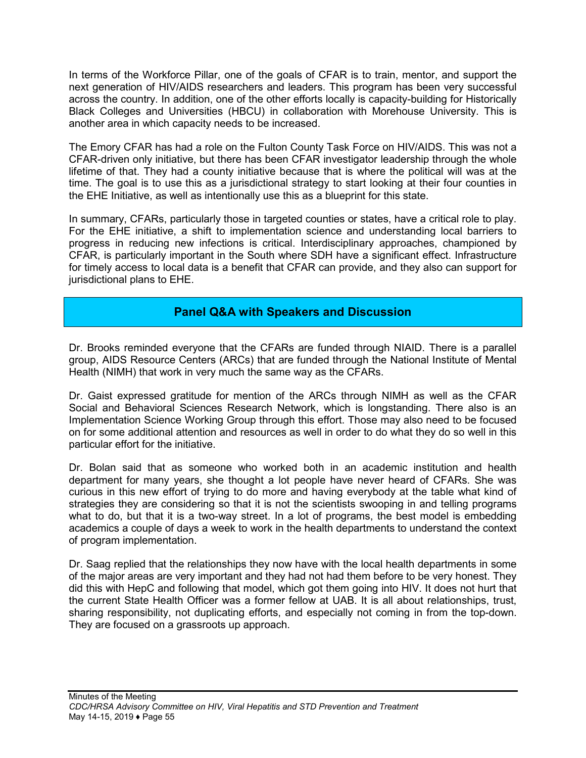In terms of the Workforce Pillar, one of the goals of CFAR is to train, mentor, and support the next generation of HIV/AIDS researchers and leaders. This program has been very successful across the country. In addition, one of the other efforts locally is capacity-building for Historically Black Colleges and Universities (HBCU) in collaboration with Morehouse University. This is another area in which capacity needs to be increased.

The Emory CFAR has had a role on the Fulton County Task Force on HIV/AIDS. This was not a CFAR-driven only initiative, but there has been CFAR investigator leadership through the whole lifetime of that. They had a county initiative because that is where the political will was at the time. The goal is to use this as a jurisdictional strategy to start looking at their four counties in the EHE Initiative, as well as intentionally use this as a blueprint for this state.

In summary, CFARs, particularly those in targeted counties or states, have a critical role to play. For the EHE initiative, a shift to implementation science and understanding local barriers to progress in reducing new infections is critical. Interdisciplinary approaches, championed by CFAR, is particularly important in the South where SDH have a significant effect. Infrastructure for timely access to local data is a benefit that CFAR can provide, and they also can support for jurisdictional plans to EHE.

## Panel Q&A with Speakers and Discussion

Dr. Brooks reminded everyone that the CFARs are funded through NIAID. There is a parallel group, AIDS Resource Centers (ARCs) that are funded through the National Institute of Mental Health (NIMH) that work in very much the same way as the CFARs.

Dr. Gaist expressed gratitude for mention of the ARCs through NIMH as well as the CFAR Social and Behavioral Sciences Research Network, which is longstanding. There also is an Implementation Science Working Group through this effort. Those may also need to be focused on for some additional attention and resources as well in order to do what they do so well in this particular effort for the initiative.

Dr. Bolan said that as someone who worked both in an academic institution and health department for many years, she thought a lot people have never heard of CFARs. She was curious in this new effort of trying to do more and having everybody at the table what kind of strategies they are considering so that it is not the scientists swooping in and telling programs what to do, but that it is a two-way street. In a lot of programs, the best model is embedding academics a couple of days a week to work in the health departments to understand the context of program implementation.

Dr. Saag replied that the relationships they now have with the local health departments in some of the major areas are very important and they had not had them before to be very honest. They did this with HepC and following that model, which got them going into HIV. It does not hurt that the current State Health Officer was a former fellow at UAB. It is all about relationships, trust, sharing responsibility, not duplicating efforts, and especially not coming in from the top-down. They are focused on a grassroots up approach.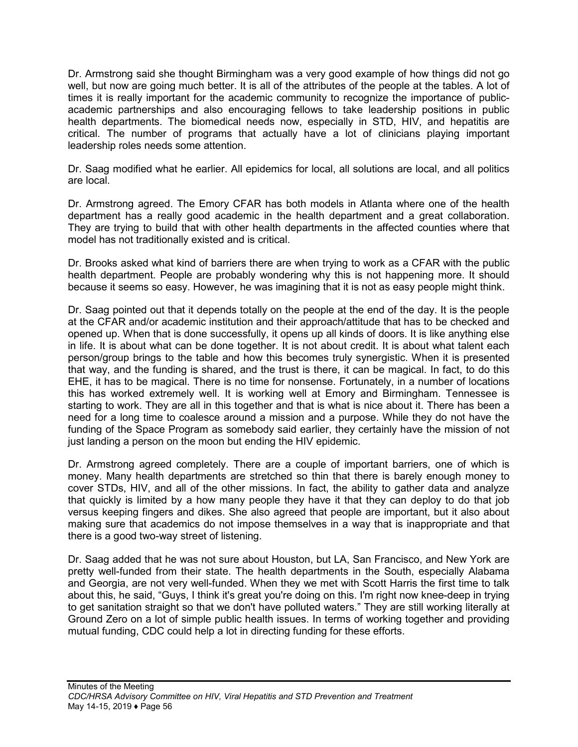Dr. Armstrong said she thought Birmingham was a very good example of how things did not go well, but now are going much better. It is all of the attributes of the people at the tables. A lot of times it is really important for the academic community to recognize the importance of public-academic partnerships and also encouraging fellows to take leadership positions in public health departments. The biomedical needs now, especially in STD, HIV, and hepatitis are critical. The number of programs that actually have a lot of clinicians playing important leadership roles needs some attention.

Dr. Saag modified what he earlier. All epidemics for local, all solutions are local, and all politics are local.

Dr. Armstrong agreed. The Emory CFAR has both models in Atlanta where one of the health department has a really good academic in the health department and a great collaboration. They are trying to build that with other health departments in the affected counties where that model has not traditionally existed and is critical.

Dr. Brooks asked what kind of barriers there are when trying to work as a CFAR with the public health department. People are probably wondering why this is not happening more. It should because it seems so easy. However, he was imagining that it is not as easy people might think.

Dr. Saag pointed out that it depends totally on the people at the end of the day. It is the people at the CFAR and/or academic institution and their approach/attitude that has to be checked and opened up. When that is done successfully, it opens up all kinds of doors. It is like anything else in life. It is about what can be done together. It is not about credit. It is about what talent each person/group brings to the table and how this becomes truly synergistic. When it is presented that way, and the funding is shared, and the trust is there, it can be magical. In fact, to do this EHE, it has to be magical. There is no time for nonsense. Fortunately, in a number of locations this has worked extremely well. It is working well at Emory and Birmingham. Tennessee is starting to work. They are all in this together and that is what is nice about it. There has been a need for a long time to coalesce around a mission and a purpose. While they do not have the funding of the Space Program as somebody said earlier, they certainly have the mission of not just landing a person on the moon but ending the HIV epidemic.

Dr. Armstrong agreed completely. There are a couple of important barriers, one of which is money. Many health departments are stretched so thin that there is barely enough money to cover STDs, HIV, and all of the other missions. In fact, the ability to gather data and analyze that quickly is limited by a how many people they have it that they can deploy to do that job versus keeping fingers and dikes. She also agreed that people are important, but it also about making sure that academics do not impose themselves in a way that is inappropriate and that there is a good two-way street of listening.

Dr. Saag added that he was not sure about Houston, but LA, San Francisco, and New York are pretty well-funded from their state. The health departments in the South, especially Alabama and Georgia, are not very well-funded. When they we met with Scott Harris the first time to talk about this, he said, "Guys, I think it's great you're doing on this. I'm right now knee-deep in trying to get sanitation straight so that we don't have polluted waters." They are still working literally at Ground Zero on a lot of simple public health issues. In terms of working together and providing mutual funding, CDC could help a lot in directing funding for these efforts.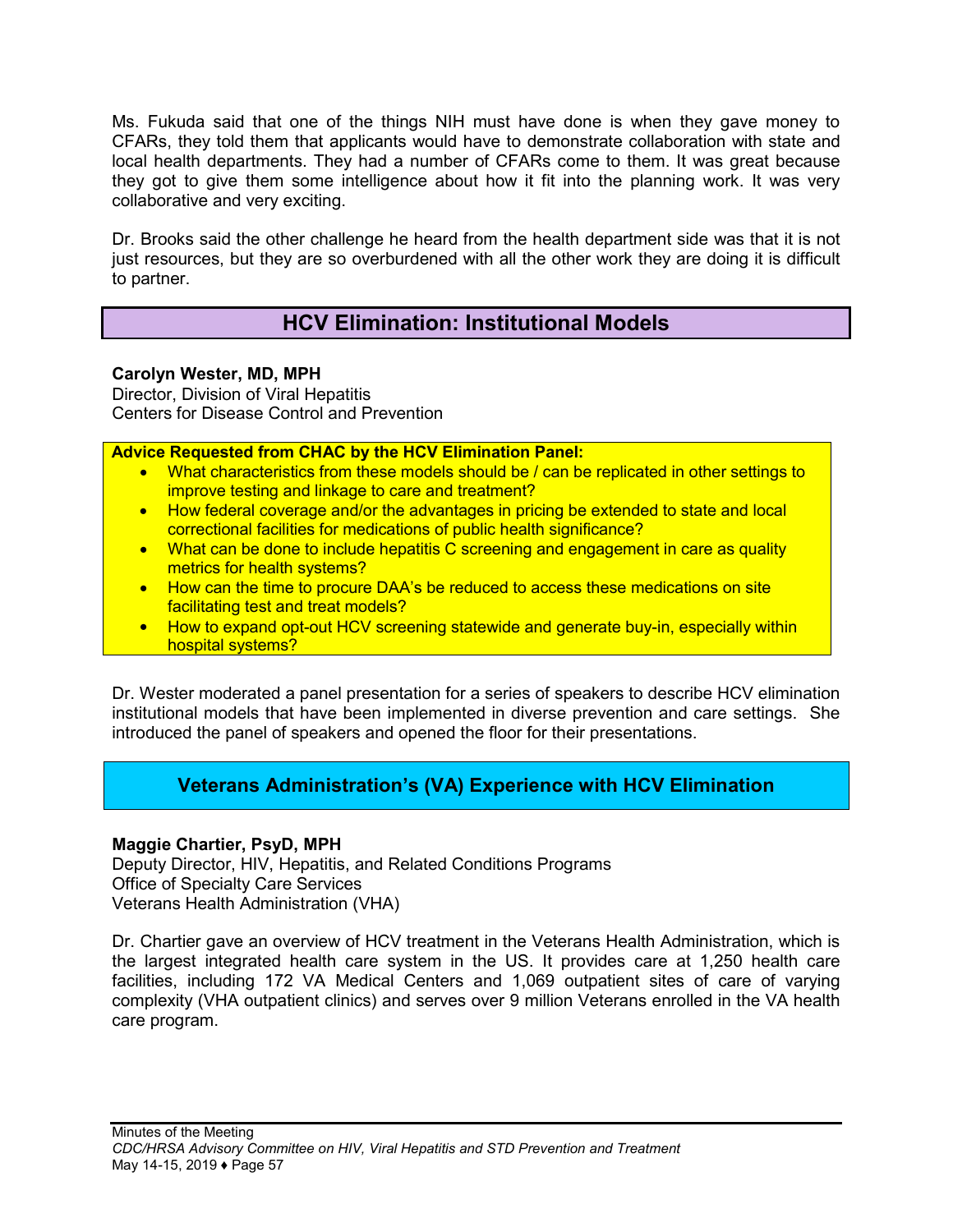Ms. Fukuda said that one of the things NIH must have done is when they gave money to CFARs, they told them that applicants would have to demonstrate collaboration with state and local health departments. They had a number of CFARs come to them. It was great because they got to give them some intelligence about how it fit into the planning work. It was very collaborative and very exciting.

Dr. Brooks said the other challenge he heard from the health department side was that it is not just resources, but they are so overburdened with all the other work they are doing it is difficult to partner.

## HCV Elimination: Institutional Models

**Carolyn Wester, MD, MPH**
Director, Division of Viral Hepatitis
Centers for Disease Control and Prevention

**Advice Requested from CHAC by the HCV Elimination Panel:**

- What characteristics from these models should be / can be replicated in other settings to improve testing and linkage to care and treatment?
- How federal coverage and/or the advantages in pricing be extended to state and local correctional facilities for medications of public health significance?
- What can be done to include hepatitis C screening and engagement in care as quality metrics for health systems?
- How can the time to procure DAA's be reduced to access these medications on site facilitating test and treat models?
- How to expand opt-out HCV screening statewide and generate buy-in, especially within hospital systems?

Dr. Wester moderated a panel presentation for a series of speakers to describe HCV elimination institutional models that have been implemented in diverse prevention and care settings. She introduced the panel of speakers and opened the floor for their presentations.

## Veterans Administration's (VA) Experience with HCV Elimination

**Maggie Chartier, PsyD, MPH**
Deputy Director, HIV, Hepatitis, and Related Conditions Programs
Office of Specialty Care Services
Veterans Health Administration (VHA)

Dr. Chartier gave an overview of HCV treatment in the Veterans Health Administration, which is the largest integrated health care system in the US. It provides care at 1,250 health care facilities, including 172 VA Medical Centers and 1,069 outpatient sites of care of varying complexity (VHA outpatient clinics) and serves over 9 million Veterans enrolled in the VA health care program.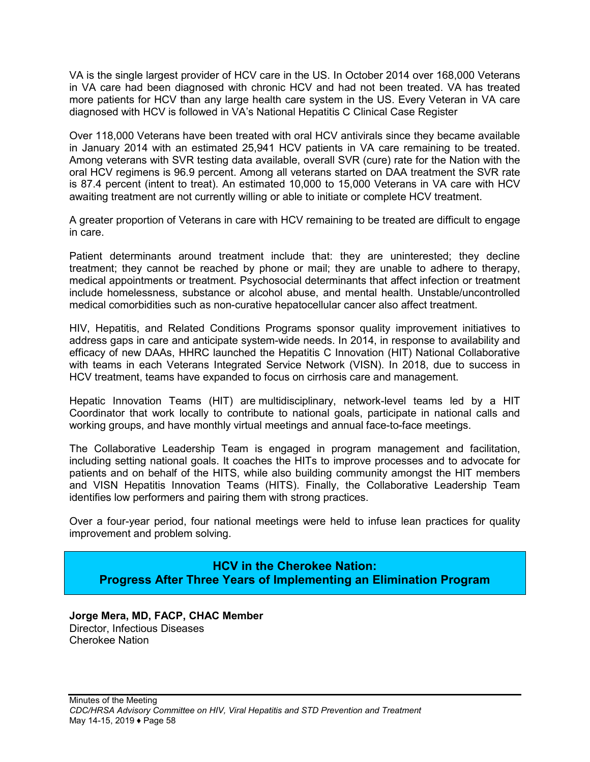VA is the single largest provider of HCV care in the US. In October 2014 over 168,000 Veterans in VA care had been diagnosed with chronic HCV and had not been treated. VA has treated more patients for HCV than any large health care system in the US. Every Veteran in VA care diagnosed with HCV is followed in VA's National Hepatitis C Clinical Case Register

Over 118,000 Veterans have been treated with oral HCV antivirals since they became available in January 2014 with an estimated 25,941 HCV patients in VA care remaining to be treated. Among veterans with SVR testing data available, overall SVR (cure) rate for the Nation with the oral HCV regimens is 96.9 percent. Among all veterans started on DAA treatment the SVR rate is 87.4 percent (intent to treat). An estimated 10,000 to 15,000 Veterans in VA care with HCV awaiting treatment are not currently willing or able to initiate or complete HCV treatment.

A greater proportion of Veterans in care with HCV remaining to be treated are difficult to engage in care.

Patient determinants around treatment include that: they are uninterested; they decline treatment; they cannot be reached by phone or mail; they are unable to adhere to therapy, medical appointments or treatment. Psychosocial determinants that affect infection or treatment include homelessness, substance or alcohol abuse, and mental health. Unstable/uncontrolled medical comorbidities such as non-curative hepatocellular cancer also affect treatment.

HIV, Hepatitis, and Related Conditions Programs sponsor quality improvement initiatives to address gaps in care and anticipate system-wide needs. In 2014, in response to availability and efficacy of new DAAs, HHRC launched the Hepatitis C Innovation (HIT) National Collaborative with teams in each Veterans Integrated Service Network (VISN). In 2018, due to success in HCV treatment, teams have expanded to focus on cirrhosis care and management.

Hepatic Innovation Teams (HIT) are multidisciplinary, network-level teams led by a HIT Coordinator that work locally to contribute to national goals, participate in national calls and working groups, and have monthly virtual meetings and annual face-to-face meetings.

The Collaborative Leadership Team is engaged in program management and facilitation, including setting national goals. It coaches the HITs to improve processes and to advocate for patients and on behalf of the HITS, while also building community amongst the HIT members and VISN Hepatitis Innovation Teams (HITS). Finally, the Collaborative Leadership Team identifies low performers and pairing them with strong practices.

Over a four-year period, four national meetings were held to infuse lean practices for quality improvement and problem solving.

## HCV in the Cherokee Nation: Progress After Three Years of Implementing an Elimination Program

**Jorge Mera, MD, FACP, CHAC Member**
Director, Infectious Diseases
Cherokee Nation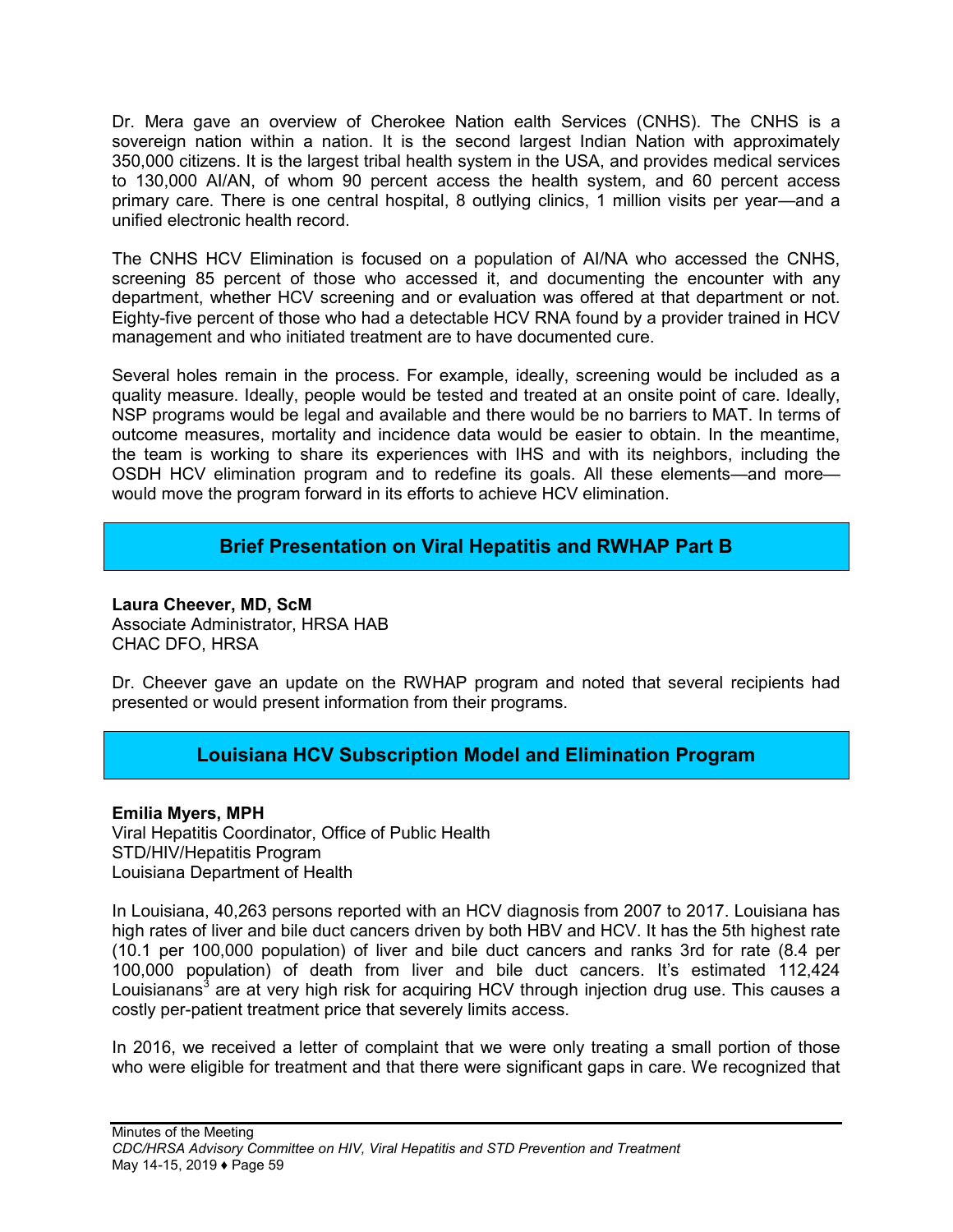Dr. Mera gave an overview of Cherokee Nation ealth Services (CNHS). The CNHS is a sovereign nation within a nation. It is the second largest Indian Nation with approximately 350,000 citizens. It is the largest tribal health system in the USA, and provides medical services to 130,000 AI/AN, of whom 90 percent access the health system, and 60 percent access primary care. There is one central hospital, 8 outlying clinics, 1 million visits per year—and a unified electronic health record.

The CNHS HCV Elimination is focused on a population of AI/NA who accessed the CNHS, screening 85 percent of those who accessed it, and documenting the encounter with any department, whether HCV screening and or evaluation was offered at that department or not. Eighty-five percent of those who had a detectable HCV RNA found by a provider trained in HCV management and who initiated treatment are to have documented cure.

Several holes remain in the process. For example, ideally, screening would be included as a quality measure. Ideally, people would be tested and treated at an onsite point of care. Ideally, NSP programs would be legal and available and there would be no barriers to MAT. In terms of outcome measures, mortality and incidence data would be easier to obtain. In the meantime, the team is working to share its experiences with IHS and with its neighbors, including the OSDH HCV elimination program and to redefine its goals. All these elements—and more—would move the program forward in its efforts to achieve HCV elimination.

## Brief Presentation on Viral Hepatitis and RWHAP Part B

**Laura Cheever, MD, ScM**
Associate Administrator, HRSA HAB
CHAC DFO, HRSA

Dr. Cheever gave an update on the RWHAP program and noted that several recipients had presented or would present information from their programs.

## Louisiana HCV Subscription Model and Elimination Program

**Emilia Myers, MPH**
Viral Hepatitis Coordinator, Office of Public Health
STD/HIV/Hepatitis Program
Louisiana Department of Health

In Louisiana, 40,263 persons reported with an HCV diagnosis from 2007 to 2017. Louisiana has high rates of liver and bile duct cancers driven by both HBV and HCV. It has the 5th highest rate (10.1 per 100,000 population) of liver and bile duct cancers and ranks 3rd for rate (8.4 per 100,000 population) of death from liver and bile duct cancers. It's estimated 112,424 Louisianans[3] are at very high risk for acquiring HCV through injection drug use. This causes a costly per-patient treatment price that severely limits access.

In 2016, we received a letter of complaint that we were only treating a small portion of those who were eligible for treatment and that there were significant gaps in care. We recognized that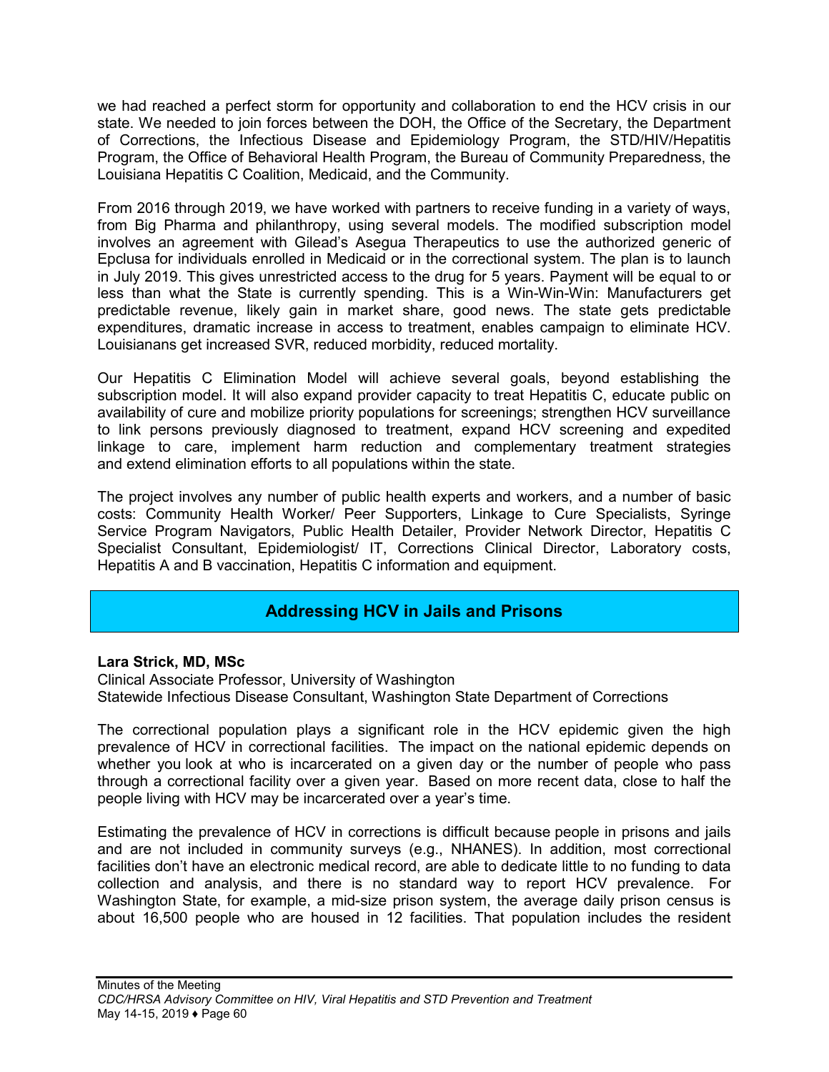we had reached a perfect storm for opportunity and collaboration to end the HCV crisis in our state. We needed to join forces between the DOH, the Office of the Secretary, the Department of Corrections, the Infectious Disease and Epidemiology Program, the STD/HIV/Hepatitis Program, the Office of Behavioral Health Program, the Bureau of Community Preparedness, the Louisiana Hepatitis C Coalition, Medicaid, and the Community.

From 2016 through 2019, we have worked with partners to receive funding in a variety of ways, from Big Pharma and philanthropy, using several models. The modified subscription model involves an agreement with Gilead's Asegua Therapeutics to use the authorized generic of Epclusa for individuals enrolled in Medicaid or in the correctional system. The plan is to launch in July 2019. This gives unrestricted access to the drug for 5 years. Payment will be equal to or less than what the State is currently spending. This is a Win-Win-Win: Manufacturers get predictable revenue, likely gain in market share, good news. The state gets predictable expenditures, dramatic increase in access to treatment, enables campaign to eliminate HCV. Louisianans get increased SVR, reduced morbidity, reduced mortality.

Our Hepatitis C Elimination Model will achieve several goals, beyond establishing the subscription model. It will also expand provider capacity to treat Hepatitis C, educate public on availability of cure and mobilize priority populations for screenings; strengthen HCV surveillance to link persons previously diagnosed to treatment, expand HCV screening and expedited linkage to care, implement harm reduction and complementary treatment strategies and extend elimination efforts to all populations within the state.

The project involves any number of public health experts and workers, and a number of basic costs: Community Health Worker/ Peer Supporters, Linkage to Cure Specialists, Syringe Service Program Navigators, Public Health Detailer, Provider Network Director, Hepatitis C Specialist Consultant, Epidemiologist/ IT, Corrections Clinical Director, Laboratory costs, Hepatitis A and B vaccination, Hepatitis C information and equipment.

## Addressing HCV in Jails and Prisons

**Lara Strick, MD, MSc**
Clinical Associate Professor, University of Washington
Statewide Infectious Disease Consultant, Washington State Department of Corrections

The correctional population plays a significant role in the HCV epidemic given the high prevalence of HCV in correctional facilities. The impact on the national epidemic depends on whether you look at who is incarcerated on a given day or the number of people who pass through a correctional facility over a given year. Based on more recent data, close to half the people living with HCV may be incarcerated over a year's time.

Estimating the prevalence of HCV in corrections is difficult because people in prisons and jails and are not included in community surveys (e.g., NHANES). In addition, most correctional facilities don't have an electronic medical record, are able to dedicate little to no funding to data collection and analysis, and there is no standard way to report HCV prevalence. For Washington State, for example, a mid-size prison system, the average daily prison census is about 16,500 people who are housed in 12 facilities. That population includes the resident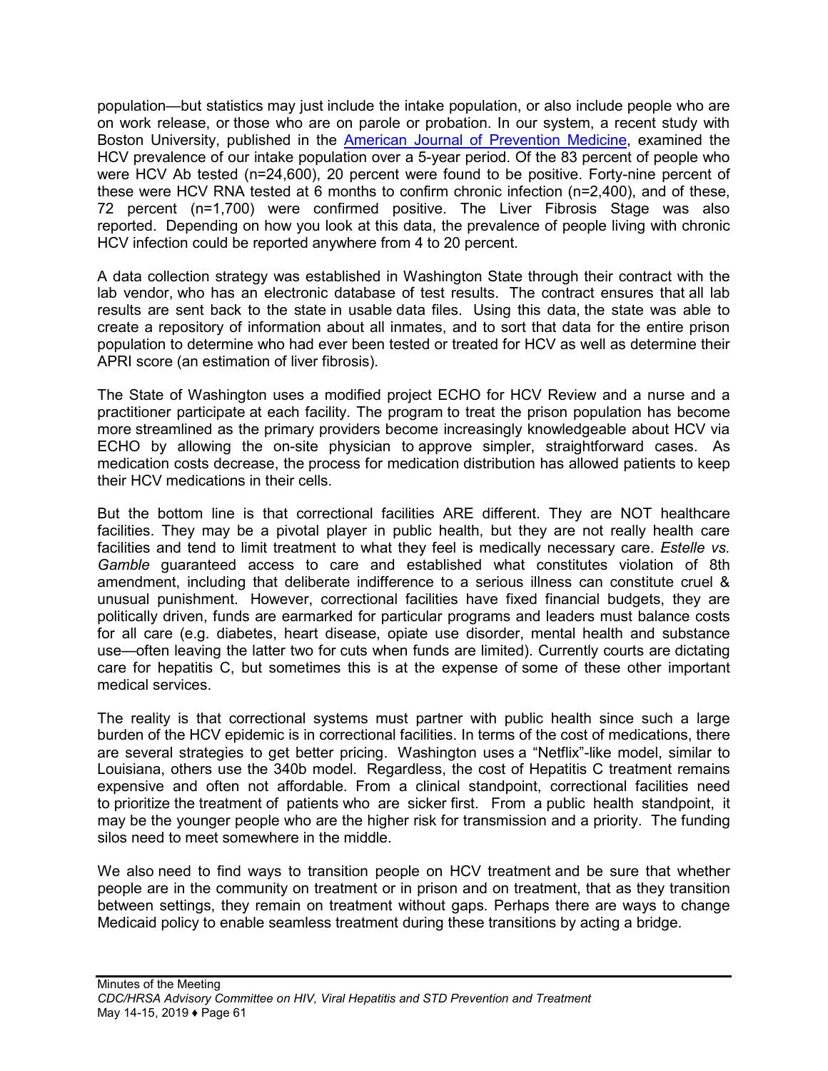population—but statistics may just include the intake population, or also include people who are on work release, or those who are on parole or probation. In our system, a recent study with Boston University, published in the American Journal of Prevention Medicine, examined the HCV prevalence of our intake population over a 5-year period. Of the 83 percent of people who were HCV Ab tested (n=24,600), 20 percent were found to be positive. Forty-nine percent of these were HCV RNA tested at 6 months to confirm chronic infection (n=2,400), and of these, 72 percent (n=1,700) were confirmed positive. The Liver Fibrosis Stage was also reported. Depending on how you look at this data, the prevalence of people living with chronic HCV infection could be reported anywhere from 4 to 20 percent.

A data collection strategy was established in Washington State through their contract with the lab vendor, who has an electronic database of test results. The contract ensures that all lab results are sent back to the state in usable data files. Using this data, the state was able to create a repository of information about all inmates, and to sort that data for the entire prison population to determine who had ever been tested or treated for HCV as well as determine their APRI score (an estimation of liver fibrosis).

The State of Washington uses a modified project ECHO for HCV Review and a nurse and a practitioner participate at each facility. The program to treat the prison population has become more streamlined as the primary providers become increasingly knowledgeable about HCV via ECHO by allowing the on-site physician to approve simpler, straightforward cases. As medication costs decrease, the process for medication distribution has allowed patients to keep their HCV medications in their cells.

But the bottom line is that correctional facilities ARE different. They are NOT healthcare facilities. They may be a pivotal player in public health, but they are not really health care facilities and tend to limit treatment to what they feel is medically necessary care. *Estelle vs. Gamble* guaranteed access to care and established what constitutes violation of 8th amendment, including that deliberate indifference to a serious illness can constitute cruel & unusual punishment. However, correctional facilities have fixed financial budgets, they are politically driven, funds are earmarked for particular programs and leaders must balance costs for all care (e.g. diabetes, heart disease, opiate use disorder, mental health and substance use—often leaving the latter two for cuts when funds are limited). Currently courts are dictating care for hepatitis C, but sometimes this is at the expense of some of these other important medical services.

The reality is that correctional systems must partner with public health since such a large burden of the HCV epidemic is in correctional facilities. In terms of the cost of medications, there are several strategies to get better pricing. Washington uses a "Netflix"-like model, similar to Louisiana, others use the 340b model. Regardless, the cost of Hepatitis C treatment remains expensive and often not affordable. From a clinical standpoint, correctional facilities need to prioritize the treatment of patients who are sicker first. From a public health standpoint, it may be the younger people who are the higher risk for transmission and a priority. The funding silos need to meet somewhere in the middle.

We also need to find ways to transition people on HCV treatment and be sure that whether people are in the community on treatment or in prison and on treatment, that as they transition between settings, they remain on treatment without gaps. Perhaps there are ways to change Medicaid policy to enable seamless treatment during these transitions by acting a bridge.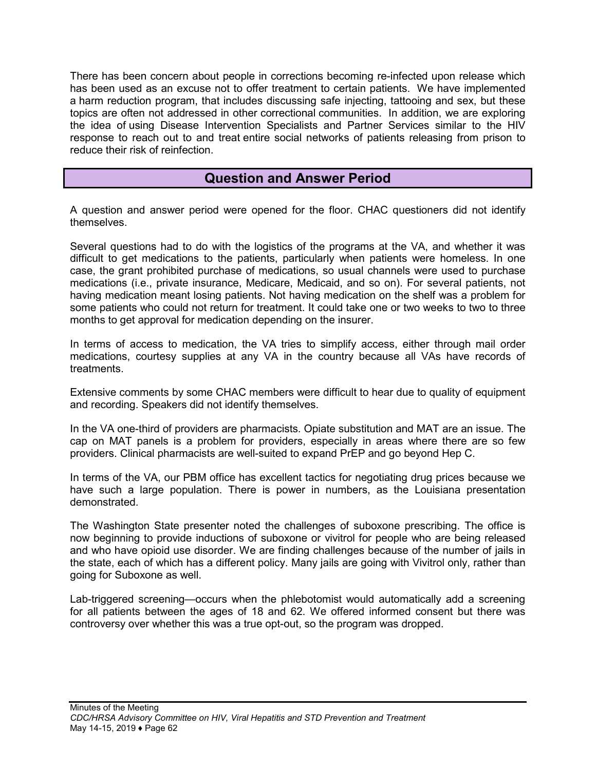There has been concern about people in corrections becoming re-infected upon release which has been used as an excuse not to offer treatment to certain patients. We have implemented a harm reduction program, that includes discussing safe injecting, tattooing and sex, but these topics are often not addressed in other correctional communities. In addition, we are exploring the idea of using Disease Intervention Specialists and Partner Services similar to the HIV response to reach out to and treat entire social networks of patients releasing from prison to reduce their risk of reinfection.

## Question and Answer Period

A question and answer period were opened for the floor. CHAC questioners did not identify themselves.

Several questions had to do with the logistics of the programs at the VA, and whether it was difficult to get medications to the patients, particularly when patients were homeless. In one case, the grant prohibited purchase of medications, so usual channels were used to purchase medications (i.e., private insurance, Medicare, Medicaid, and so on). For several patients, not having medication meant losing patients. Not having medication on the shelf was a problem for some patients who could not return for treatment. It could take one or two weeks to two to three months to get approval for medication depending on the insurer.

In terms of access to medication, the VA tries to simplify access, either through mail order medications, courtesy supplies at any VA in the country because all VAs have records of treatments.

Extensive comments by some CHAC members were difficult to hear due to quality of equipment and recording. Speakers did not identify themselves.

In the VA one-third of providers are pharmacists. Opiate substitution and MAT are an issue. The cap on MAT panels is a problem for providers, especially in areas where there are so few providers. Clinical pharmacists are well-suited to expand PrEP and go beyond Hep C.

In terms of the VA, our PBM office has excellent tactics for negotiating drug prices because we have such a large population. There is power in numbers, as the Louisiana presentation demonstrated.

The Washington State presenter noted the challenges of suboxone prescribing. The office is now beginning to provide inductions of suboxone or vivitrol for people who are being released and who have opioid use disorder. We are finding challenges because of the number of jails in the state, each of which has a different policy. Many jails are going with Vivitrol only, rather than going for Suboxone as well.

Lab-triggered screening—occurs when the phlebotomist would automatically add a screening for all patients between the ages of 18 and 62. We offered informed consent but there was controversy over whether this was a true opt-out, so the program was dropped.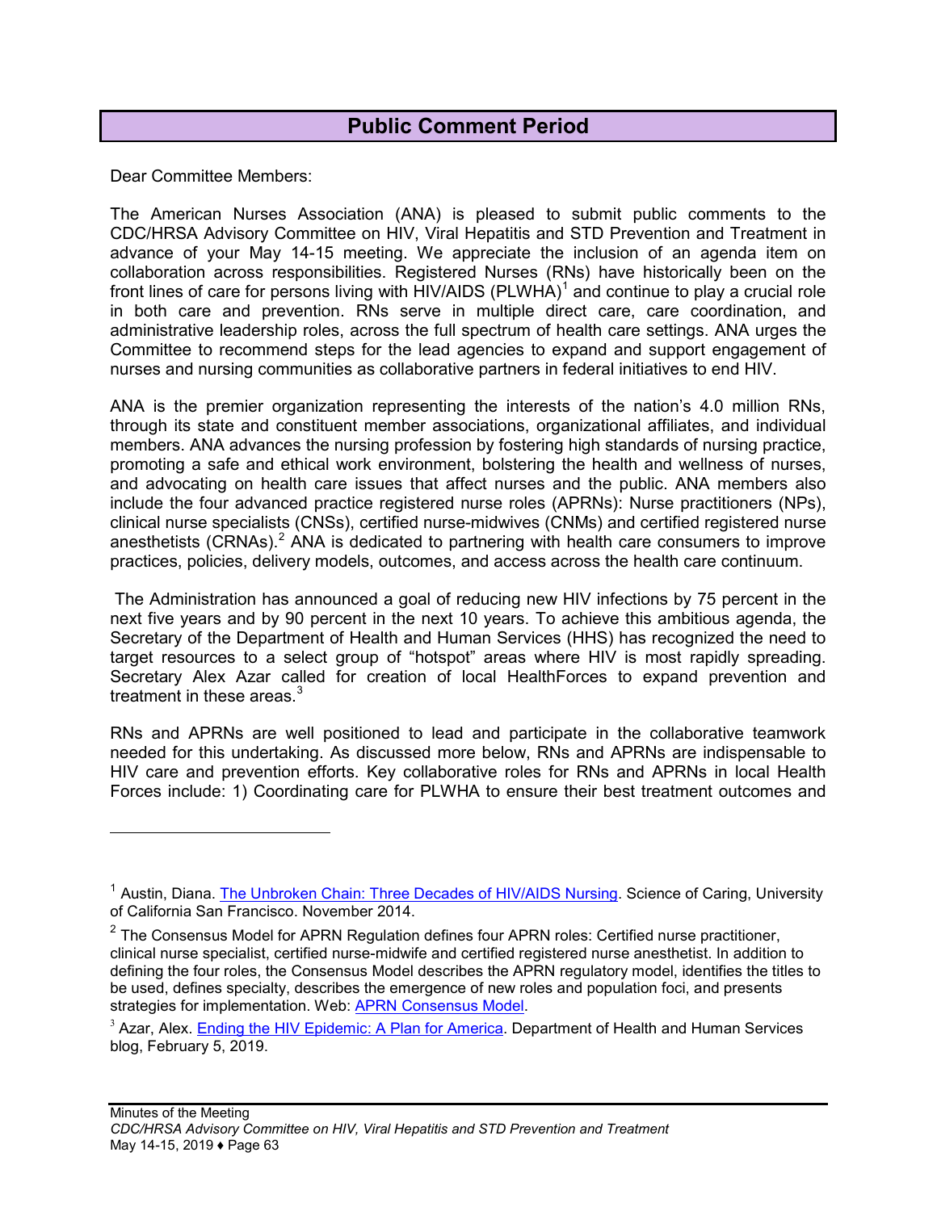## Public Comment Period

Dear Committee Members:

The American Nurses Association (ANA) is pleased to submit public comments to the CDC/HRSA Advisory Committee on HIV, Viral Hepatitis and STD Prevention and Treatment in advance of your May 14-15 meeting. We appreciate the inclusion of an agenda item on collaboration across responsibilities. Registered Nurses (RNs) have historically been on the front lines of care for persons living with HIV/AIDS (PLWHA)[1] and continue to play a crucial role in both care and prevention. RNs serve in multiple direct care, care coordination, and administrative leadership roles, across the full spectrum of health care settings. ANA urges the Committee to recommend steps for the lead agencies to expand and support engagement of nurses and nursing communities as collaborative partners in federal initiatives to end HIV.

ANA is the premier organization representing the interests of the nation's 4.0 million RNs, through its state and constituent member associations, organizational affiliates, and individual members. ANA advances the nursing profession by fostering high standards of nursing practice, promoting a safe and ethical work environment, bolstering the health and wellness of nurses, and advocating on health care issues that affect nurses and the public. ANA members also include the four advanced practice registered nurse roles (APRNs): Nurse practitioners (NPs), clinical nurse specialists (CNSs), certified nurse-midwives (CNMs) and certified registered nurse anesthetists (CRNAs).[2] ANA is dedicated to partnering with health care consumers to improve practices, policies, delivery models, outcomes, and access across the health care continuum.

The Administration has announced a goal of reducing new HIV infections by 75 percent in the next five years and by 90 percent in the next 10 years. To achieve this ambitious agenda, the Secretary of the Department of Health and Human Services (HHS) has recognized the need to target resources to a select group of "hotspot" areas where HIV is most rapidly spreading. Secretary Alex Azar called for creation of local HealthForces to expand prevention and treatment in these areas.[3]

RNs and APRNs are well positioned to lead and participate in the collaborative teamwork needed for this undertaking. As discussed more below, RNs and APRNs are indispensable to HIV care and prevention efforts. Key collaborative roles for RNs and APRNs in local Health Forces include: 1) Coordinating care for PLWHA to ensure their best treatment outcomes and

---

[1] Austin, Diana. The Unbroken Chain: Three Decades of HIV/AIDS Nursing. Science of Caring, University of California San Francisco. November 2014.

[2] The Consensus Model for APRN Regulation defines four APRN roles: Certified nurse practitioner, clinical nurse specialist, certified nurse-midwife and certified registered nurse anesthetist. In addition to defining the four roles, the Consensus Model describes the APRN regulatory model, identifies the titles to be used, defines specialty, describes the emergence of new roles and population foci, and presents strategies for implementation. Web: APRN Consensus Model.

[3] Azar, Alex. Ending the HIV Epidemic: A Plan for America. Department of Health and Human Services blog, February 5, 2019.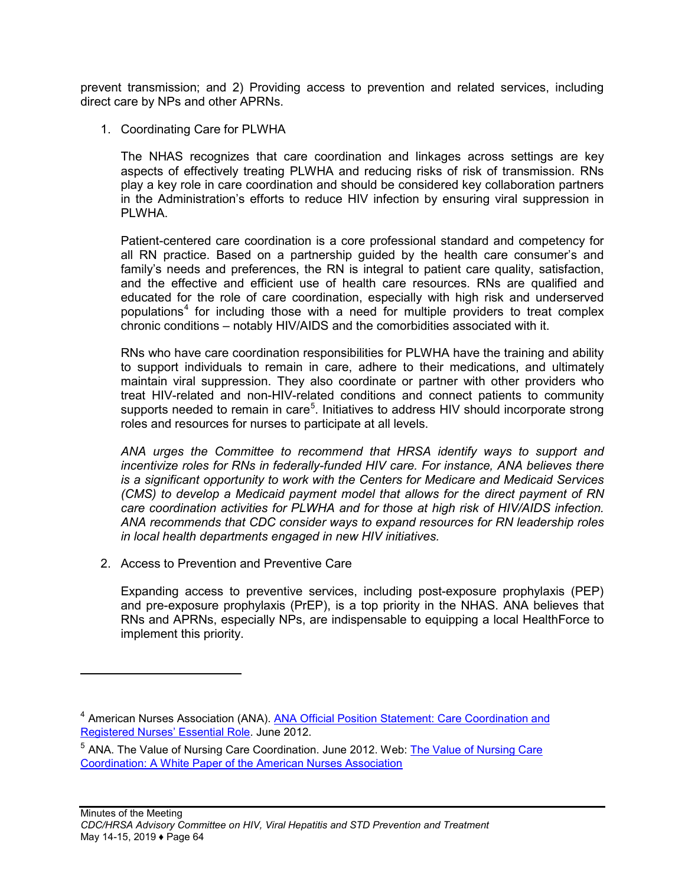prevent transmission; and 2) Providing access to prevention and related services, including direct care by NPs and other APRNs.

1. Coordinating Care for PLWHA

   The NHAS recognizes that care coordination and linkages across settings are key aspects of effectively treating PLWHA and reducing risks of risk of transmission. RNs play a key role in care coordination and should be considered key collaboration partners in the Administration's efforts to reduce HIV infection by ensuring viral suppression in PLWHA.

   Patient-centered care coordination is a core professional standard and competency for all RN practice. Based on a partnership guided by the health care consumer's and family's needs and preferences, the RN is integral to patient care quality, satisfaction, and the effective and efficient use of health care resources. RNs are qualified and educated for the role of care coordination, especially with high risk and underserved populations[4] for including those with a need for multiple providers to treat complex chronic conditions – notably HIV/AIDS and the comorbidities associated with it.

   RNs who have care coordination responsibilities for PLWHA have the training and ability to support individuals to remain in care, adhere to their medications, and ultimately maintain viral suppression. They also coordinate or partner with other providers who treat HIV-related and non-HIV-related conditions and connect patients to community supports needed to remain in care[5]. Initiatives to address HIV should incorporate strong roles and resources for nurses to participate at all levels.

   *ANA urges the Committee to recommend that HRSA identify ways to support and incentivize roles for RNs in federally-funded HIV care. For instance, ANA believes there is a significant opportunity to work with the Centers for Medicare and Medicaid Services (CMS) to develop a Medicaid payment model that allows for the direct payment of RN care coordination activities for PLWHA and for those at high risk of HIV/AIDS infection. ANA recommends that CDC consider ways to expand resources for RN leadership roles in local health departments engaged in new HIV initiatives.*

2. Access to Prevention and Preventive Care

   Expanding access to preventive services, including post-exposure prophylaxis (PEP) and pre-exposure prophylaxis (PrEP), is a top priority in the NHAS. ANA believes that RNs and APRNs, especially NPs, are indispensable to equipping a local HealthForce to implement this priority.

---

[4] American Nurses Association (ANA). ANA Official Position Statement: Care Coordination and Registered Nurses' Essential Role. June 2012.

[5] ANA. The Value of Nursing Care Coordination. June 2012. Web: The Value of Nursing Care Coordination: A White Paper of the American Nurses Association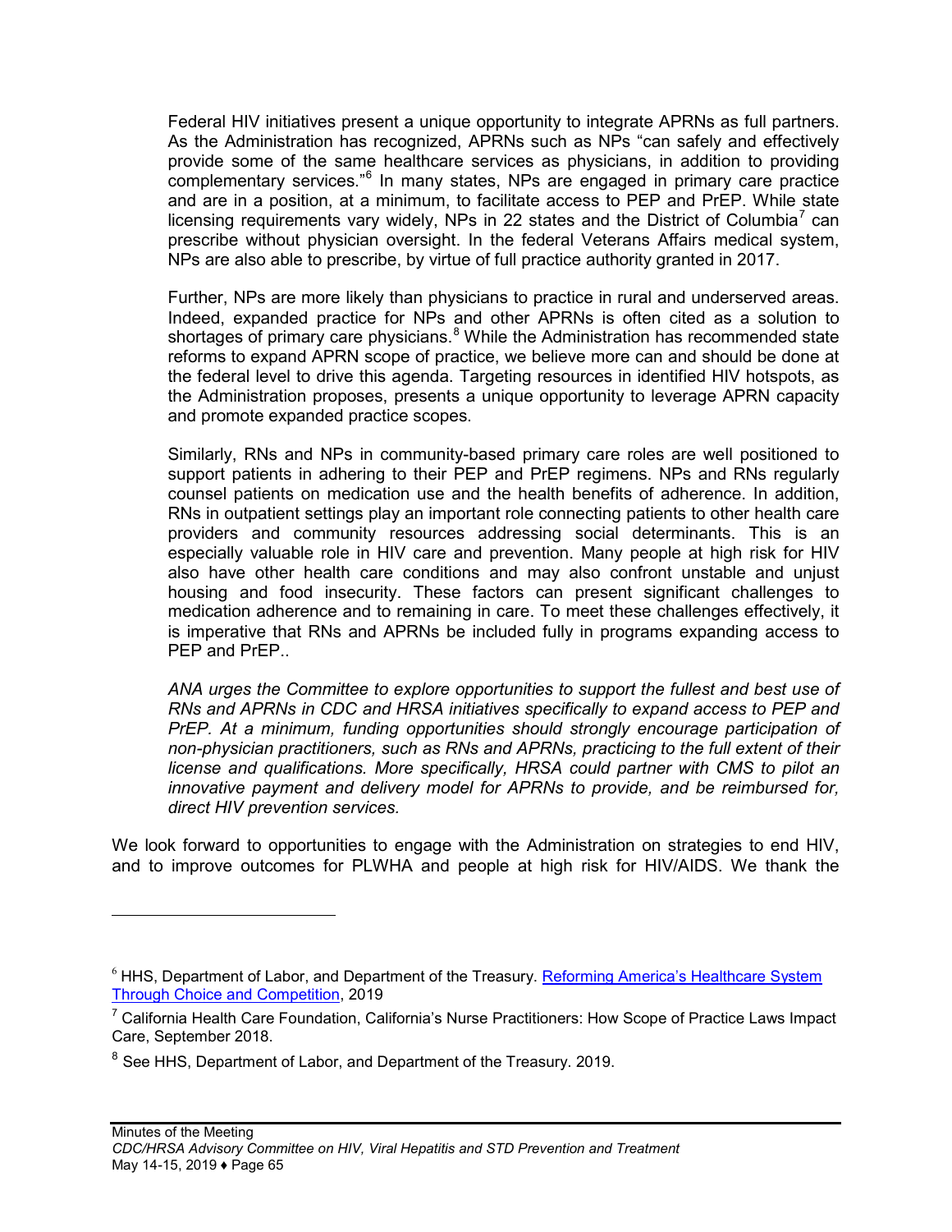Federal HIV initiatives present a unique opportunity to integrate APRNs as full partners. As the Administration has recognized, APRNs such as NPs "can safely and effectively provide some of the same healthcare services as physicians, in addition to providing complementary services."[6] In many states, NPs are engaged in primary care practice and are in a position, at a minimum, to facilitate access to PEP and PrEP. While state licensing requirements vary widely, NPs in 22 states and the District of Columbia[7] can prescribe without physician oversight. In the federal Veterans Affairs medical system, NPs are also able to prescribe, by virtue of full practice authority granted in 2017.

Further, NPs are more likely than physicians to practice in rural and underserved areas. Indeed, expanded practice for NPs and other APRNs is often cited as a solution to shortages of primary care physicians.[8] While the Administration has recommended state reforms to expand APRN scope of practice, we believe more can and should be done at the federal level to drive this agenda. Targeting resources in identified HIV hotspots, as the Administration proposes, presents a unique opportunity to leverage APRN capacity and promote expanded practice scopes.

Similarly, RNs and NPs in community-based primary care roles are well positioned to support patients in adhering to their PEP and PrEP regimens. NPs and RNs regularly counsel patients on medication use and the health benefits of adherence. In addition, RNs in outpatient settings play an important role connecting patients to other health care providers and community resources addressing social determinants. This is an especially valuable role in HIV care and prevention. Many people at high risk for HIV also have other health care conditions and may also confront unstable and unjust housing and food insecurity. These factors can present significant challenges to medication adherence and to remaining in care. To meet these challenges effectively, it is imperative that RNs and APRNs be included fully in programs expanding access to PEP and PrEP..

*ANA urges the Committee to explore opportunities to support the fullest and best use of RNs and APRNs in CDC and HRSA initiatives specifically to expand access to PEP and PrEP. At a minimum, funding opportunities should strongly encourage participation of non-physician practitioners, such as RNs and APRNs, practicing to the full extent of their license and qualifications. More specifically, HRSA could partner with CMS to pilot an innovative payment and delivery model for APRNs to provide, and be reimbursed for, direct HIV prevention services.*

We look forward to opportunities to engage with the Administration on strategies to end HIV, and to improve outcomes for PLWHA and people at high risk for HIV/AIDS. We thank the

---

[6] HHS, Department of Labor, and Department of the Treasury. Reforming America's Healthcare System Through Choice and Competition, 2019

[7] California Health Care Foundation, California's Nurse Practitioners: How Scope of Practice Laws Impact Care, September 2018.

[8] See HHS, Department of Labor, and Department of the Treasury. 2019.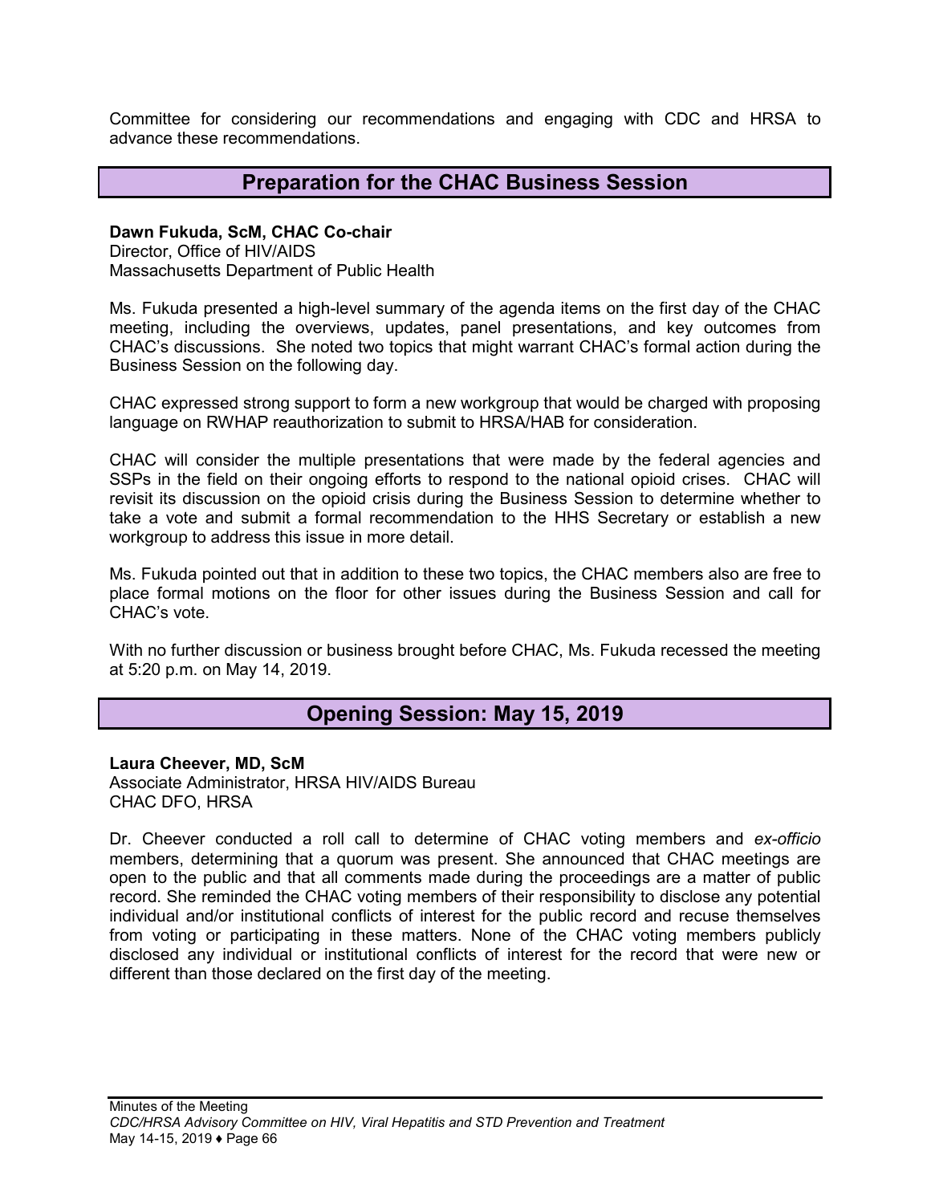Committee for considering our recommendations and engaging with CDC and HRSA to advance these recommendations.

## Preparation for the CHAC Business Session

**Dawn Fukuda, ScM, CHAC Co-chair**
Director, Office of HIV/AIDS
Massachusetts Department of Public Health

Ms. Fukuda presented a high-level summary of the agenda items on the first day of the CHAC meeting, including the overviews, updates, panel presentations, and key outcomes from CHAC's discussions. She noted two topics that might warrant CHAC's formal action during the Business Session on the following day.

CHAC expressed strong support to form a new workgroup that would be charged with proposing language on RWHAP reauthorization to submit to HRSA/HAB for consideration.

CHAC will consider the multiple presentations that were made by the federal agencies and SSPs in the field on their ongoing efforts to respond to the national opioid crises. CHAC will revisit its discussion on the opioid crisis during the Business Session to determine whether to take a vote and submit a formal recommendation to the HHS Secretary or establish a new workgroup to address this issue in more detail.

Ms. Fukuda pointed out that in addition to these two topics, the CHAC members also are free to place formal motions on the floor for other issues during the Business Session and call for CHAC's vote.

With no further discussion or business brought before CHAC, Ms. Fukuda recessed the meeting at 5:20 p.m. on May 14, 2019.

## Opening Session: May 15, 2019

**Laura Cheever, MD, ScM**
Associate Administrator, HRSA HIV/AIDS Bureau
CHAC DFO, HRSA

Dr. Cheever conducted a roll call to determine of CHAC voting members and *ex-officio* members, determining that a quorum was present. She announced that CHAC meetings are open to the public and that all comments made during the proceedings are a matter of public record. She reminded the CHAC voting members of their responsibility to disclose any potential individual and/or institutional conflicts of interest for the public record and recuse themselves from voting or participating in these matters. None of the CHAC voting members publicly disclosed any individual or institutional conflicts of interest for the record that were new or different than those declared on the first day of the meeting.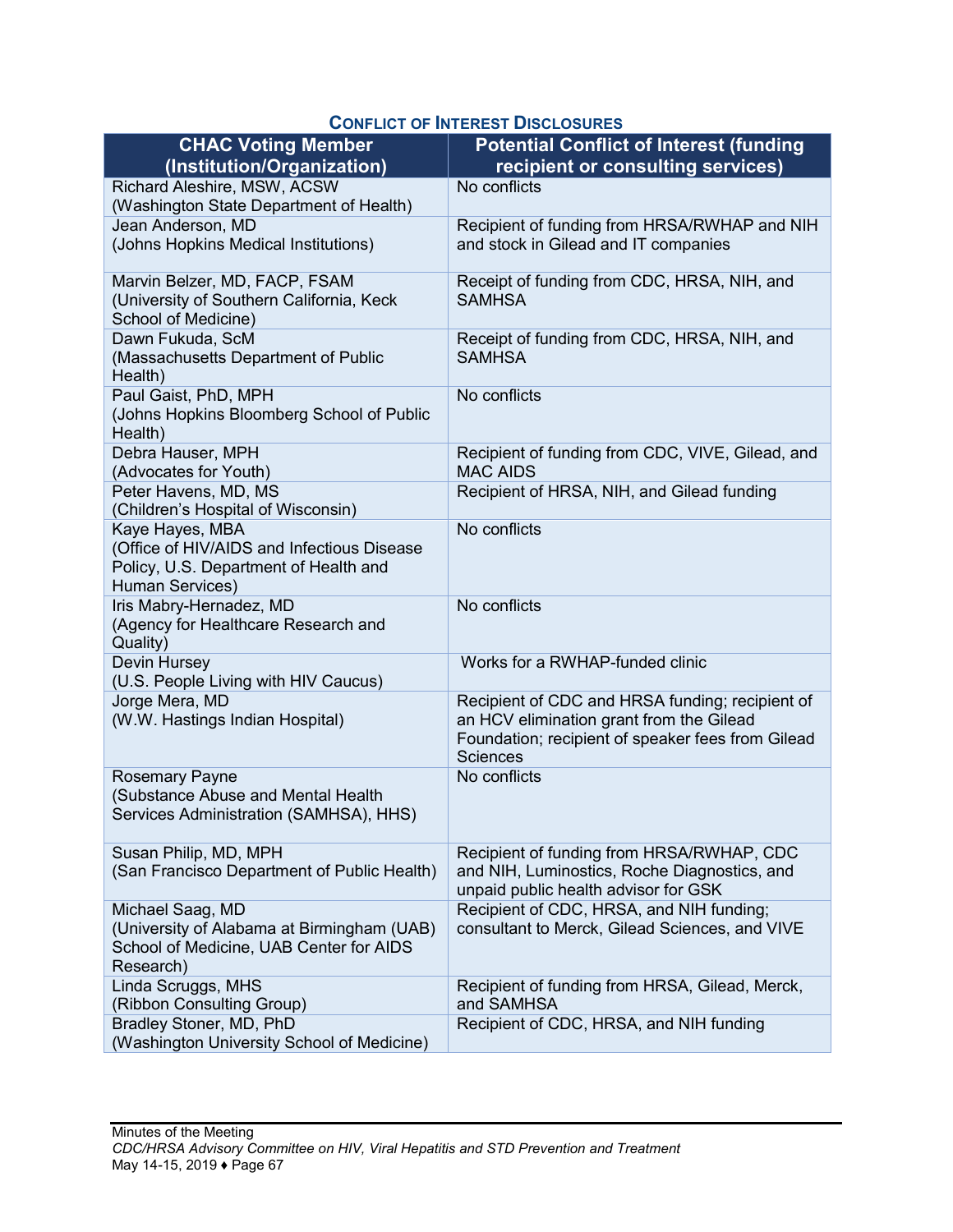### Conflict of Interest Disclosures

| CHAC Voting Member (Institution/Organization) | Potential Conflict of Interest (funding recipient or consulting services) |
|---|---|
| Richard Aleshire, MSW, ACSW (Washington State Department of Health) | No conflicts |
| Jean Anderson, MD (Johns Hopkins Medical Institutions) | Recipient of funding from HRSA/RWHAP and NIH and stock in Gilead and IT companies |
| Marvin Belzer, MD, FACP, FSAM (University of Southern California, Keck School of Medicine) | Receipt of funding from CDC, HRSA, NIH, and SAMHSA |
| Dawn Fukuda, ScM (Massachusetts Department of Public Health) | Receipt of funding from CDC, HRSA, NIH, and SAMHSA |
| Paul Gaist, PhD, MPH (Johns Hopkins Bloomberg School of Public Health) | No conflicts |
| Debra Hauser, MPH (Advocates for Youth) | Recipient of funding from CDC, VIVE, Gilead, and MAC AIDS |
| Peter Havens, MD, MS (Children's Hospital of Wisconsin) | Recipient of HRSA, NIH, and Gilead funding |
| Kaye Hayes, MBA (Office of HIV/AIDS and Infectious Disease Policy, U.S. Department of Health and Human Services) | No conflicts |
| Iris Mabry-Hernadez, MD (Agency for Healthcare Research and Quality) | No conflicts |
| Devin Hursey (U.S. People Living with HIV Caucus) | Works for a RWHAP-funded clinic |
| Jorge Mera, MD (W.W. Hastings Indian Hospital) | Recipient of CDC and HRSA funding; recipient of an HCV elimination grant from the Gilead Foundation; recipient of speaker fees from Gilead Sciences |
| Rosemary Payne (Substance Abuse and Mental Health Services Administration (SAMHSA), HHS) | No conflicts |
| Susan Philip, MD, MPH (San Francisco Department of Public Health) | Recipient of funding from HRSA/RWHAP, CDC and NIH, Luminostics, Roche Diagnostics, and unpaid public health advisor for GSK |
| Michael Saag, MD (University of Alabama at Birmingham (UAB) School of Medicine, UAB Center for AIDS Research) | Recipient of CDC, HRSA, and NIH funding; consultant to Merck, Gilead Sciences, and VIVE |
| Linda Scruggs, MHS (Ribbon Consulting Group) | Recipient of funding from HRSA, Gilead, Merck, and SAMHSA |
| Bradley Stoner, MD, PhD (Washington University School of Medicine) | Recipient of CDC, HRSA, and NIH funding |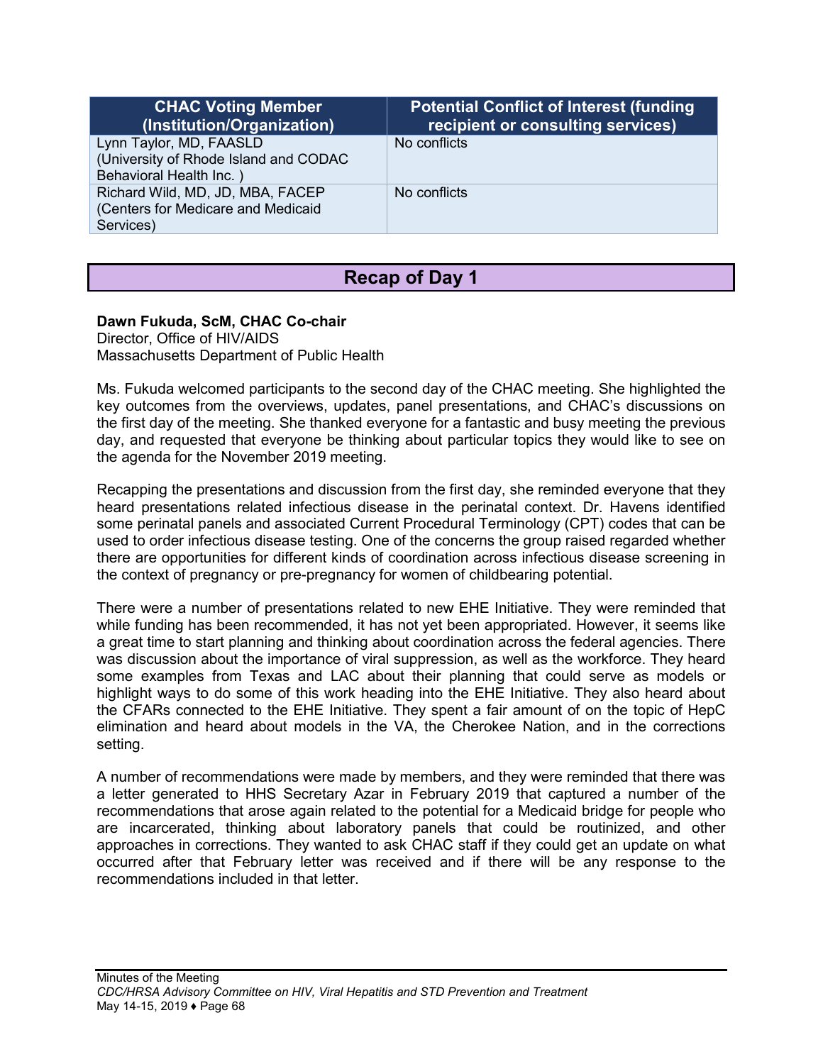| CHAC Voting Member (Institution/Organization) | Potential Conflict of Interest (funding recipient or consulting services) |
|---|---|
| Lynn Taylor, MD, FAASLD (University of Rhode Island and CODAC Behavioral Health Inc. ) | No conflicts |
| Richard Wild, MD, JD, MBA, FACEP (Centers for Medicare and Medicaid Services) | No conflicts |

# Recap of Day 1

**Dawn Fukuda, ScM, CHAC Co-chair**
Director, Office of HIV/AIDS
Massachusetts Department of Public Health

Ms. Fukuda welcomed participants to the second day of the CHAC meeting. She highlighted the key outcomes from the overviews, updates, panel presentations, and CHAC's discussions on the first day of the meeting. She thanked everyone for a fantastic and busy meeting the previous day, and requested that everyone be thinking about particular topics they would like to see on the agenda for the November 2019 meeting.

Recapping the presentations and discussion from the first day, she reminded everyone that they heard presentations related infectious disease in the perinatal context. Dr. Havens identified some perinatal panels and associated Current Procedural Terminology (CPT) codes that can be used to order infectious disease testing. One of the concerns the group raised regarded whether there are opportunities for different kinds of coordination across infectious disease screening in the context of pregnancy or pre-pregnancy for women of childbearing potential.

There were a number of presentations related to new EHE Initiative. They were reminded that while funding has been recommended, it has not yet been appropriated. However, it seems like a great time to start planning and thinking about coordination across the federal agencies. There was discussion about the importance of viral suppression, as well as the workforce. They heard some examples from Texas and LAC about their planning that could serve as models or highlight ways to do some of this work heading into the EHE Initiative. They also heard about the CFARs connected to the EHE Initiative. They spent a fair amount of on the topic of HepC elimination and heard about models in the VA, the Cherokee Nation, and in the corrections setting.

A number of recommendations were made by members, and they were reminded that there was a letter generated to HHS Secretary Azar in February 2019 that captured a number of the recommendations that arose again related to the potential for a Medicaid bridge for people who are incarcerated, thinking about laboratory panels that could be routinized, and other approaches in corrections. They wanted to ask CHAC staff if they could get an update on what occurred after that February letter was received and if there will be any response to the recommendations included in that letter.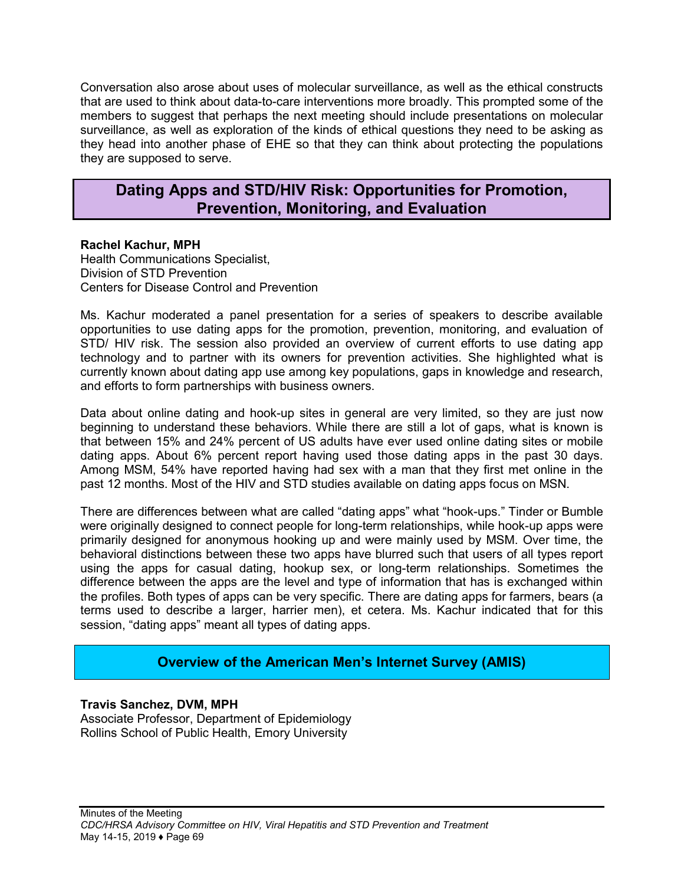Conversation also arose about uses of molecular surveillance, as well as the ethical constructs that are used to think about data-to-care interventions more broadly. This prompted some of the members to suggest that perhaps the next meeting should include presentations on molecular surveillance, as well as exploration of the kinds of ethical questions they need to be asking as they head into another phase of EHE so that they can think about protecting the populations they are supposed to serve.

## Dating Apps and STD/HIV Risk: Opportunities for Promotion, Prevention, Monitoring, and Evaluation

**Rachel Kachur, MPH**
Health Communications Specialist,
Division of STD Prevention
Centers for Disease Control and Prevention

Ms. Kachur moderated a panel presentation for a series of speakers to describe available opportunities to use dating apps for the promotion, prevention, monitoring, and evaluation of STD/ HIV risk. The session also provided an overview of current efforts to use dating app technology and to partner with its owners for prevention activities. She highlighted what is currently known about dating app use among key populations, gaps in knowledge and research, and efforts to form partnerships with business owners.

Data about online dating and hook-up sites in general are very limited, so they are just now beginning to understand these behaviors. While there are still a lot of gaps, what is known is that between 15% and 24% percent of US adults have ever used online dating sites or mobile dating apps. About 6% percent report having used those dating apps in the past 30 days. Among MSM, 54% have reported having had sex with a man that they first met online in the past 12 months. Most of the HIV and STD studies available on dating apps focus on MSN.

There are differences between what are called "dating apps" what "hook-ups." Tinder or Bumble were originally designed to connect people for long-term relationships, while hook-up apps were primarily designed for anonymous hooking up and were mainly used by MSM. Over time, the behavioral distinctions between these two apps have blurred such that users of all types report using the apps for casual dating, hookup sex, or long-term relationships. Sometimes the difference between the apps are the level and type of information that has is exchanged within the profiles. Both types of apps can be very specific. There are dating apps for farmers, bears (a terms used to describe a larger, harrier men), et cetera. Ms. Kachur indicated that for this session, "dating apps" meant all types of dating apps.

### Overview of the American Men's Internet Survey (AMIS)

**Travis Sanchez, DVM, MPH**
Associate Professor, Department of Epidemiology
Rollins School of Public Health, Emory University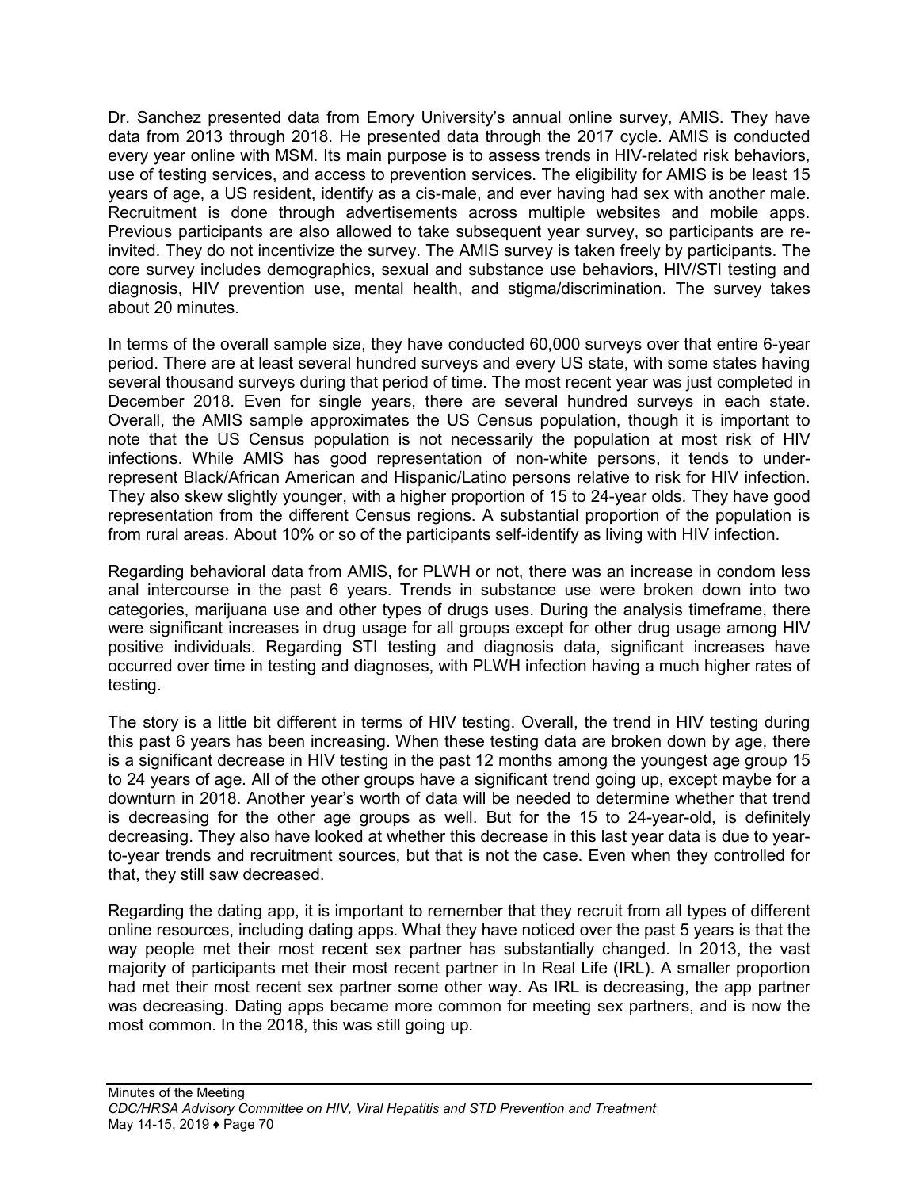Dr. Sanchez presented data from Emory University's annual online survey, AMIS. They have data from 2013 through 2018. He presented data through the 2017 cycle. AMIS is conducted every year online with MSM. Its main purpose is to assess trends in HIV-related risk behaviors, use of testing services, and access to prevention services. The eligibility for AMIS is be least 15 years of age, a US resident, identify as a cis-male, and ever having had sex with another male. Recruitment is done through advertisements across multiple websites and mobile apps. Previous participants are also allowed to take subsequent year survey, so participants are re-invited. They do not incentivize the survey. The AMIS survey is taken freely by participants. The core survey includes demographics, sexual and substance use behaviors, HIV/STI testing and diagnosis, HIV prevention use, mental health, and stigma/discrimination. The survey takes about 20 minutes.

In terms of the overall sample size, they have conducted 60,000 surveys over that entire 6-year period. There are at least several hundred surveys and every US state, with some states having several thousand surveys during that period of time. The most recent year was just completed in December 2018. Even for single years, there are several hundred surveys in each state. Overall, the AMIS sample approximates the US Census population, though it is important to note that the US Census population is not necessarily the population at most risk of HIV infections. While AMIS has good representation of non-white persons, it tends to under-represent Black/African American and Hispanic/Latino persons relative to risk for HIV infection. They also skew slightly younger, with a higher proportion of 15 to 24-year olds. They have good representation from the different Census regions. A substantial proportion of the population is from rural areas. About 10% or so of the participants self-identify as living with HIV infection.

Regarding behavioral data from AMIS, for PLWH or not, there was an increase in condom less anal intercourse in the past 6 years. Trends in substance use were broken down into two categories, marijuana use and other types of drugs uses. During the analysis timeframe, there were significant increases in drug usage for all groups except for other drug usage among HIV positive individuals. Regarding STI testing and diagnosis data, significant increases have occurred over time in testing and diagnoses, with PLWH infection having a much higher rates of testing.

The story is a little bit different in terms of HIV testing. Overall, the trend in HIV testing during this past 6 years has been increasing. When these testing data are broken down by age, there is a significant decrease in HIV testing in the past 12 months among the youngest age group 15 to 24 years of age. All of the other groups have a significant trend going up, except maybe for a downturn in 2018. Another year's worth of data will be needed to determine whether that trend is decreasing for the other age groups as well. But for the 15 to 24-year-old, is definitely decreasing. They also have looked at whether this decrease in this last year data is due to year-to-year trends and recruitment sources, but that is not the case. Even when they controlled for that, they still saw decreased.

Regarding the dating app, it is important to remember that they recruit from all types of different online resources, including dating apps. What they have noticed over the past 5 years is that the way people met their most recent sex partner has substantially changed. In 2013, the vast majority of participants met their most recent partner in In Real Life (IRL). A smaller proportion had met their most recent sex partner some other way. As IRL is decreasing, the app partner was decreasing. Dating apps became more common for meeting sex partners, and is now the most common. In the 2018, this was still going up.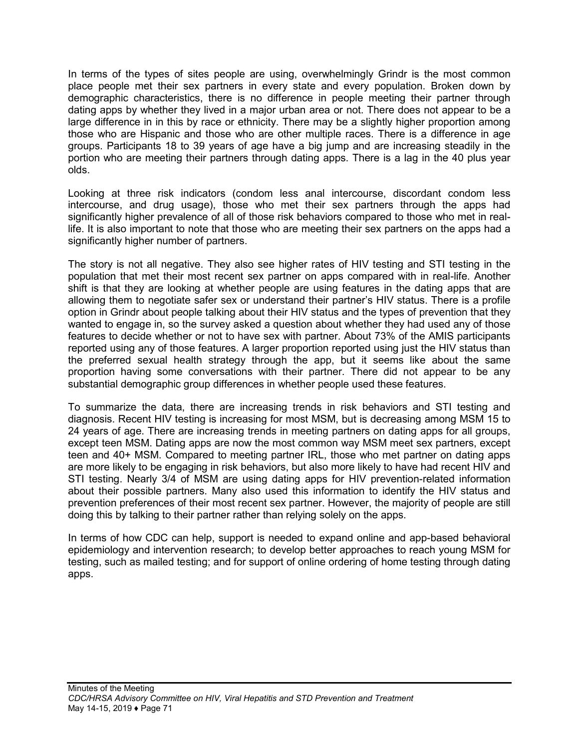In terms of the types of sites people are using, overwhelmingly Grindr is the most common place people met their sex partners in every state and every population. Broken down by demographic characteristics, there is no difference in people meeting their partner through dating apps by whether they lived in a major urban area or not. There does not appear to be a large difference in in this by race or ethnicity. There may be a slightly higher proportion among those who are Hispanic and those who are other multiple races. There is a difference in age groups. Participants 18 to 39 years of age have a big jump and are increasing steadily in the portion who are meeting their partners through dating apps. There is a lag in the 40 plus year olds.

Looking at three risk indicators (condom less anal intercourse, discordant condom less intercourse, and drug usage), those who met their sex partners through the apps had significantly higher prevalence of all of those risk behaviors compared to those who met in real-life. It is also important to note that those who are meeting their sex partners on the apps had a significantly higher number of partners.

The story is not all negative. They also see higher rates of HIV testing and STI testing in the population that met their most recent sex partner on apps compared with in real-life. Another shift is that they are looking at whether people are using features in the dating apps that are allowing them to negotiate safer sex or understand their partner's HIV status. There is a profile option in Grindr about people talking about their HIV status and the types of prevention that they wanted to engage in, so the survey asked a question about whether they had used any of those features to decide whether or not to have sex with partner. About 73% of the AMIS participants reported using any of those features. A larger proportion reported using just the HIV status than the preferred sexual health strategy through the app, but it seems like about the same proportion having some conversations with their partner. There did not appear to be any substantial demographic group differences in whether people used these features.

To summarize the data, there are increasing trends in risk behaviors and STI testing and diagnosis. Recent HIV testing is increasing for most MSM, but is decreasing among MSM 15 to 24 years of age. There are increasing trends in meeting partners on dating apps for all groups, except teen MSM. Dating apps are now the most common way MSM meet sex partners, except teen and 40+ MSM. Compared to meeting partner IRL, those who met partner on dating apps are more likely to be engaging in risk behaviors, but also more likely to have had recent HIV and STI testing. Nearly 3/4 of MSM are using dating apps for HIV prevention-related information about their possible partners. Many also used this information to identify the HIV status and prevention preferences of their most recent sex partner. However, the majority of people are still doing this by talking to their partner rather than relying solely on the apps.

In terms of how CDC can help, support is needed to expand online and app-based behavioral epidemiology and intervention research; to develop better approaches to reach young MSM for testing, such as mailed testing; and for support of online ordering of home testing through dating apps.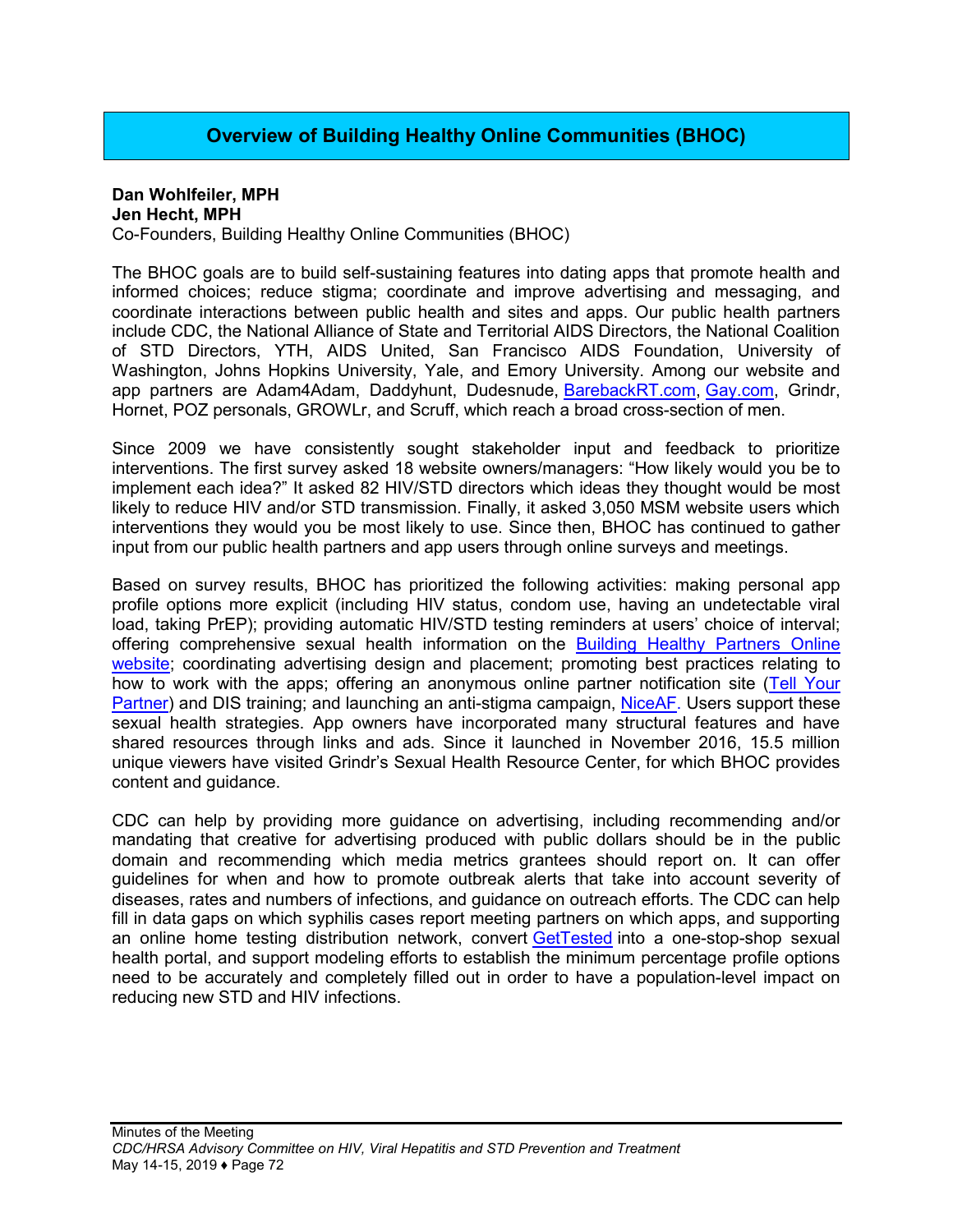## Overview of Building Healthy Online Communities (BHOC)

**Dan Wohlfeiler, MPH**
**Jen Hecht, MPH**
Co-Founders, Building Healthy Online Communities (BHOC)

The BHOC goals are to build self-sustaining features into dating apps that promote health and informed choices; reduce stigma; coordinate and improve advertising and messaging, and coordinate interactions between public health and sites and apps. Our public health partners include CDC, the National Alliance of State and Territorial AIDS Directors, the National Coalition of STD Directors, YTH, AIDS United, San Francisco AIDS Foundation, University of Washington, Johns Hopkins University, Yale, and Emory University. Among our website and app partners are Adam4Adam, Daddyhunt, Dudesnude, BarebackRT.com, Gay.com, Grindr, Hornet, POZ personals, GROWLr, and Scruff, which reach a broad cross-section of men.

Since 2009 we have consistently sought stakeholder input and feedback to prioritize interventions. The first survey asked 18 website owners/managers: "How likely would you be to implement each idea?" It asked 82 HIV/STD directors which ideas they thought would be most likely to reduce HIV and/or STD transmission. Finally, it asked 3,050 MSM website users which interventions they would you be most likely to use. Since then, BHOC has continued to gather input from our public health partners and app users through online surveys and meetings.

Based on survey results, BHOC has prioritized the following activities: making personal app profile options more explicit (including HIV status, condom use, having an undetectable viral load, taking PrEP); providing automatic HIV/STD testing reminders at users' choice of interval; offering comprehensive sexual health information on the Building Healthy Partners Online website; coordinating advertising design and placement; promoting best practices relating to how to work with the apps; offering an anonymous online partner notification site (Tell Your Partner) and DIS training; and launching an anti-stigma campaign, NiceAF. Users support these sexual health strategies. App owners have incorporated many structural features and have shared resources through links and ads. Since it launched in November 2016, 15.5 million unique viewers have visited Grindr's Sexual Health Resource Center, for which BHOC provides content and guidance.

CDC can help by providing more guidance on advertising, including recommending and/or mandating that creative for advertising produced with public dollars should be in the public domain and recommending which media metrics grantees should report on. It can offer guidelines for when and how to promote outbreak alerts that take into account severity of diseases, rates and numbers of infections, and guidance on outreach efforts. The CDC can help fill in data gaps on which syphilis cases report meeting partners on which apps, and supporting an online home testing distribution network, convert GetTested into a one-stop-shop sexual health portal, and support modeling efforts to establish the minimum percentage profile options need to be accurately and completely filled out in order to have a population-level impact on reducing new STD and HIV infections.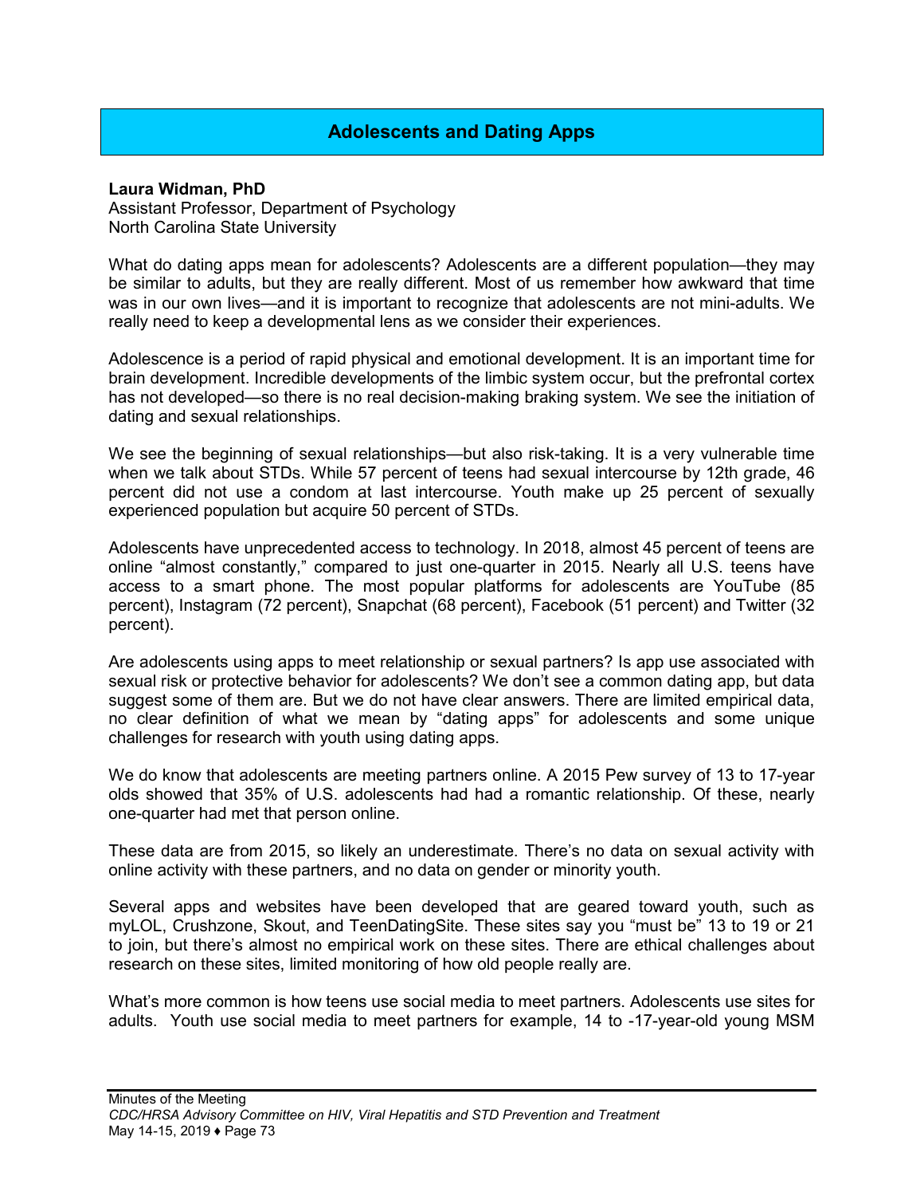## Adolescents and Dating Apps

**Laura Widman, PhD**
Assistant Professor, Department of Psychology
North Carolina State University

What do dating apps mean for adolescents? Adolescents are a different population—they may be similar to adults, but they are really different. Most of us remember how awkward that time was in our own lives—and it is important to recognize that adolescents are not mini-adults. We really need to keep a developmental lens as we consider their experiences.

Adolescence is a period of rapid physical and emotional development. It is an important time for brain development. Incredible developments of the limbic system occur, but the prefrontal cortex has not developed—so there is no real decision-making braking system. We see the initiation of dating and sexual relationships.

We see the beginning of sexual relationships—but also risk-taking. It is a very vulnerable time when we talk about STDs. While 57 percent of teens had sexual intercourse by 12th grade, 46 percent did not use a condom at last intercourse. Youth make up 25 percent of sexually experienced population but acquire 50 percent of STDs.

Adolescents have unprecedented access to technology. In 2018, almost 45 percent of teens are online "almost constantly," compared to just one-quarter in 2015. Nearly all U.S. teens have access to a smart phone. The most popular platforms for adolescents are YouTube (85 percent), Instagram (72 percent), Snapchat (68 percent), Facebook (51 percent) and Twitter (32 percent).

Are adolescents using apps to meet relationship or sexual partners? Is app use associated with sexual risk or protective behavior for adolescents? We don't see a common dating app, but data suggest some of them are. But we do not have clear answers. There are limited empirical data, no clear definition of what we mean by "dating apps" for adolescents and some unique challenges for research with youth using dating apps.

We do know that adolescents are meeting partners online. A 2015 Pew survey of 13 to 17-year olds showed that 35% of U.S. adolescents had had a romantic relationship. Of these, nearly one-quarter had met that person online.

These data are from 2015, so likely an underestimate. There's no data on sexual activity with online activity with these partners, and no data on gender or minority youth.

Several apps and websites have been developed that are geared toward youth, such as myLOL, Crushzone, Skout, and TeenDatingSite. These sites say you "must be" 13 to 19 or 21 to join, but there's almost no empirical work on these sites. There are ethical challenges about research on these sites, limited monitoring of how old people really are.

What's more common is how teens use social media to meet partners. Adolescents use sites for adults. Youth use social media to meet partners for example, 14 to -17-year-old young MSM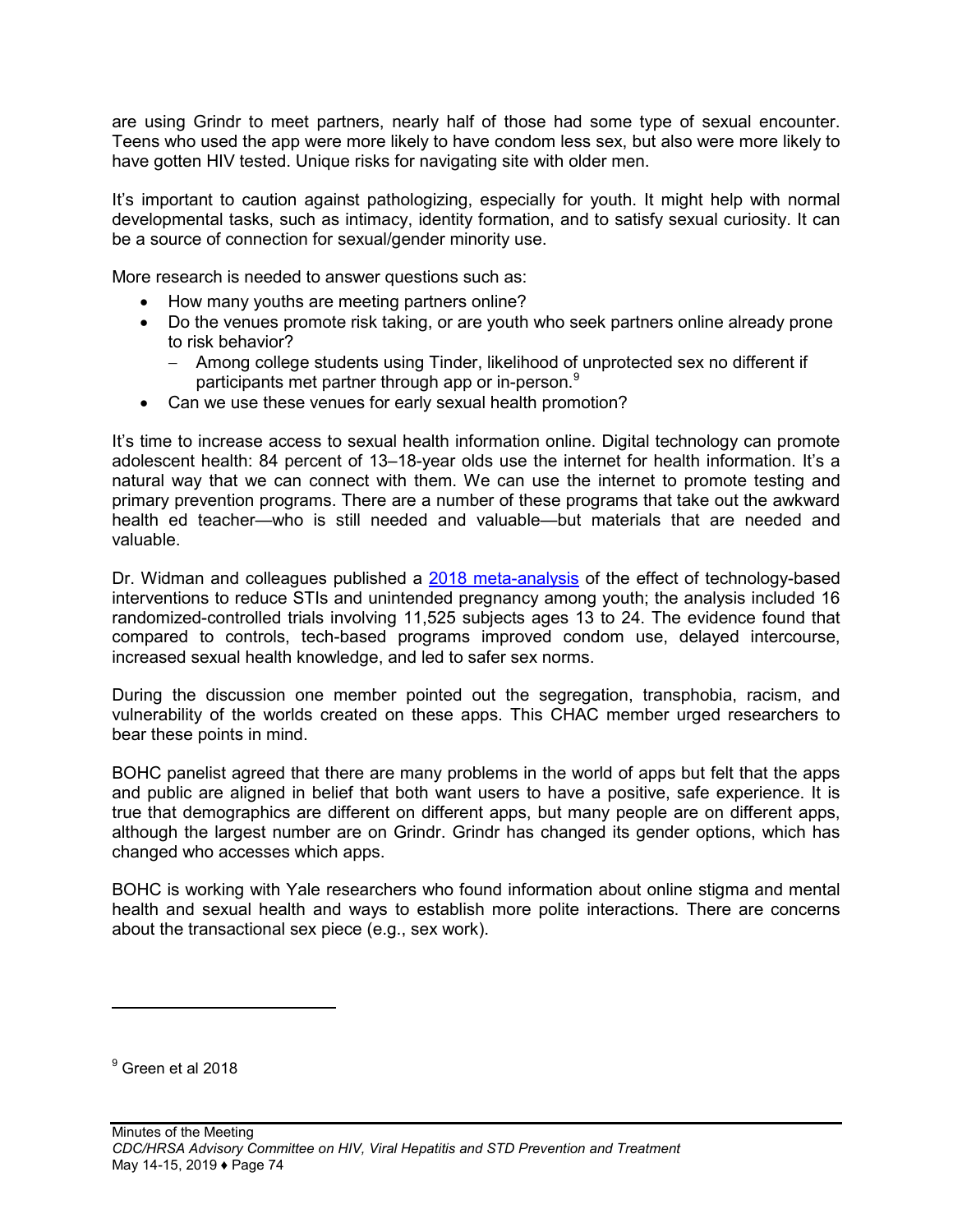are using Grindr to meet partners, nearly half of those had some type of sexual encounter. Teens who used the app were more likely to have condom less sex, but also were more likely to have gotten HIV tested. Unique risks for navigating site with older men.

It's important to caution against pathologizing, especially for youth. It might help with normal developmental tasks, such as intimacy, identity formation, and to satisfy sexual curiosity. It can be a source of connection for sexual/gender minority use.

More research is needed to answer questions such as:

- How many youths are meeting partners online?
- Do the venues promote risk taking, or are youth who seek partners online already prone to risk behavior?
  - Among college students using Tinder, likelihood of unprotected sex no different if participants met partner through app or in-person.[9]
- Can we use these venues for early sexual health promotion?

It's time to increase access to sexual health information online. Digital technology can promote adolescent health: 84 percent of 13–18-year olds use the internet for health information. It's a natural way that we can connect with them. We can use the internet to promote testing and primary prevention programs. There are a number of these programs that take out the awkward health ed teacher—who is still needed and valuable—but materials that are needed and valuable.

Dr. Widman and colleagues published a [2018 meta-analysis](#) of the effect of technology-based interventions to reduce STIs and unintended pregnancy among youth; the analysis included 16 randomized-controlled trials involving 11,525 subjects ages 13 to 24. The evidence found that compared to controls, tech-based programs improved condom use, delayed intercourse, increased sexual health knowledge, and led to safer sex norms.

During the discussion one member pointed out the segregation, transphobia, racism, and vulnerability of the worlds created on these apps. This CHAC member urged researchers to bear these points in mind.

BOHC panelist agreed that there are many problems in the world of apps but felt that the apps and public are aligned in belief that both want users to have a positive, safe experience. It is true that demographics are different on different apps, but many people are on different apps, although the largest number are on Grindr. Grindr has changed its gender options, which has changed who accesses which apps.

BOHC is working with Yale researchers who found information about online stigma and mental health and sexual health and ways to establish more polite interactions. There are concerns about the transactional sex piece (e.g., sex work).

---

[9] Green et al 2018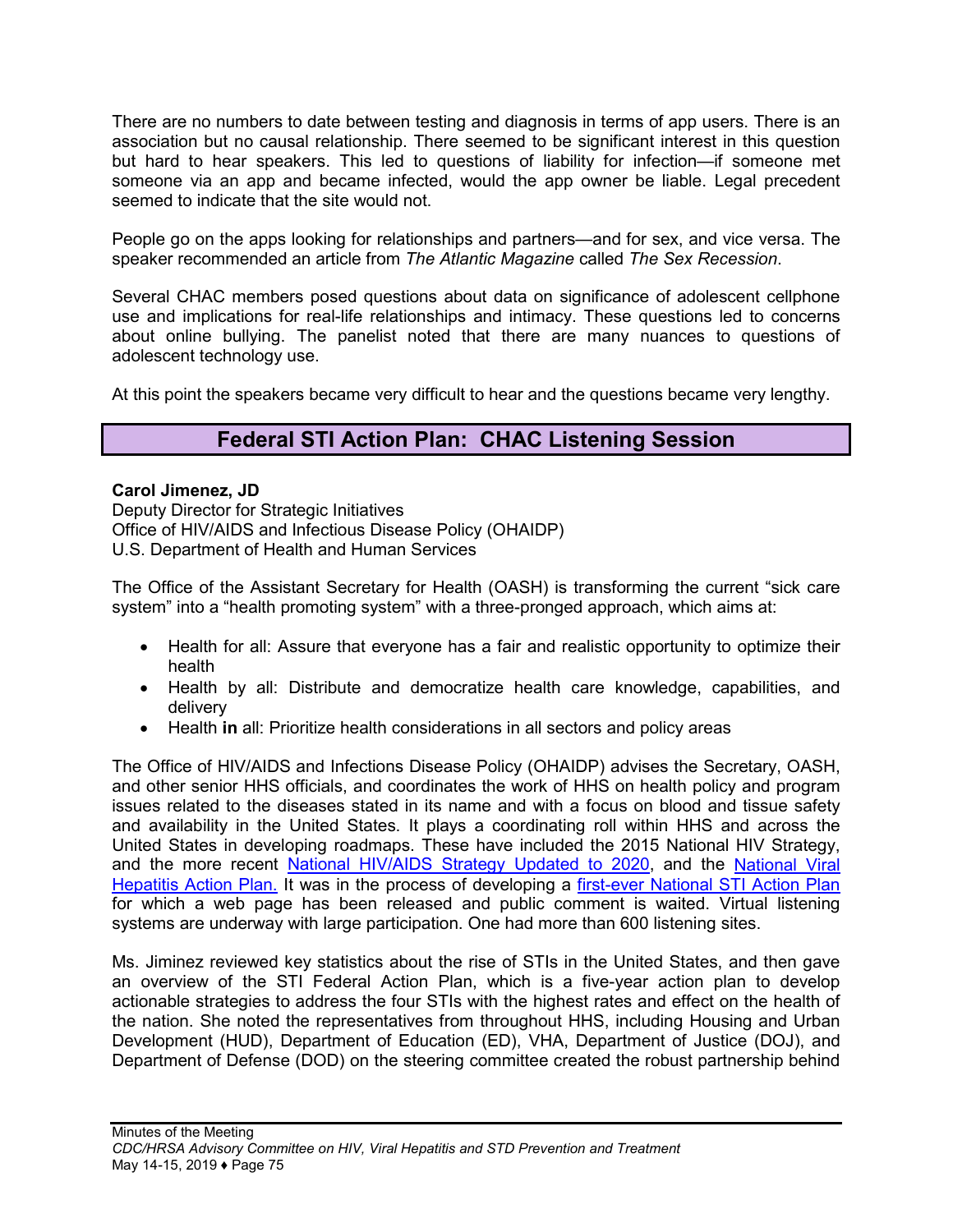There are no numbers to date between testing and diagnosis in terms of app users. There is an association but no causal relationship. There seemed to be significant interest in this question but hard to hear speakers. This led to questions of liability for infection—if someone met someone via an app and became infected, would the app owner be liable. Legal precedent seemed to indicate that the site would not.

People go on the apps looking for relationships and partners—and for sex, and vice versa. The speaker recommended an article from *The Atlantic Magazine* called *The Sex Recession*.

Several CHAC members posed questions about data on significance of adolescent cellphone use and implications for real-life relationships and intimacy. These questions led to concerns about online bullying. The panelist noted that there are many nuances to questions of adolescent technology use.

At this point the speakers became very difficult to hear and the questions became very lengthy.

## Federal STI Action Plan: CHAC Listening Session

**Carol Jimenez, JD**
Deputy Director for Strategic Initiatives
Office of HIV/AIDS and Infectious Disease Policy (OHAIDP)
U.S. Department of Health and Human Services

The Office of the Assistant Secretary for Health (OASH) is transforming the current "sick care system" into a "health promoting system" with a three-pronged approach, which aims at:

- Health for all: Assure that everyone has a fair and realistic opportunity to optimize their health
- Health by all: Distribute and democratize health care knowledge, capabilities, and delivery
- Health **in** all: Prioritize health considerations in all sectors and policy areas

The Office of HIV/AIDS and Infections Disease Policy (OHAIDP) advises the Secretary, OASH, and other senior HHS officials, and coordinates the work of HHS on health policy and program issues related to the diseases stated in its name and with a focus on blood and tissue safety and availability in the United States. It plays a coordinating roll within HHS and across the United States in developing roadmaps. These have included the 2015 National HIV Strategy, and the more recent National HIV/AIDS Strategy Updated to 2020, and the National Viral Hepatitis Action Plan. It was in the process of developing a first-ever National STI Action Plan for which a web page has been released and public comment is waited. Virtual listening systems are underway with large participation. One had more than 600 listening sites.

Ms. Jiminez reviewed key statistics about the rise of STIs in the United States, and then gave an overview of the STI Federal Action Plan, which is a five-year action plan to develop actionable strategies to address the four STIs with the highest rates and effect on the health of the nation. She noted the representatives from throughout HHS, including Housing and Urban Development (HUD), Department of Education (ED), VHA, Department of Justice (DOJ), and Department of Defense (DOD) on the steering committee created the robust partnership behind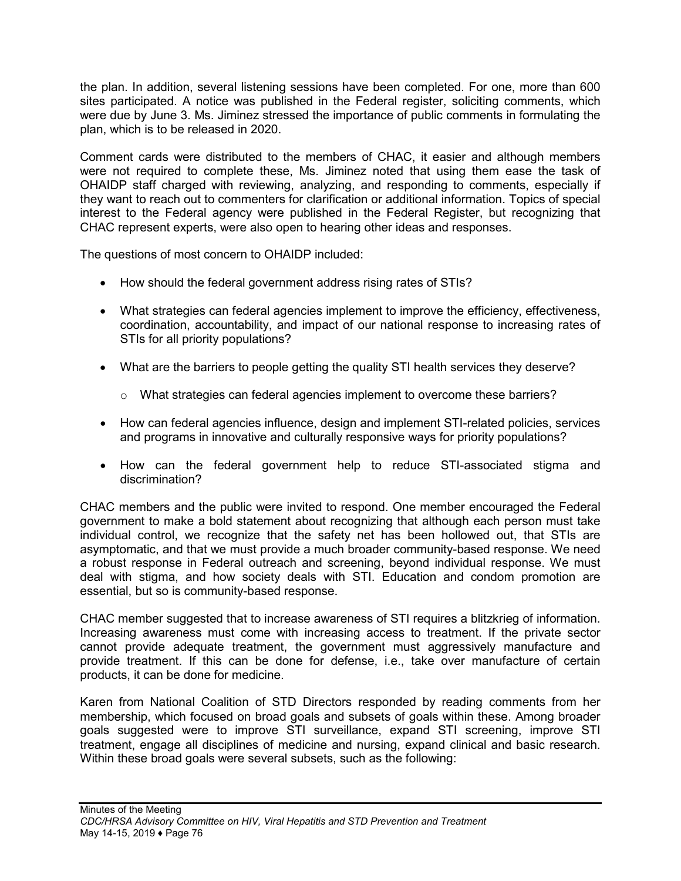the plan. In addition, several listening sessions have been completed. For one, more than 600 sites participated. A notice was published in the Federal register, soliciting comments, which were due by June 3. Ms. Jiminez stressed the importance of public comments in formulating the plan, which is to be released in 2020.

Comment cards were distributed to the members of CHAC, it easier and although members were not required to complete these, Ms. Jiminez noted that using them ease the task of OHAIDP staff charged with reviewing, analyzing, and responding to comments, especially if they want to reach out to commenters for clarification or additional information. Topics of special interest to the Federal agency were published in the Federal Register, but recognizing that CHAC represent experts, were also open to hearing other ideas and responses.

The questions of most concern to OHAIDP included:

- How should the federal government address rising rates of STIs?
- What strategies can federal agencies implement to improve the efficiency, effectiveness, coordination, accountability, and impact of our national response to increasing rates of STIs for all priority populations?
- What are the barriers to people getting the quality STI health services they deserve?
  - What strategies can federal agencies implement to overcome these barriers?
- How can federal agencies influence, design and implement STI-related policies, services and programs in innovative and culturally responsive ways for priority populations?
- How can the federal government help to reduce STI-associated stigma and discrimination?

CHAC members and the public were invited to respond. One member encouraged the Federal government to make a bold statement about recognizing that although each person must take individual control, we recognize that the safety net has been hollowed out, that STIs are asymptomatic, and that we must provide a much broader community-based response. We need a robust response in Federal outreach and screening, beyond individual response. We must deal with stigma, and how society deals with STI. Education and condom promotion are essential, but so is community-based response.

CHAC member suggested that to increase awareness of STI requires a blitzkrieg of information. Increasing awareness must come with increasing access to treatment. If the private sector cannot provide adequate treatment, the government must aggressively manufacture and provide treatment. If this can be done for defense, i.e., take over manufacture of certain products, it can be done for medicine.

Karen from National Coalition of STD Directors responded by reading comments from her membership, which focused on broad goals and subsets of goals within these. Among broader goals suggested were to improve STI surveillance, expand STI screening, improve STI treatment, engage all disciplines of medicine and nursing, expand clinical and basic research. Within these broad goals were several subsets, such as the following: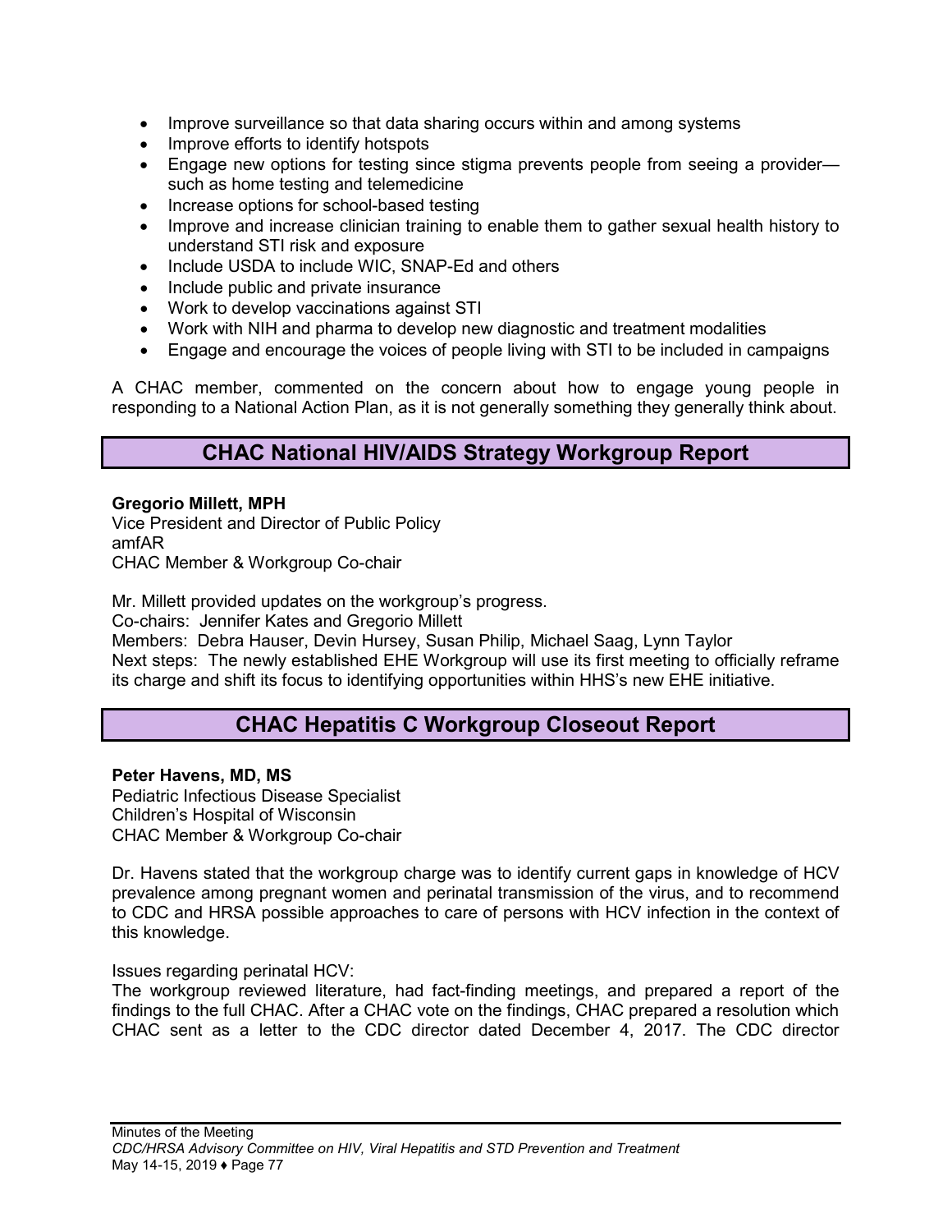- Improve surveillance so that data sharing occurs within and among systems
- Improve efforts to identify hotspots
- Engage new options for testing since stigma prevents people from seeing a provider—such as home testing and telemedicine
- Increase options for school-based testing
- Improve and increase clinician training to enable them to gather sexual health history to understand STI risk and exposure
- Include USDA to include WIC, SNAP-Ed and others
- Include public and private insurance
- Work to develop vaccinations against STI
- Work with NIH and pharma to develop new diagnostic and treatment modalities
- Engage and encourage the voices of people living with STI to be included in campaigns

A CHAC member, commented on the concern about how to engage young people in responding to a National Action Plan, as it is not generally something they generally think about.

## CHAC National HIV/AIDS Strategy Workgroup Report

**Gregorio Millett, MPH**
Vice President and Director of Public Policy
amfAR
CHAC Member & Workgroup Co-chair

Mr. Millett provided updates on the workgroup's progress.
Co-chairs: Jennifer Kates and Gregorio Millett
Members: Debra Hauser, Devin Hursey, Susan Philip, Michael Saag, Lynn Taylor
Next steps: The newly established EHE Workgroup will use its first meeting to officially reframe its charge and shift its focus to identifying opportunities within HHS's new EHE initiative.

## CHAC Hepatitis C Workgroup Closeout Report

**Peter Havens, MD, MS**
Pediatric Infectious Disease Specialist
Children's Hospital of Wisconsin
CHAC Member & Workgroup Co-chair

Dr. Havens stated that the workgroup charge was to identify current gaps in knowledge of HCV prevalence among pregnant women and perinatal transmission of the virus, and to recommend to CDC and HRSA possible approaches to care of persons with HCV infection in the context of this knowledge.

Issues regarding perinatal HCV:
The workgroup reviewed literature, had fact-finding meetings, and prepared a report of the findings to the full CHAC. After a CHAC vote on the findings, CHAC prepared a resolution which CHAC sent as a letter to the CDC director dated December 4, 2017. The CDC director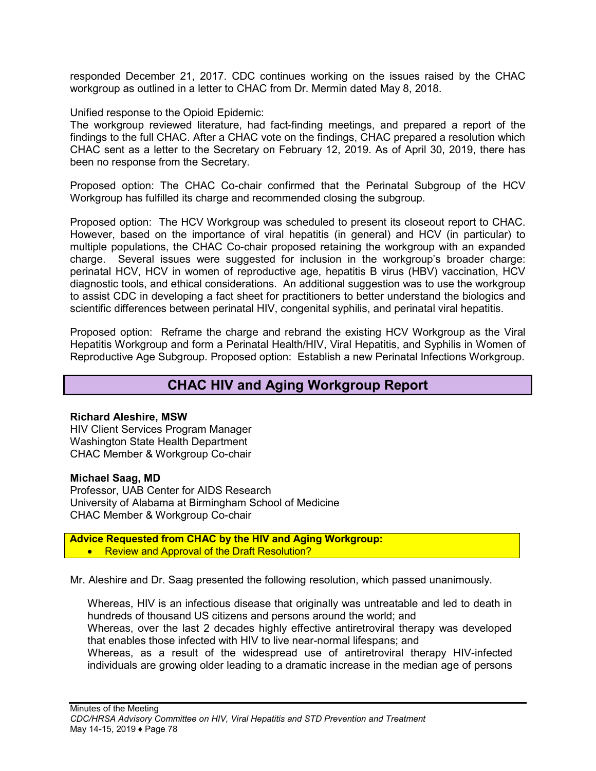responded December 21, 2017. CDC continues working on the issues raised by the CHAC workgroup as outlined in a letter to CHAC from Dr. Mermin dated May 8, 2018.

Unified response to the Opioid Epidemic:
The workgroup reviewed literature, had fact-finding meetings, and prepared a report of the findings to the full CHAC. After a CHAC vote on the findings, CHAC prepared a resolution which CHAC sent as a letter to the Secretary on February 12, 2019. As of April 30, 2019, there has been no response from the Secretary.

Proposed option: The CHAC Co-chair confirmed that the Perinatal Subgroup of the HCV Workgroup has fulfilled its charge and recommended closing the subgroup.

Proposed option: The HCV Workgroup was scheduled to present its closeout report to CHAC. However, based on the importance of viral hepatitis (in general) and HCV (in particular) to multiple populations, the CHAC Co-chair proposed retaining the workgroup with an expanded charge. Several issues were suggested for inclusion in the workgroup's broader charge: perinatal HCV, HCV in women of reproductive age, hepatitis B virus (HBV) vaccination, HCV diagnostic tools, and ethical considerations. An additional suggestion was to use the workgroup to assist CDC in developing a fact sheet for practitioners to better understand the biologics and scientific differences between perinatal HIV, congenital syphilis, and perinatal viral hepatitis.

Proposed option: Reframe the charge and rebrand the existing HCV Workgroup as the Viral Hepatitis Workgroup and form a Perinatal Health/HIV, Viral Hepatitis, and Syphilis in Women of Reproductive Age Subgroup. Proposed option: Establish a new Perinatal Infections Workgroup.

## CHAC HIV and Aging Workgroup Report

**Richard Aleshire, MSW**
HIV Client Services Program Manager
Washington State Health Department
CHAC Member & Workgroup Co-chair

**Michael Saag, MD**
Professor, UAB Center for AIDS Research
University of Alabama at Birmingham School of Medicine
CHAC Member & Workgroup Co-chair

**Advice Requested from CHAC by the HIV and Aging Workgroup:**
- Review and Approval of the Draft Resolution?

Mr. Aleshire and Dr. Saag presented the following resolution, which passed unanimously.

> Whereas, HIV is an infectious disease that originally was untreatable and led to death in hundreds of thousand US citizens and persons around the world; and
> Whereas, over the last 2 decades highly effective antiretroviral therapy was developed that enables those infected with HIV to live near-normal lifespans; and
> Whereas, as a result of the widespread use of antiretroviral therapy HIV-infected individuals are growing older leading to a dramatic increase in the median age of persons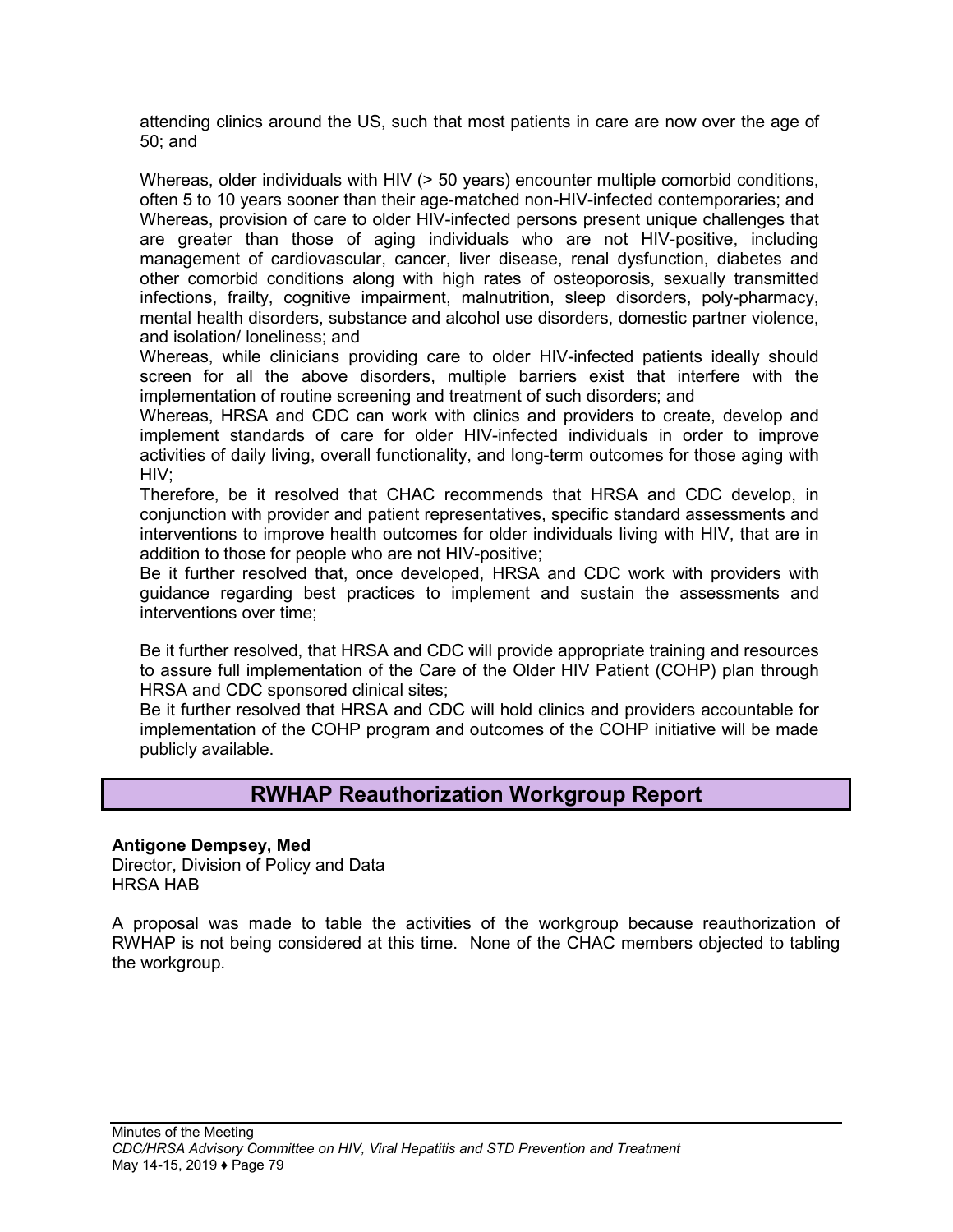attending clinics around the US, such that most patients in care are now over the age of 50; and

Whereas, older individuals with HIV (> 50 years) encounter multiple comorbid conditions, often 5 to 10 years sooner than their age-matched non-HIV-infected contemporaries; and
Whereas, provision of care to older HIV-infected persons present unique challenges that are greater than those of aging individuals who are not HIV-positive, including management of cardiovascular, cancer, liver disease, renal dysfunction, diabetes and other comorbid conditions along with high rates of osteoporosis, sexually transmitted infections, frailty, cognitive impairment, malnutrition, sleep disorders, poly-pharmacy, mental health disorders, substance and alcohol use disorders, domestic partner violence, and isolation/ loneliness; and
Whereas, while clinicians providing care to older HIV-infected patients ideally should screen for all the above disorders, multiple barriers exist that interfere with the implementation of routine screening and treatment of such disorders; and
Whereas, HRSA and CDC can work with clinics and providers to create, develop and implement standards of care for older HIV-infected individuals in order to improve activities of daily living, overall functionality, and long-term outcomes for those aging with HIV;
Therefore, be it resolved that CHAC recommends that HRSA and CDC develop, in conjunction with provider and patient representatives, specific standard assessments and interventions to improve health outcomes for older individuals living with HIV, that are in addition to those for people who are not HIV-positive;
Be it further resolved that, once developed, HRSA and CDC work with providers with guidance regarding best practices to implement and sustain the assessments and interventions over time;

Be it further resolved, that HRSA and CDC will provide appropriate training and resources to assure full implementation of the Care of the Older HIV Patient (COHP) plan through HRSA and CDC sponsored clinical sites;
Be it further resolved that HRSA and CDC will hold clinics and providers accountable for implementation of the COHP program and outcomes of the COHP initiative will be made publicly available.

## RWHAP Reauthorization Workgroup Report

**Antigone Dempsey, Med**
Director, Division of Policy and Data
HRSA HAB

A proposal was made to table the activities of the workgroup because reauthorization of RWHAP is not being considered at this time. None of the CHAC members objected to tabling the workgroup.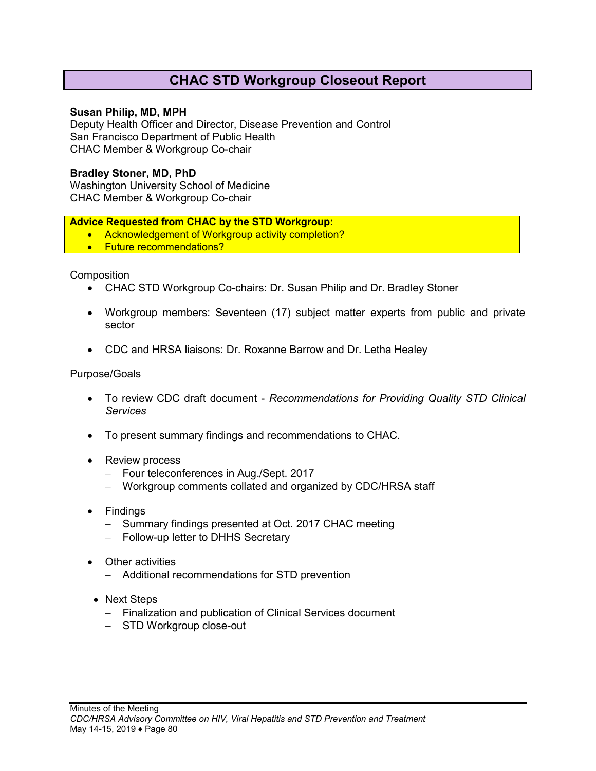# CHAC STD Workgroup Closeout Report

**Susan Philip, MD, MPH**
Deputy Health Officer and Director, Disease Prevention and Control
San Francisco Department of Public Health
CHAC Member & Workgroup Co-chair

**Bradley Stoner, MD, PhD**
Washington University School of Medicine
CHAC Member & Workgroup Co-chair

**Advice Requested from CHAC by the STD Workgroup:**

- Acknowledgement of Workgroup activity completion?
- Future recommendations?

Composition

- CHAC STD Workgroup Co-chairs: Dr. Susan Philip and Dr. Bradley Stoner
- Workgroup members: Seventeen (17) subject matter experts from public and private sector
- CDC and HRSA liaisons: Dr. Roxanne Barrow and Dr. Letha Healey

Purpose/Goals

- To review CDC draft document - *Recommendations for Providing Quality STD Clinical Services*
- To present summary findings and recommendations to CHAC.
- Review process
  - Four teleconferences in Aug./Sept. 2017
  - Workgroup comments collated and organized by CDC/HRSA staff
- Findings
  - Summary findings presented at Oct. 2017 CHAC meeting
  - Follow-up letter to DHHS Secretary
- Other activities
  - Additional recommendations for STD prevention
- Next Steps
  - Finalization and publication of Clinical Services document
  - STD Workgroup close-out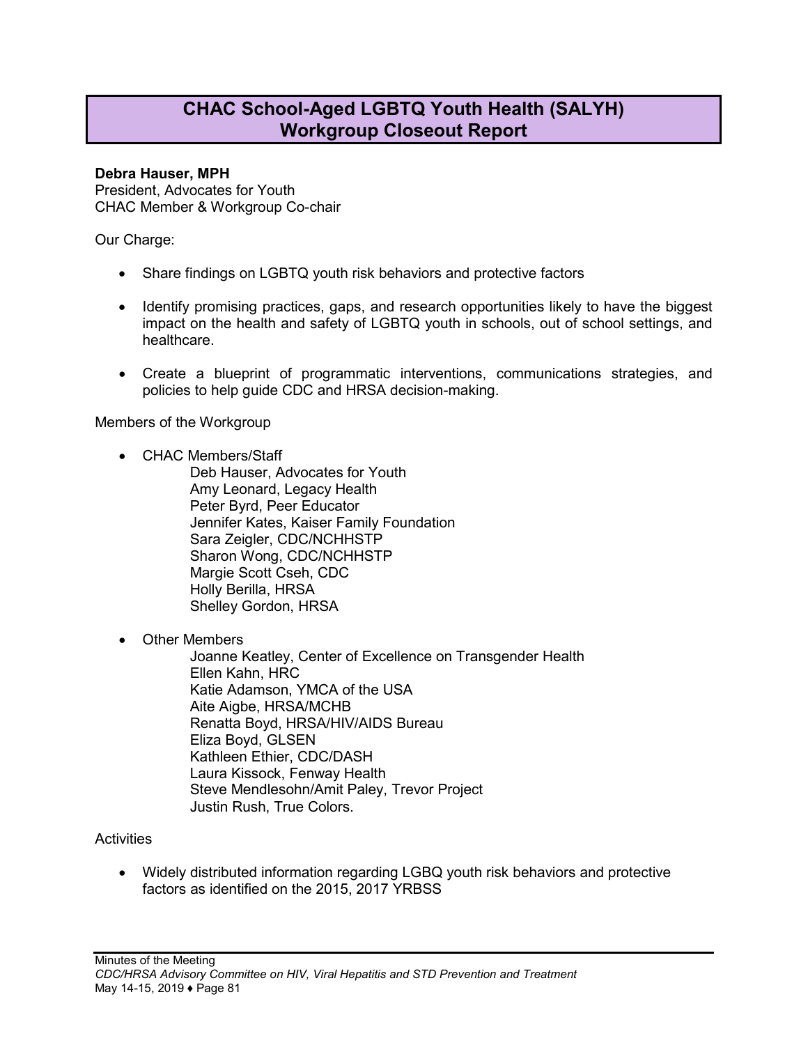## CHAC School-Aged LGBTQ Youth Health (SALYH) Workgroup Closeout Report

**Debra Hauser, MPH**
President, Advocates for Youth
CHAC Member & Workgroup Co-chair

Our Charge:

- Share findings on LGBTQ youth risk behaviors and protective factors
- Identify promising practices, gaps, and research opportunities likely to have the biggest impact on the health and safety of LGBTQ youth in schools, out of school settings, and healthcare.
- Create a blueprint of programmatic interventions, communications strategies, and policies to help guide CDC and HRSA decision-making.

Members of the Workgroup

- CHAC Members/Staff
  - Deb Hauser, Advocates for Youth
  - Amy Leonard, Legacy Health
  - Peter Byrd, Peer Educator
  - Jennifer Kates, Kaiser Family Foundation
  - Sara Zeigler, CDC/NCHHSTP
  - Sharon Wong, CDC/NCHHSTP
  - Margie Scott Cseh, CDC
  - Holly Berilla, HRSA
  - Shelley Gordon, HRSA
- Other Members
  - Joanne Keatley, Center of Excellence on Transgender Health
  - Ellen Kahn, HRC
  - Katie Adamson, YMCA of the USA
  - Aite Aigbe, HRSA/MCHB
  - Renatta Boyd, HRSA/HIV/AIDS Bureau
  - Eliza Boyd, GLSEN
  - Kathleen Ethier, CDC/DASH
  - Laura Kissock, Fenway Health
  - Steve Mendlesohn/Amit Paley, Trevor Project
  - Justin Rush, True Colors.

Activities

- Widely distributed information regarding LGBQ youth risk behaviors and protective factors as identified on the 2015, 2017 YRBSS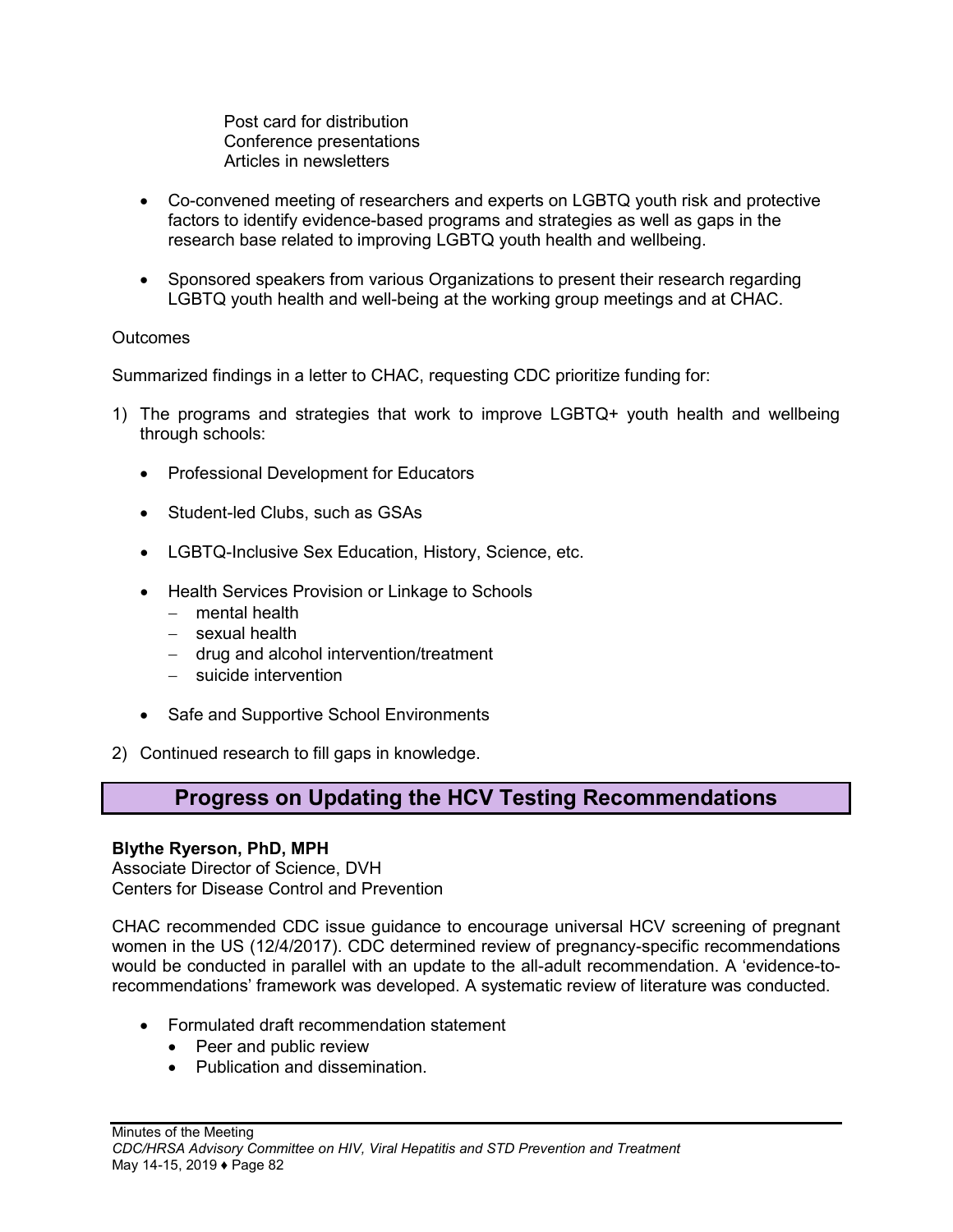Post card for distribution
Conference presentations
Articles in newsletters

- Co-convened meeting of researchers and experts on LGBTQ youth risk and protective factors to identify evidence-based programs and strategies as well as gaps in the research base related to improving LGBTQ youth health and wellbeing.

- Sponsored speakers from various Organizations to present their research regarding LGBTQ youth health and well-being at the working group meetings and at CHAC.

Outcomes

Summarized findings in a letter to CHAC, requesting CDC prioritize funding for:

1) The programs and strategies that work to improve LGBTQ+ youth health and wellbeing through schools:

   - Professional Development for Educators

   - Student-led Clubs, such as GSAs

   - LGBTQ-Inclusive Sex Education, History, Science, etc.

   - Health Services Provision or Linkage to Schools
     - mental health
     - sexual health
     - drug and alcohol intervention/treatment
     - suicide intervention

   - Safe and Supportive School Environments

2) Continued research to fill gaps in knowledge.

## Progress on Updating the HCV Testing Recommendations

**Blythe Ryerson, PhD, MPH**
Associate Director of Science, DVH
Centers for Disease Control and Prevention

CHAC recommended CDC issue guidance to encourage universal HCV screening of pregnant women in the US (12/4/2017). CDC determined review of pregnancy-specific recommendations would be conducted in parallel with an update to the all-adult recommendation. A 'evidence-to-recommendations' framework was developed. A systematic review of literature was conducted.

- Formulated draft recommendation statement
  - Peer and public review
  - Publication and dissemination.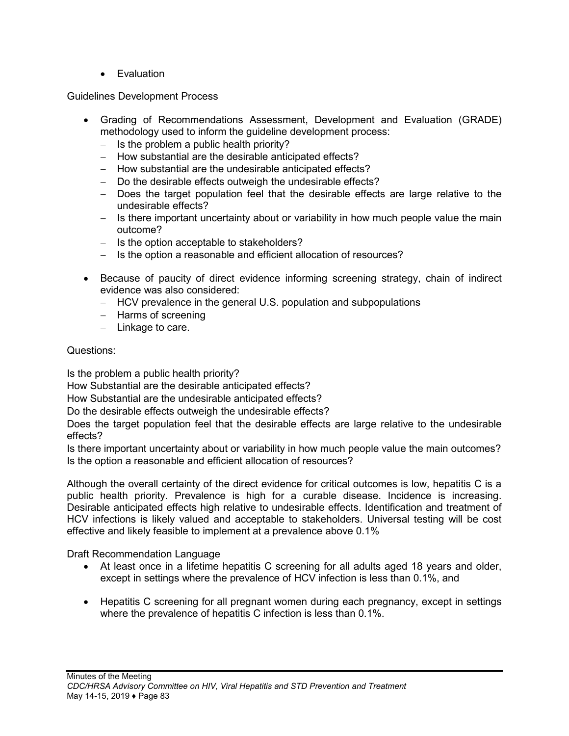- Evaluation

Guidelines Development Process

- Grading of Recommendations Assessment, Development and Evaluation (GRADE) methodology used to inform the guideline development process:
  - Is the problem a public health priority?
  - How substantial are the desirable anticipated effects?
  - How substantial are the undesirable anticipated effects?
  - Do the desirable effects outweigh the undesirable effects?
  - Does the target population feel that the desirable effects are large relative to the undesirable effects?
  - Is there important uncertainty about or variability in how much people value the main outcome?
  - Is the option acceptable to stakeholders?
  - Is the option a reasonable and efficient allocation of resources?

- Because of paucity of direct evidence informing screening strategy, chain of indirect evidence was also considered:
  - HCV prevalence in the general U.S. population and subpopulations
  - Harms of screening
  - Linkage to care.

Questions:

Is the problem a public health priority?
How Substantial are the desirable anticipated effects?
How Substantial are the undesirable anticipated effects?
Do the desirable effects outweigh the undesirable effects?
Does the target population feel that the desirable effects are large relative to the undesirable effects?
Is there important uncertainty about or variability in how much people value the main outcomes?
Is the option a reasonable and efficient allocation of resources?

Although the overall certainty of the direct evidence for critical outcomes is low, hepatitis C is a public health priority. Prevalence is high for a curable disease. Incidence is increasing. Desirable anticipated effects high relative to undesirable effects. Identification and treatment of HCV infections is likely valued and acceptable to stakeholders. Universal testing will be cost effective and likely feasible to implement at a prevalence above 0.1%

Draft Recommendation Language

- At least once in a lifetime hepatitis C screening for all adults aged 18 years and older, except in settings where the prevalence of HCV infection is less than 0.1%, and

- Hepatitis C screening for all pregnant women during each pregnancy, except in settings where the prevalence of hepatitis C infection is less than 0.1%.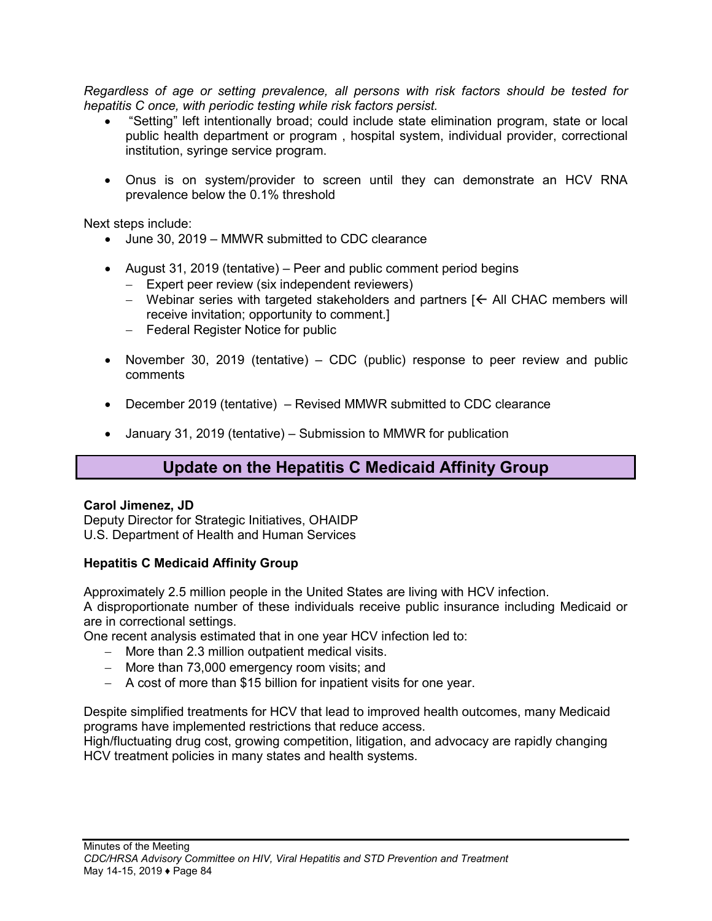*Regardless of age or setting prevalence, all persons with risk factors should be tested for hepatitis C once, with periodic testing while risk factors persist.*

- "Setting" left intentionally broad; could include state elimination program, state or local public health department or program , hospital system, individual provider, correctional institution, syringe service program.
- Onus is on system/provider to screen until they can demonstrate an HCV RNA prevalence below the 0.1% threshold

Next steps include:

- June 30, 2019 – MMWR submitted to CDC clearance
- August 31, 2019 (tentative) – Peer and public comment period begins
  - Expert peer review (six independent reviewers)
  - Webinar series with targeted stakeholders and partners [← All CHAC members will receive invitation; opportunity to comment.]
  - Federal Register Notice for public
- November 30, 2019 (tentative) – CDC (public) response to peer review and public comments
- December 2019 (tentative) – Revised MMWR submitted to CDC clearance
- January 31, 2019 (tentative) – Submission to MMWR for publication

## Update on the Hepatitis C Medicaid Affinity Group

**Carol Jimenez, JD**
Deputy Director for Strategic Initiatives, OHAIDP
U.S. Department of Health and Human Services

**Hepatitis C Medicaid Affinity Group**

Approximately 2.5 million people in the United States are living with HCV infection.
A disproportionate number of these individuals receive public insurance including Medicaid or are in correctional settings.
One recent analysis estimated that in one year HCV infection led to:

- More than 2.3 million outpatient medical visits.
- More than 73,000 emergency room visits; and
- A cost of more than $15 billion for inpatient visits for one year.

Despite simplified treatments for HCV that lead to improved health outcomes, many Medicaid programs have implemented restrictions that reduce access.
High/fluctuating drug cost, growing competition, litigation, and advocacy are rapidly changing HCV treatment policies in many states and health systems.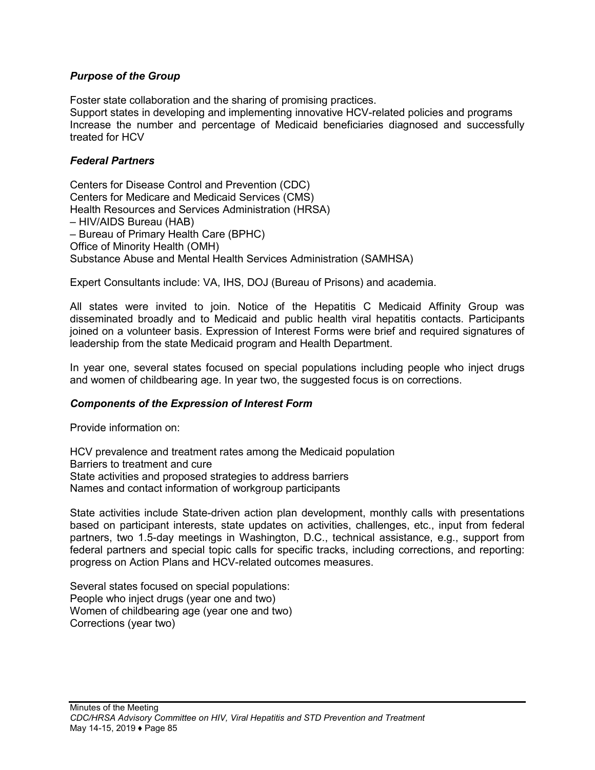### *Purpose of the Group*

Foster state collaboration and the sharing of promising practices.
Support states in developing and implementing innovative HCV-related policies and programs
Increase the number and percentage of Medicaid beneficiaries diagnosed and successfully treated for HCV

### *Federal Partners*

Centers for Disease Control and Prevention (CDC)
Centers for Medicare and Medicaid Services (CMS)
Health Resources and Services Administration (HRSA)
– HIV/AIDS Bureau (HAB)
– Bureau of Primary Health Care (BPHC)
Office of Minority Health (OMH)
Substance Abuse and Mental Health Services Administration (SAMHSA)

Expert Consultants include: VA, IHS, DOJ (Bureau of Prisons) and academia.

All states were invited to join. Notice of the Hepatitis C Medicaid Affinity Group was disseminated broadly and to Medicaid and public health viral hepatitis contacts. Participants joined on a volunteer basis. Expression of Interest Forms were brief and required signatures of leadership from the state Medicaid program and Health Department.

In year one, several states focused on special populations including people who inject drugs and women of childbearing age. In year two, the suggested focus is on corrections.

### *Components of the Expression of Interest Form*

Provide information on:

HCV prevalence and treatment rates among the Medicaid population
Barriers to treatment and cure
State activities and proposed strategies to address barriers
Names and contact information of workgroup participants

State activities include State-driven action plan development, monthly calls with presentations based on participant interests, state updates on activities, challenges, etc., input from federal partners, two 1.5-day meetings in Washington, D.C., technical assistance, e.g., support from federal partners and special topic calls for specific tracks, including corrections, and reporting: progress on Action Plans and HCV-related outcomes measures.

Several states focused on special populations:
People who inject drugs (year one and two)
Women of childbearing age (year one and two)
Corrections (year two)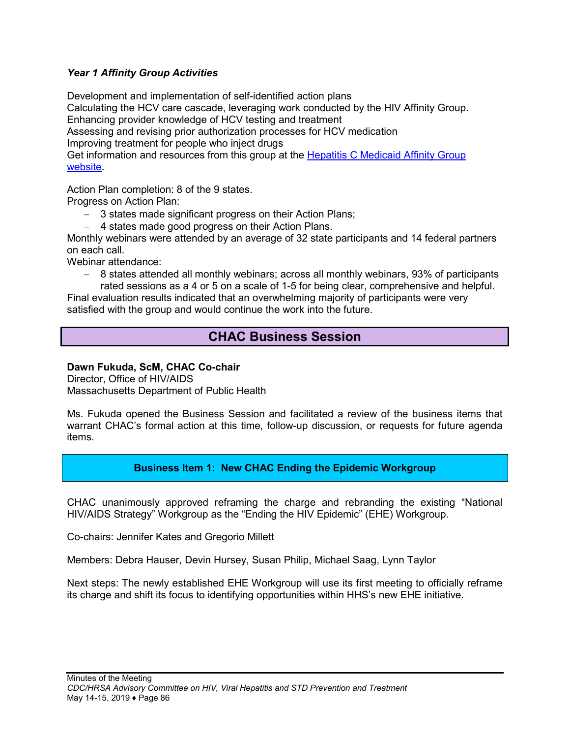***Year 1 Affinity Group Activities***

Development and implementation of self-identified action plans
Calculating the HCV care cascade, leveraging work conducted by the HIV Affinity Group.
Enhancing provider knowledge of HCV testing and treatment
Assessing and revising prior authorization processes for HCV medication
Improving treatment for people who inject drugs
Get information and resources from this group at the [Hepatitis C Medicaid Affinity Group website](#).

Action Plan completion: 8 of the 9 states.
Progress on Action Plan:

- 3 states made significant progress on their Action Plans;
- 4 states made good progress on their Action Plans.

Monthly webinars were attended by an average of 32 state participants and 14 federal partners on each call.
Webinar attendance:

- 8 states attended all monthly webinars; across all monthly webinars, 93% of participants rated sessions as a 4 or 5 on a scale of 1-5 for being clear, comprehensive and helpful.

Final evaluation results indicated that an overwhelming majority of participants were very satisfied with the group and would continue the work into the future.

## CHAC Business Session

**Dawn Fukuda, ScM, CHAC Co-chair**
Director, Office of HIV/AIDS
Massachusetts Department of Public Health

Ms. Fukuda opened the Business Session and facilitated a review of the business items that warrant CHAC's formal action at this time, follow-up discussion, or requests for future agenda items.

### Business Item 1: New CHAC Ending the Epidemic Workgroup

CHAC unanimously approved reframing the charge and rebranding the existing "National HIV/AIDS Strategy" Workgroup as the "Ending the HIV Epidemic" (EHE) Workgroup.

Co-chairs: Jennifer Kates and Gregorio Millett

Members: Debra Hauser, Devin Hursey, Susan Philip, Michael Saag, Lynn Taylor

Next steps: The newly established EHE Workgroup will use its first meeting to officially reframe its charge and shift its focus to identifying opportunities within HHS's new EHE initiative.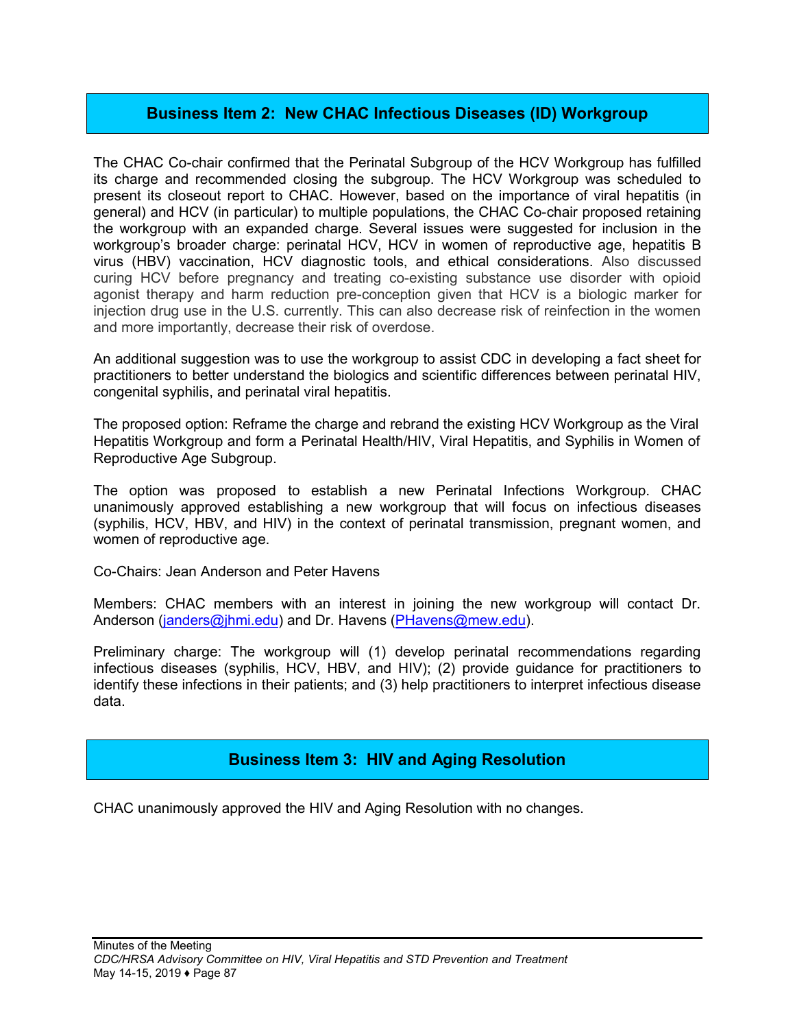## Business Item 2: New CHAC Infectious Diseases (ID) Workgroup

The CHAC Co-chair confirmed that the Perinatal Subgroup of the HCV Workgroup has fulfilled its charge and recommended closing the subgroup. The HCV Workgroup was scheduled to present its closeout report to CHAC. However, based on the importance of viral hepatitis (in general) and HCV (in particular) to multiple populations, the CHAC Co-chair proposed retaining the workgroup with an expanded charge. Several issues were suggested for inclusion in the workgroup's broader charge: perinatal HCV, HCV in women of reproductive age, hepatitis B virus (HBV) vaccination, HCV diagnostic tools, and ethical considerations. Also discussed curing HCV before pregnancy and treating co-existing substance use disorder with opioid agonist therapy and harm reduction pre-conception given that HCV is a biologic marker for injection drug use in the U.S. currently. This can also decrease risk of reinfection in the women and more importantly, decrease their risk of overdose.

An additional suggestion was to use the workgroup to assist CDC in developing a fact sheet for practitioners to better understand the biologics and scientific differences between perinatal HIV, congenital syphilis, and perinatal viral hepatitis.

The proposed option: Reframe the charge and rebrand the existing HCV Workgroup as the Viral Hepatitis Workgroup and form a Perinatal Health/HIV, Viral Hepatitis, and Syphilis in Women of Reproductive Age Subgroup.

The option was proposed to establish a new Perinatal Infections Workgroup. CHAC unanimously approved establishing a new workgroup that will focus on infectious diseases (syphilis, HCV, HBV, and HIV) in the context of perinatal transmission, pregnant women, and women of reproductive age.

Co-Chairs: Jean Anderson and Peter Havens

Members: CHAC members with an interest in joining the new workgroup will contact Dr. Anderson (janders@jhmi.edu) and Dr. Havens (PHavens@mew.edu).

Preliminary charge: The workgroup will (1) develop perinatal recommendations regarding infectious diseases (syphilis, HCV, HBV, and HIV); (2) provide guidance for practitioners to identify these infections in their patients; and (3) help practitioners to interpret infectious disease data.

## Business Item 3: HIV and Aging Resolution

CHAC unanimously approved the HIV and Aging Resolution with no changes.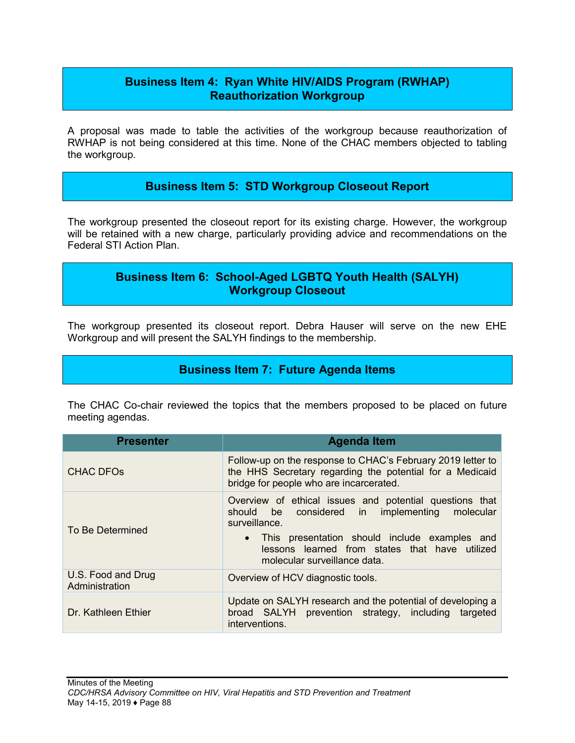## Business Item 4: Ryan White HIV/AIDS Program (RWHAP) Reauthorization Workgroup

A proposal was made to table the activities of the workgroup because reauthorization of RWHAP is not being considered at this time. None of the CHAC members objected to tabling the workgroup.

## Business Item 5: STD Workgroup Closeout Report

The workgroup presented the closeout report for its existing charge. However, the workgroup will be retained with a new charge, particularly providing advice and recommendations on the Federal STI Action Plan.

## Business Item 6: School-Aged LGBTQ Youth Health (SALYH) Workgroup Closeout

The workgroup presented its closeout report. Debra Hauser will serve on the new EHE Workgroup and will present the SALYH findings to the membership.

## Business Item 7: Future Agenda Items

The CHAC Co-chair reviewed the topics that the members proposed to be placed on future meeting agendas.

| Presenter | Agenda Item |
|---|---|
| CHAC DFOs | Follow-up on the response to CHAC's February 2019 letter to the HHS Secretary regarding the potential for a Medicaid bridge for people who are incarcerated. |
| To Be Determined | Overview of ethical issues and potential questions that should be considered in implementing molecular surveillance.<br>• This presentation should include examples and lessons learned from states that have utilized molecular surveillance data. |
| U.S. Food and Drug Administration | Overview of HCV diagnostic tools. |
| Dr. Kathleen Ethier | Update on SALYH research and the potential of developing a broad SALYH prevention strategy, including targeted interventions. |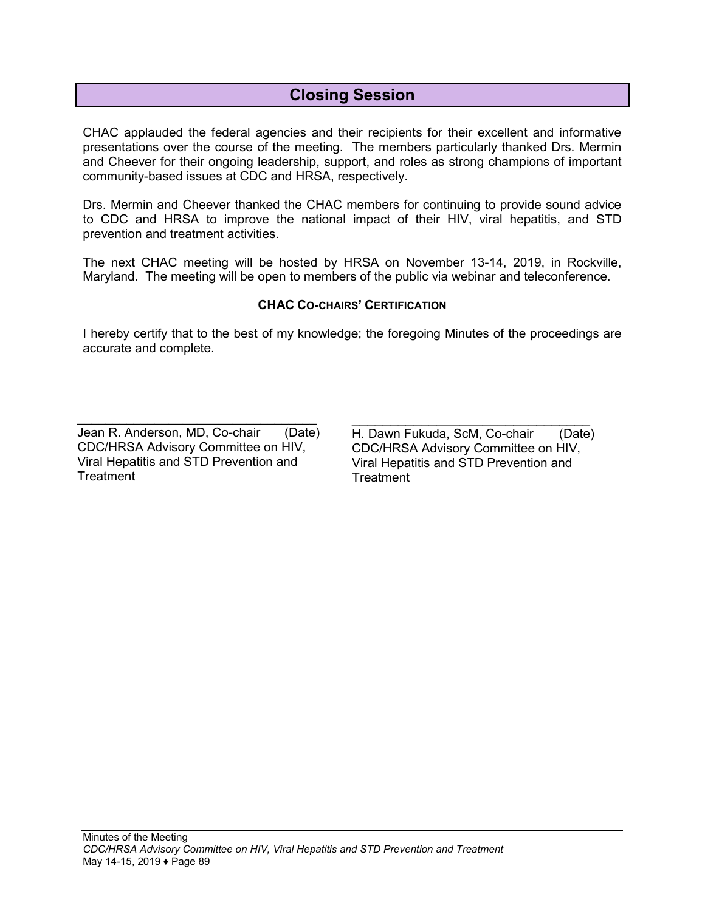## Closing Session

CHAC applauded the federal agencies and their recipients for their excellent and informative presentations over the course of the meeting. The members particularly thanked Drs. Mermin and Cheever for their ongoing leadership, support, and roles as strong champions of important community-based issues at CDC and HRSA, respectively.

Drs. Mermin and Cheever thanked the CHAC members for continuing to provide sound advice to CDC and HRSA to improve the national impact of their HIV, viral hepatitis, and STD prevention and treatment activities.

The next CHAC meeting will be hosted by HRSA on November 13-14, 2019, in Rockville, Maryland. The meeting will be open to members of the public via webinar and teleconference.

**CHAC CO-CHAIRS' CERTIFICATION**

I hereby certify that to the best of my knowledge; the foregoing Minutes of the proceedings are accurate and complete.

\_\_\_\_\_\_\_\_\_\_\_\_\_\_\_\_\_\_\_\_\_\_\_\_\_\_\_\_\_\_\_\_\_\_
Jean R. Anderson, MD, Co-chair (Date)
CDC/HRSA Advisory Committee on HIV, Viral Hepatitis and STD Prevention and Treatment

\_\_\_\_\_\_\_\_\_\_\_\_\_\_\_\_\_\_\_\_\_\_\_\_\_\_\_\_\_\_\_\_\_\_
H. Dawn Fukuda, ScM, Co-chair (Date)
CDC/HRSA Advisory Committee on HIV, Viral Hepatitis and STD Prevention and Treatment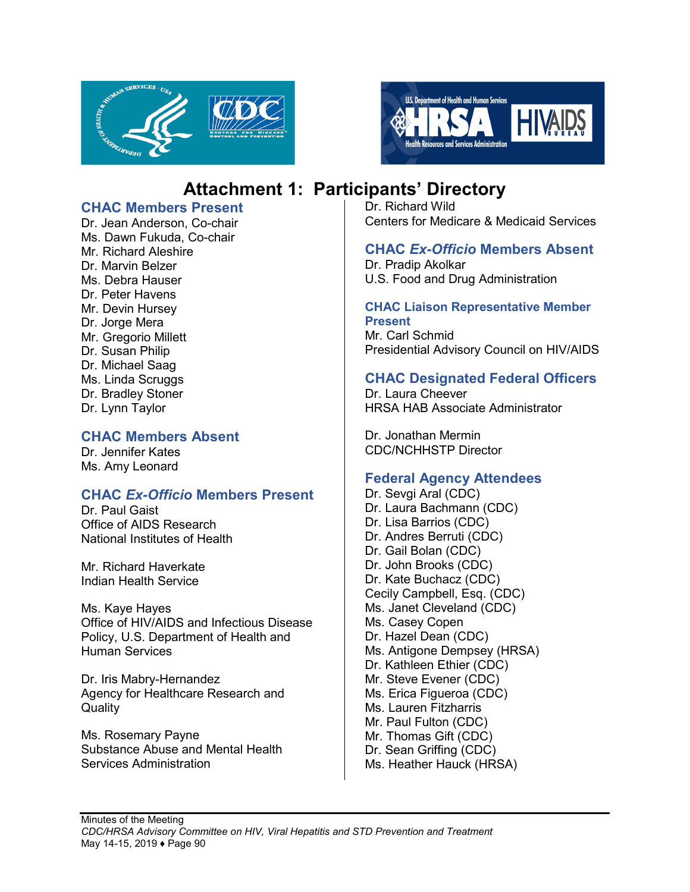# Attachment 1: Participants' Directory

### CHAC Members Present

Dr. Jean Anderson, Co-chair
Ms. Dawn Fukuda, Co-chair
Mr. Richard Aleshire
Dr. Marvin Belzer
Ms. Debra Hauser
Dr. Peter Havens
Mr. Devin Hursey
Dr. Jorge Mera
Mr. Gregorio Millett
Dr. Susan Philip
Dr. Michael Saag
Ms. Linda Scruggs
Dr. Bradley Stoner
Dr. Lynn Taylor

### CHAC Members Absent

Dr. Jennifer Kates
Ms. Amy Leonard

### CHAC *Ex-Officio* Members Present

Dr. Paul Gaist
Office of AIDS Research
National Institutes of Health

Mr. Richard Haverkate
Indian Health Service

Ms. Kaye Hayes
Office of HIV/AIDS and Infectious Disease Policy, U.S. Department of Health and Human Services

Dr. Iris Mabry-Hernandez
Agency for Healthcare Research and Quality

Ms. Rosemary Payne
Substance Abuse and Mental Health Services Administration

Dr. Richard Wild
Centers for Medicare & Medicaid Services

### CHAC *Ex-Officio* Members Absent

Dr. Pradip Akolkar
U.S. Food and Drug Administration

### CHAC Liaison Representative Member Present

Mr. Carl Schmid
Presidential Advisory Council on HIV/AIDS

### CHAC Designated Federal Officers

Dr. Laura Cheever
HRSA HAB Associate Administrator

Dr. Jonathan Mermin
CDC/NCHHSTP Director

### Federal Agency Attendees

Dr. Sevgi Aral (CDC)
Dr. Laura Bachmann (CDC)
Dr. Lisa Barrios (CDC)
Dr. Andres Berruti (CDC)
Dr. Gail Bolan (CDC)
Dr. John Brooks (CDC)
Dr. Kate Buchacz (CDC)
Cecily Campbell, Esq. (CDC)
Ms. Janet Cleveland (CDC)
Ms. Casey Copen
Dr. Hazel Dean (CDC)
Ms. Antigone Dempsey (HRSA)
Dr. Kathleen Ethier (CDC)
Mr. Steve Evener (CDC)
Ms. Erica Figueroa (CDC)
Ms. Lauren Fitzharris
Mr. Paul Fulton (CDC)
Mr. Thomas Gift (CDC)
Dr. Sean Griffing (CDC)
Ms. Heather Hauck (HRSA)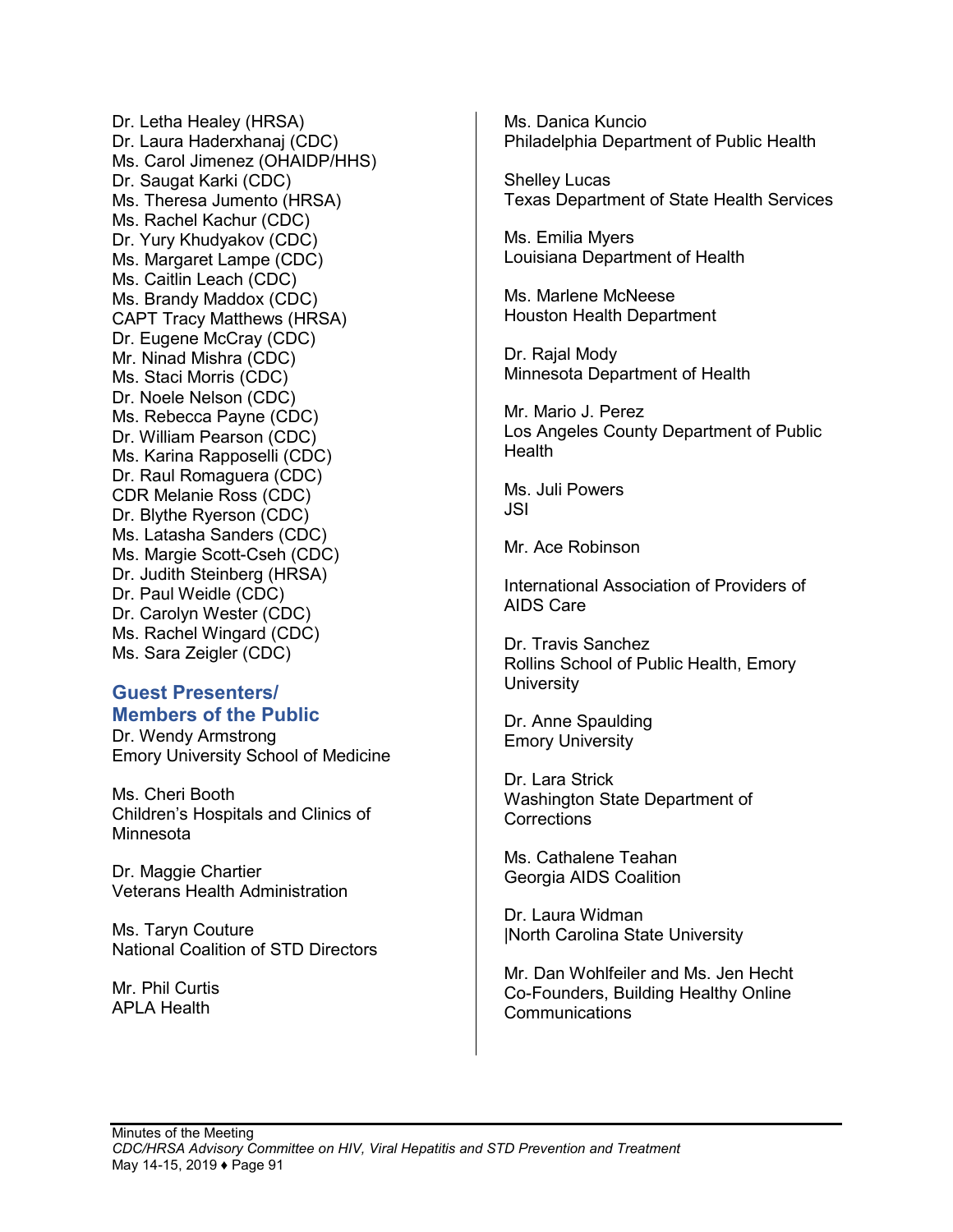Dr. Letha Healey (HRSA)
Dr. Laura Haderxhanaj (CDC)
Ms. Carol Jimenez (OHAIDP/HHS)
Dr. Saugat Karki (CDC)
Ms. Theresa Jumento (HRSA)
Ms. Rachel Kachur (CDC)
Dr. Yury Khudyakov (CDC)
Ms. Margaret Lampe (CDC)
Ms. Caitlin Leach (CDC)
Ms. Brandy Maddox (CDC)
CAPT Tracy Matthews (HRSA)
Dr. Eugene McCray (CDC)
Mr. Ninad Mishra (CDC)
Ms. Staci Morris (CDC)
Dr. Noele Nelson (CDC)
Ms. Rebecca Payne (CDC)
Dr. William Pearson (CDC)
Ms. Karina Rapposelli (CDC)
Dr. Raul Romaguera (CDC)
CDR Melanie Ross (CDC)
Dr. Blythe Ryerson (CDC)
Ms. Latasha Sanders (CDC)
Ms. Margie Scott-Cseh (CDC)
Dr. Judith Steinberg (HRSA)
Dr. Paul Weidle (CDC)
Dr. Carolyn Wester (CDC)
Ms. Rachel Wingard (CDC)
Ms. Sara Zeigler (CDC)

## Guest Presenters/ Members of the Public

Dr. Wendy Armstrong
Emory University School of Medicine

Ms. Cheri Booth
Children's Hospitals and Clinics of Minnesota

Dr. Maggie Chartier
Veterans Health Administration

Ms. Taryn Couture
National Coalition of STD Directors

Mr. Phil Curtis
APLA Health

Ms. Danica Kuncio
Philadelphia Department of Public Health

Shelley Lucas
Texas Department of State Health Services

Ms. Emilia Myers
Louisiana Department of Health

Ms. Marlene McNeese
Houston Health Department

Dr. Rajal Mody
Minnesota Department of Health

Mr. Mario J. Perez
Los Angeles County Department of Public Health

Ms. Juli Powers
JSI

Mr. Ace Robinson

International Association of Providers of AIDS Care

Dr. Travis Sanchez
Rollins School of Public Health, Emory University

Dr. Anne Spaulding
Emory University

Dr. Lara Strick
Washington State Department of Corrections

Ms. Cathalene Teahan
Georgia AIDS Coalition

Dr. Laura Widman
|North Carolina State University

Mr. Dan Wohlfeiler and Ms. Jen Hecht
Co-Founders, Building Healthy Online Communications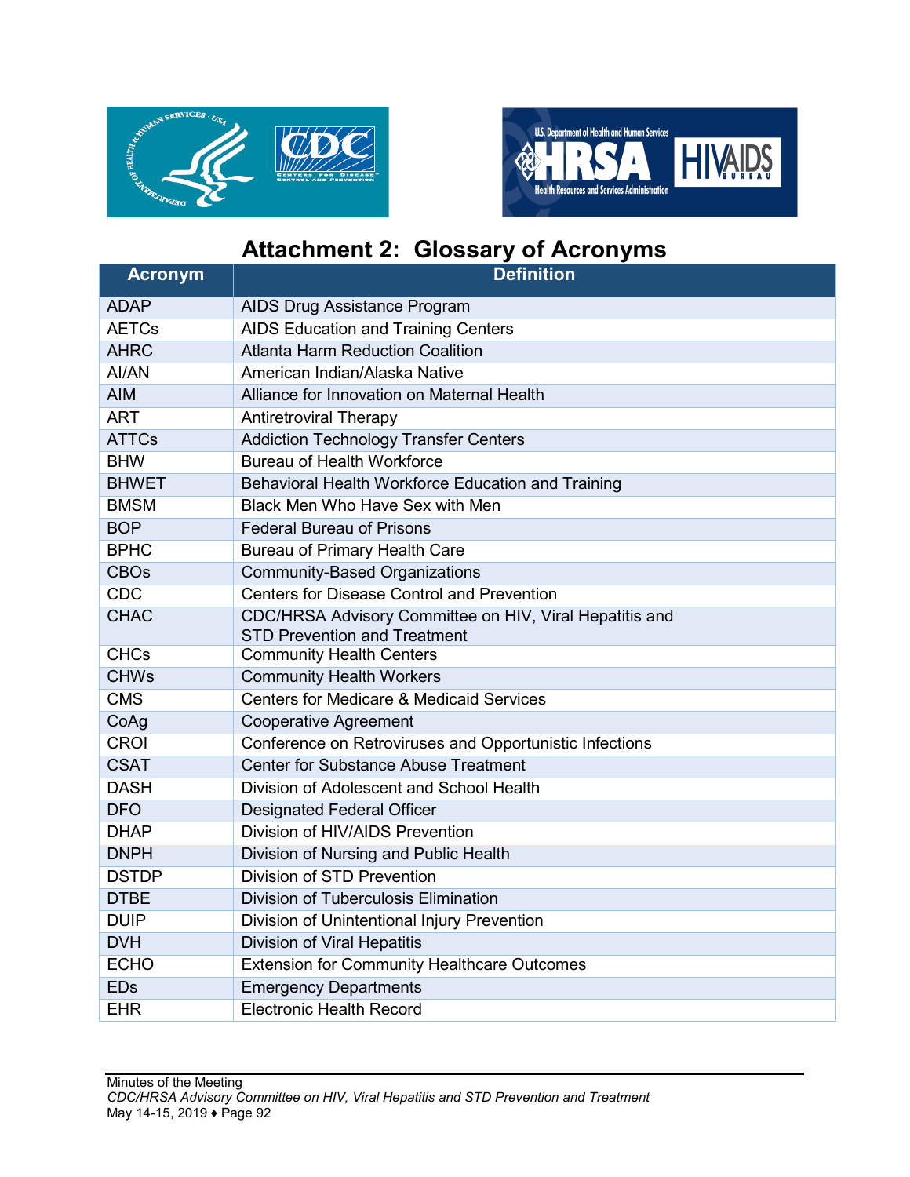# Attachment 2: Glossary of Acronyms

| Acronym | Definition |
|---|---|
| ADAP | AIDS Drug Assistance Program |
| AETCs | AIDS Education and Training Centers |
| AHRC | Atlanta Harm Reduction Coalition |
| AI/AN | American Indian/Alaska Native |
| AIM | Alliance for Innovation on Maternal Health |
| ART | Antiretroviral Therapy |
| ATTCs | Addiction Technology Transfer Centers |
| BHW | Bureau of Health Workforce |
| BHWET | Behavioral Health Workforce Education and Training |
| BMSM | Black Men Who Have Sex with Men |
| BOP | Federal Bureau of Prisons |
| BPHC | Bureau of Primary Health Care |
| CBOs | Community-Based Organizations |
| CDC | Centers for Disease Control and Prevention |
| CHAC | CDC/HRSA Advisory Committee on HIV, Viral Hepatitis and STD Prevention and Treatment |
| CHCs | Community Health Centers |
| CHWs | Community Health Workers |
| CMS | Centers for Medicare & Medicaid Services |
| CoAg | Cooperative Agreement |
| CROI | Conference on Retroviruses and Opportunistic Infections |
| CSAT | Center for Substance Abuse Treatment |
| DASH | Division of Adolescent and School Health |
| DFO | Designated Federal Officer |
| DHAP | Division of HIV/AIDS Prevention |
| DNPH | Division of Nursing and Public Health |
| DSTDP | Division of STD Prevention |
| DTBE | Division of Tuberculosis Elimination |
| DUIP | Division of Unintentional Injury Prevention |
| DVH | Division of Viral Hepatitis |
| ECHO | Extension for Community Healthcare Outcomes |
| EDs | Emergency Departments |
| EHR | Electronic Health Record |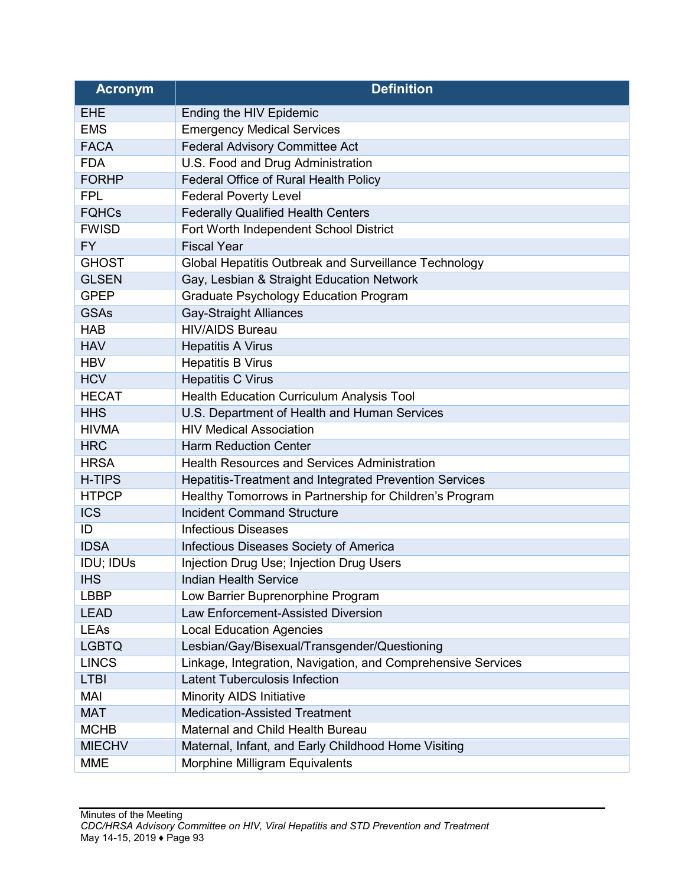| Acronym | Definition |
|---|---|
| EHE | Ending the HIV Epidemic |
| EMS | Emergency Medical Services |
| FACA | Federal Advisory Committee Act |
| FDA | U.S. Food and Drug Administration |
| FORHP | Federal Office of Rural Health Policy |
| FPL | Federal Poverty Level |
| FQHCs | Federally Qualified Health Centers |
| FWISD | Fort Worth Independent School District |
| FY | Fiscal Year |
| GHOST | Global Hepatitis Outbreak and Surveillance Technology |
| GLSEN | Gay, Lesbian & Straight Education Network |
| GPEP | Graduate Psychology Education Program |
| GSAs | Gay-Straight Alliances |
| HAB | HIV/AIDS Bureau |
| HAV | Hepatitis A Virus |
| HBV | Hepatitis B Virus |
| HCV | Hepatitis C Virus |
| HECAT | Health Education Curriculum Analysis Tool |
| HHS | U.S. Department of Health and Human Services |
| HIVMA | HIV Medical Association |
| HRC | Harm Reduction Center |
| HRSA | Health Resources and Services Administration |
| H-TIPS | Hepatitis-Treatment and Integrated Prevention Services |
| HTPCP | Healthy Tomorrows in Partnership for Children's Program |
| ICS | Incident Command Structure |
| ID | Infectious Diseases |
| IDSA | Infectious Diseases Society of America |
| IDU; IDUs | Injection Drug Use; Injection Drug Users |
| IHS | Indian Health Service |
| LBBP | Low Barrier Buprenorphine Program |
| LEAD | Law Enforcement-Assisted Diversion |
| LEAs | Local Education Agencies |
| LGBTQ | Lesbian/Gay/Bisexual/Transgender/Questioning |
| LINCS | Linkage, Integration, Navigation, and Comprehensive Services |
| LTBI | Latent Tuberculosis Infection |
| MAI | Minority AIDS Initiative |
| MAT | Medication-Assisted Treatment |
| MCHB | Maternal and Child Health Bureau |
| MIECHV | Maternal, Infant, and Early Childhood Home Visiting |
| MME | Morphine Milligram Equivalents |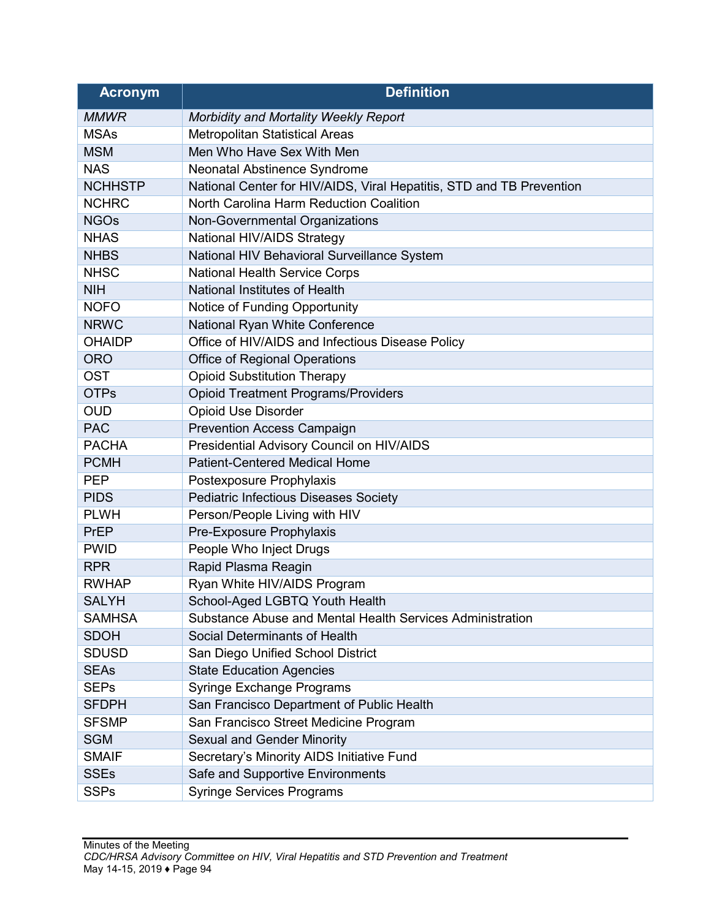| Acronym | Definition |
|---|---|
| *MMWR* | *Morbidity and Mortality Weekly Report* |
| MSAs | Metropolitan Statistical Areas |
| MSM | Men Who Have Sex With Men |
| NAS | Neonatal Abstinence Syndrome |
| NCHHSTP | National Center for HIV/AIDS, Viral Hepatitis, STD and TB Prevention |
| NCHRC | North Carolina Harm Reduction Coalition |
| NGOs | Non-Governmental Organizations |
| NHAS | National HIV/AIDS Strategy |
| NHBS | National HIV Behavioral Surveillance System |
| NHSC | National Health Service Corps |
| NIH | National Institutes of Health |
| NOFO | Notice of Funding Opportunity |
| NRWC | National Ryan White Conference |
| OHAIDP | Office of HIV/AIDS and Infectious Disease Policy |
| ORO | Office of Regional Operations |
| OST | Opioid Substitution Therapy |
| OTPs | Opioid Treatment Programs/Providers |
| OUD | Opioid Use Disorder |
| PAC | Prevention Access Campaign |
| PACHA | Presidential Advisory Council on HIV/AIDS |
| PCMH | Patient-Centered Medical Home |
| PEP | Postexposure Prophylaxis |
| PIDS | Pediatric Infectious Diseases Society |
| PLWH | Person/People Living with HIV |
| PrEP | Pre-Exposure Prophylaxis |
| PWID | People Who Inject Drugs |
| RPR | Rapid Plasma Reagin |
| RWHAP | Ryan White HIV/AIDS Program |
| SALYH | School-Aged LGBTQ Youth Health |
| SAMHSA | Substance Abuse and Mental Health Services Administration |
| SDOH | Social Determinants of Health |
| SDUSD | San Diego Unified School District |
| SEAs | State Education Agencies |
| SEPs | Syringe Exchange Programs |
| SFDPH | San Francisco Department of Public Health |
| SFSMP | San Francisco Street Medicine Program |
| SGM | Sexual and Gender Minority |
| SMAIF | Secretary's Minority AIDS Initiative Fund |
| SSEs | Safe and Supportive Environments |
| SSPs | Syringe Services Programs |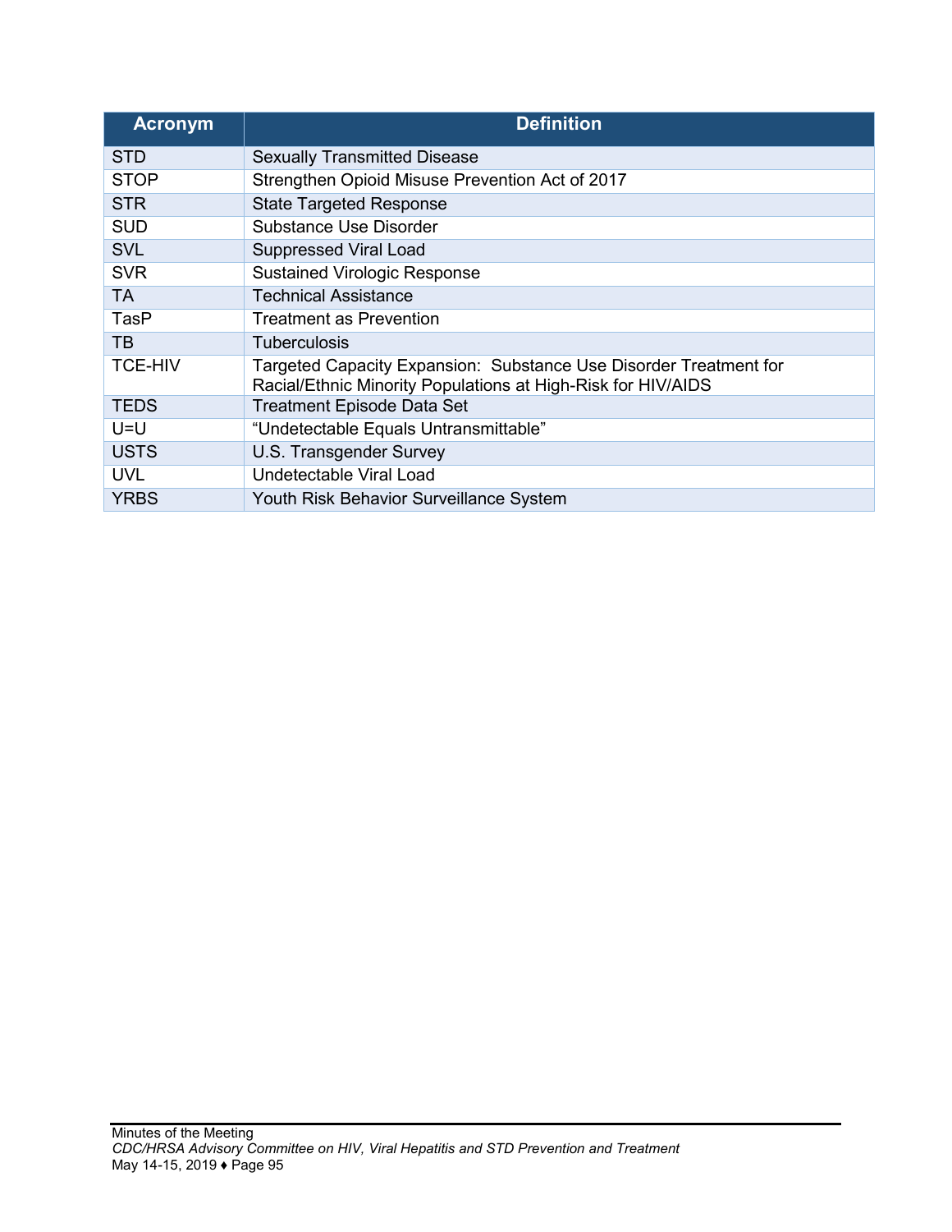| Acronym | Definition |
|---|---|
| STD | Sexually Transmitted Disease |
| STOP | Strengthen Opioid Misuse Prevention Act of 2017 |
| STR | State Targeted Response |
| SUD | Substance Use Disorder |
| SVL | Suppressed Viral Load |
| SVR | Sustained Virologic Response |
| TA | Technical Assistance |
| TasP | Treatment as Prevention |
| TB | Tuberculosis |
| TCE-HIV | Targeted Capacity Expansion:  Substance Use Disorder Treatment for Racial/Ethnic Minority Populations at High-Risk for HIV/AIDS |
| TEDS | Treatment Episode Data Set |
| U=U | "Undetectable Equals Untransmittable" |
| USTS | U.S. Transgender Survey |
| UVL | Undetectable Viral Load |
| YRBS | Youth Risk Behavior Surveillance System |